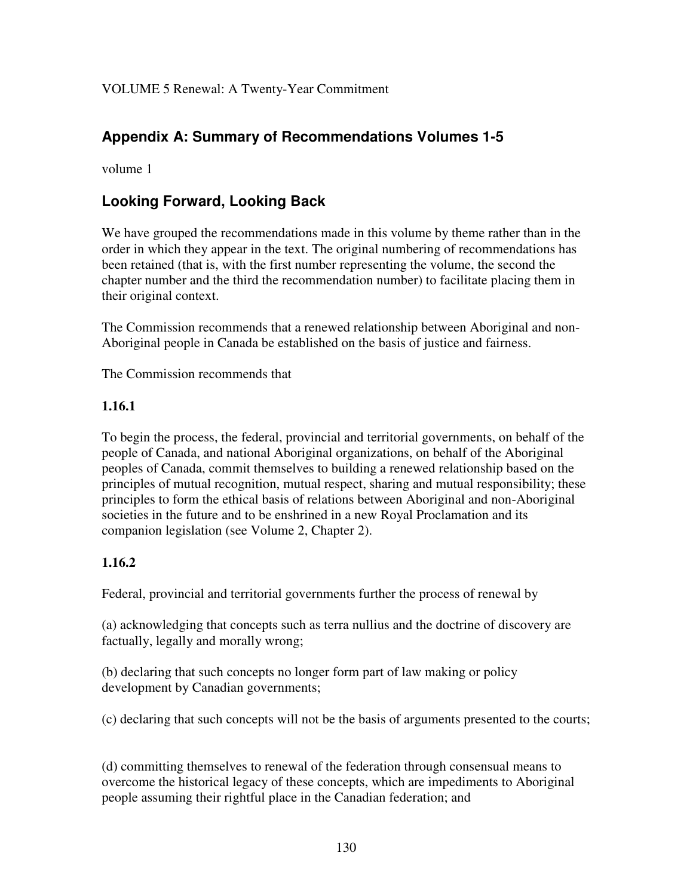VOLUME 5 Renewal: A Twenty-Year Commitment

## Appendix A: Summary of Recommendations Volumes 1-5

volume 1

## Looking Forward, Looking Back

We have grouped the recommendations made in this volume by theme rather than in the order in which they appear in the text. The original numbering of recommendations has been retained (that is, with the first number representing the volume, the second the chapter number and the third the recommendation number) to facilitate placing them in their original context.

The Commission recommends that a renewed relationship between Aboriginal and non-Aboriginal people in Canada be established on the basis of justice and fairness.

The Commission recommends that

**1.16.1**

To begin the process, the federal, provincial and territorial governments, on behalf of the people of Canada, and national Aboriginal organizations, on behalf of the Aboriginal peoples of Canada, commit themselves to building a renewed relationship based on the principles of mutual recognition, mutual respect, sharing and mutual responsibility; these principles to form the ethical basis of relations between Aboriginal and non-Aboriginal societies in the future and to be enshrined in a new Royal Proclamation and its companion legislation (see Volume 2, Chapter 2).

**1.16.2**

Federal, provincial and territorial governments further the process of renewal by

(a) acknowledging that concepts such as terra nullius and the doctrine of discovery are factually, legally and morally wrong;

(b) declaring that such concepts no longer form part of law making or policy development by Canadian governments;

(c) declaring that such concepts will not be the basis of arguments presented to the courts;

(d) committing themselves to renewal of the federation through consensual means to overcome the historical legacy of these concepts, which are impediments to Aboriginal people assuming their rightful place in the Canadian federation; and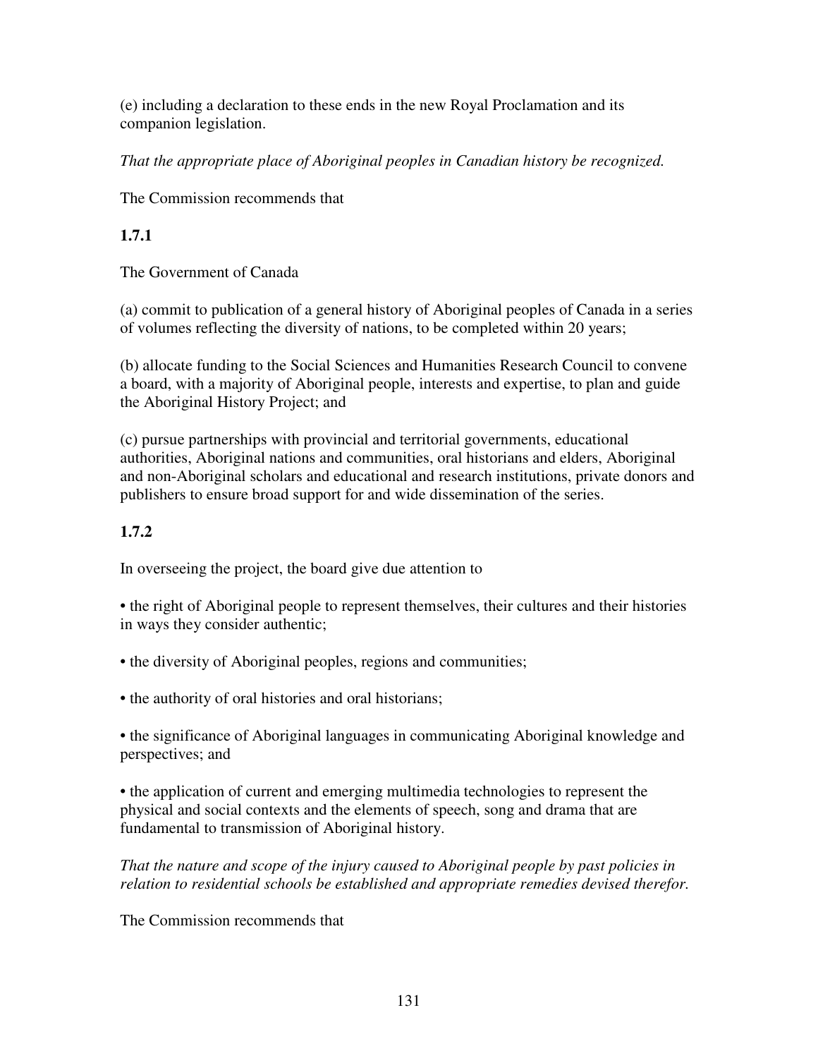(e) including a declaration to these ends in the new Royal Proclamation and its companion legislation.

*That the appropriate place of Aboriginal peoples in Canadian history be recognized.*

The Commission recommends that

**1.7.1**

The Government of Canada

(a) commit to publication of a general history of Aboriginal peoples of Canada in a series of volumes reflecting the diversity of nations, to be completed within 20 years;

(b) allocate funding to the Social Sciences and Humanities Research Council to convene a board, with a majority of Aboriginal people, interests and expertise, to plan and guide the Aboriginal History Project; and

(c) pursue partnerships with provincial and territorial governments, educational authorities, Aboriginal nations and communities, oral historians and elders, Aboriginal and non-Aboriginal scholars and educational and research institutions, private donors and publishers to ensure broad support for and wide dissemination of the series.

**1.7.2**

In overseeing the project, the board give due attention to

- the right of Aboriginal people to represent themselves, their cultures and their histories in ways they consider authentic;
- the diversity of Aboriginal peoples, regions and communities;
- the authority of oral histories and oral historians;
- the significance of Aboriginal languages in communicating Aboriginal knowledge and perspectives; and
- the application of current and emerging multimedia technologies to represent the physical and social contexts and the elements of speech, song and drama that are fundamental to transmission of Aboriginal history.

*That the nature and scope of the injury caused to Aboriginal people by past policies in relation to residential schools be established and appropriate remedies devised therefor.*

The Commission recommends that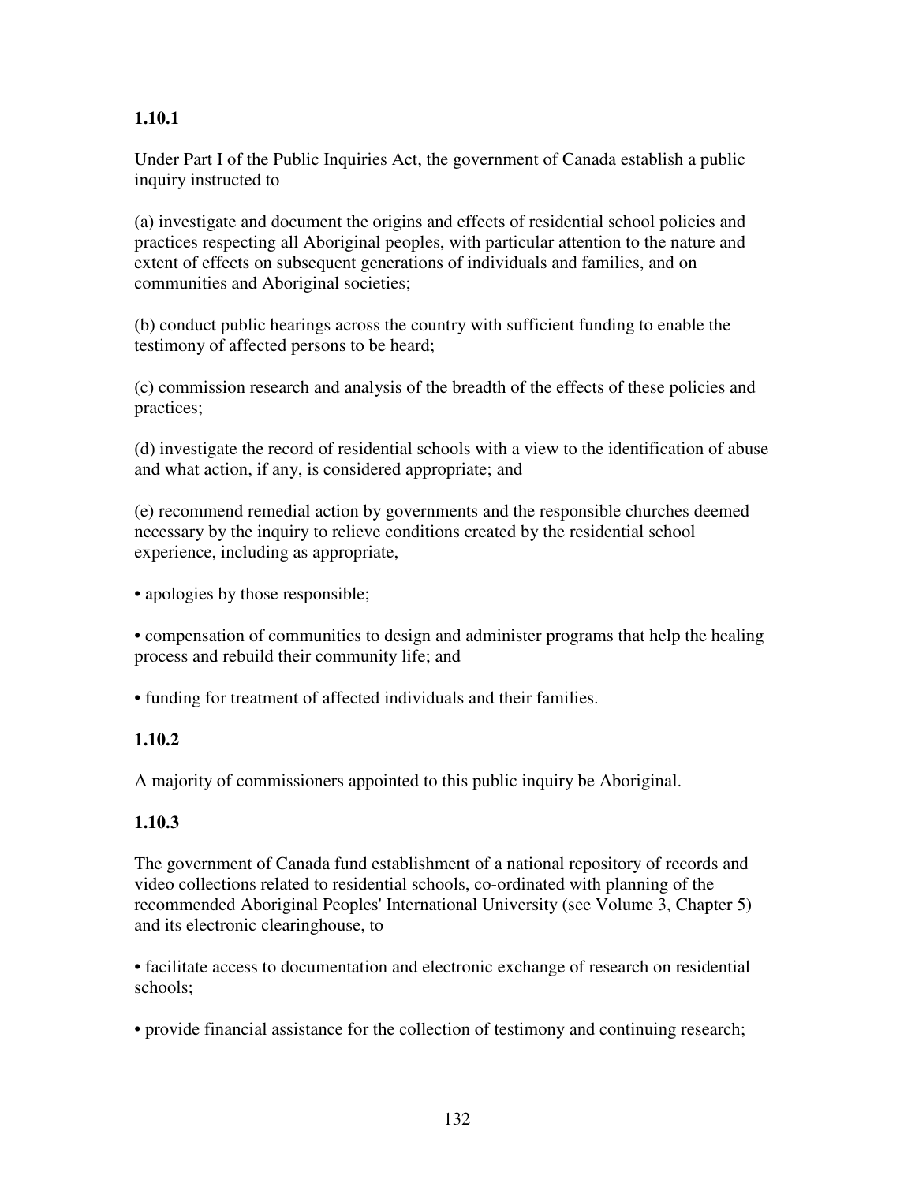**1.10.1**

Under Part I of the Public Inquiries Act, the government of Canada establish a public inquiry instructed to

(a) investigate and document the origins and effects of residential school policies and practices respecting all Aboriginal peoples, with particular attention to the nature and extent of effects on subsequent generations of individuals and families, and on communities and Aboriginal societies;

(b) conduct public hearings across the country with sufficient funding to enable the testimony of affected persons to be heard;

(c) commission research and analysis of the breadth of the effects of these policies and practices;

(d) investigate the record of residential schools with a view to the identification of abuse and what action, if any, is considered appropriate; and

(e) recommend remedial action by governments and the responsible churches deemed necessary by the inquiry to relieve conditions created by the residential school experience, including as appropriate,

- apologies by those responsible;
- compensation of communities to design and administer programs that help the healing process and rebuild their community life; and
- funding for treatment of affected individuals and their families.

**1.10.2**

A majority of commissioners appointed to this public inquiry be Aboriginal.

**1.10.3**

The government of Canada fund establishment of a national repository of records and video collections related to residential schools, co-ordinated with planning of the recommended Aboriginal Peoples' International University (see Volume 3, Chapter 5) and its electronic clearinghouse, to

- facilitate access to documentation and electronic exchange of research on residential schools;
- provide financial assistance for the collection of testimony and continuing research;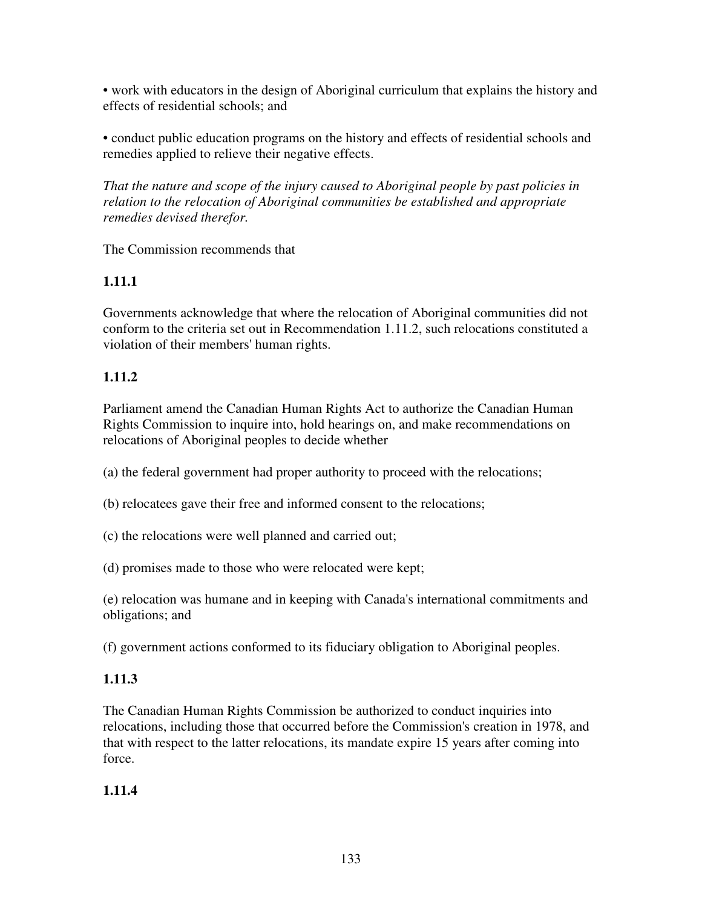• work with educators in the design of Aboriginal curriculum that explains the history and effects of residential schools; and

• conduct public education programs on the history and effects of residential schools and remedies applied to relieve their negative effects.

*That the nature and scope of the injury caused to Aboriginal people by past policies in relation to the relocation of Aboriginal communities be established and appropriate remedies devised therefor.*

The Commission recommends that

**1.11.1**

Governments acknowledge that where the relocation of Aboriginal communities did not conform to the criteria set out in Recommendation 1.11.2, such relocations constituted a violation of their members' human rights.

**1.11.2**

Parliament amend the Canadian Human Rights Act to authorize the Canadian Human Rights Commission to inquire into, hold hearings on, and make recommendations on relocations of Aboriginal peoples to decide whether

(a) the federal government had proper authority to proceed with the relocations;

(b) relocatees gave their free and informed consent to the relocations;

(c) the relocations were well planned and carried out;

(d) promises made to those who were relocated were kept;

(e) relocation was humane and in keeping with Canada's international commitments and obligations; and

(f) government actions conformed to its fiduciary obligation to Aboriginal peoples.

**1.11.3**

The Canadian Human Rights Commission be authorized to conduct inquiries into relocations, including those that occurred before the Commission's creation in 1978, and that with respect to the latter relocations, its mandate expire 15 years after coming into force.

**1.11.4**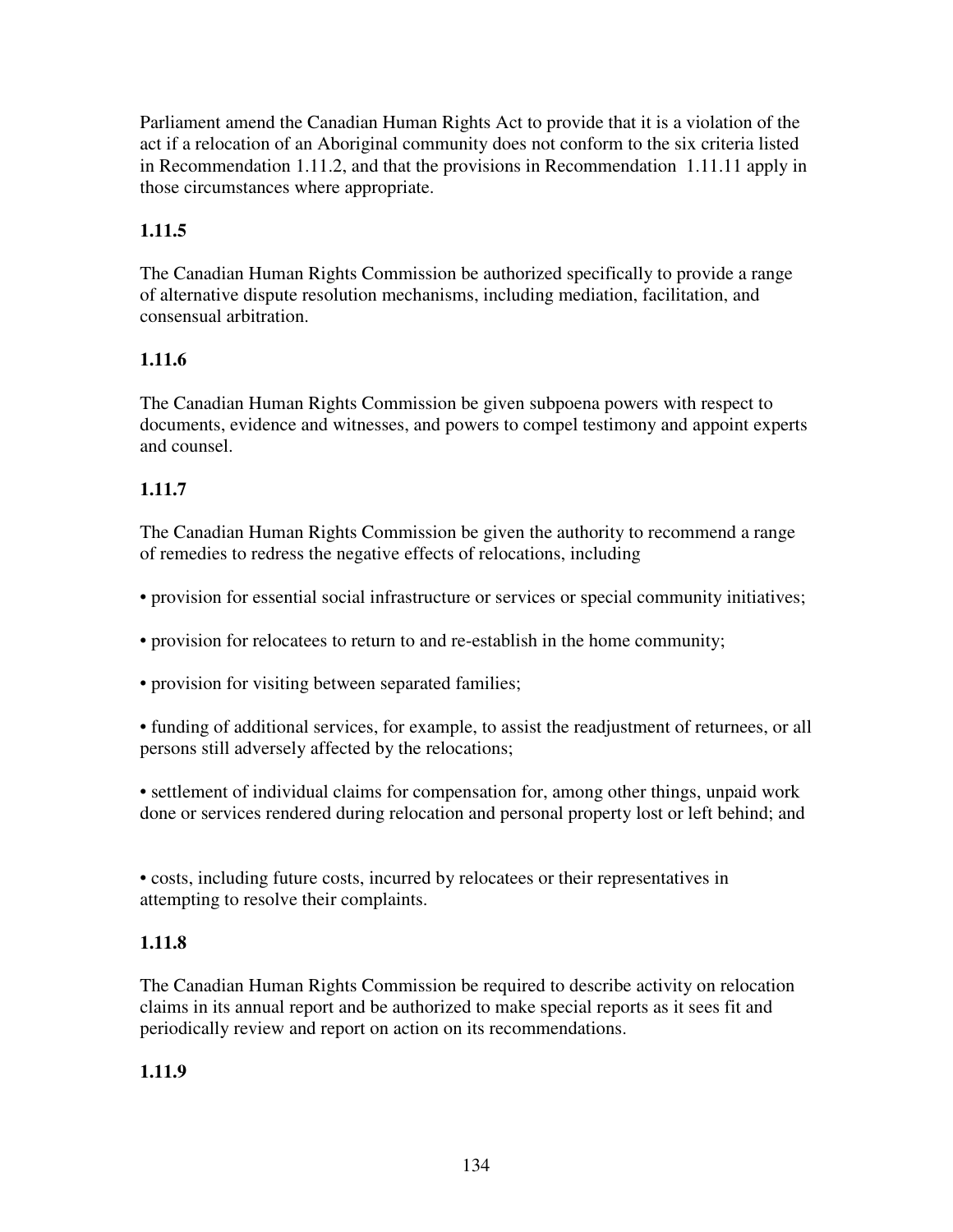Parliament amend the Canadian Human Rights Act to provide that it is a violation of the act if a relocation of an Aboriginal community does not conform to the six criteria listed in Recommendation 1.11.2, and that the provisions in Recommendation 1.11.11 apply in those circumstances where appropriate.

**1.11.5**

The Canadian Human Rights Commission be authorized specifically to provide a range of alternative dispute resolution mechanisms, including mediation, facilitation, and consensual arbitration.

**1.11.6**

The Canadian Human Rights Commission be given subpoena powers with respect to documents, evidence and witnesses, and powers to compel testimony and appoint experts and counsel.

**1.11.7**

The Canadian Human Rights Commission be given the authority to recommend a range of remedies to redress the negative effects of relocations, including

- provision for essential social infrastructure or services or special community initiatives;
- provision for relocatees to return to and re-establish in the home community;
- provision for visiting between separated families;
- funding of additional services, for example, to assist the readjustment of returnees, or all persons still adversely affected by the relocations;
- settlement of individual claims for compensation for, among other things, unpaid work done or services rendered during relocation and personal property lost or left behind; and
- costs, including future costs, incurred by relocatees or their representatives in attempting to resolve their complaints.

**1.11.8**

The Canadian Human Rights Commission be required to describe activity on relocation claims in its annual report and be authorized to make special reports as it sees fit and periodically review and report on action on its recommendations.

**1.11.9**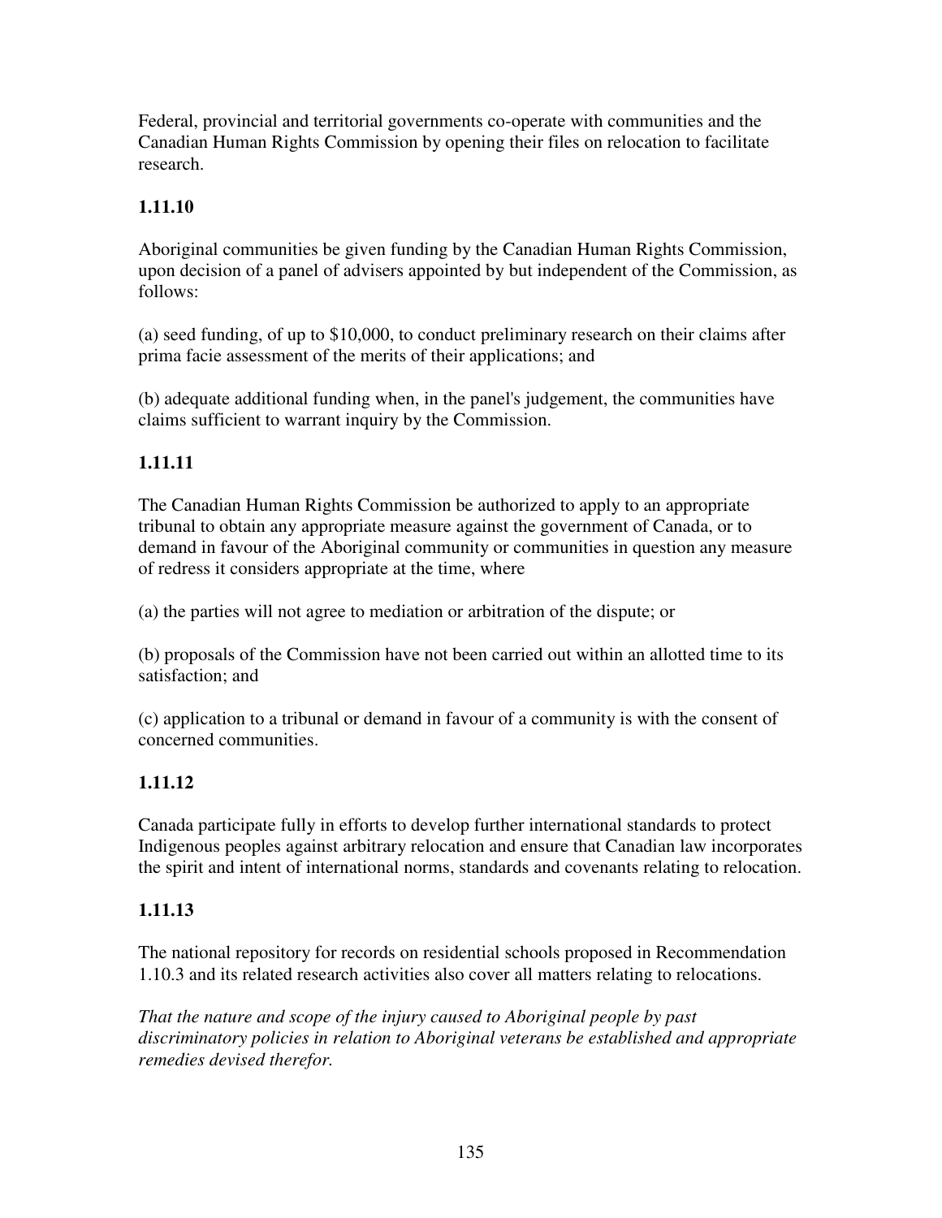Federal, provincial and territorial governments co-operate with communities and the Canadian Human Rights Commission by opening their files on relocation to facilitate research.

**1.11.10**

Aboriginal communities be given funding by the Canadian Human Rights Commission, upon decision of a panel of advisers appointed by but independent of the Commission, as follows:

(a) seed funding, of up to $10,000, to conduct preliminary research on their claims after prima facie assessment of the merits of their applications; and

(b) adequate additional funding when, in the panel's judgement, the communities have claims sufficient to warrant inquiry by the Commission.

**1.11.11**

The Canadian Human Rights Commission be authorized to apply to an appropriate tribunal to obtain any appropriate measure against the government of Canada, or to demand in favour of the Aboriginal community or communities in question any measure of redress it considers appropriate at the time, where

(a) the parties will not agree to mediation or arbitration of the dispute; or

(b) proposals of the Commission have not been carried out within an allotted time to its satisfaction; and

(c) application to a tribunal or demand in favour of a community is with the consent of concerned communities.

**1.11.12**

Canada participate fully in efforts to develop further international standards to protect Indigenous peoples against arbitrary relocation and ensure that Canadian law incorporates the spirit and intent of international norms, standards and covenants relating to relocation.

**1.11.13**

The national repository for records on residential schools proposed in Recommendation 1.10.3 and its related research activities also cover all matters relating to relocations.

*That the nature and scope of the injury caused to Aboriginal people by past discriminatory policies in relation to Aboriginal veterans be established and appropriate remedies devised therefor.*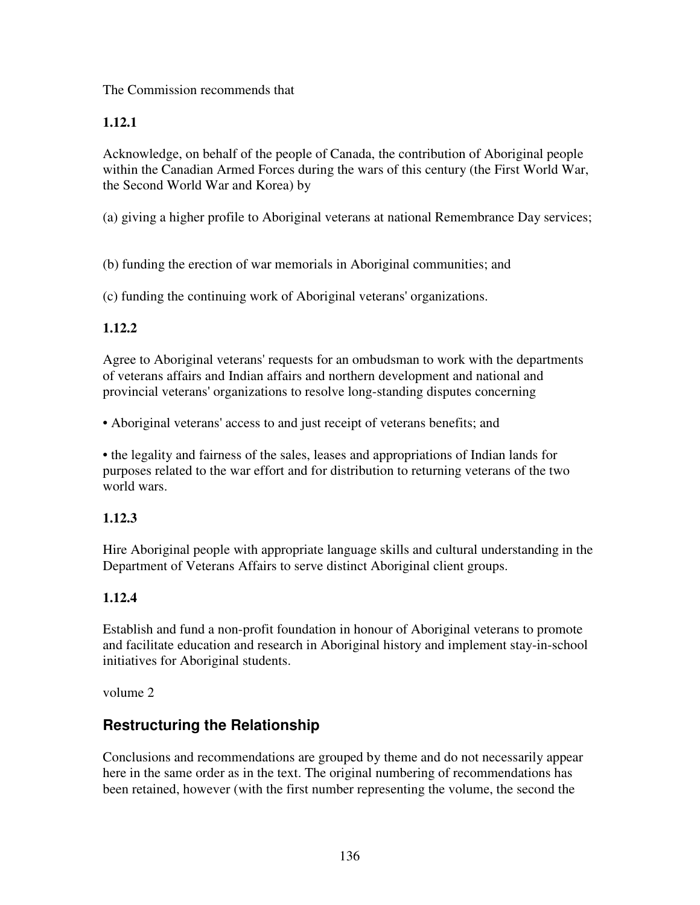The Commission recommends that

**1.12.1**

Acknowledge, on behalf of the people of Canada, the contribution of Aboriginal people within the Canadian Armed Forces during the wars of this century (the First World War, the Second World War and Korea) by

(a) giving a higher profile to Aboriginal veterans at national Remembrance Day services;

(b) funding the erection of war memorials in Aboriginal communities; and

(c) funding the continuing work of Aboriginal veterans' organizations.

**1.12.2**

Agree to Aboriginal veterans' requests for an ombudsman to work with the departments of veterans affairs and Indian affairs and northern development and national and provincial veterans' organizations to resolve long-standing disputes concerning

- Aboriginal veterans' access to and just receipt of veterans benefits; and
- the legality and fairness of the sales, leases and appropriations of Indian lands for purposes related to the war effort and for distribution to returning veterans of the two world wars.

**1.12.3**

Hire Aboriginal people with appropriate language skills and cultural understanding in the Department of Veterans Affairs to serve distinct Aboriginal client groups.

**1.12.4**

Establish and fund a non-profit foundation in honour of Aboriginal veterans to promote and facilitate education and research in Aboriginal history and implement stay-in-school initiatives for Aboriginal students.

volume 2

## Restructuring the Relationship

Conclusions and recommendations are grouped by theme and do not necessarily appear here in the same order as in the text. The original numbering of recommendations has been retained, however (with the first number representing the volume, the second the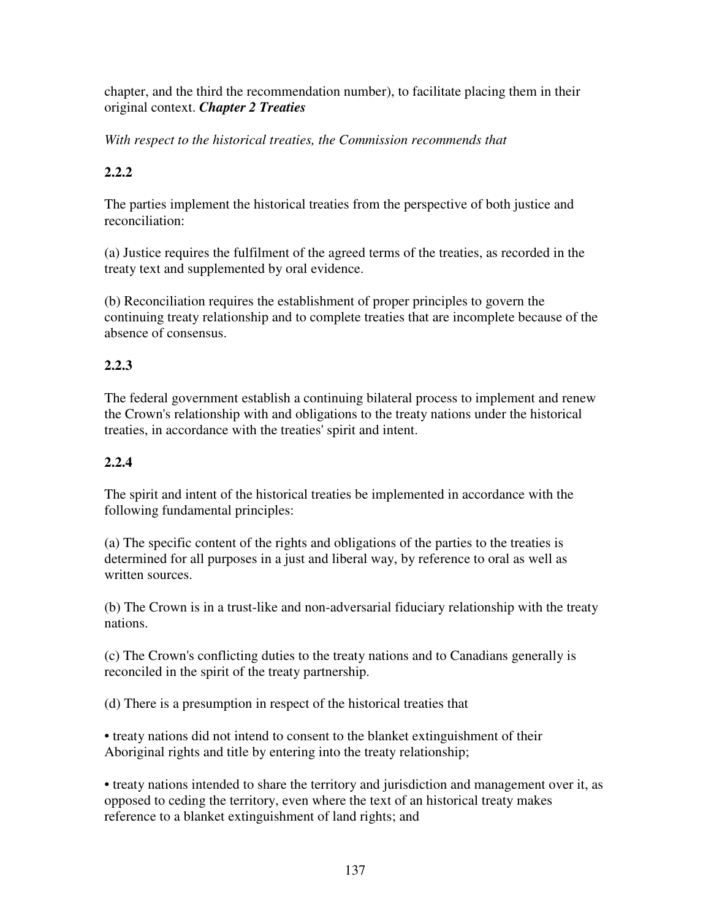chapter, and the third the recommendation number), to facilitate placing them in their original context. ***Chapter 2 Treaties***

*With respect to the historical treaties, the Commission recommends that*

**2.2.2**

The parties implement the historical treaties from the perspective of both justice and reconciliation:

(a) Justice requires the fulfilment of the agreed terms of the treaties, as recorded in the treaty text and supplemented by oral evidence.

(b) Reconciliation requires the establishment of proper principles to govern the continuing treaty relationship and to complete treaties that are incomplete because of the absence of consensus.

**2.2.3**

The federal government establish a continuing bilateral process to implement and renew the Crown's relationship with and obligations to the treaty nations under the historical treaties, in accordance with the treaties' spirit and intent.

**2.2.4**

The spirit and intent of the historical treaties be implemented in accordance with the following fundamental principles:

(a) The specific content of the rights and obligations of the parties to the treaties is determined for all purposes in a just and liberal way, by reference to oral as well as written sources.

(b) The Crown is in a trust-like and non-adversarial fiduciary relationship with the treaty nations.

(c) The Crown's conflicting duties to the treaty nations and to Canadians generally is reconciled in the spirit of the treaty partnership.

(d) There is a presumption in respect of the historical treaties that

- treaty nations did not intend to consent to the blanket extinguishment of their Aboriginal rights and title by entering into the treaty relationship;

- treaty nations intended to share the territory and jurisdiction and management over it, as opposed to ceding the territory, even where the text of an historical treaty makes reference to a blanket extinguishment of land rights; and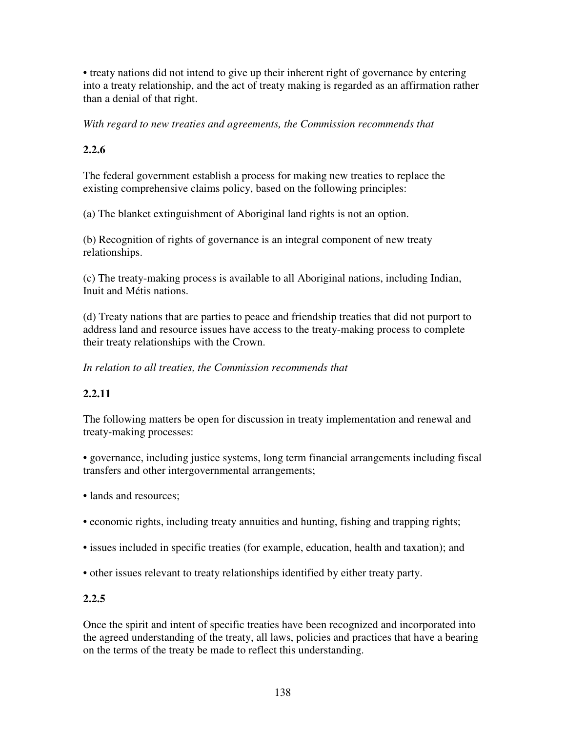• treaty nations did not intend to give up their inherent right of governance by entering into a treaty relationship, and the act of treaty making is regarded as an affirmation rather than a denial of that right.

*With regard to new treaties and agreements, the Commission recommends that*

**2.2.6**

The federal government establish a process for making new treaties to replace the existing comprehensive claims policy, based on the following principles:

(a) The blanket extinguishment of Aboriginal land rights is not an option.

(b) Recognition of rights of governance is an integral component of new treaty relationships.

(c) The treaty-making process is available to all Aboriginal nations, including Indian, Inuit and Métis nations.

(d) Treaty nations that are parties to peace and friendship treaties that did not purport to address land and resource issues have access to the treaty-making process to complete their treaty relationships with the Crown.

*In relation to all treaties, the Commission recommends that*

**2.2.11**

The following matters be open for discussion in treaty implementation and renewal and treaty-making processes:

• governance, including justice systems, long term financial arrangements including fiscal transfers and other intergovernmental arrangements;

• lands and resources;

• economic rights, including treaty annuities and hunting, fishing and trapping rights;

• issues included in specific treaties (for example, education, health and taxation); and

• other issues relevant to treaty relationships identified by either treaty party.

**2.2.5**

Once the spirit and intent of specific treaties have been recognized and incorporated into the agreed understanding of the treaty, all laws, policies and practices that have a bearing on the terms of the treaty be made to reflect this understanding.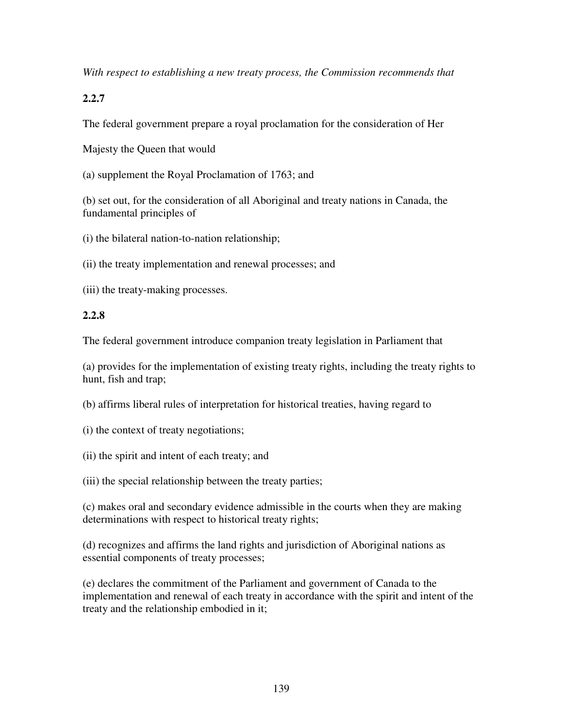*With respect to establishing a new treaty process, the Commission recommends that*

**2.2.7**

The federal government prepare a royal proclamation for the consideration of Her

Majesty the Queen that would

(a) supplement the Royal Proclamation of 1763; and

(b) set out, for the consideration of all Aboriginal and treaty nations in Canada, the fundamental principles of

(i) the bilateral nation-to-nation relationship;

(ii) the treaty implementation and renewal processes; and

(iii) the treaty-making processes.

**2.2.8**

The federal government introduce companion treaty legislation in Parliament that

(a) provides for the implementation of existing treaty rights, including the treaty rights to hunt, fish and trap;

(b) affirms liberal rules of interpretation for historical treaties, having regard to

(i) the context of treaty negotiations;

(ii) the spirit and intent of each treaty; and

(iii) the special relationship between the treaty parties;

(c) makes oral and secondary evidence admissible in the courts when they are making determinations with respect to historical treaty rights;

(d) recognizes and affirms the land rights and jurisdiction of Aboriginal nations as essential components of treaty processes;

(e) declares the commitment of the Parliament and government of Canada to the implementation and renewal of each treaty in accordance with the spirit and intent of the treaty and the relationship embodied in it;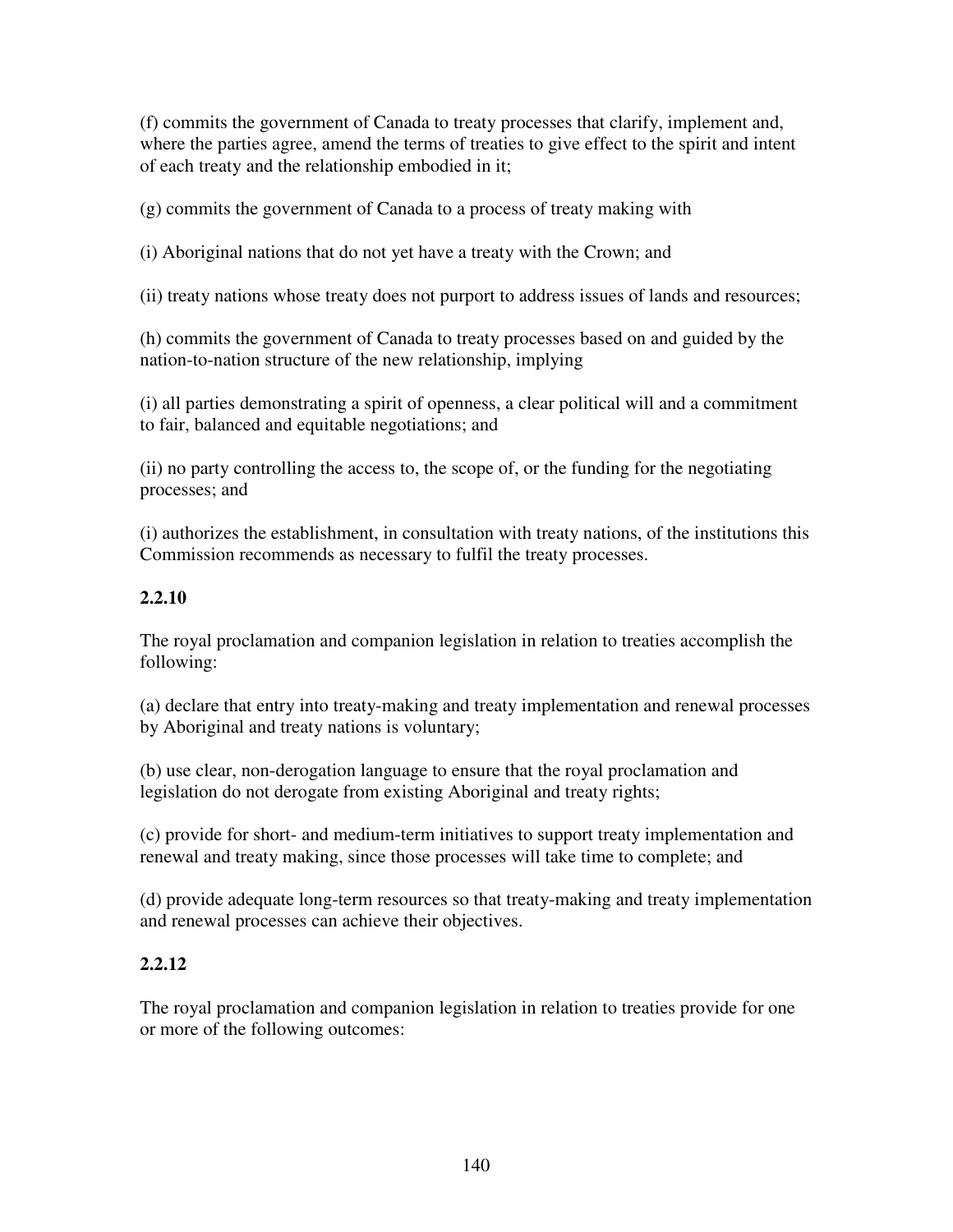(f) commits the government of Canada to treaty processes that clarify, implement and, where the parties agree, amend the terms of treaties to give effect to the spirit and intent of each treaty and the relationship embodied in it;

(g) commits the government of Canada to a process of treaty making with

(i) Aboriginal nations that do not yet have a treaty with the Crown; and

(ii) treaty nations whose treaty does not purport to address issues of lands and resources;

(h) commits the government of Canada to treaty processes based on and guided by the nation-to-nation structure of the new relationship, implying

(i) all parties demonstrating a spirit of openness, a clear political will and a commitment to fair, balanced and equitable negotiations; and

(ii) no party controlling the access to, the scope of, or the funding for the negotiating processes; and

(i) authorizes the establishment, in consultation with treaty nations, of the institutions this Commission recommends as necessary to fulfil the treaty processes.

**2.2.10**

The royal proclamation and companion legislation in relation to treaties accomplish the following:

(a) declare that entry into treaty-making and treaty implementation and renewal processes by Aboriginal and treaty nations is voluntary;

(b) use clear, non-derogation language to ensure that the royal proclamation and legislation do not derogate from existing Aboriginal and treaty rights;

(c) provide for short- and medium-term initiatives to support treaty implementation and renewal and treaty making, since those processes will take time to complete; and

(d) provide adequate long-term resources so that treaty-making and treaty implementation and renewal processes can achieve their objectives.

**2.2.12**

The royal proclamation and companion legislation in relation to treaties provide for one or more of the following outcomes: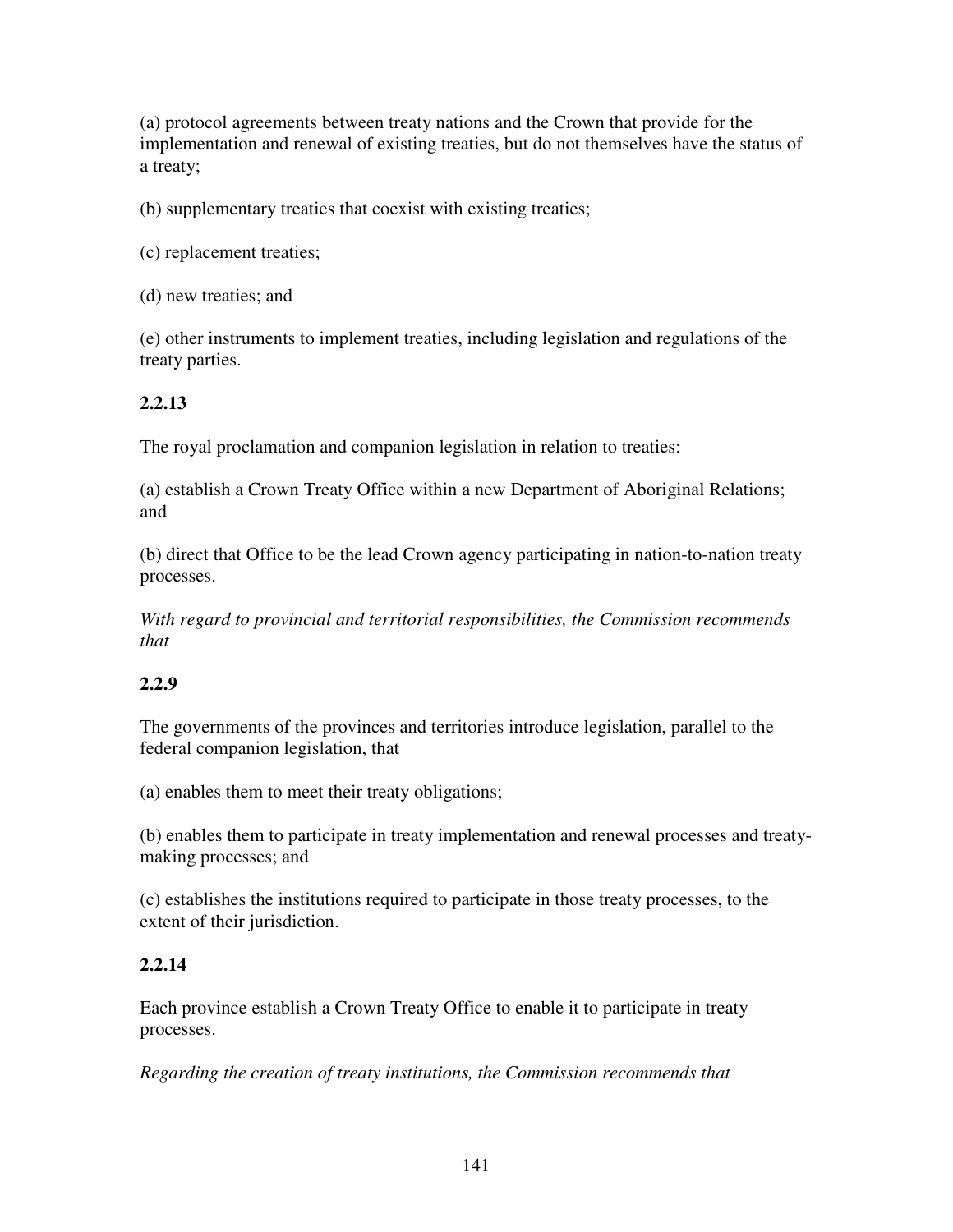(a) protocol agreements between treaty nations and the Crown that provide for the implementation and renewal of existing treaties, but do not themselves have the status of a treaty;

(b) supplementary treaties that coexist with existing treaties;

(c) replacement treaties;

(d) new treaties; and

(e) other instruments to implement treaties, including legislation and regulations of the treaty parties.

**2.2.13**

The royal proclamation and companion legislation in relation to treaties:

(a) establish a Crown Treaty Office within a new Department of Aboriginal Relations; and

(b) direct that Office to be the lead Crown agency participating in nation-to-nation treaty processes.

*With regard to provincial and territorial responsibilities, the Commission recommends that*

**2.2.9**

The governments of the provinces and territories introduce legislation, parallel to the federal companion legislation, that

(a) enables them to meet their treaty obligations;

(b) enables them to participate in treaty implementation and renewal processes and treaty-making processes; and

(c) establishes the institutions required to participate in those treaty processes, to the extent of their jurisdiction.

**2.2.14**

Each province establish a Crown Treaty Office to enable it to participate in treaty processes.

*Regarding the creation of treaty institutions, the Commission recommends that*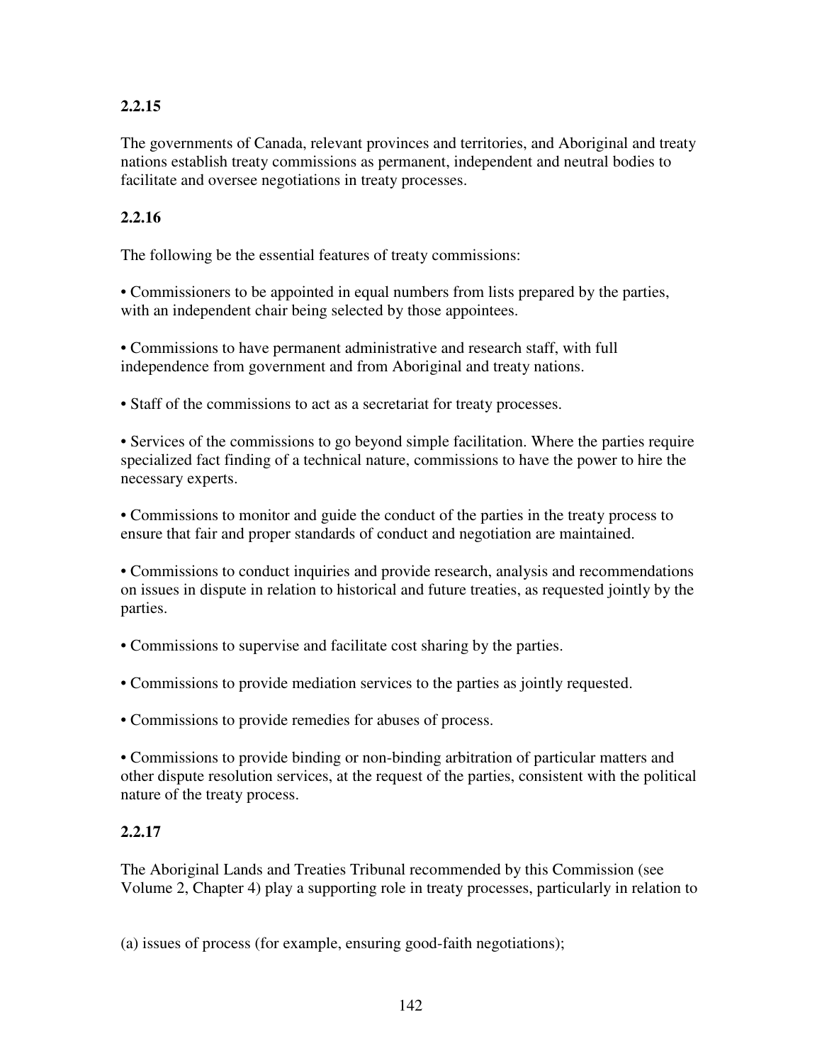**2.2.15**

The governments of Canada, relevant provinces and territories, and Aboriginal and treaty nations establish treaty commissions as permanent, independent and neutral bodies to facilitate and oversee negotiations in treaty processes.

**2.2.16**

The following be the essential features of treaty commissions:

- Commissioners to be appointed in equal numbers from lists prepared by the parties, with an independent chair being selected by those appointees.

- Commissions to have permanent administrative and research staff, with full independence from government and from Aboriginal and treaty nations.

- Staff of the commissions to act as a secretariat for treaty processes.

- Services of the commissions to go beyond simple facilitation. Where the parties require specialized fact finding of a technical nature, commissions to have the power to hire the necessary experts.

- Commissions to monitor and guide the conduct of the parties in the treaty process to ensure that fair and proper standards of conduct and negotiation are maintained.

- Commissions to conduct inquiries and provide research, analysis and recommendations on issues in dispute in relation to historical and future treaties, as requested jointly by the parties.

- Commissions to supervise and facilitate cost sharing by the parties.

- Commissions to provide mediation services to the parties as jointly requested.

- Commissions to provide remedies for abuses of process.

- Commissions to provide binding or non-binding arbitration of particular matters and other dispute resolution services, at the request of the parties, consistent with the political nature of the treaty process.

**2.2.17**

The Aboriginal Lands and Treaties Tribunal recommended by this Commission (see Volume 2, Chapter 4) play a supporting role in treaty processes, particularly in relation to

(a) issues of process (for example, ensuring good-faith negotiations);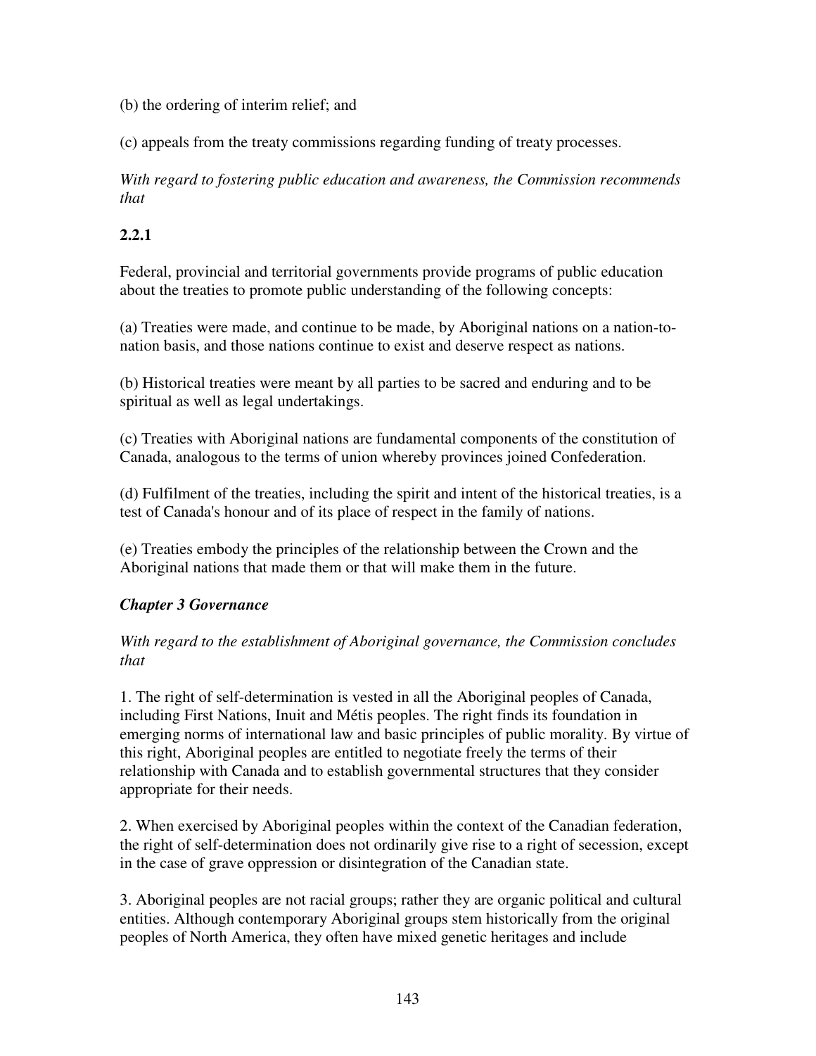(b) the ordering of interim relief; and

(c) appeals from the treaty commissions regarding funding of treaty processes.

*With regard to fostering public education and awareness, the Commission recommends that*

**2.2.1**

Federal, provincial and territorial governments provide programs of public education about the treaties to promote public understanding of the following concepts:

(a) Treaties were made, and continue to be made, by Aboriginal nations on a nation-to-nation basis, and those nations continue to exist and deserve respect as nations.

(b) Historical treaties were meant by all parties to be sacred and enduring and to be spiritual as well as legal undertakings.

(c) Treaties with Aboriginal nations are fundamental components of the constitution of Canada, analogous to the terms of union whereby provinces joined Confederation.

(d) Fulfilment of the treaties, including the spirit and intent of the historical treaties, is a test of Canada's honour and of its place of respect in the family of nations.

(e) Treaties embody the principles of the relationship between the Crown and the Aboriginal nations that made them or that will make them in the future.

### ***Chapter 3 Governance***

*With regard to the establishment of Aboriginal governance, the Commission concludes that*

1. The right of self-determination is vested in all the Aboriginal peoples of Canada, including First Nations, Inuit and Métis peoples. The right finds its foundation in emerging norms of international law and basic principles of public morality. By virtue of this right, Aboriginal peoples are entitled to negotiate freely the terms of their relationship with Canada and to establish governmental structures that they consider appropriate for their needs.

2. When exercised by Aboriginal peoples within the context of the Canadian federation, the right of self-determination does not ordinarily give rise to a right of secession, except in the case of grave oppression or disintegration of the Canadian state.

3. Aboriginal peoples are not racial groups; rather they are organic political and cultural entities. Although contemporary Aboriginal groups stem historically from the original peoples of North America, they often have mixed genetic heritages and include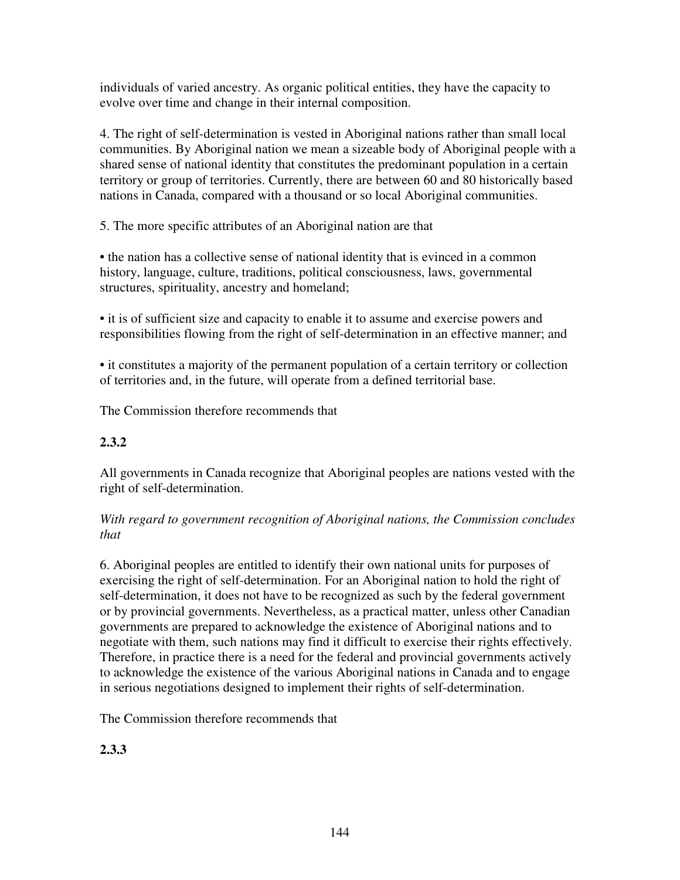individuals of varied ancestry. As organic political entities, they have the capacity to evolve over time and change in their internal composition.

4. The right of self-determination is vested in Aboriginal nations rather than small local communities. By Aboriginal nation we mean a sizeable body of Aboriginal people with a shared sense of national identity that constitutes the predominant population in a certain territory or group of territories. Currently, there are between 60 and 80 historically based nations in Canada, compared with a thousand or so local Aboriginal communities.

5. The more specific attributes of an Aboriginal nation are that

• the nation has a collective sense of national identity that is evinced in a common history, language, culture, traditions, political consciousness, laws, governmental structures, spirituality, ancestry and homeland;

• it is of sufficient size and capacity to enable it to assume and exercise powers and responsibilities flowing from the right of self-determination in an effective manner; and

• it constitutes a majority of the permanent population of a certain territory or collection of territories and, in the future, will operate from a defined territorial base.

The Commission therefore recommends that

**2.3.2**

All governments in Canada recognize that Aboriginal peoples are nations vested with the right of self-determination.

*With regard to government recognition of Aboriginal nations, the Commission concludes that*

6. Aboriginal peoples are entitled to identify their own national units for purposes of exercising the right of self-determination. For an Aboriginal nation to hold the right of self-determination, it does not have to be recognized as such by the federal government or by provincial governments. Nevertheless, as a practical matter, unless other Canadian governments are prepared to acknowledge the existence of Aboriginal nations and to negotiate with them, such nations may find it difficult to exercise their rights effectively. Therefore, in practice there is a need for the federal and provincial governments actively to acknowledge the existence of the various Aboriginal nations in Canada and to engage in serious negotiations designed to implement their rights of self-determination.

The Commission therefore recommends that

**2.3.3**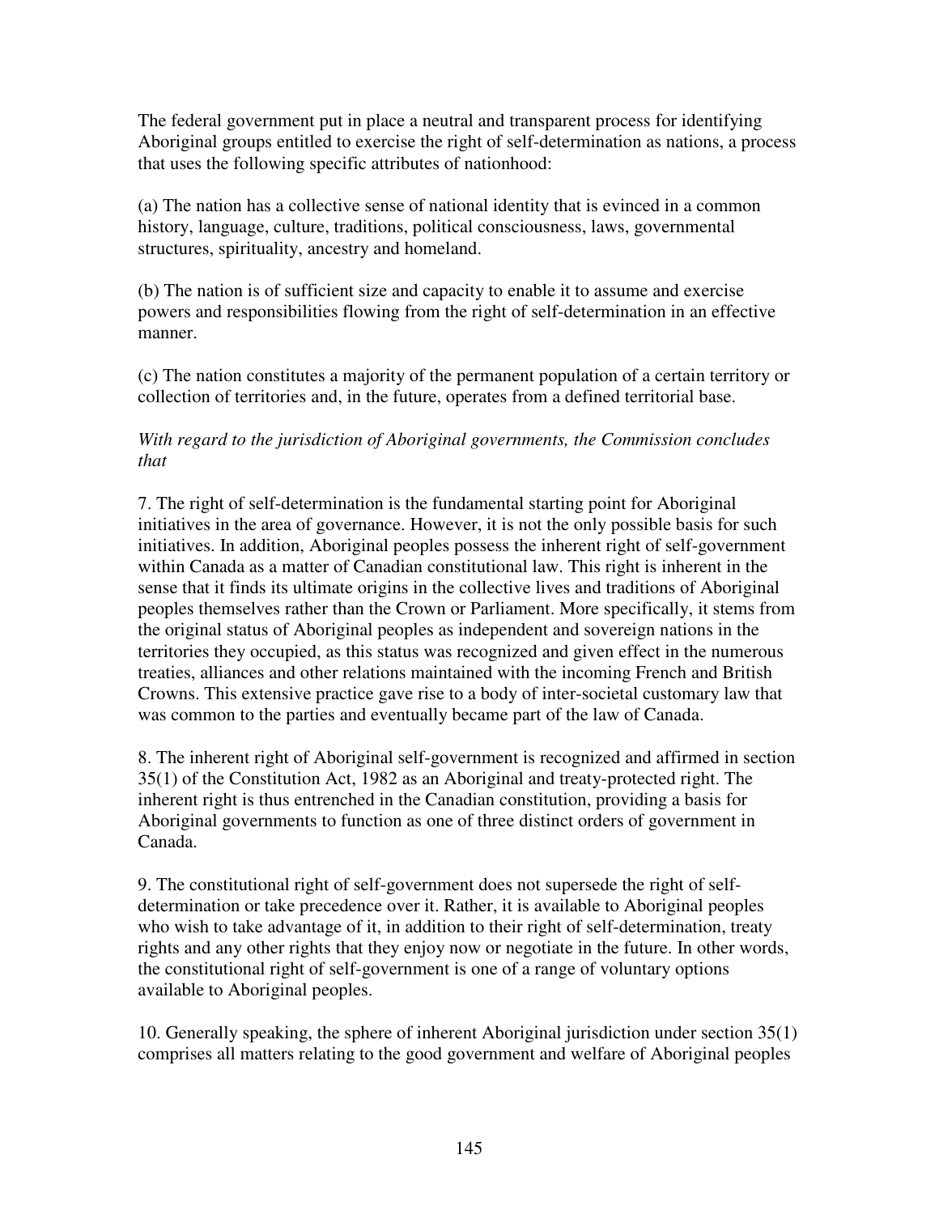The federal government put in place a neutral and transparent process for identifying Aboriginal groups entitled to exercise the right of self-determination as nations, a process that uses the following specific attributes of nationhood:

(a) The nation has a collective sense of national identity that is evinced in a common history, language, culture, traditions, political consciousness, laws, governmental structures, spirituality, ancestry and homeland.

(b) The nation is of sufficient size and capacity to enable it to assume and exercise powers and responsibilities flowing from the right of self-determination in an effective manner.

(c) The nation constitutes a majority of the permanent population of a certain territory or collection of territories and, in the future, operates from a defined territorial base.

*With regard to the jurisdiction of Aboriginal governments, the Commission concludes that*

7. The right of self-determination is the fundamental starting point for Aboriginal initiatives in the area of governance. However, it is not the only possible basis for such initiatives. In addition, Aboriginal peoples possess the inherent right of self-government within Canada as a matter of Canadian constitutional law. This right is inherent in the sense that it finds its ultimate origins in the collective lives and traditions of Aboriginal peoples themselves rather than the Crown or Parliament. More specifically, it stems from the original status of Aboriginal peoples as independent and sovereign nations in the territories they occupied, as this status was recognized and given effect in the numerous treaties, alliances and other relations maintained with the incoming French and British Crowns. This extensive practice gave rise to a body of inter-societal customary law that was common to the parties and eventually became part of the law of Canada.

8. The inherent right of Aboriginal self-government is recognized and affirmed in section 35(1) of the Constitution Act, 1982 as an Aboriginal and treaty-protected right. The inherent right is thus entrenched in the Canadian constitution, providing a basis for Aboriginal governments to function as one of three distinct orders of government in Canada.

9. The constitutional right of self-government does not supersede the right of self-determination or take precedence over it. Rather, it is available to Aboriginal peoples who wish to take advantage of it, in addition to their right of self-determination, treaty rights and any other rights that they enjoy now or negotiate in the future. In other words, the constitutional right of self-government is one of a range of voluntary options available to Aboriginal peoples.

10. Generally speaking, the sphere of inherent Aboriginal jurisdiction under section 35(1) comprises all matters relating to the good government and welfare of Aboriginal peoples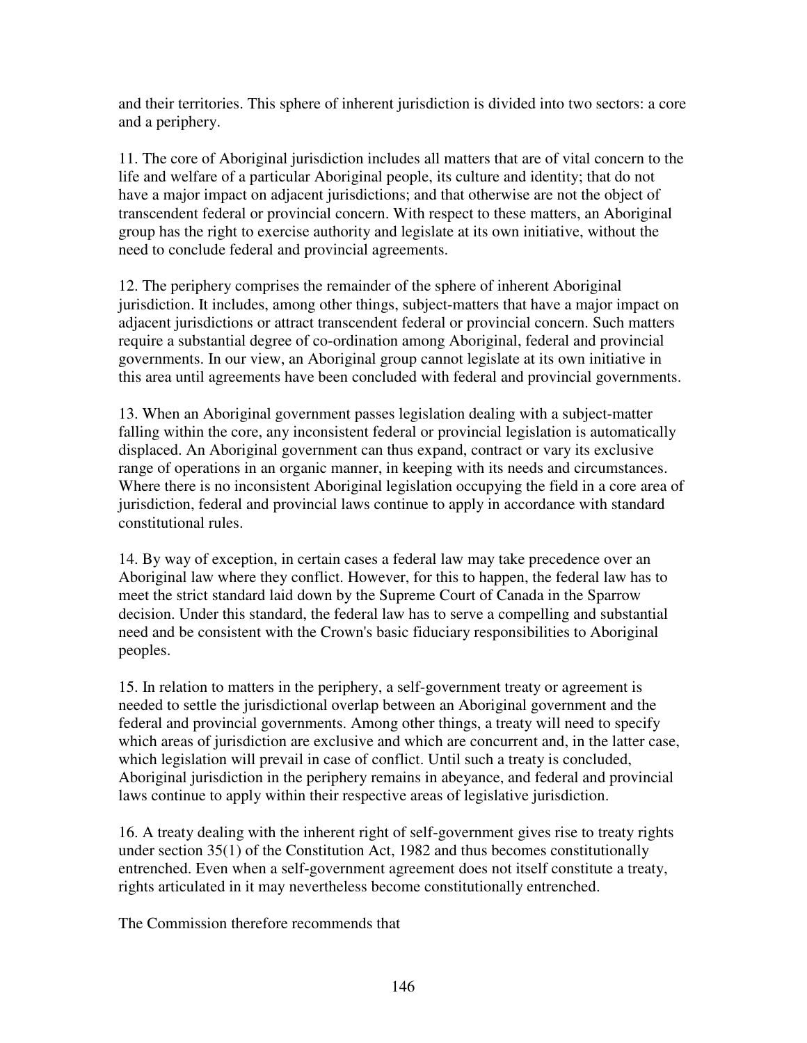and their territories. This sphere of inherent jurisdiction is divided into two sectors: a core and a periphery.

11. The core of Aboriginal jurisdiction includes all matters that are of vital concern to the life and welfare of a particular Aboriginal people, its culture and identity; that do not have a major impact on adjacent jurisdictions; and that otherwise are not the object of transcendent federal or provincial concern. With respect to these matters, an Aboriginal group has the right to exercise authority and legislate at its own initiative, without the need to conclude federal and provincial agreements.

12. The periphery comprises the remainder of the sphere of inherent Aboriginal jurisdiction. It includes, among other things, subject-matters that have a major impact on adjacent jurisdictions or attract transcendent federal or provincial concern. Such matters require a substantial degree of co-ordination among Aboriginal, federal and provincial governments. In our view, an Aboriginal group cannot legislate at its own initiative in this area until agreements have been concluded with federal and provincial governments.

13. When an Aboriginal government passes legislation dealing with a subject-matter falling within the core, any inconsistent federal or provincial legislation is automatically displaced. An Aboriginal government can thus expand, contract or vary its exclusive range of operations in an organic manner, in keeping with its needs and circumstances. Where there is no inconsistent Aboriginal legislation occupying the field in a core area of jurisdiction, federal and provincial laws continue to apply in accordance with standard constitutional rules.

14. By way of exception, in certain cases a federal law may take precedence over an Aboriginal law where they conflict. However, for this to happen, the federal law has to meet the strict standard laid down by the Supreme Court of Canada in the Sparrow decision. Under this standard, the federal law has to serve a compelling and substantial need and be consistent with the Crown's basic fiduciary responsibilities to Aboriginal peoples.

15. In relation to matters in the periphery, a self-government treaty or agreement is needed to settle the jurisdictional overlap between an Aboriginal government and the federal and provincial governments. Among other things, a treaty will need to specify which areas of jurisdiction are exclusive and which are concurrent and, in the latter case, which legislation will prevail in case of conflict. Until such a treaty is concluded, Aboriginal jurisdiction in the periphery remains in abeyance, and federal and provincial laws continue to apply within their respective areas of legislative jurisdiction.

16. A treaty dealing with the inherent right of self-government gives rise to treaty rights under section 35(1) of the Constitution Act, 1982 and thus becomes constitutionally entrenched. Even when a self-government agreement does not itself constitute a treaty, rights articulated in it may nevertheless become constitutionally entrenched.

The Commission therefore recommends that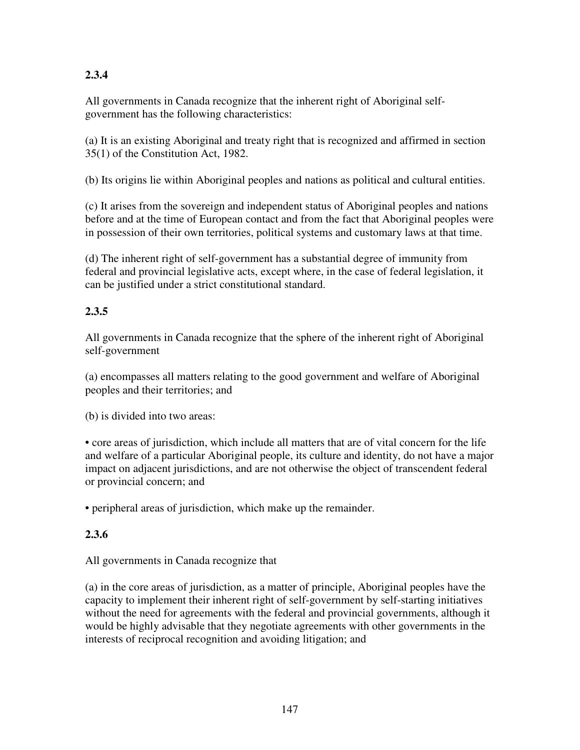**2.3.4**

All governments in Canada recognize that the inherent right of Aboriginal self-government has the following characteristics:

(a) It is an existing Aboriginal and treaty right that is recognized and affirmed in section 35(1) of the Constitution Act, 1982.

(b) Its origins lie within Aboriginal peoples and nations as political and cultural entities.

(c) It arises from the sovereign and independent status of Aboriginal peoples and nations before and at the time of European contact and from the fact that Aboriginal peoples were in possession of their own territories, political systems and customary laws at that time.

(d) The inherent right of self-government has a substantial degree of immunity from federal and provincial legislative acts, except where, in the case of federal legislation, it can be justified under a strict constitutional standard.

**2.3.5**

All governments in Canada recognize that the sphere of the inherent right of Aboriginal self-government

(a) encompasses all matters relating to the good government and welfare of Aboriginal peoples and their territories; and

(b) is divided into two areas:

• core areas of jurisdiction, which include all matters that are of vital concern for the life and welfare of a particular Aboriginal people, its culture and identity, do not have a major impact on adjacent jurisdictions, and are not otherwise the object of transcendent federal or provincial concern; and

• peripheral areas of jurisdiction, which make up the remainder.

**2.3.6**

All governments in Canada recognize that

(a) in the core areas of jurisdiction, as a matter of principle, Aboriginal peoples have the capacity to implement their inherent right of self-government by self-starting initiatives without the need for agreements with the federal and provincial governments, although it would be highly advisable that they negotiate agreements with other governments in the interests of reciprocal recognition and avoiding litigation; and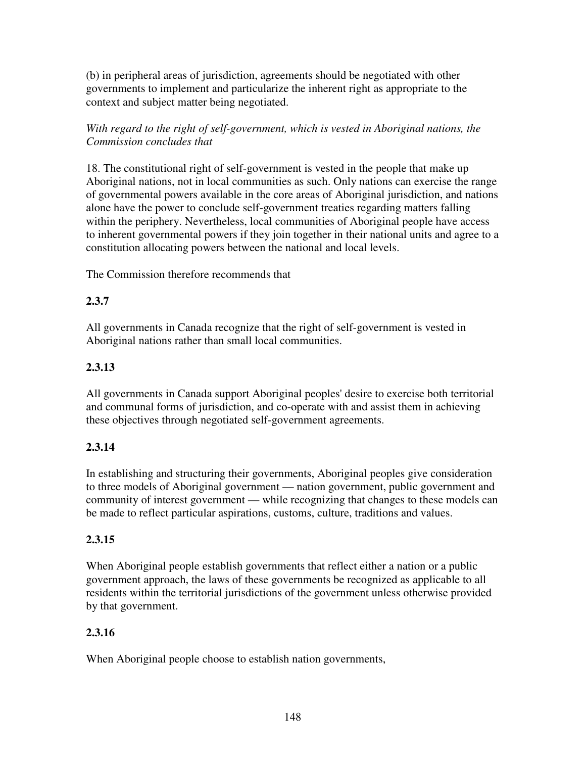(b) in peripheral areas of jurisdiction, agreements should be negotiated with other governments to implement and particularize the inherent right as appropriate to the context and subject matter being negotiated.

*With regard to the right of self-government, which is vested in Aboriginal nations, the Commission concludes that*

18. The constitutional right of self-government is vested in the people that make up Aboriginal nations, not in local communities as such. Only nations can exercise the range of governmental powers available in the core areas of Aboriginal jurisdiction, and nations alone have the power to conclude self-government treaties regarding matters falling within the periphery. Nevertheless, local communities of Aboriginal people have access to inherent governmental powers if they join together in their national units and agree to a constitution allocating powers between the national and local levels.

The Commission therefore recommends that

**2.3.7**

All governments in Canada recognize that the right of self-government is vested in Aboriginal nations rather than small local communities.

**2.3.13**

All governments in Canada support Aboriginal peoples' desire to exercise both territorial and communal forms of jurisdiction, and co-operate with and assist them in achieving these objectives through negotiated self-government agreements.

**2.3.14**

In establishing and structuring their governments, Aboriginal peoples give consideration to three models of Aboriginal government — nation government, public government and community of interest government — while recognizing that changes to these models can be made to reflect particular aspirations, customs, culture, traditions and values.

**2.3.15**

When Aboriginal people establish governments that reflect either a nation or a public government approach, the laws of these governments be recognized as applicable to all residents within the territorial jurisdictions of the government unless otherwise provided by that government.

**2.3.16**

When Aboriginal people choose to establish nation governments,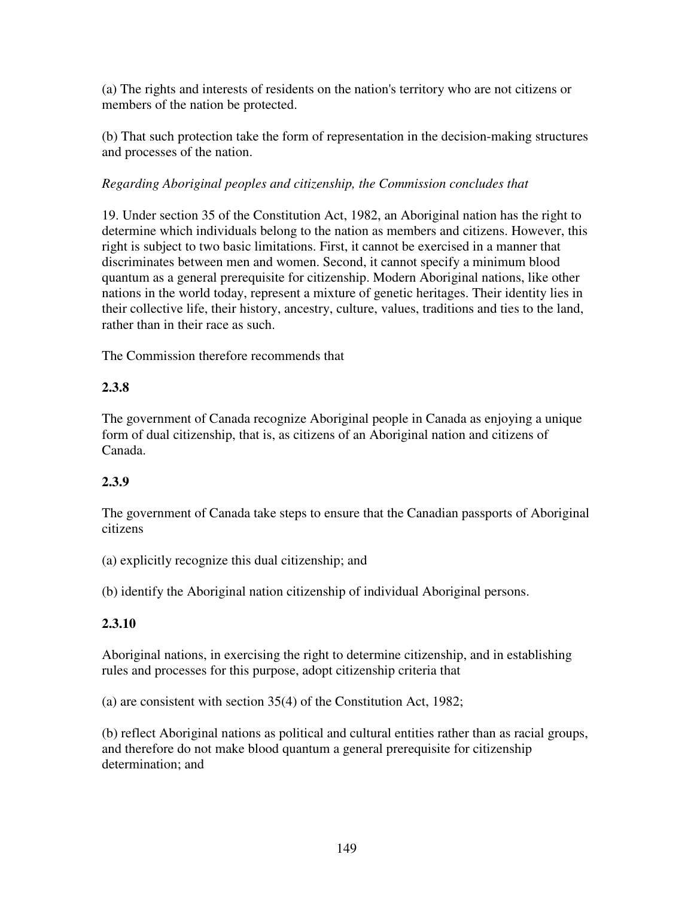(a) The rights and interests of residents on the nation's territory who are not citizens or members of the nation be protected.

(b) That such protection take the form of representation in the decision-making structures and processes of the nation.

*Regarding Aboriginal peoples and citizenship, the Commission concludes that*

19. Under section 35 of the Constitution Act, 1982, an Aboriginal nation has the right to determine which individuals belong to the nation as members and citizens. However, this right is subject to two basic limitations. First, it cannot be exercised in a manner that discriminates between men and women. Second, it cannot specify a minimum blood quantum as a general prerequisite for citizenship. Modern Aboriginal nations, like other nations in the world today, represent a mixture of genetic heritages. Their identity lies in their collective life, their history, ancestry, culture, values, traditions and ties to the land, rather than in their race as such.

The Commission therefore recommends that

**2.3.8**

The government of Canada recognize Aboriginal people in Canada as enjoying a unique form of dual citizenship, that is, as citizens of an Aboriginal nation and citizens of Canada.

**2.3.9**

The government of Canada take steps to ensure that the Canadian passports of Aboriginal citizens

(a) explicitly recognize this dual citizenship; and

(b) identify the Aboriginal nation citizenship of individual Aboriginal persons.

**2.3.10**

Aboriginal nations, in exercising the right to determine citizenship, and in establishing rules and processes for this purpose, adopt citizenship criteria that

(a) are consistent with section 35(4) of the Constitution Act, 1982;

(b) reflect Aboriginal nations as political and cultural entities rather than as racial groups, and therefore do not make blood quantum a general prerequisite for citizenship determination; and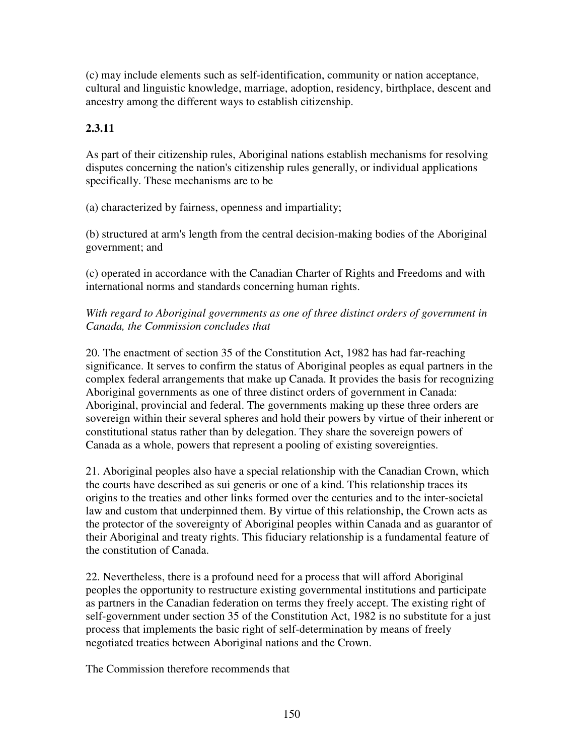(c) may include elements such as self-identification, community or nation acceptance, cultural and linguistic knowledge, marriage, adoption, residency, birthplace, descent and ancestry among the different ways to establish citizenship.

**2.3.11**

As part of their citizenship rules, Aboriginal nations establish mechanisms for resolving disputes concerning the nation's citizenship rules generally, or individual applications specifically. These mechanisms are to be

(a) characterized by fairness, openness and impartiality;

(b) structured at arm's length from the central decision-making bodies of the Aboriginal government; and

(c) operated in accordance with the Canadian Charter of Rights and Freedoms and with international norms and standards concerning human rights.

*With regard to Aboriginal governments as one of three distinct orders of government in Canada, the Commission concludes that*

20. The enactment of section 35 of the Constitution Act, 1982 has had far-reaching significance. It serves to confirm the status of Aboriginal peoples as equal partners in the complex federal arrangements that make up Canada. It provides the basis for recognizing Aboriginal governments as one of three distinct orders of government in Canada: Aboriginal, provincial and federal. The governments making up these three orders are sovereign within their several spheres and hold their powers by virtue of their inherent or constitutional status rather than by delegation. They share the sovereign powers of Canada as a whole, powers that represent a pooling of existing sovereignties.

21. Aboriginal peoples also have a special relationship with the Canadian Crown, which the courts have described as sui generis or one of a kind. This relationship traces its origins to the treaties and other links formed over the centuries and to the inter-societal law and custom that underpinned them. By virtue of this relationship, the Crown acts as the protector of the sovereignty of Aboriginal peoples within Canada and as guarantor of their Aboriginal and treaty rights. This fiduciary relationship is a fundamental feature of the constitution of Canada.

22. Nevertheless, there is a profound need for a process that will afford Aboriginal peoples the opportunity to restructure existing governmental institutions and participate as partners in the Canadian federation on terms they freely accept. The existing right of self-government under section 35 of the Constitution Act, 1982 is no substitute for a just process that implements the basic right of self-determination by means of freely negotiated treaties between Aboriginal nations and the Crown.

The Commission therefore recommends that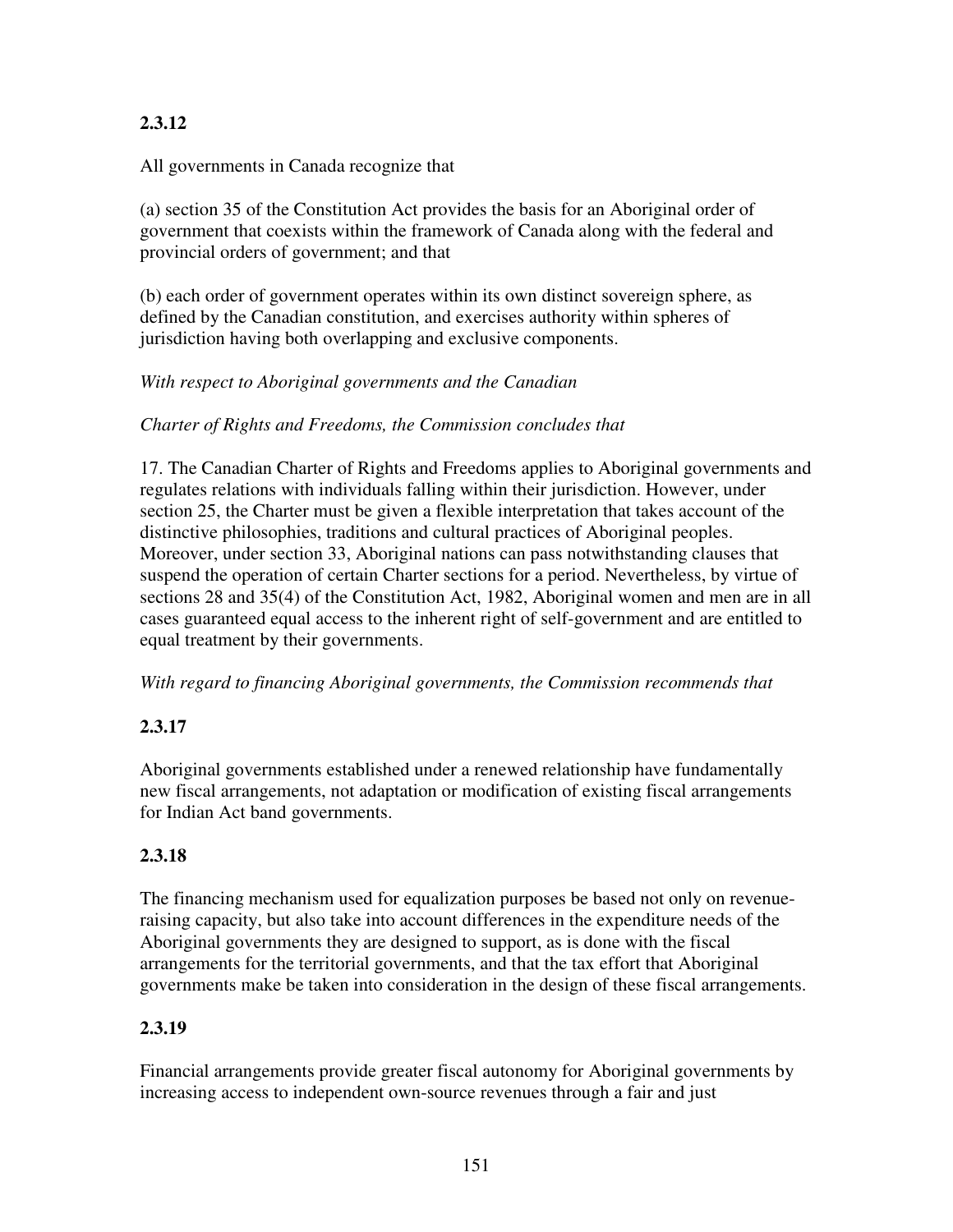**2.3.12**

All governments in Canada recognize that

(a) section 35 of the Constitution Act provides the basis for an Aboriginal order of government that coexists within the framework of Canada along with the federal and provincial orders of government; and that

(b) each order of government operates within its own distinct sovereign sphere, as defined by the Canadian constitution, and exercises authority within spheres of jurisdiction having both overlapping and exclusive components.

*With respect to Aboriginal governments and the Canadian*

*Charter of Rights and Freedoms, the Commission concludes that*

17. The Canadian Charter of Rights and Freedoms applies to Aboriginal governments and regulates relations with individuals falling within their jurisdiction. However, under section 25, the Charter must be given a flexible interpretation that takes account of the distinctive philosophies, traditions and cultural practices of Aboriginal peoples. Moreover, under section 33, Aboriginal nations can pass notwithstanding clauses that suspend the operation of certain Charter sections for a period. Nevertheless, by virtue of sections 28 and 35(4) of the Constitution Act, 1982, Aboriginal women and men are in all cases guaranteed equal access to the inherent right of self-government and are entitled to equal treatment by their governments.

*With regard to financing Aboriginal governments, the Commission recommends that*

**2.3.17**

Aboriginal governments established under a renewed relationship have fundamentally new fiscal arrangements, not adaptation or modification of existing fiscal arrangements for Indian Act band governments.

**2.3.18**

The financing mechanism used for equalization purposes be based not only on revenue-raising capacity, but also take into account differences in the expenditure needs of the Aboriginal governments they are designed to support, as is done with the fiscal arrangements for the territorial governments, and that the tax effort that Aboriginal governments make be taken into consideration in the design of these fiscal arrangements.

**2.3.19**

Financial arrangements provide greater fiscal autonomy for Aboriginal governments by increasing access to independent own-source revenues through a fair and just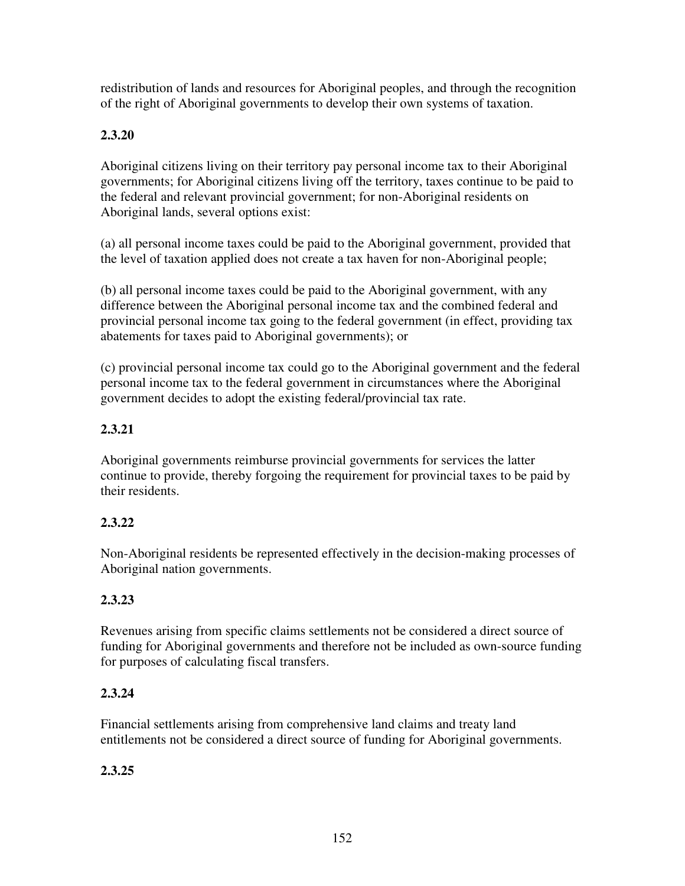redistribution of lands and resources for Aboriginal peoples, and through the recognition of the right of Aboriginal governments to develop their own systems of taxation.

**2.3.20**

Aboriginal citizens living on their territory pay personal income tax to their Aboriginal governments; for Aboriginal citizens living off the territory, taxes continue to be paid to the federal and relevant provincial government; for non-Aboriginal residents on Aboriginal lands, several options exist:

(a) all personal income taxes could be paid to the Aboriginal government, provided that the level of taxation applied does not create a tax haven for non-Aboriginal people;

(b) all personal income taxes could be paid to the Aboriginal government, with any difference between the Aboriginal personal income tax and the combined federal and provincial personal income tax going to the federal government (in effect, providing tax abatements for taxes paid to Aboriginal governments); or

(c) provincial personal income tax could go to the Aboriginal government and the federal personal income tax to the federal government in circumstances where the Aboriginal government decides to adopt the existing federal/provincial tax rate.

**2.3.21**

Aboriginal governments reimburse provincial governments for services the latter continue to provide, thereby forgoing the requirement for provincial taxes to be paid by their residents.

**2.3.22**

Non-Aboriginal residents be represented effectively in the decision-making processes of Aboriginal nation governments.

**2.3.23**

Revenues arising from specific claims settlements not be considered a direct source of funding for Aboriginal governments and therefore not be included as own-source funding for purposes of calculating fiscal transfers.

**2.3.24**

Financial settlements arising from comprehensive land claims and treaty land entitlements not be considered a direct source of funding for Aboriginal governments.

**2.3.25**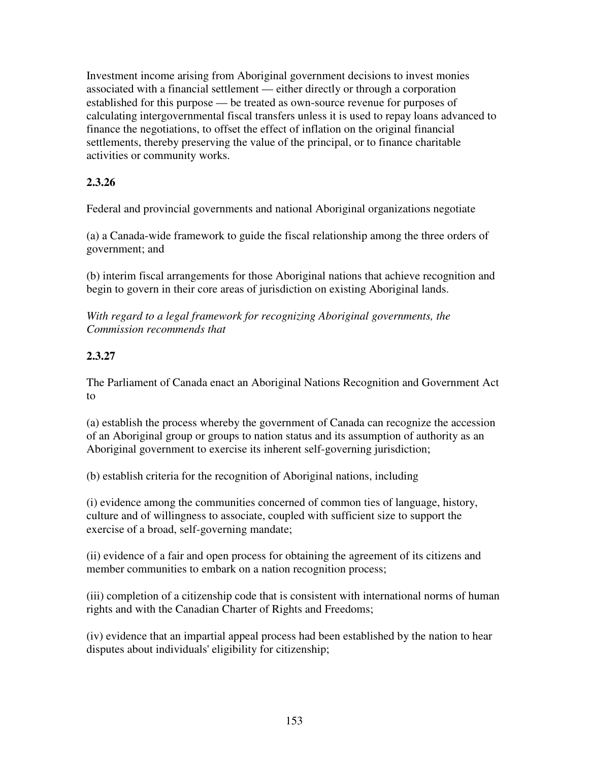Investment income arising from Aboriginal government decisions to invest monies associated with a financial settlement — either directly or through a corporation established for this purpose — be treated as own-source revenue for purposes of calculating intergovernmental fiscal transfers unless it is used to repay loans advanced to finance the negotiations, to offset the effect of inflation on the original financial settlements, thereby preserving the value of the principal, or to finance charitable activities or community works.

**2.3.26**

Federal and provincial governments and national Aboriginal organizations negotiate

(a) a Canada-wide framework to guide the fiscal relationship among the three orders of government; and

(b) interim fiscal arrangements for those Aboriginal nations that achieve recognition and begin to govern in their core areas of jurisdiction on existing Aboriginal lands.

*With regard to a legal framework for recognizing Aboriginal governments, the Commission recommends that*

**2.3.27**

The Parliament of Canada enact an Aboriginal Nations Recognition and Government Act to

(a) establish the process whereby the government of Canada can recognize the accession of an Aboriginal group or groups to nation status and its assumption of authority as an Aboriginal government to exercise its inherent self-governing jurisdiction;

(b) establish criteria for the recognition of Aboriginal nations, including

(i) evidence among the communities concerned of common ties of language, history, culture and of willingness to associate, coupled with sufficient size to support the exercise of a broad, self-governing mandate;

(ii) evidence of a fair and open process for obtaining the agreement of its citizens and member communities to embark on a nation recognition process;

(iii) completion of a citizenship code that is consistent with international norms of human rights and with the Canadian Charter of Rights and Freedoms;

(iv) evidence that an impartial appeal process had been established by the nation to hear disputes about individuals' eligibility for citizenship;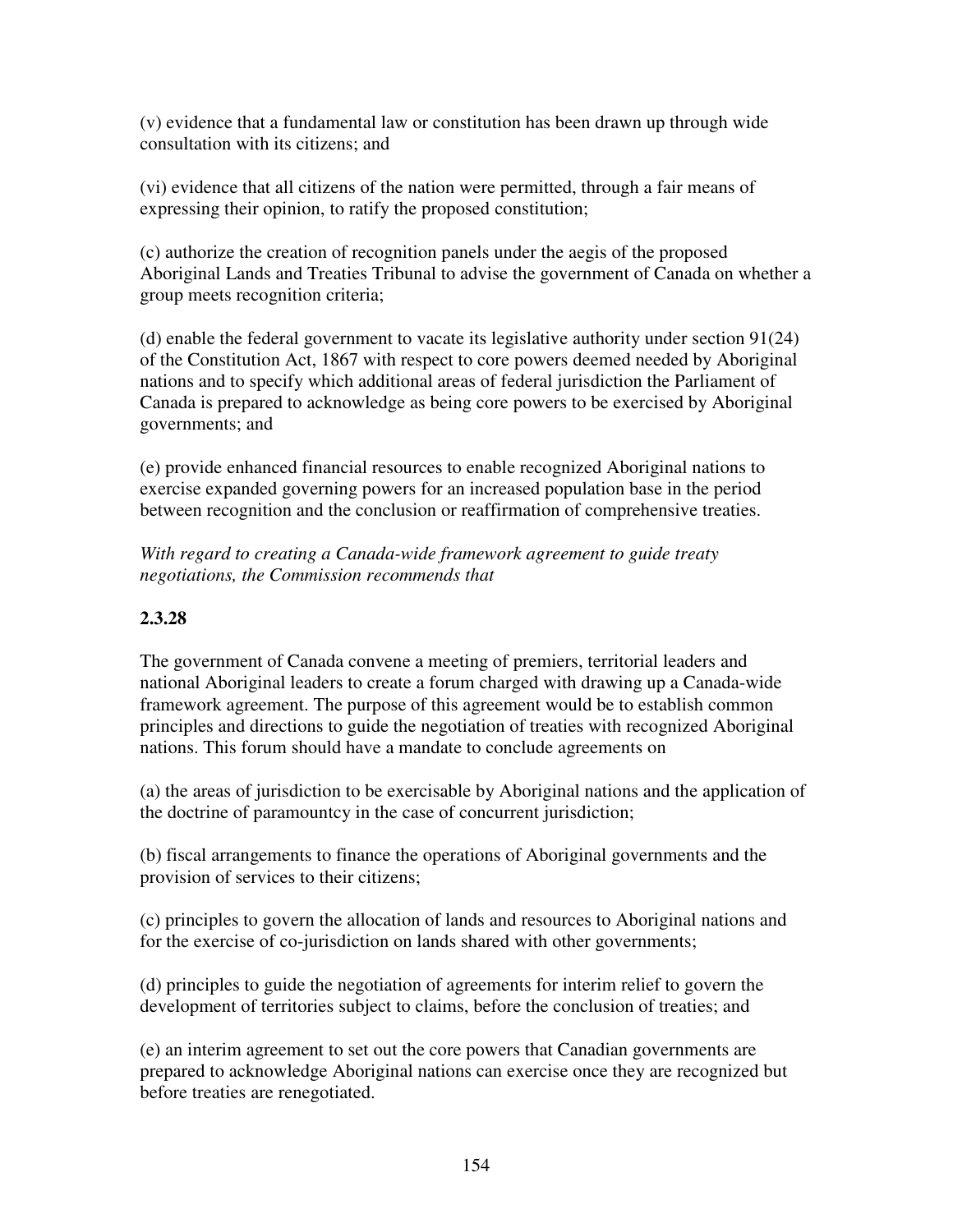(v) evidence that a fundamental law or constitution has been drawn up through wide consultation with its citizens; and

(vi) evidence that all citizens of the nation were permitted, through a fair means of expressing their opinion, to ratify the proposed constitution;

(c) authorize the creation of recognition panels under the aegis of the proposed Aboriginal Lands and Treaties Tribunal to advise the government of Canada on whether a group meets recognition criteria;

(d) enable the federal government to vacate its legislative authority under section 91(24) of the Constitution Act, 1867 with respect to core powers deemed needed by Aboriginal nations and to specify which additional areas of federal jurisdiction the Parliament of Canada is prepared to acknowledge as being core powers to be exercised by Aboriginal governments; and

(e) provide enhanced financial resources to enable recognized Aboriginal nations to exercise expanded governing powers for an increased population base in the period between recognition and the conclusion or reaffirmation of comprehensive treaties.

*With regard to creating a Canada-wide framework agreement to guide treaty negotiations, the Commission recommends that*

**2.3.28**

The government of Canada convene a meeting of premiers, territorial leaders and national Aboriginal leaders to create a forum charged with drawing up a Canada-wide framework agreement. The purpose of this agreement would be to establish common principles and directions to guide the negotiation of treaties with recognized Aboriginal nations. This forum should have a mandate to conclude agreements on

(a) the areas of jurisdiction to be exercisable by Aboriginal nations and the application of the doctrine of paramountcy in the case of concurrent jurisdiction;

(b) fiscal arrangements to finance the operations of Aboriginal governments and the provision of services to their citizens;

(c) principles to govern the allocation of lands and resources to Aboriginal nations and for the exercise of co-jurisdiction on lands shared with other governments;

(d) principles to guide the negotiation of agreements for interim relief to govern the development of territories subject to claims, before the conclusion of treaties; and

(e) an interim agreement to set out the core powers that Canadian governments are prepared to acknowledge Aboriginal nations can exercise once they are recognized but before treaties are renegotiated.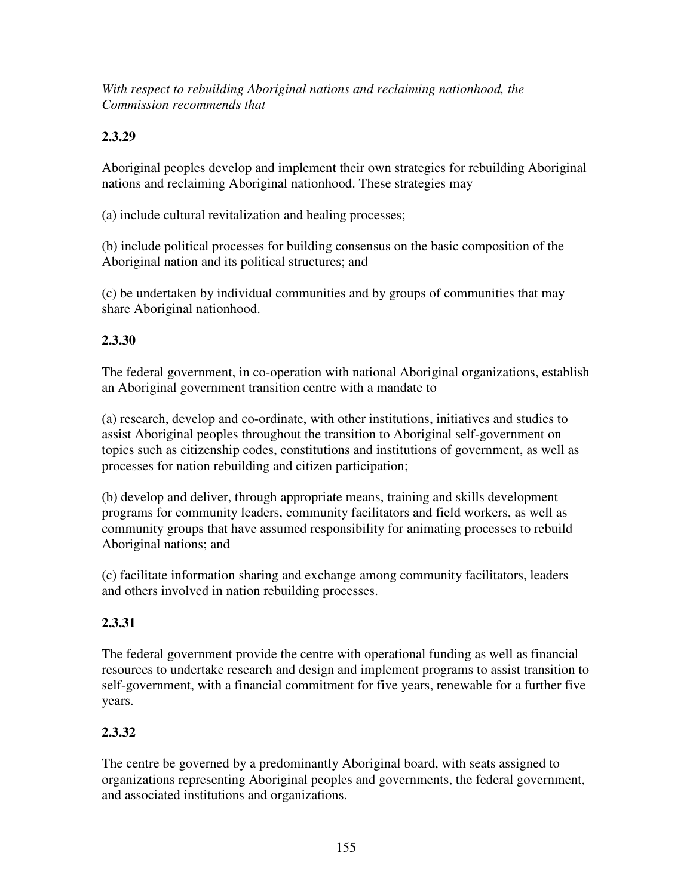*With respect to rebuilding Aboriginal nations and reclaiming nationhood, the Commission recommends that*

**2.3.29**

Aboriginal peoples develop and implement their own strategies for rebuilding Aboriginal nations and reclaiming Aboriginal nationhood. These strategies may

(a) include cultural revitalization and healing processes;

(b) include political processes for building consensus on the basic composition of the Aboriginal nation and its political structures; and

(c) be undertaken by individual communities and by groups of communities that may share Aboriginal nationhood.

**2.3.30**

The federal government, in co-operation with national Aboriginal organizations, establish an Aboriginal government transition centre with a mandate to

(a) research, develop and co-ordinate, with other institutions, initiatives and studies to assist Aboriginal peoples throughout the transition to Aboriginal self-government on topics such as citizenship codes, constitutions and institutions of government, as well as processes for nation rebuilding and citizen participation;

(b) develop and deliver, through appropriate means, training and skills development programs for community leaders, community facilitators and field workers, as well as community groups that have assumed responsibility for animating processes to rebuild Aboriginal nations; and

(c) facilitate information sharing and exchange among community facilitators, leaders and others involved in nation rebuilding processes.

**2.3.31**

The federal government provide the centre with operational funding as well as financial resources to undertake research and design and implement programs to assist transition to self-government, with a financial commitment for five years, renewable for a further five years.

**2.3.32**

The centre be governed by a predominantly Aboriginal board, with seats assigned to organizations representing Aboriginal peoples and governments, the federal government, and associated institutions and organizations.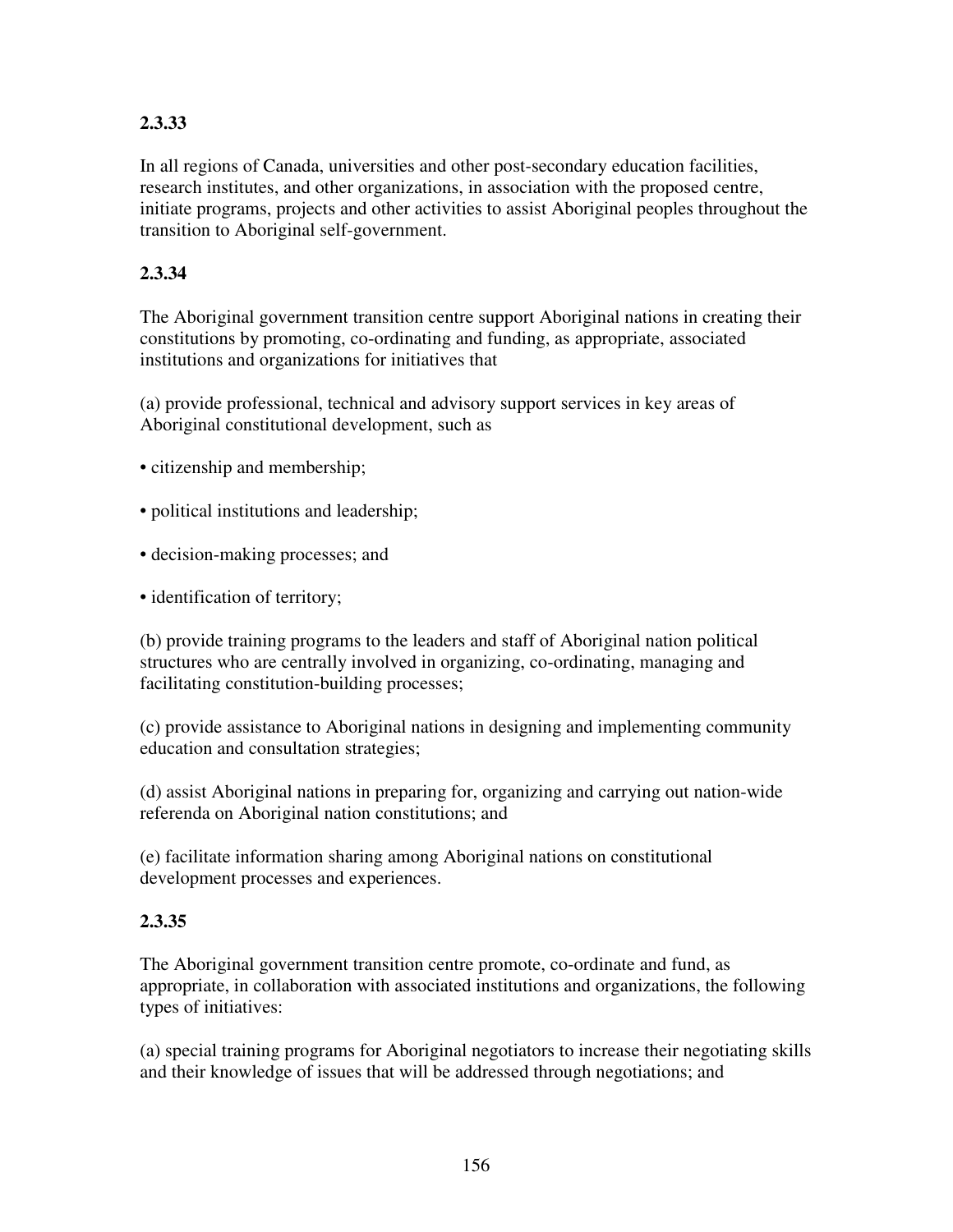**2.3.33**

In all regions of Canada, universities and other post-secondary education facilities, research institutes, and other organizations, in association with the proposed centre, initiate programs, projects and other activities to assist Aboriginal peoples throughout the transition to Aboriginal self-government.

**2.3.34**

The Aboriginal government transition centre support Aboriginal nations in creating their constitutions by promoting, co-ordinating and funding, as appropriate, associated institutions and organizations for initiatives that

(a) provide professional, technical and advisory support services in key areas of Aboriginal constitutional development, such as

- citizenship and membership;
- political institutions and leadership;
- decision-making processes; and
- identification of territory;

(b) provide training programs to the leaders and staff of Aboriginal nation political structures who are centrally involved in organizing, co-ordinating, managing and facilitating constitution-building processes;

(c) provide assistance to Aboriginal nations in designing and implementing community education and consultation strategies;

(d) assist Aboriginal nations in preparing for, organizing and carrying out nation-wide referenda on Aboriginal nation constitutions; and

(e) facilitate information sharing among Aboriginal nations on constitutional development processes and experiences.

**2.3.35**

The Aboriginal government transition centre promote, co-ordinate and fund, as appropriate, in collaboration with associated institutions and organizations, the following types of initiatives:

(a) special training programs for Aboriginal negotiators to increase their negotiating skills and their knowledge of issues that will be addressed through negotiations; and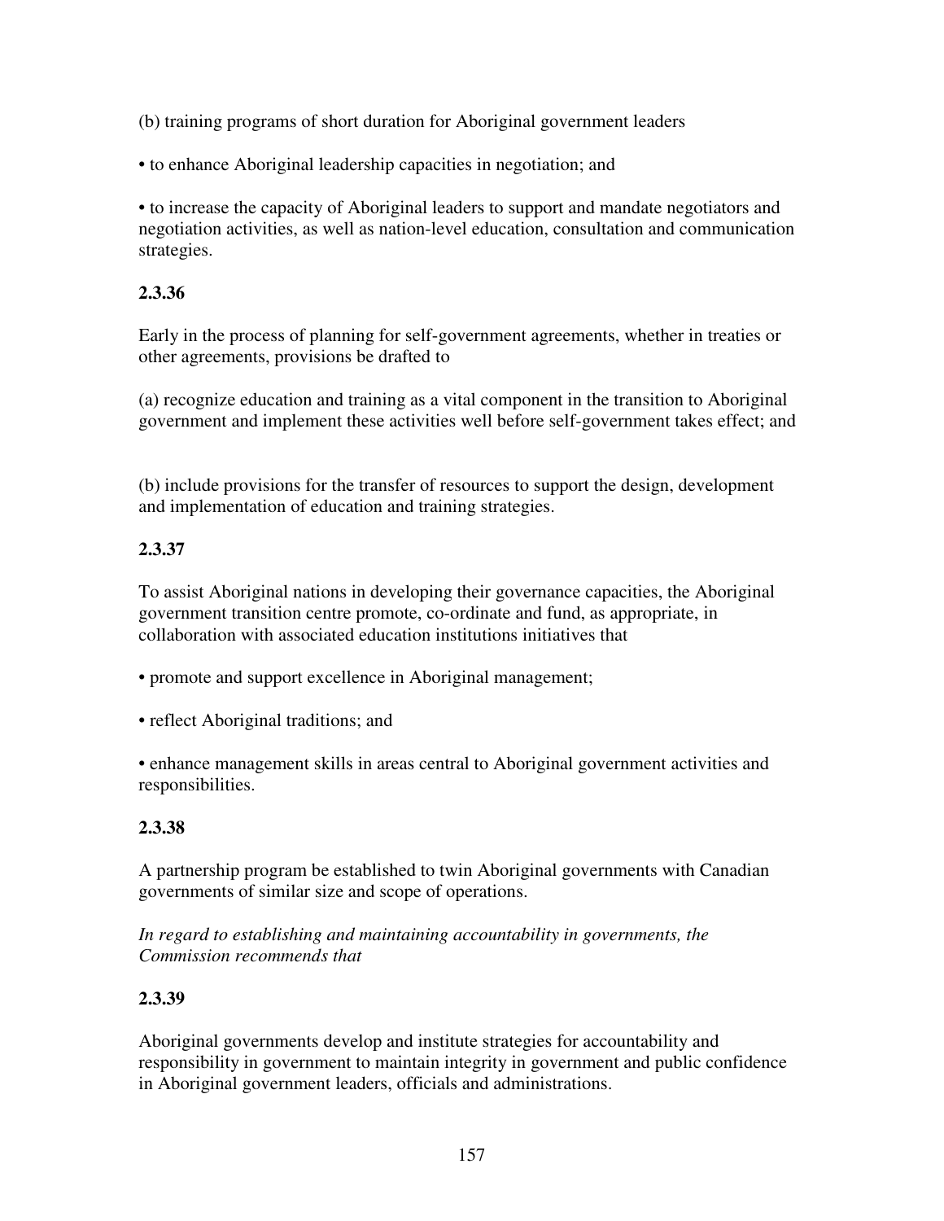(b) training programs of short duration for Aboriginal government leaders

• to enhance Aboriginal leadership capacities in negotiation; and

• to increase the capacity of Aboriginal leaders to support and mandate negotiators and negotiation activities, as well as nation-level education, consultation and communication strategies.

**2.3.36**

Early in the process of planning for self-government agreements, whether in treaties or other agreements, provisions be drafted to

(a) recognize education and training as a vital component in the transition to Aboriginal government and implement these activities well before self-government takes effect; and

(b) include provisions for the transfer of resources to support the design, development and implementation of education and training strategies.

**2.3.37**

To assist Aboriginal nations in developing their governance capacities, the Aboriginal government transition centre promote, co-ordinate and fund, as appropriate, in collaboration with associated education institutions initiatives that

• promote and support excellence in Aboriginal management;

• reflect Aboriginal traditions; and

• enhance management skills in areas central to Aboriginal government activities and responsibilities.

**2.3.38**

A partnership program be established to twin Aboriginal governments with Canadian governments of similar size and scope of operations.

*In regard to establishing and maintaining accountability in governments, the Commission recommends that*

**2.3.39**

Aboriginal governments develop and institute strategies for accountability and responsibility in government to maintain integrity in government and public confidence in Aboriginal government leaders, officials and administrations.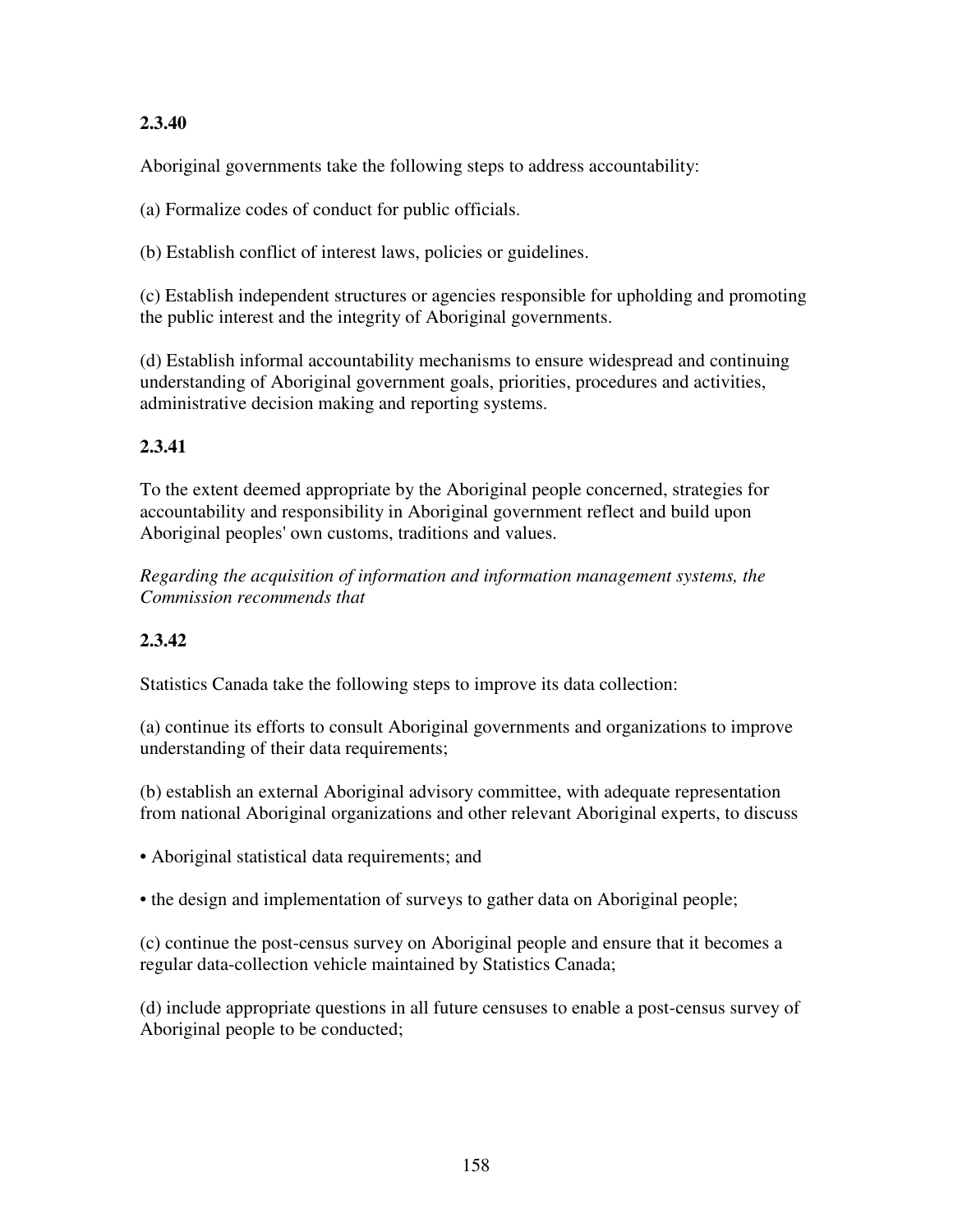**2.3.40**

Aboriginal governments take the following steps to address accountability:

(a) Formalize codes of conduct for public officials.

(b) Establish conflict of interest laws, policies or guidelines.

(c) Establish independent structures or agencies responsible for upholding and promoting the public interest and the integrity of Aboriginal governments.

(d) Establish informal accountability mechanisms to ensure widespread and continuing understanding of Aboriginal government goals, priorities, procedures and activities, administrative decision making and reporting systems.

**2.3.41**

To the extent deemed appropriate by the Aboriginal people concerned, strategies for accountability and responsibility in Aboriginal government reflect and build upon Aboriginal peoples' own customs, traditions and values.

*Regarding the acquisition of information and information management systems, the Commission recommends that*

**2.3.42**

Statistics Canada take the following steps to improve its data collection:

(a) continue its efforts to consult Aboriginal governments and organizations to improve understanding of their data requirements;

(b) establish an external Aboriginal advisory committee, with adequate representation from national Aboriginal organizations and other relevant Aboriginal experts, to discuss

- Aboriginal statistical data requirements; and
- the design and implementation of surveys to gather data on Aboriginal people;

(c) continue the post-census survey on Aboriginal people and ensure that it becomes a regular data-collection vehicle maintained by Statistics Canada;

(d) include appropriate questions in all future censuses to enable a post-census survey of Aboriginal people to be conducted;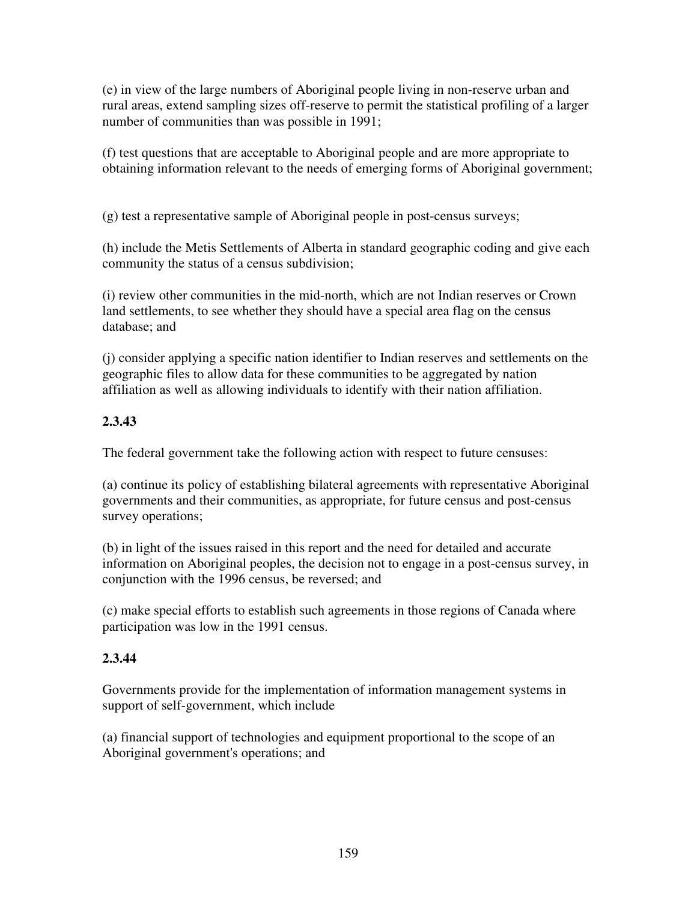(e) in view of the large numbers of Aboriginal people living in non-reserve urban and rural areas, extend sampling sizes off-reserve to permit the statistical profiling of a larger number of communities than was possible in 1991;

(f) test questions that are acceptable to Aboriginal people and are more appropriate to obtaining information relevant to the needs of emerging forms of Aboriginal government;

(g) test a representative sample of Aboriginal people in post-census surveys;

(h) include the Metis Settlements of Alberta in standard geographic coding and give each community the status of a census subdivision;

(i) review other communities in the mid-north, which are not Indian reserves or Crown land settlements, to see whether they should have a special area flag on the census database; and

(j) consider applying a specific nation identifier to Indian reserves and settlements on the geographic files to allow data for these communities to be aggregated by nation affiliation as well as allowing individuals to identify with their nation affiliation.

**2.3.43**

The federal government take the following action with respect to future censuses:

(a) continue its policy of establishing bilateral agreements with representative Aboriginal governments and their communities, as appropriate, for future census and post-census survey operations;

(b) in light of the issues raised in this report and the need for detailed and accurate information on Aboriginal peoples, the decision not to engage in a post-census survey, in conjunction with the 1996 census, be reversed; and

(c) make special efforts to establish such agreements in those regions of Canada where participation was low in the 1991 census.

**2.3.44**

Governments provide for the implementation of information management systems in support of self-government, which include

(a) financial support of technologies and equipment proportional to the scope of an Aboriginal government's operations; and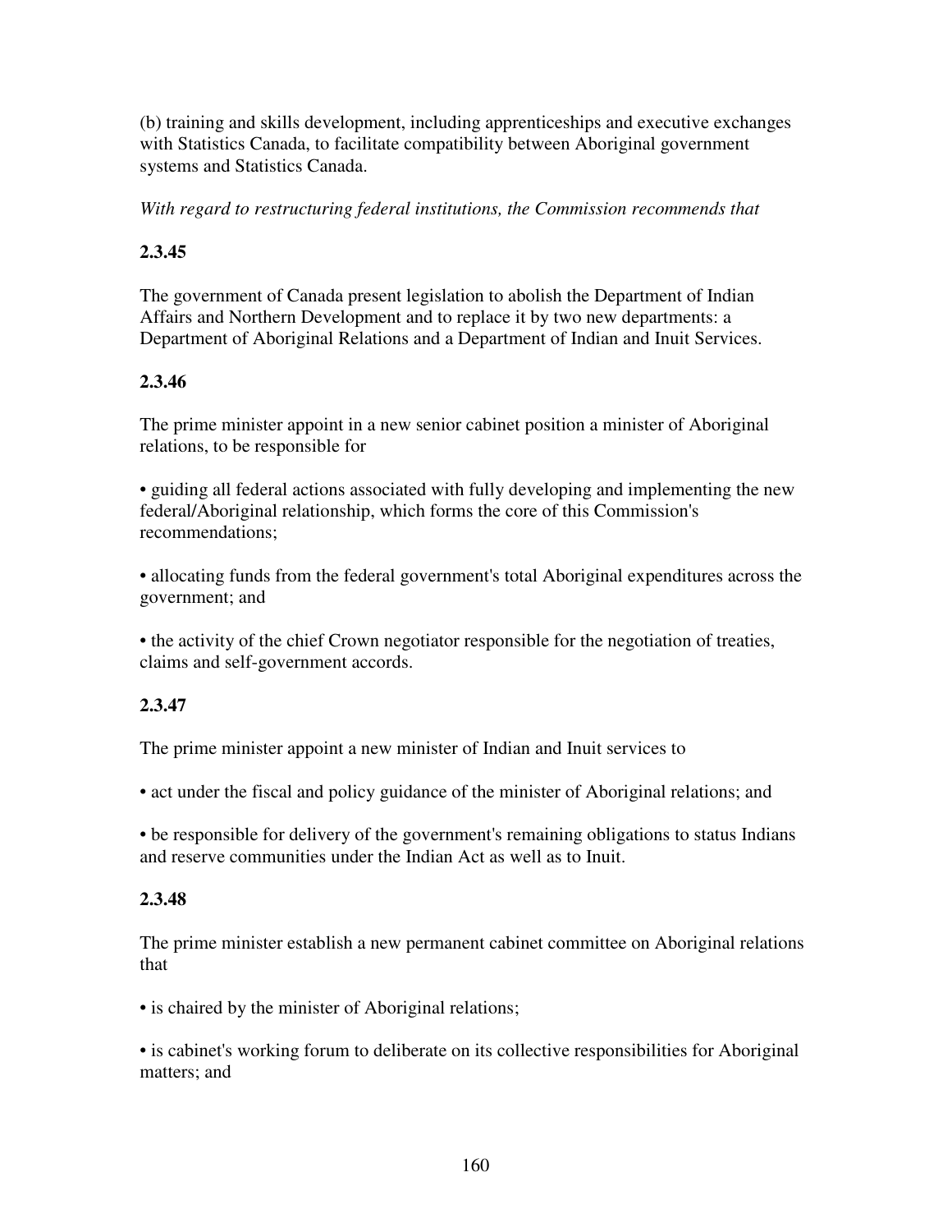(b) training and skills development, including apprenticeships and executive exchanges with Statistics Canada, to facilitate compatibility between Aboriginal government systems and Statistics Canada.

*With regard to restructuring federal institutions, the Commission recommends that*

**2.3.45**

The government of Canada present legislation to abolish the Department of Indian Affairs and Northern Development and to replace it by two new departments: a Department of Aboriginal Relations and a Department of Indian and Inuit Services.

**2.3.46**

The prime minister appoint in a new senior cabinet position a minister of Aboriginal relations, to be responsible for

• guiding all federal actions associated with fully developing and implementing the new federal/Aboriginal relationship, which forms the core of this Commission's recommendations;

• allocating funds from the federal government's total Aboriginal expenditures across the government; and

• the activity of the chief Crown negotiator responsible for the negotiation of treaties, claims and self-government accords.

**2.3.47**

The prime minister appoint a new minister of Indian and Inuit services to

• act under the fiscal and policy guidance of the minister of Aboriginal relations; and

• be responsible for delivery of the government's remaining obligations to status Indians and reserve communities under the Indian Act as well as to Inuit.

**2.3.48**

The prime minister establish a new permanent cabinet committee on Aboriginal relations that

• is chaired by the minister of Aboriginal relations;

• is cabinet's working forum to deliberate on its collective responsibilities for Aboriginal matters; and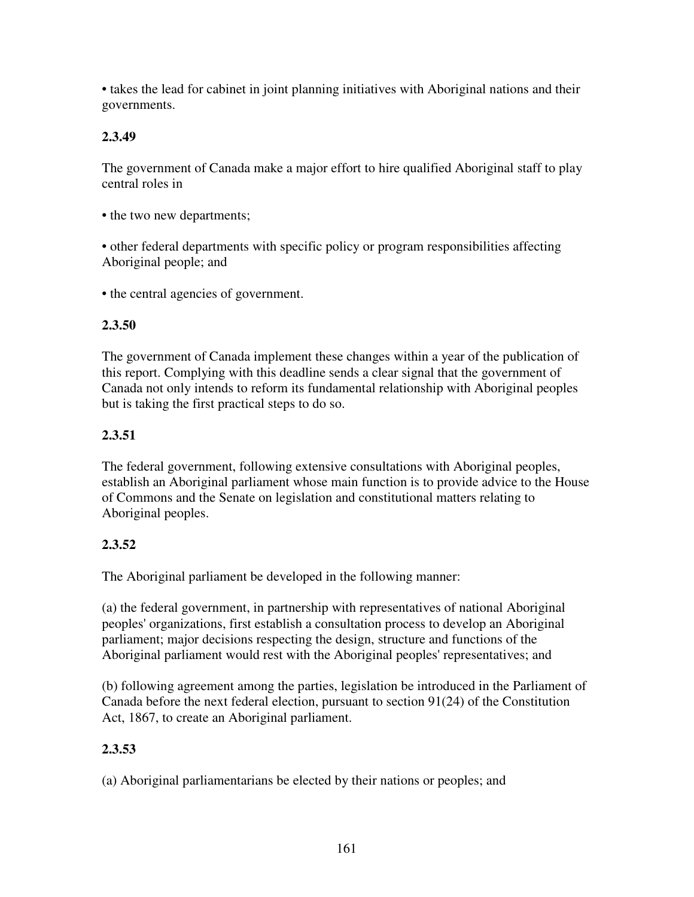• takes the lead for cabinet in joint planning initiatives with Aboriginal nations and their governments.

**2.3.49**

The government of Canada make a major effort to hire qualified Aboriginal staff to play central roles in

• the two new departments;

• other federal departments with specific policy or program responsibilities affecting Aboriginal people; and

• the central agencies of government.

**2.3.50**

The government of Canada implement these changes within a year of the publication of this report. Complying with this deadline sends a clear signal that the government of Canada not only intends to reform its fundamental relationship with Aboriginal peoples but is taking the first practical steps to do so.

**2.3.51**

The federal government, following extensive consultations with Aboriginal peoples, establish an Aboriginal parliament whose main function is to provide advice to the House of Commons and the Senate on legislation and constitutional matters relating to Aboriginal peoples.

**2.3.52**

The Aboriginal parliament be developed in the following manner:

(a) the federal government, in partnership with representatives of national Aboriginal peoples' organizations, first establish a consultation process to develop an Aboriginal parliament; major decisions respecting the design, structure and functions of the Aboriginal parliament would rest with the Aboriginal peoples' representatives; and

(b) following agreement among the parties, legislation be introduced in the Parliament of Canada before the next federal election, pursuant to section 91(24) of the Constitution Act, 1867, to create an Aboriginal parliament.

**2.3.53**

(a) Aboriginal parliamentarians be elected by their nations or peoples; and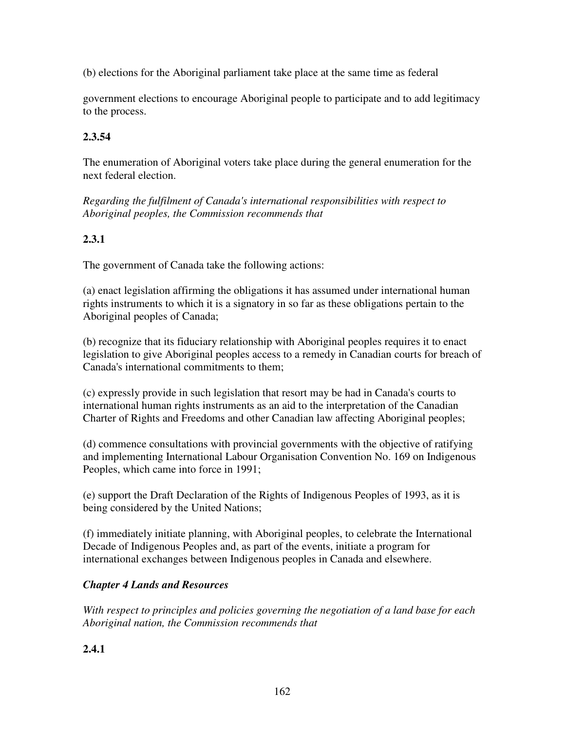(b) elections for the Aboriginal parliament take place at the same time as federal

government elections to encourage Aboriginal people to participate and to add legitimacy to the process.

**2.3.54**

The enumeration of Aboriginal voters take place during the general enumeration for the next federal election.

*Regarding the fulfilment of Canada's international responsibilities with respect to Aboriginal peoples, the Commission recommends that*

**2.3.1**

The government of Canada take the following actions:

(a) enact legislation affirming the obligations it has assumed under international human rights instruments to which it is a signatory in so far as these obligations pertain to the Aboriginal peoples of Canada;

(b) recognize that its fiduciary relationship with Aboriginal peoples requires it to enact legislation to give Aboriginal peoples access to a remedy in Canadian courts for breach of Canada's international commitments to them;

(c) expressly provide in such legislation that resort may be had in Canada's courts to international human rights instruments as an aid to the interpretation of the Canadian Charter of Rights and Freedoms and other Canadian law affecting Aboriginal peoples;

(d) commence consultations with provincial governments with the objective of ratifying and implementing International Labour Organisation Convention No. 169 on Indigenous Peoples, which came into force in 1991;

(e) support the Draft Declaration of the Rights of Indigenous Peoples of 1993, as it is being considered by the United Nations;

(f) immediately initiate planning, with Aboriginal peoples, to celebrate the International Decade of Indigenous Peoples and, as part of the events, initiate a program for international exchanges between Indigenous peoples in Canada and elsewhere.

***Chapter 4 Lands and Resources***

*With respect to principles and policies governing the negotiation of a land base for each Aboriginal nation, the Commission recommends that*

**2.4.1**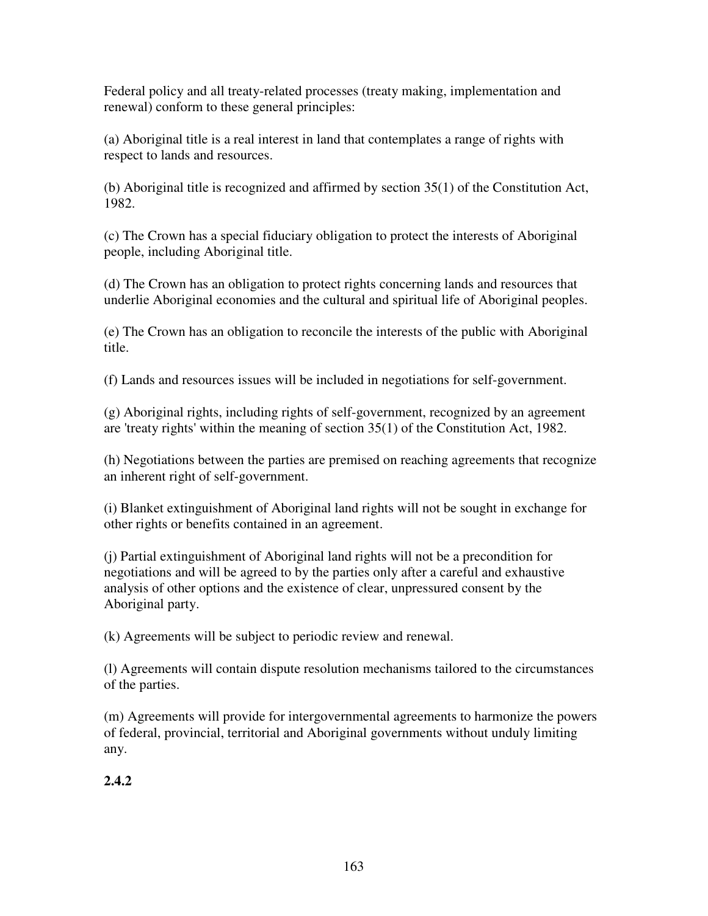Federal policy and all treaty-related processes (treaty making, implementation and renewal) conform to these general principles:

(a) Aboriginal title is a real interest in land that contemplates a range of rights with respect to lands and resources.

(b) Aboriginal title is recognized and affirmed by section 35(1) of the Constitution Act, 1982.

(c) The Crown has a special fiduciary obligation to protect the interests of Aboriginal people, including Aboriginal title.

(d) The Crown has an obligation to protect rights concerning lands and resources that underlie Aboriginal economies and the cultural and spiritual life of Aboriginal peoples.

(e) The Crown has an obligation to reconcile the interests of the public with Aboriginal title.

(f) Lands and resources issues will be included in negotiations for self-government.

(g) Aboriginal rights, including rights of self-government, recognized by an agreement are 'treaty rights' within the meaning of section 35(1) of the Constitution Act, 1982.

(h) Negotiations between the parties are premised on reaching agreements that recognize an inherent right of self-government.

(i) Blanket extinguishment of Aboriginal land rights will not be sought in exchange for other rights or benefits contained in an agreement.

(j) Partial extinguishment of Aboriginal land rights will not be a precondition for negotiations and will be agreed to by the parties only after a careful and exhaustive analysis of other options and the existence of clear, unpressured consent by the Aboriginal party.

(k) Agreements will be subject to periodic review and renewal.

(l) Agreements will contain dispute resolution mechanisms tailored to the circumstances of the parties.

(m) Agreements will provide for intergovernmental agreements to harmonize the powers of federal, provincial, territorial and Aboriginal governments without unduly limiting any.

**2.4.2**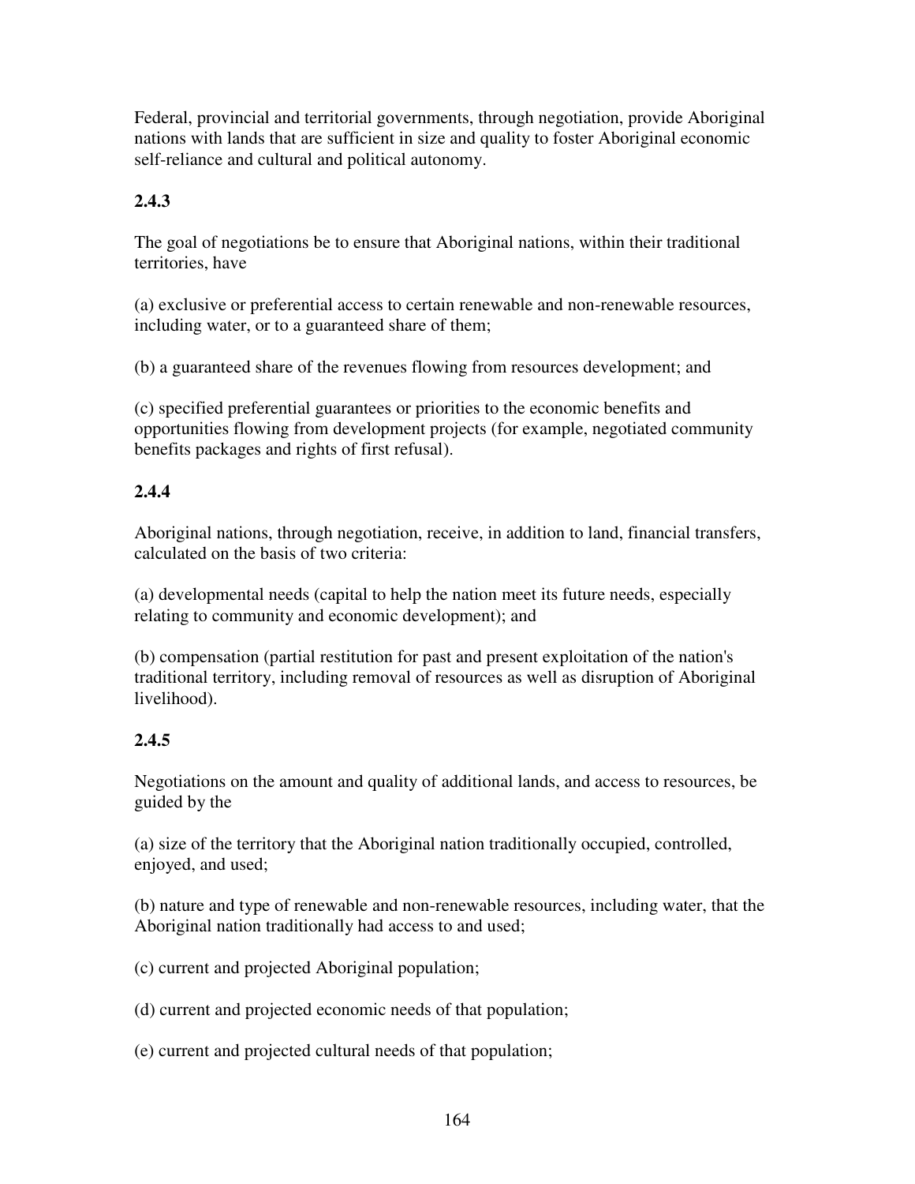Federal, provincial and territorial governments, through negotiation, provide Aboriginal nations with lands that are sufficient in size and quality to foster Aboriginal economic self-reliance and cultural and political autonomy.

**2.4.3**

The goal of negotiations be to ensure that Aboriginal nations, within their traditional territories, have

(a) exclusive or preferential access to certain renewable and non-renewable resources, including water, or to a guaranteed share of them;

(b) a guaranteed share of the revenues flowing from resources development; and

(c) specified preferential guarantees or priorities to the economic benefits and opportunities flowing from development projects (for example, negotiated community benefits packages and rights of first refusal).

**2.4.4**

Aboriginal nations, through negotiation, receive, in addition to land, financial transfers, calculated on the basis of two criteria:

(a) developmental needs (capital to help the nation meet its future needs, especially relating to community and economic development); and

(b) compensation (partial restitution for past and present exploitation of the nation's traditional territory, including removal of resources as well as disruption of Aboriginal livelihood).

**2.4.5**

Negotiations on the amount and quality of additional lands, and access to resources, be guided by the

(a) size of the territory that the Aboriginal nation traditionally occupied, controlled, enjoyed, and used;

(b) nature and type of renewable and non-renewable resources, including water, that the Aboriginal nation traditionally had access to and used;

(c) current and projected Aboriginal population;

(d) current and projected economic needs of that population;

(e) current and projected cultural needs of that population;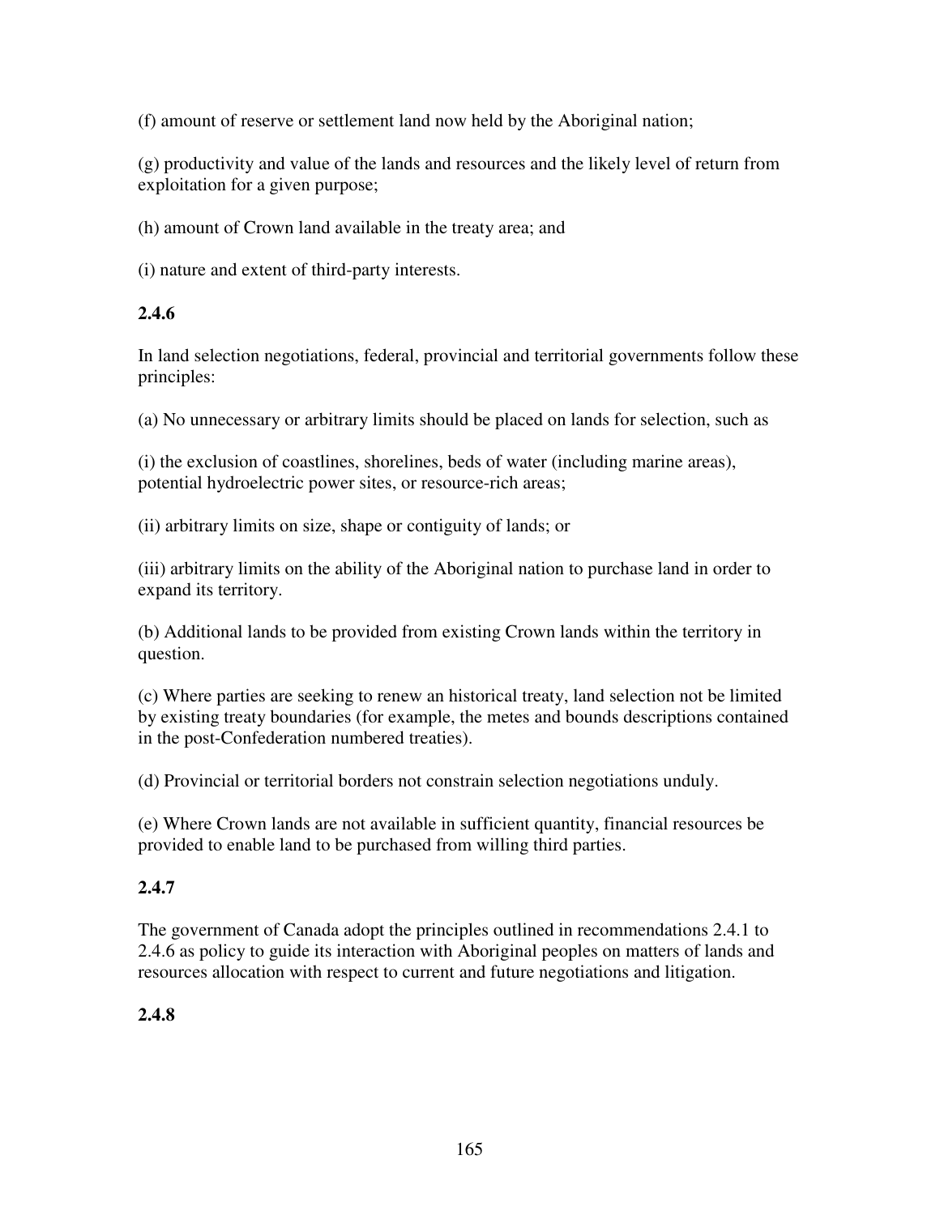(f) amount of reserve or settlement land now held by the Aboriginal nation;

(g) productivity and value of the lands and resources and the likely level of return from exploitation for a given purpose;

(h) amount of Crown land available in the treaty area; and

(i) nature and extent of third-party interests.

**2.4.6**

In land selection negotiations, federal, provincial and territorial governments follow these principles:

(a) No unnecessary or arbitrary limits should be placed on lands for selection, such as

(i) the exclusion of coastlines, shorelines, beds of water (including marine areas), potential hydroelectric power sites, or resource-rich areas;

(ii) arbitrary limits on size, shape or contiguity of lands; or

(iii) arbitrary limits on the ability of the Aboriginal nation to purchase land in order to expand its territory.

(b) Additional lands to be provided from existing Crown lands within the territory in question.

(c) Where parties are seeking to renew an historical treaty, land selection not be limited by existing treaty boundaries (for example, the metes and bounds descriptions contained in the post-Confederation numbered treaties).

(d) Provincial or territorial borders not constrain selection negotiations unduly.

(e) Where Crown lands are not available in sufficient quantity, financial resources be provided to enable land to be purchased from willing third parties.

**2.4.7**

The government of Canada adopt the principles outlined in recommendations 2.4.1 to 2.4.6 as policy to guide its interaction with Aboriginal peoples on matters of lands and resources allocation with respect to current and future negotiations and litigation.

**2.4.8**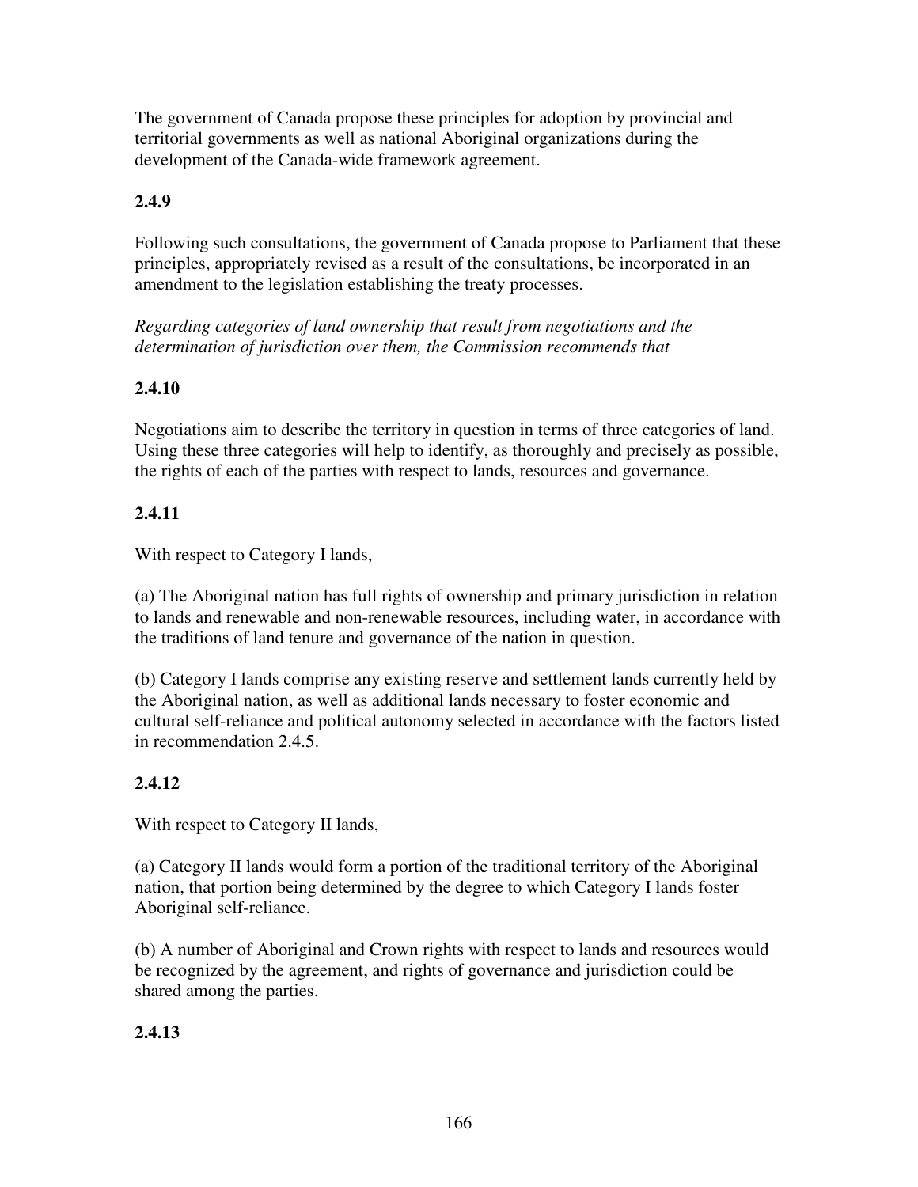The government of Canada propose these principles for adoption by provincial and territorial governments as well as national Aboriginal organizations during the development of the Canada-wide framework agreement.

**2.4.9**

Following such consultations, the government of Canada propose to Parliament that these principles, appropriately revised as a result of the consultations, be incorporated in an amendment to the legislation establishing the treaty processes.

*Regarding categories of land ownership that result from negotiations and the determination of jurisdiction over them, the Commission recommends that*

**2.4.10**

Negotiations aim to describe the territory in question in terms of three categories of land. Using these three categories will help to identify, as thoroughly and precisely as possible, the rights of each of the parties with respect to lands, resources and governance.

**2.4.11**

With respect to Category I lands,

(a) The Aboriginal nation has full rights of ownership and primary jurisdiction in relation to lands and renewable and non-renewable resources, including water, in accordance with the traditions of land tenure and governance of the nation in question.

(b) Category I lands comprise any existing reserve and settlement lands currently held by the Aboriginal nation, as well as additional lands necessary to foster economic and cultural self-reliance and political autonomy selected in accordance with the factors listed in recommendation 2.4.5.

**2.4.12**

With respect to Category II lands,

(a) Category II lands would form a portion of the traditional territory of the Aboriginal nation, that portion being determined by the degree to which Category I lands foster Aboriginal self-reliance.

(b) A number of Aboriginal and Crown rights with respect to lands and resources would be recognized by the agreement, and rights of governance and jurisdiction could be shared among the parties.

**2.4.13**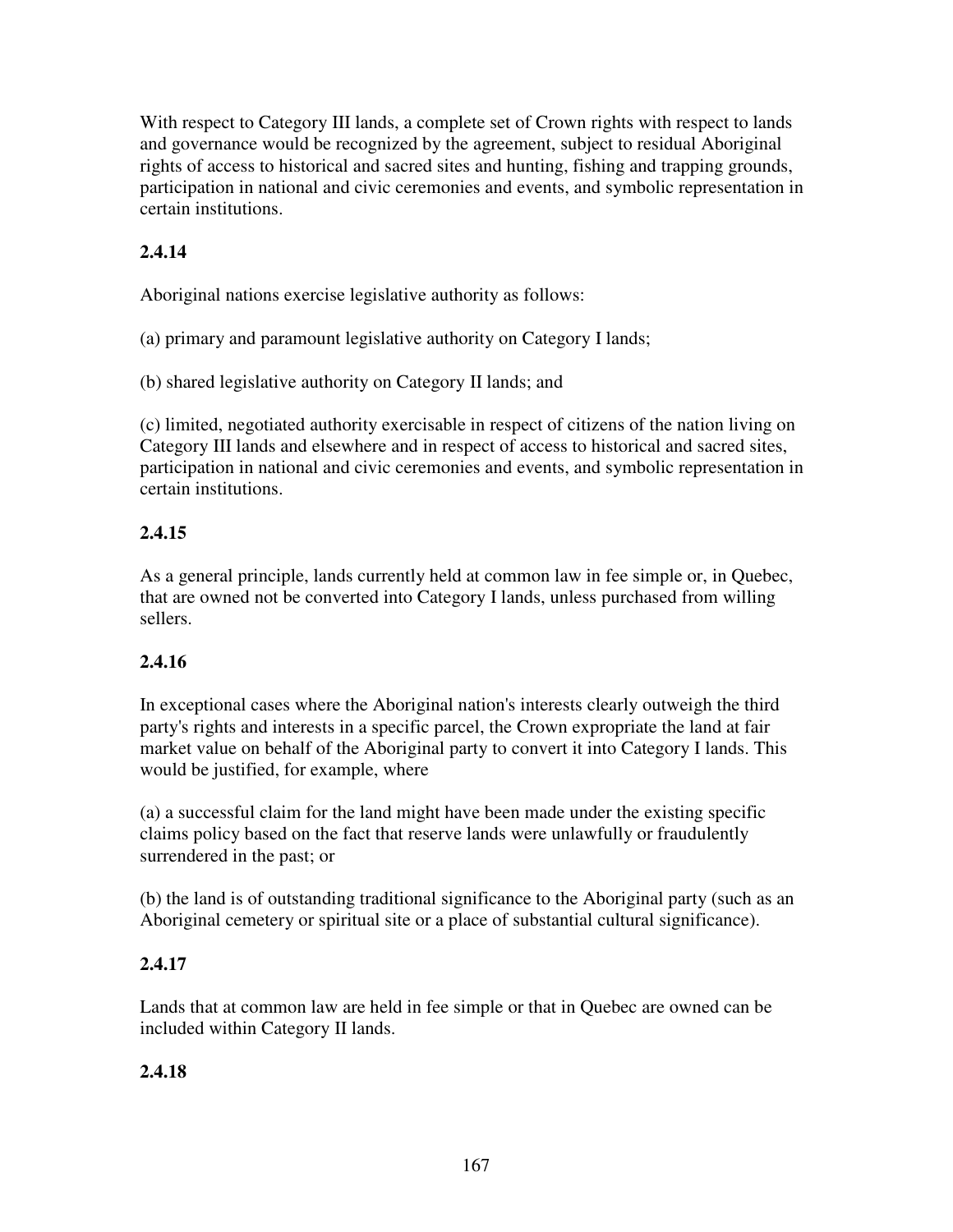With respect to Category III lands, a complete set of Crown rights with respect to lands and governance would be recognized by the agreement, subject to residual Aboriginal rights of access to historical and sacred sites and hunting, fishing and trapping grounds, participation in national and civic ceremonies and events, and symbolic representation in certain institutions.

**2.4.14**

Aboriginal nations exercise legislative authority as follows:

(a) primary and paramount legislative authority on Category I lands;

(b) shared legislative authority on Category II lands; and

(c) limited, negotiated authority exercisable in respect of citizens of the nation living on Category III lands and elsewhere and in respect of access to historical and sacred sites, participation in national and civic ceremonies and events, and symbolic representation in certain institutions.

**2.4.15**

As a general principle, lands currently held at common law in fee simple or, in Quebec, that are owned not be converted into Category I lands, unless purchased from willing sellers.

**2.4.16**

In exceptional cases where the Aboriginal nation's interests clearly outweigh the third party's rights and interests in a specific parcel, the Crown expropriate the land at fair market value on behalf of the Aboriginal party to convert it into Category I lands. This would be justified, for example, where

(a) a successful claim for the land might have been made under the existing specific claims policy based on the fact that reserve lands were unlawfully or fraudulently surrendered in the past; or

(b) the land is of outstanding traditional significance to the Aboriginal party (such as an Aboriginal cemetery or spiritual site or a place of substantial cultural significance).

**2.4.17**

Lands that at common law are held in fee simple or that in Quebec are owned can be included within Category II lands.

**2.4.18**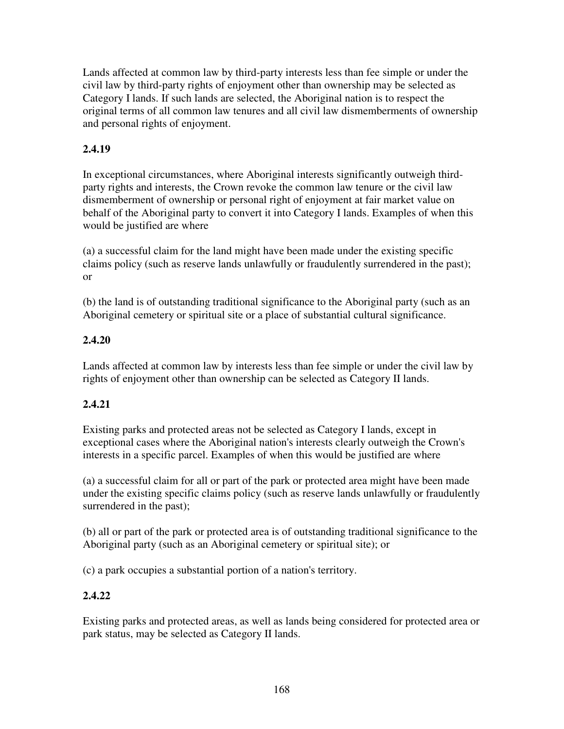Lands affected at common law by third-party interests less than fee simple or under the civil law by third-party rights of enjoyment other than ownership may be selected as Category I lands. If such lands are selected, the Aboriginal nation is to respect the original terms of all common law tenures and all civil law dismemberments of ownership and personal rights of enjoyment.

**2.4.19**

In exceptional circumstances, where Aboriginal interests significantly outweigh third-party rights and interests, the Crown revoke the common law tenure or the civil law dismemberment of ownership or personal right of enjoyment at fair market value on behalf of the Aboriginal party to convert it into Category I lands. Examples of when this would be justified are where

(a) a successful claim for the land might have been made under the existing specific claims policy (such as reserve lands unlawfully or fraudulently surrendered in the past); or

(b) the land is of outstanding traditional significance to the Aboriginal party (such as an Aboriginal cemetery or spiritual site or a place of substantial cultural significance.

**2.4.20**

Lands affected at common law by interests less than fee simple or under the civil law by rights of enjoyment other than ownership can be selected as Category II lands.

**2.4.21**

Existing parks and protected areas not be selected as Category I lands, except in exceptional cases where the Aboriginal nation's interests clearly outweigh the Crown's interests in a specific parcel. Examples of when this would be justified are where

(a) a successful claim for all or part of the park or protected area might have been made under the existing specific claims policy (such as reserve lands unlawfully or fraudulently surrendered in the past);

(b) all or part of the park or protected area is of outstanding traditional significance to the Aboriginal party (such as an Aboriginal cemetery or spiritual site); or

(c) a park occupies a substantial portion of a nation's territory.

**2.4.22**

Existing parks and protected areas, as well as lands being considered for protected area or park status, may be selected as Category II lands.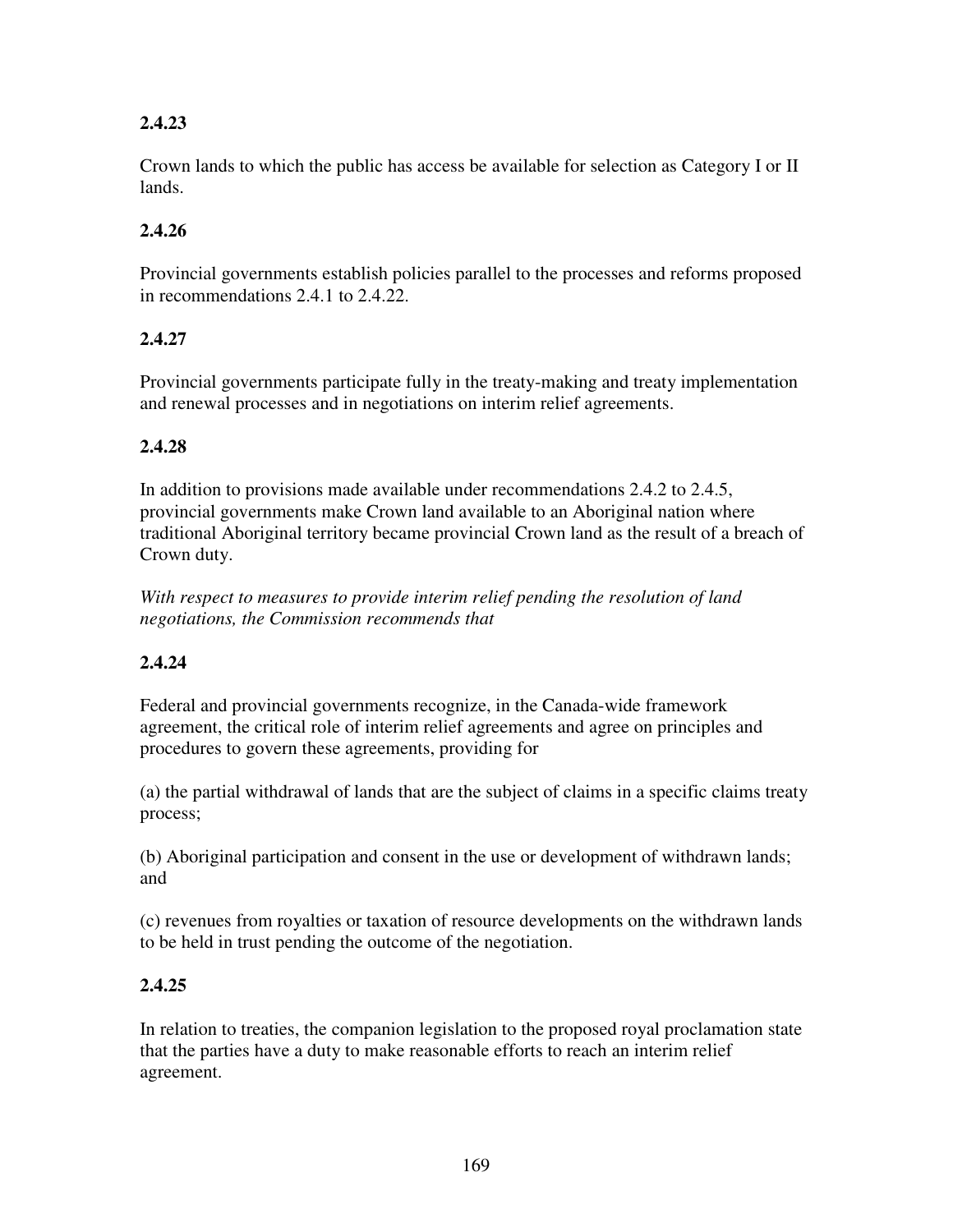**2.4.23**

Crown lands to which the public has access be available for selection as Category I or II lands.

**2.4.26**

Provincial governments establish policies parallel to the processes and reforms proposed in recommendations 2.4.1 to 2.4.22.

**2.4.27**

Provincial governments participate fully in the treaty-making and treaty implementation and renewal processes and in negotiations on interim relief agreements.

**2.4.28**

In addition to provisions made available under recommendations 2.4.2 to 2.4.5, provincial governments make Crown land available to an Aboriginal nation where traditional Aboriginal territory became provincial Crown land as the result of a breach of Crown duty.

*With respect to measures to provide interim relief pending the resolution of land negotiations, the Commission recommends that*

**2.4.24**

Federal and provincial governments recognize, in the Canada-wide framework agreement, the critical role of interim relief agreements and agree on principles and procedures to govern these agreements, providing for

(a) the partial withdrawal of lands that are the subject of claims in a specific claims treaty process;

(b) Aboriginal participation and consent in the use or development of withdrawn lands; and

(c) revenues from royalties or taxation of resource developments on the withdrawn lands to be held in trust pending the outcome of the negotiation.

**2.4.25**

In relation to treaties, the companion legislation to the proposed royal proclamation state that the parties have a duty to make reasonable efforts to reach an interim relief agreement.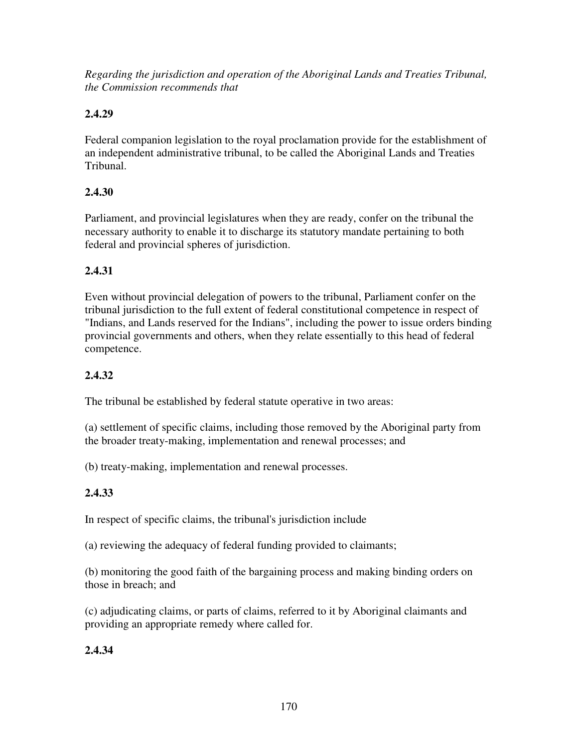*Regarding the jurisdiction and operation of the Aboriginal Lands and Treaties Tribunal, the Commission recommends that*

**2.4.29**

Federal companion legislation to the royal proclamation provide for the establishment of an independent administrative tribunal, to be called the Aboriginal Lands and Treaties Tribunal.

**2.4.30**

Parliament, and provincial legislatures when they are ready, confer on the tribunal the necessary authority to enable it to discharge its statutory mandate pertaining to both federal and provincial spheres of jurisdiction.

**2.4.31**

Even without provincial delegation of powers to the tribunal, Parliament confer on the tribunal jurisdiction to the full extent of federal constitutional competence in respect of "Indians, and Lands reserved for the Indians", including the power to issue orders binding provincial governments and others, when they relate essentially to this head of federal competence.

**2.4.32**

The tribunal be established by federal statute operative in two areas:

(a) settlement of specific claims, including those removed by the Aboriginal party from the broader treaty-making, implementation and renewal processes; and

(b) treaty-making, implementation and renewal processes.

**2.4.33**

In respect of specific claims, the tribunal's jurisdiction include

(a) reviewing the adequacy of federal funding provided to claimants;

(b) monitoring the good faith of the bargaining process and making binding orders on those in breach; and

(c) adjudicating claims, or parts of claims, referred to it by Aboriginal claimants and providing an appropriate remedy where called for.

**2.4.34**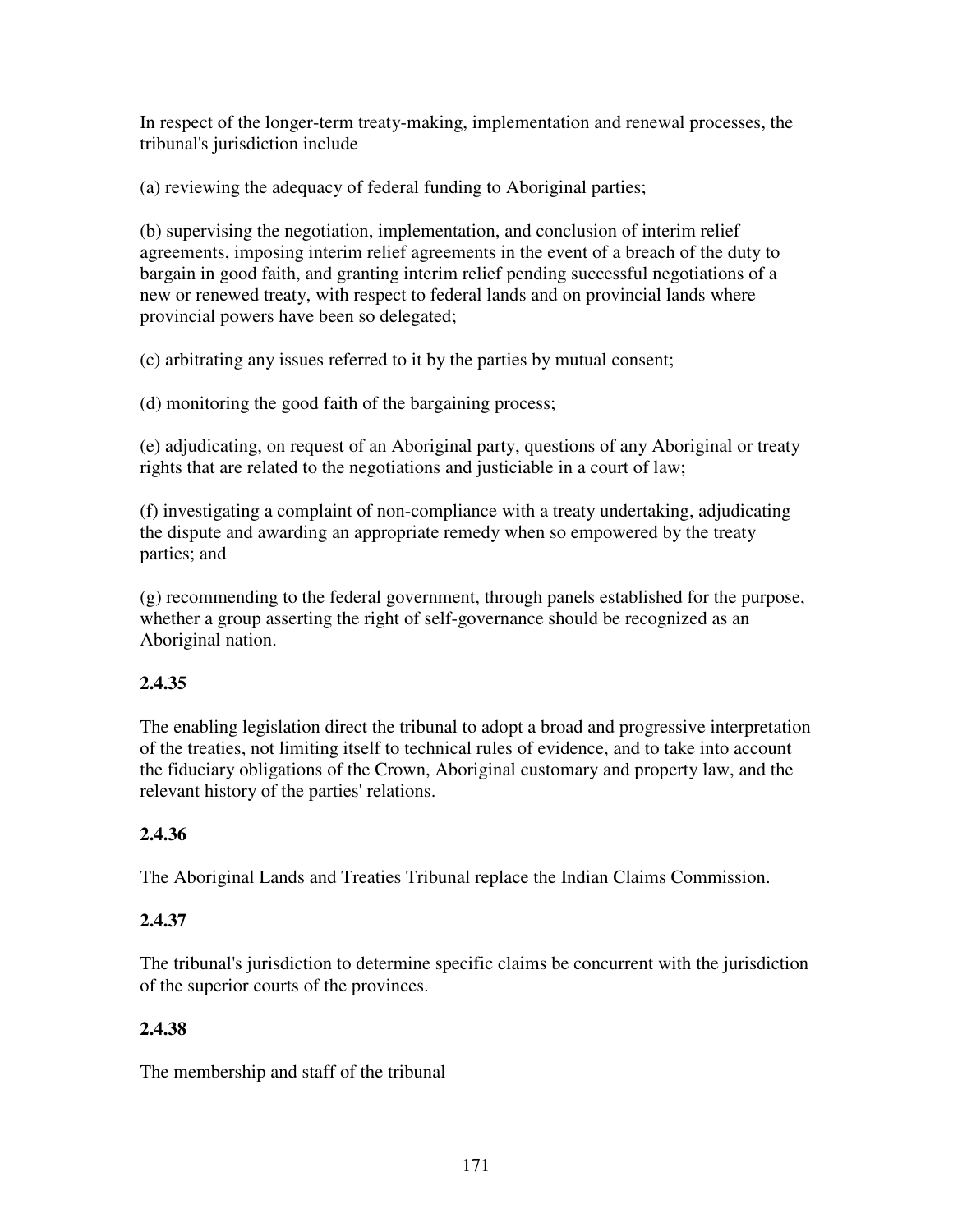In respect of the longer-term treaty-making, implementation and renewal processes, the tribunal's jurisdiction include

(a) reviewing the adequacy of federal funding to Aboriginal parties;

(b) supervising the negotiation, implementation, and conclusion of interim relief agreements, imposing interim relief agreements in the event of a breach of the duty to bargain in good faith, and granting interim relief pending successful negotiations of a new or renewed treaty, with respect to federal lands and on provincial lands where provincial powers have been so delegated;

(c) arbitrating any issues referred to it by the parties by mutual consent;

(d) monitoring the good faith of the bargaining process;

(e) adjudicating, on request of an Aboriginal party, questions of any Aboriginal or treaty rights that are related to the negotiations and justiciable in a court of law;

(f) investigating a complaint of non-compliance with a treaty undertaking, adjudicating the dispute and awarding an appropriate remedy when so empowered by the treaty parties; and

(g) recommending to the federal government, through panels established for the purpose, whether a group asserting the right of self-governance should be recognized as an Aboriginal nation.

**2.4.35**

The enabling legislation direct the tribunal to adopt a broad and progressive interpretation of the treaties, not limiting itself to technical rules of evidence, and to take into account the fiduciary obligations of the Crown, Aboriginal customary and property law, and the relevant history of the parties' relations.

**2.4.36**

The Aboriginal Lands and Treaties Tribunal replace the Indian Claims Commission.

**2.4.37**

The tribunal's jurisdiction to determine specific claims be concurrent with the jurisdiction of the superior courts of the provinces.

**2.4.38**

The membership and staff of the tribunal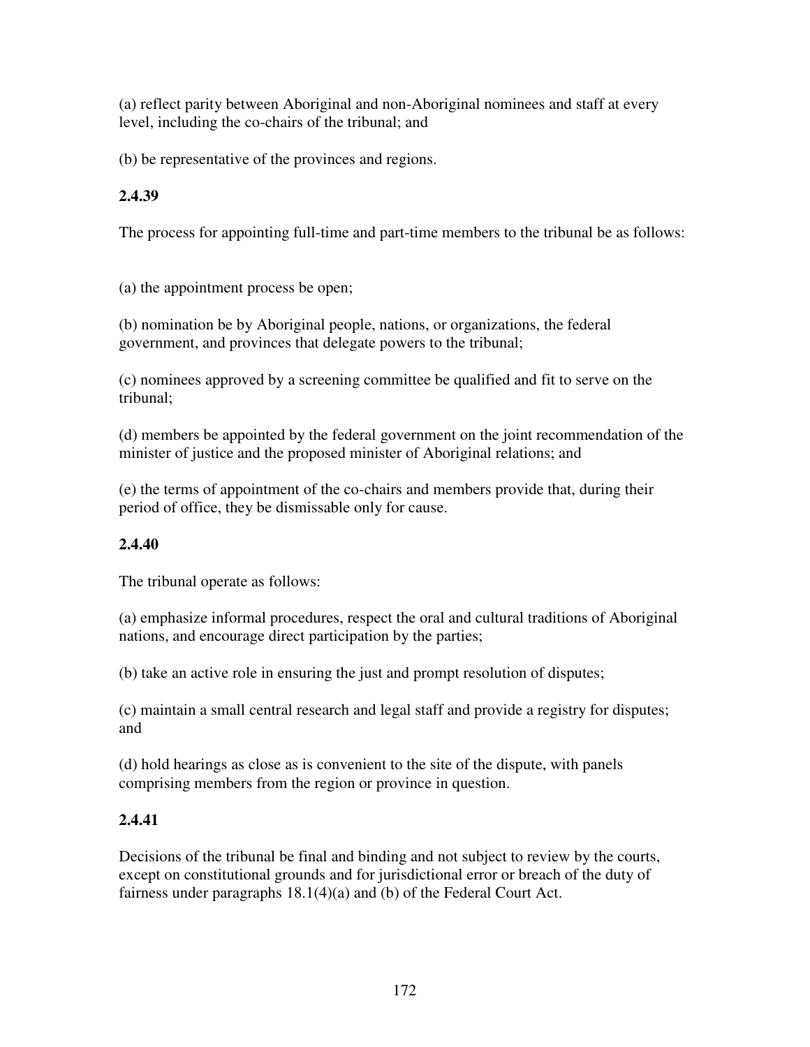(a) reflect parity between Aboriginal and non-Aboriginal nominees and staff at every level, including the co-chairs of the tribunal; and

(b) be representative of the provinces and regions.

**2.4.39**

The process for appointing full-time and part-time members to the tribunal be as follows:

(a) the appointment process be open;

(b) nomination be by Aboriginal people, nations, or organizations, the federal government, and provinces that delegate powers to the tribunal;

(c) nominees approved by a screening committee be qualified and fit to serve on the tribunal;

(d) members be appointed by the federal government on the joint recommendation of the minister of justice and the proposed minister of Aboriginal relations; and

(e) the terms of appointment of the co-chairs and members provide that, during their period of office, they be dismissable only for cause.

**2.4.40**

The tribunal operate as follows:

(a) emphasize informal procedures, respect the oral and cultural traditions of Aboriginal nations, and encourage direct participation by the parties;

(b) take an active role in ensuring the just and prompt resolution of disputes;

(c) maintain a small central research and legal staff and provide a registry for disputes; and

(d) hold hearings as close as is convenient to the site of the dispute, with panels comprising members from the region or province in question.

**2.4.41**

Decisions of the tribunal be final and binding and not subject to review by the courts, except on constitutional grounds and for jurisdictional error or breach of the duty of fairness under paragraphs 18.1(4)(a) and (b) of the Federal Court Act.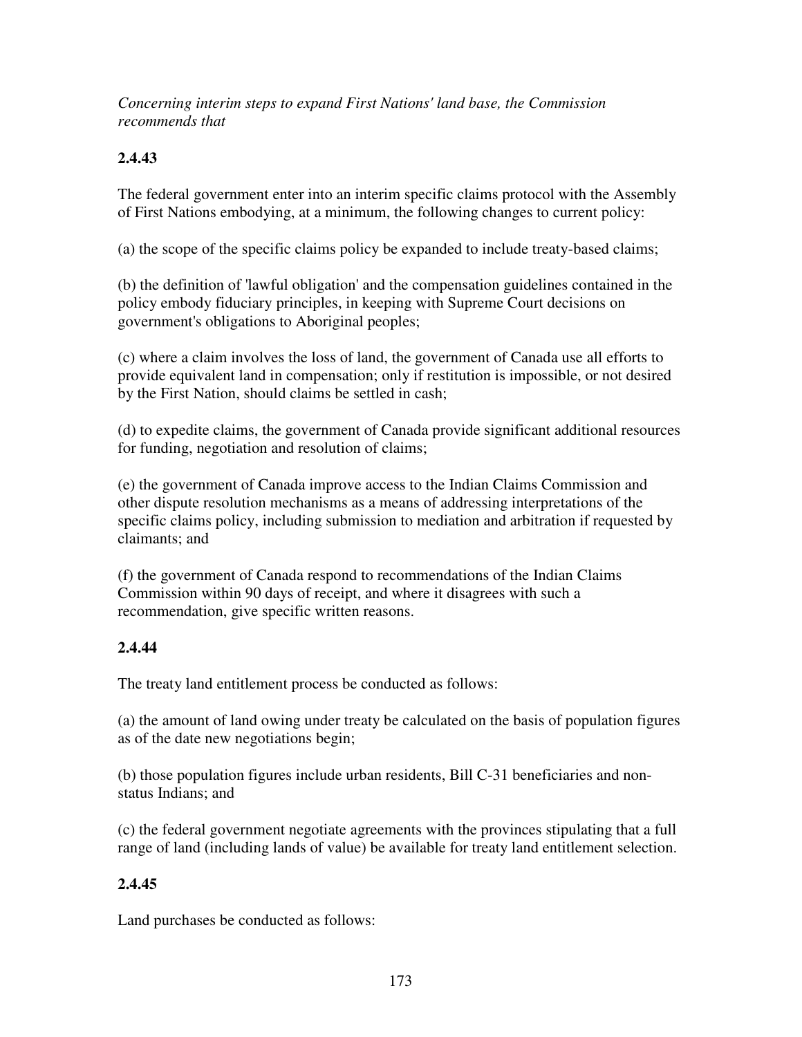*Concerning interim steps to expand First Nations' land base, the Commission recommends that*

**2.4.43**

The federal government enter into an interim specific claims protocol with the Assembly of First Nations embodying, at a minimum, the following changes to current policy:

(a) the scope of the specific claims policy be expanded to include treaty-based claims;

(b) the definition of 'lawful obligation' and the compensation guidelines contained in the policy embody fiduciary principles, in keeping with Supreme Court decisions on government's obligations to Aboriginal peoples;

(c) where a claim involves the loss of land, the government of Canada use all efforts to provide equivalent land in compensation; only if restitution is impossible, or not desired by the First Nation, should claims be settled in cash;

(d) to expedite claims, the government of Canada provide significant additional resources for funding, negotiation and resolution of claims;

(e) the government of Canada improve access to the Indian Claims Commission and other dispute resolution mechanisms as a means of addressing interpretations of the specific claims policy, including submission to mediation and arbitration if requested by claimants; and

(f) the government of Canada respond to recommendations of the Indian Claims Commission within 90 days of receipt, and where it disagrees with such a recommendation, give specific written reasons.

**2.4.44**

The treaty land entitlement process be conducted as follows:

(a) the amount of land owing under treaty be calculated on the basis of population figures as of the date new negotiations begin;

(b) those population figures include urban residents, Bill C-31 beneficiaries and non-status Indians; and

(c) the federal government negotiate agreements with the provinces stipulating that a full range of land (including lands of value) be available for treaty land entitlement selection.

**2.4.45**

Land purchases be conducted as follows: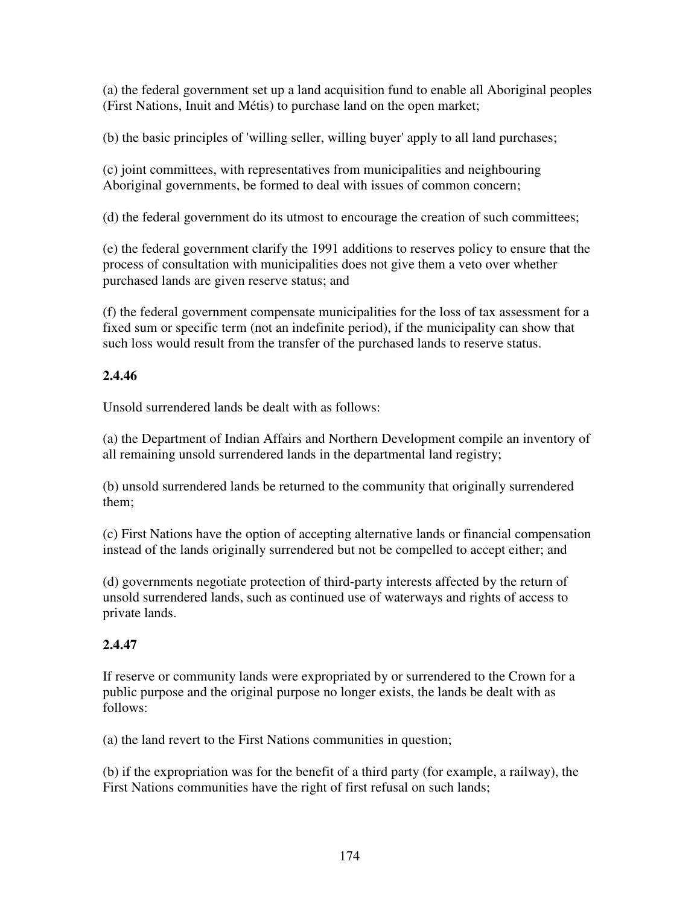(a) the federal government set up a land acquisition fund to enable all Aboriginal peoples (First Nations, Inuit and Métis) to purchase land on the open market;

(b) the basic principles of 'willing seller, willing buyer' apply to all land purchases;

(c) joint committees, with representatives from municipalities and neighbouring Aboriginal governments, be formed to deal with issues of common concern;

(d) the federal government do its utmost to encourage the creation of such committees;

(e) the federal government clarify the 1991 additions to reserves policy to ensure that the process of consultation with municipalities does not give them a veto over whether purchased lands are given reserve status; and

(f) the federal government compensate municipalities for the loss of tax assessment for a fixed sum or specific term (not an indefinite period), if the municipality can show that such loss would result from the transfer of the purchased lands to reserve status.

**2.4.46**

Unsold surrendered lands be dealt with as follows:

(a) the Department of Indian Affairs and Northern Development compile an inventory of all remaining unsold surrendered lands in the departmental land registry;

(b) unsold surrendered lands be returned to the community that originally surrendered them;

(c) First Nations have the option of accepting alternative lands or financial compensation instead of the lands originally surrendered but not be compelled to accept either; and

(d) governments negotiate protection of third-party interests affected by the return of unsold surrendered lands, such as continued use of waterways and rights of access to private lands.

**2.4.47**

If reserve or community lands were expropriated by or surrendered to the Crown for a public purpose and the original purpose no longer exists, the lands be dealt with as follows:

(a) the land revert to the First Nations communities in question;

(b) if the expropriation was for the benefit of a third party (for example, a railway), the First Nations communities have the right of first refusal on such lands;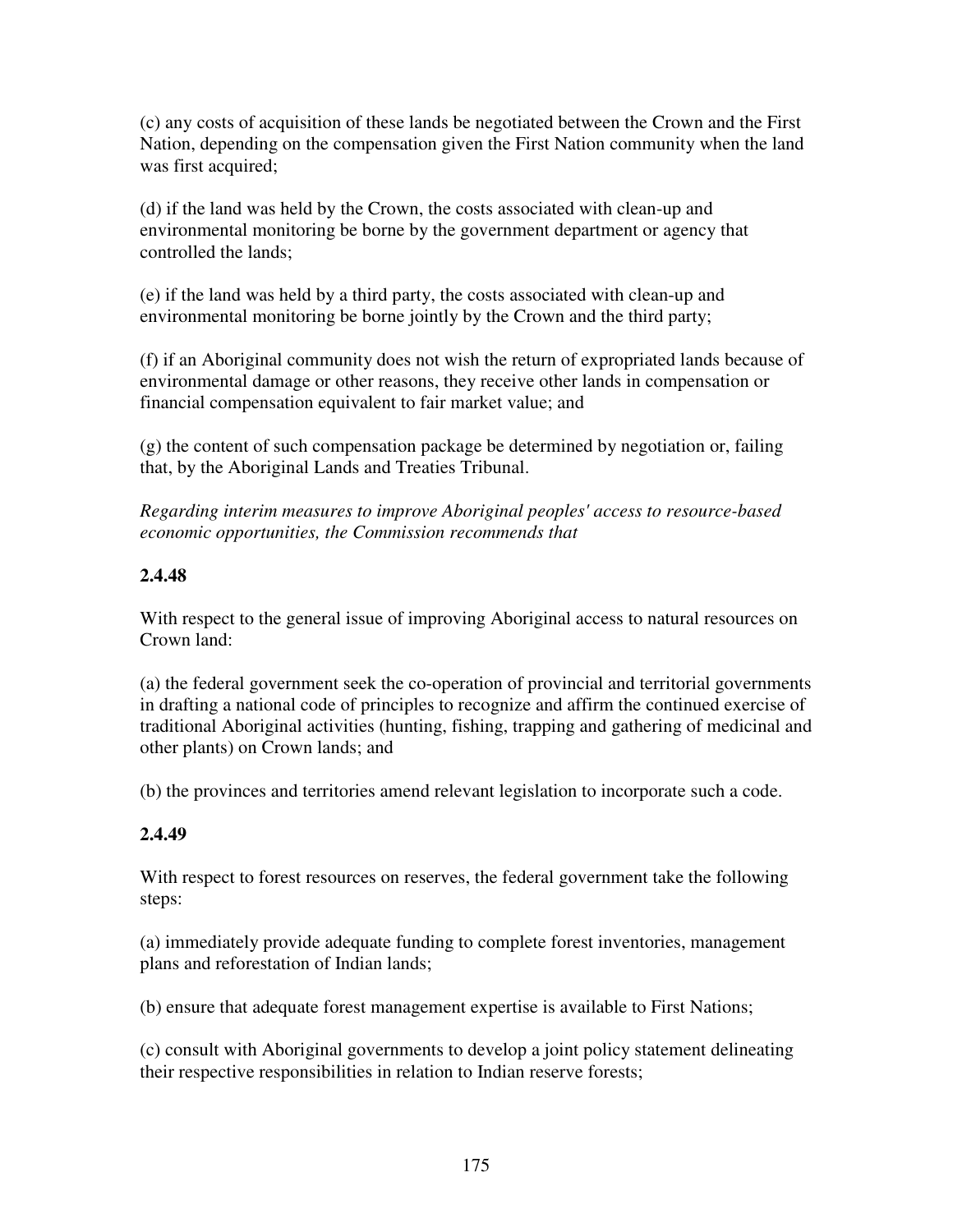(c) any costs of acquisition of these lands be negotiated between the Crown and the First Nation, depending on the compensation given the First Nation community when the land was first acquired;

(d) if the land was held by the Crown, the costs associated with clean-up and environmental monitoring be borne by the government department or agency that controlled the lands;

(e) if the land was held by a third party, the costs associated with clean-up and environmental monitoring be borne jointly by the Crown and the third party;

(f) if an Aboriginal community does not wish the return of expropriated lands because of environmental damage or other reasons, they receive other lands in compensation or financial compensation equivalent to fair market value; and

(g) the content of such compensation package be determined by negotiation or, failing that, by the Aboriginal Lands and Treaties Tribunal.

*Regarding interim measures to improve Aboriginal peoples' access to resource-based economic opportunities, the Commission recommends that*

**2.4.48**

With respect to the general issue of improving Aboriginal access to natural resources on Crown land:

(a) the federal government seek the co-operation of provincial and territorial governments in drafting a national code of principles to recognize and affirm the continued exercise of traditional Aboriginal activities (hunting, fishing, trapping and gathering of medicinal and other plants) on Crown lands; and

(b) the provinces and territories amend relevant legislation to incorporate such a code.

**2.4.49**

With respect to forest resources on reserves, the federal government take the following steps:

(a) immediately provide adequate funding to complete forest inventories, management plans and reforestation of Indian lands;

(b) ensure that adequate forest management expertise is available to First Nations;

(c) consult with Aboriginal governments to develop a joint policy statement delineating their respective responsibilities in relation to Indian reserve forests;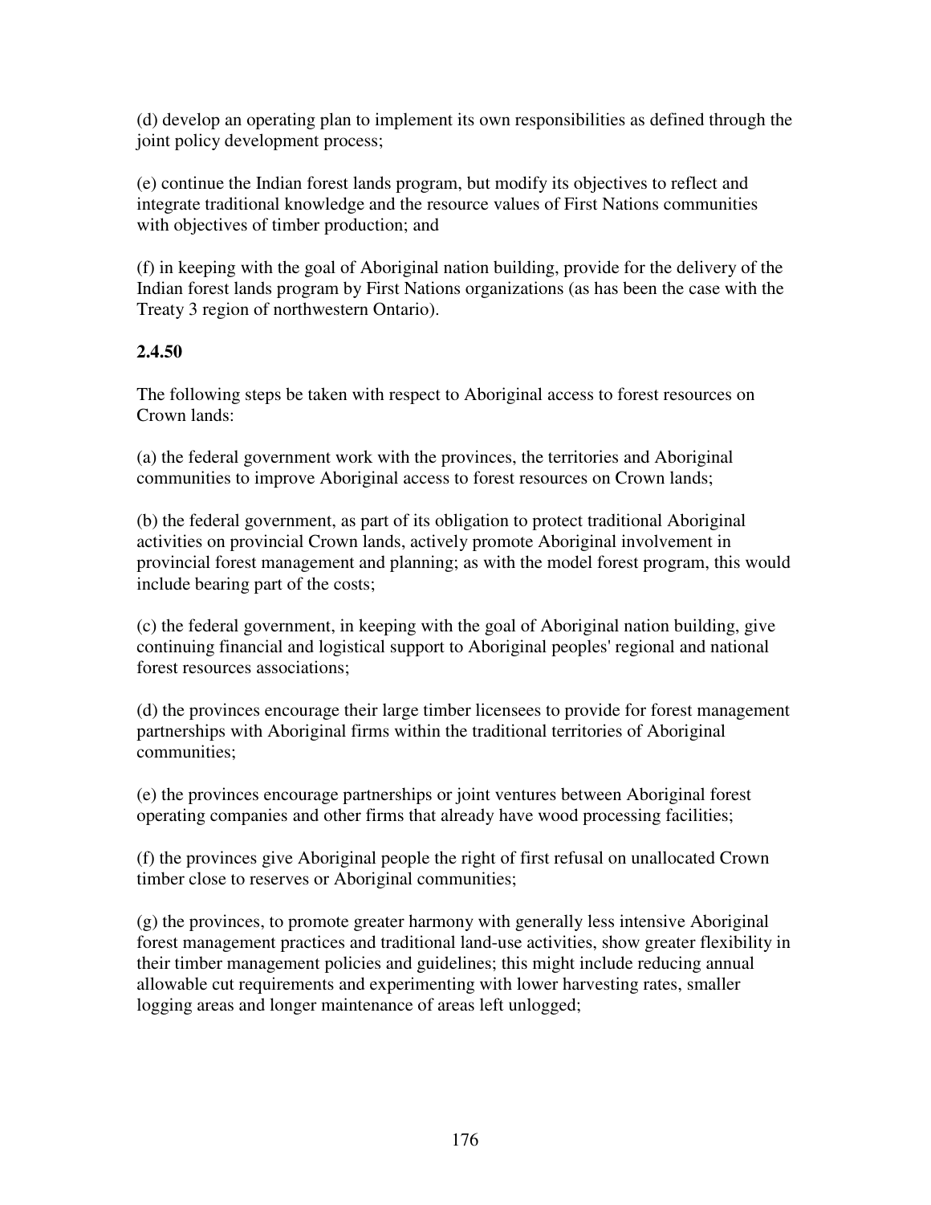(d) develop an operating plan to implement its own responsibilities as defined through the joint policy development process;

(e) continue the Indian forest lands program, but modify its objectives to reflect and integrate traditional knowledge and the resource values of First Nations communities with objectives of timber production; and

(f) in keeping with the goal of Aboriginal nation building, provide for the delivery of the Indian forest lands program by First Nations organizations (as has been the case with the Treaty 3 region of northwestern Ontario).

**2.4.50**

The following steps be taken with respect to Aboriginal access to forest resources on Crown lands:

(a) the federal government work with the provinces, the territories and Aboriginal communities to improve Aboriginal access to forest resources on Crown lands;

(b) the federal government, as part of its obligation to protect traditional Aboriginal activities on provincial Crown lands, actively promote Aboriginal involvement in provincial forest management and planning; as with the model forest program, this would include bearing part of the costs;

(c) the federal government, in keeping with the goal of Aboriginal nation building, give continuing financial and logistical support to Aboriginal peoples' regional and national forest resources associations;

(d) the provinces encourage their large timber licensees to provide for forest management partnerships with Aboriginal firms within the traditional territories of Aboriginal communities;

(e) the provinces encourage partnerships or joint ventures between Aboriginal forest operating companies and other firms that already have wood processing facilities;

(f) the provinces give Aboriginal people the right of first refusal on unallocated Crown timber close to reserves or Aboriginal communities;

(g) the provinces, to promote greater harmony with generally less intensive Aboriginal forest management practices and traditional land-use activities, show greater flexibility in their timber management policies and guidelines; this might include reducing annual allowable cut requirements and experimenting with lower harvesting rates, smaller logging areas and longer maintenance of areas left unlogged;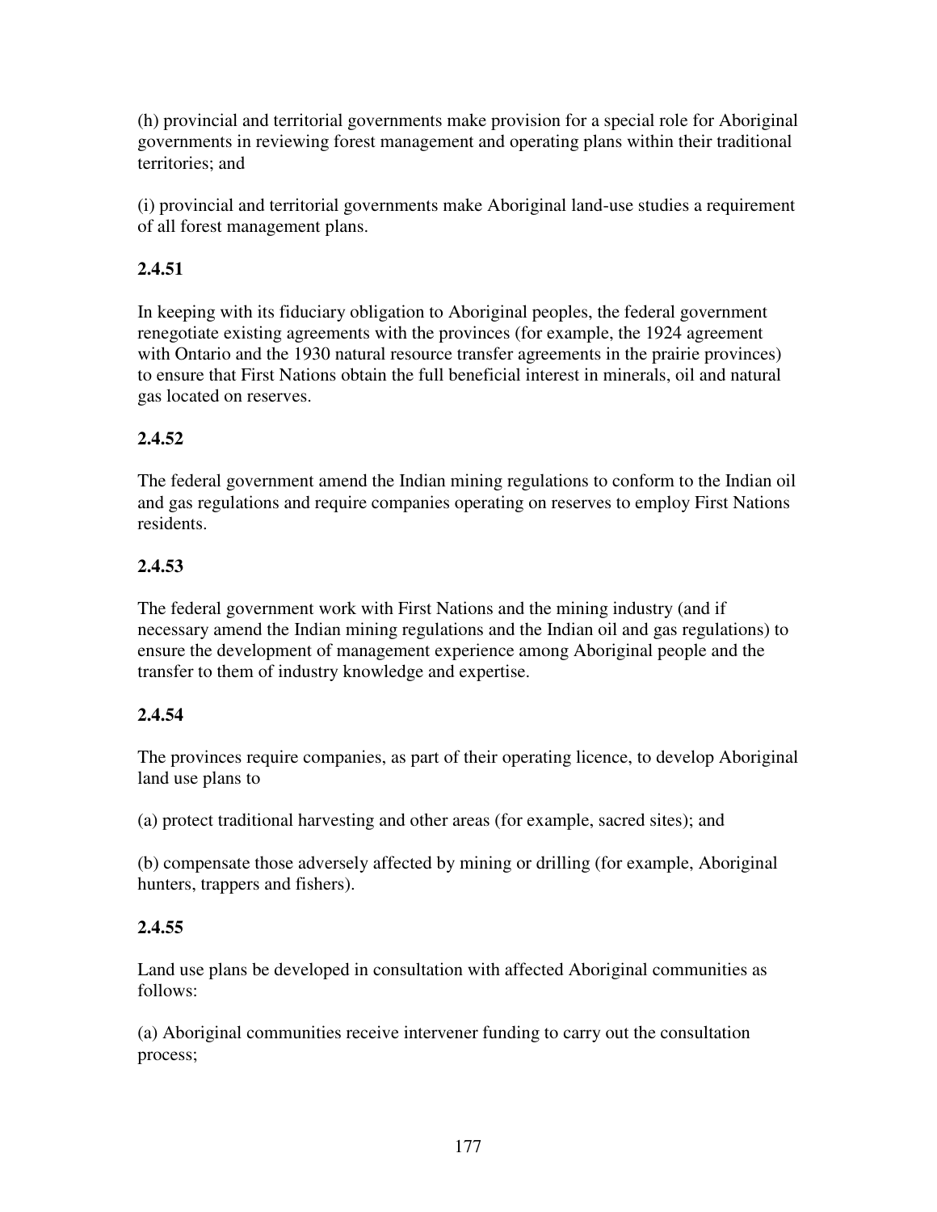(h) provincial and territorial governments make provision for a special role for Aboriginal governments in reviewing forest management and operating plans within their traditional territories; and

(i) provincial and territorial governments make Aboriginal land-use studies a requirement of all forest management plans.

**2.4.51**

In keeping with its fiduciary obligation to Aboriginal peoples, the federal government renegotiate existing agreements with the provinces (for example, the 1924 agreement with Ontario and the 1930 natural resource transfer agreements in the prairie provinces) to ensure that First Nations obtain the full beneficial interest in minerals, oil and natural gas located on reserves.

**2.4.52**

The federal government amend the Indian mining regulations to conform to the Indian oil and gas regulations and require companies operating on reserves to employ First Nations residents.

**2.4.53**

The federal government work with First Nations and the mining industry (and if necessary amend the Indian mining regulations and the Indian oil and gas regulations) to ensure the development of management experience among Aboriginal people and the transfer to them of industry knowledge and expertise.

**2.4.54**

The provinces require companies, as part of their operating licence, to develop Aboriginal land use plans to

(a) protect traditional harvesting and other areas (for example, sacred sites); and

(b) compensate those adversely affected by mining or drilling (for example, Aboriginal hunters, trappers and fishers).

**2.4.55**

Land use plans be developed in consultation with affected Aboriginal communities as follows:

(a) Aboriginal communities receive intervener funding to carry out the consultation process;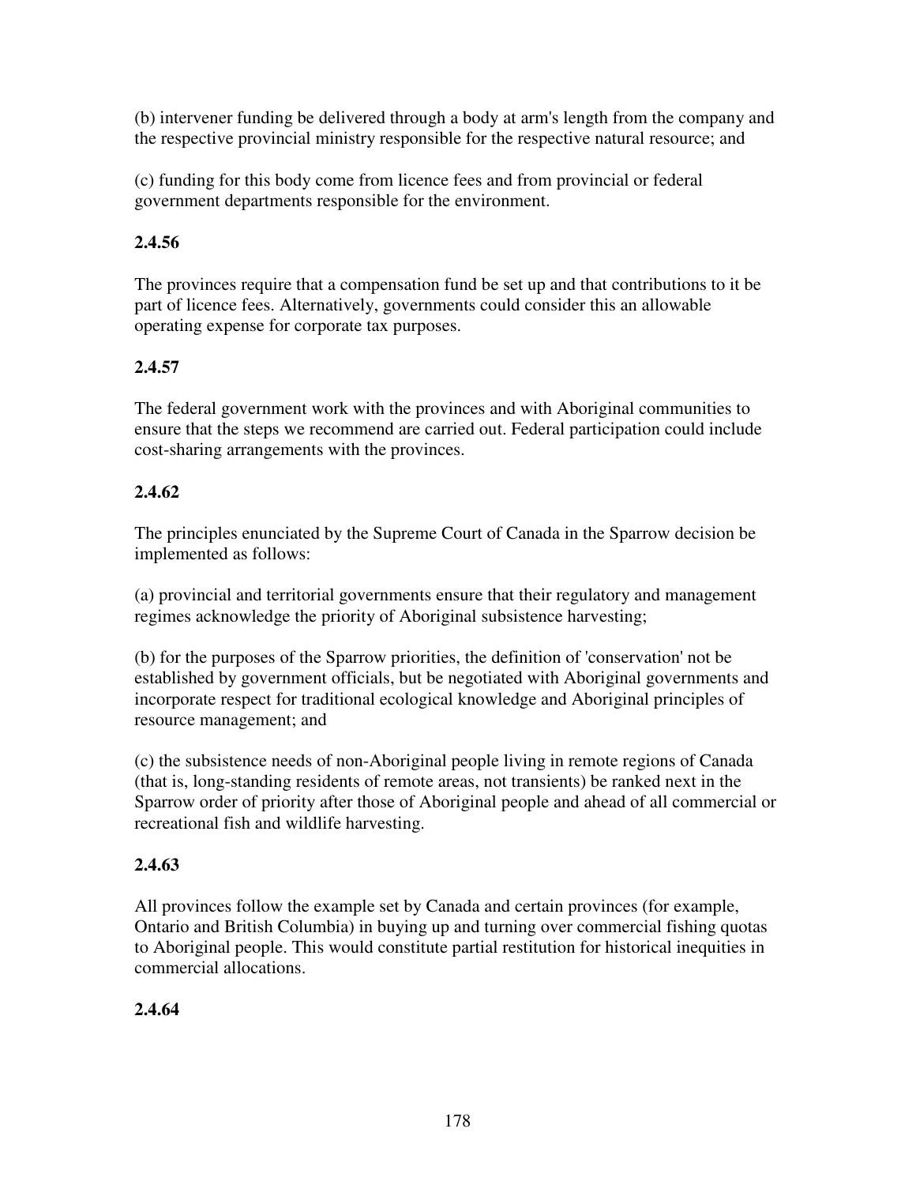(b) intervener funding be delivered through a body at arm's length from the company and the respective provincial ministry responsible for the respective natural resource; and

(c) funding for this body come from licence fees and from provincial or federal government departments responsible for the environment.

**2.4.56**

The provinces require that a compensation fund be set up and that contributions to it be part of licence fees. Alternatively, governments could consider this an allowable operating expense for corporate tax purposes.

**2.4.57**

The federal government work with the provinces and with Aboriginal communities to ensure that the steps we recommend are carried out. Federal participation could include cost-sharing arrangements with the provinces.

**2.4.62**

The principles enunciated by the Supreme Court of Canada in the Sparrow decision be implemented as follows:

(a) provincial and territorial governments ensure that their regulatory and management regimes acknowledge the priority of Aboriginal subsistence harvesting;

(b) for the purposes of the Sparrow priorities, the definition of 'conservation' not be established by government officials, but be negotiated with Aboriginal governments and incorporate respect for traditional ecological knowledge and Aboriginal principles of resource management; and

(c) the subsistence needs of non-Aboriginal people living in remote regions of Canada (that is, long-standing residents of remote areas, not transients) be ranked next in the Sparrow order of priority after those of Aboriginal people and ahead of all commercial or recreational fish and wildlife harvesting.

**2.4.63**

All provinces follow the example set by Canada and certain provinces (for example, Ontario and British Columbia) in buying up and turning over commercial fishing quotas to Aboriginal people. This would constitute partial restitution for historical inequities in commercial allocations.

**2.4.64**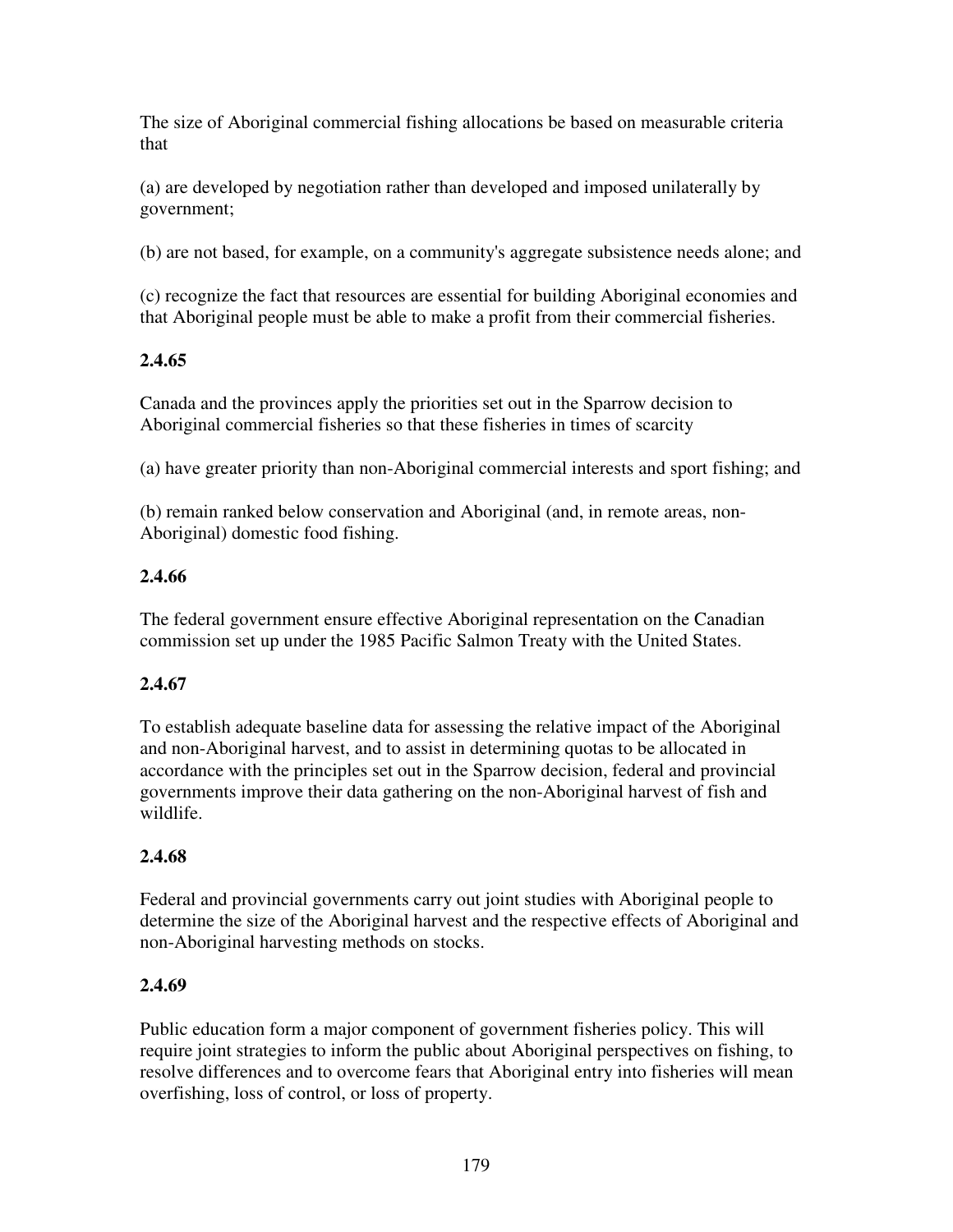The size of Aboriginal commercial fishing allocations be based on measurable criteria that

(a) are developed by negotiation rather than developed and imposed unilaterally by government;

(b) are not based, for example, on a community's aggregate subsistence needs alone; and

(c) recognize the fact that resources are essential for building Aboriginal economies and that Aboriginal people must be able to make a profit from their commercial fisheries.

**2.4.65**

Canada and the provinces apply the priorities set out in the Sparrow decision to Aboriginal commercial fisheries so that these fisheries in times of scarcity

(a) have greater priority than non-Aboriginal commercial interests and sport fishing; and

(b) remain ranked below conservation and Aboriginal (and, in remote areas, non-Aboriginal) domestic food fishing.

**2.4.66**

The federal government ensure effective Aboriginal representation on the Canadian commission set up under the 1985 Pacific Salmon Treaty with the United States.

**2.4.67**

To establish adequate baseline data for assessing the relative impact of the Aboriginal and non-Aboriginal harvest, and to assist in determining quotas to be allocated in accordance with the principles set out in the Sparrow decision, federal and provincial governments improve their data gathering on the non-Aboriginal harvest of fish and wildlife.

**2.4.68**

Federal and provincial governments carry out joint studies with Aboriginal people to determine the size of the Aboriginal harvest and the respective effects of Aboriginal and non-Aboriginal harvesting methods on stocks.

**2.4.69**

Public education form a major component of government fisheries policy. This will require joint strategies to inform the public about Aboriginal perspectives on fishing, to resolve differences and to overcome fears that Aboriginal entry into fisheries will mean overfishing, loss of control, or loss of property.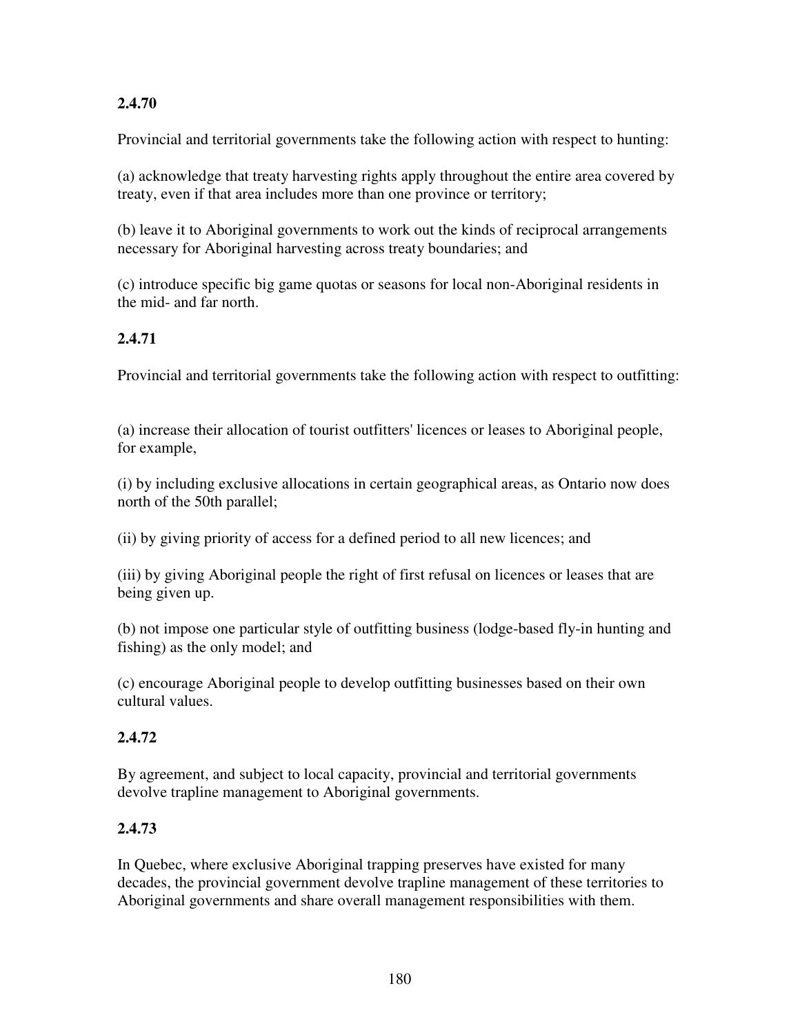**2.4.70**

Provincial and territorial governments take the following action with respect to hunting:

(a) acknowledge that treaty harvesting rights apply throughout the entire area covered by treaty, even if that area includes more than one province or territory;

(b) leave it to Aboriginal governments to work out the kinds of reciprocal arrangements necessary for Aboriginal harvesting across treaty boundaries; and

(c) introduce specific big game quotas or seasons for local non-Aboriginal residents in the mid- and far north.

**2.4.71**

Provincial and territorial governments take the following action with respect to outfitting:

(a) increase their allocation of tourist outfitters' licences or leases to Aboriginal people, for example,

(i) by including exclusive allocations in certain geographical areas, as Ontario now does north of the 50th parallel;

(ii) by giving priority of access for a defined period to all new licences; and

(iii) by giving Aboriginal people the right of first refusal on licences or leases that are being given up.

(b) not impose one particular style of outfitting business (lodge-based fly-in hunting and fishing) as the only model; and

(c) encourage Aboriginal people to develop outfitting businesses based on their own cultural values.

**2.4.72**

By agreement, and subject to local capacity, provincial and territorial governments devolve trapline management to Aboriginal governments.

**2.4.73**

In Quebec, where exclusive Aboriginal trapping preserves have existed for many decades, the provincial government devolve trapline management of these territories to Aboriginal governments and share overall management responsibilities with them.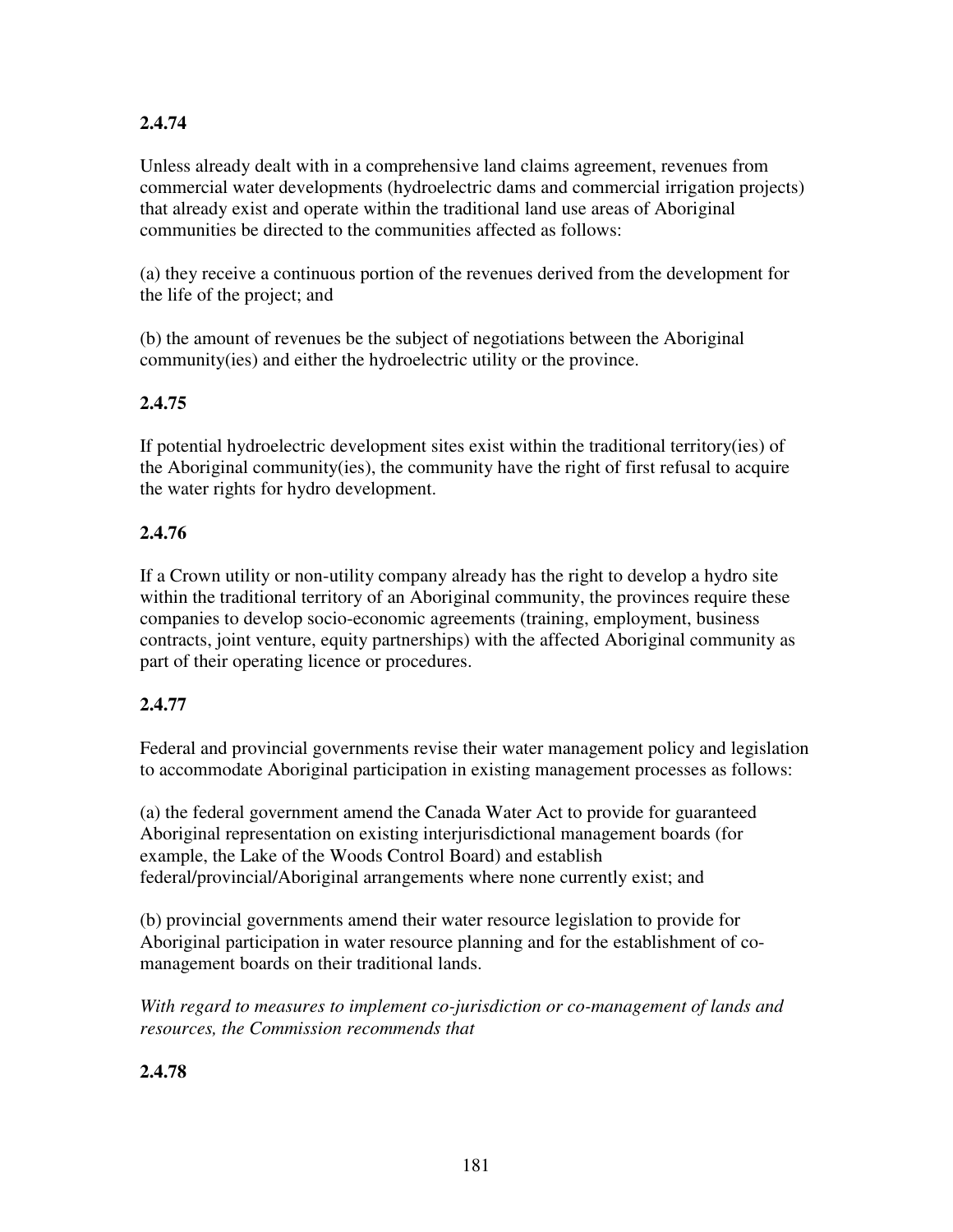**2.4.74**

Unless already dealt with in a comprehensive land claims agreement, revenues from commercial water developments (hydroelectric dams and commercial irrigation projects) that already exist and operate within the traditional land use areas of Aboriginal communities be directed to the communities affected as follows:

(a) they receive a continuous portion of the revenues derived from the development for the life of the project; and

(b) the amount of revenues be the subject of negotiations between the Aboriginal community(ies) and either the hydroelectric utility or the province.

**2.4.75**

If potential hydroelectric development sites exist within the traditional territory(ies) of the Aboriginal community(ies), the community have the right of first refusal to acquire the water rights for hydro development.

**2.4.76**

If a Crown utility or non-utility company already has the right to develop a hydro site within the traditional territory of an Aboriginal community, the provinces require these companies to develop socio-economic agreements (training, employment, business contracts, joint venture, equity partnerships) with the affected Aboriginal community as part of their operating licence or procedures.

**2.4.77**

Federal and provincial governments revise their water management policy and legislation to accommodate Aboriginal participation in existing management processes as follows:

(a) the federal government amend the Canada Water Act to provide for guaranteed Aboriginal representation on existing interjurisdictional management boards (for example, the Lake of the Woods Control Board) and establish federal/provincial/Aboriginal arrangements where none currently exist; and

(b) provincial governments amend their water resource legislation to provide for Aboriginal participation in water resource planning and for the establishment of co-management boards on their traditional lands.

*With regard to measures to implement co-jurisdiction or co-management of lands and resources, the Commission recommends that*

**2.4.78**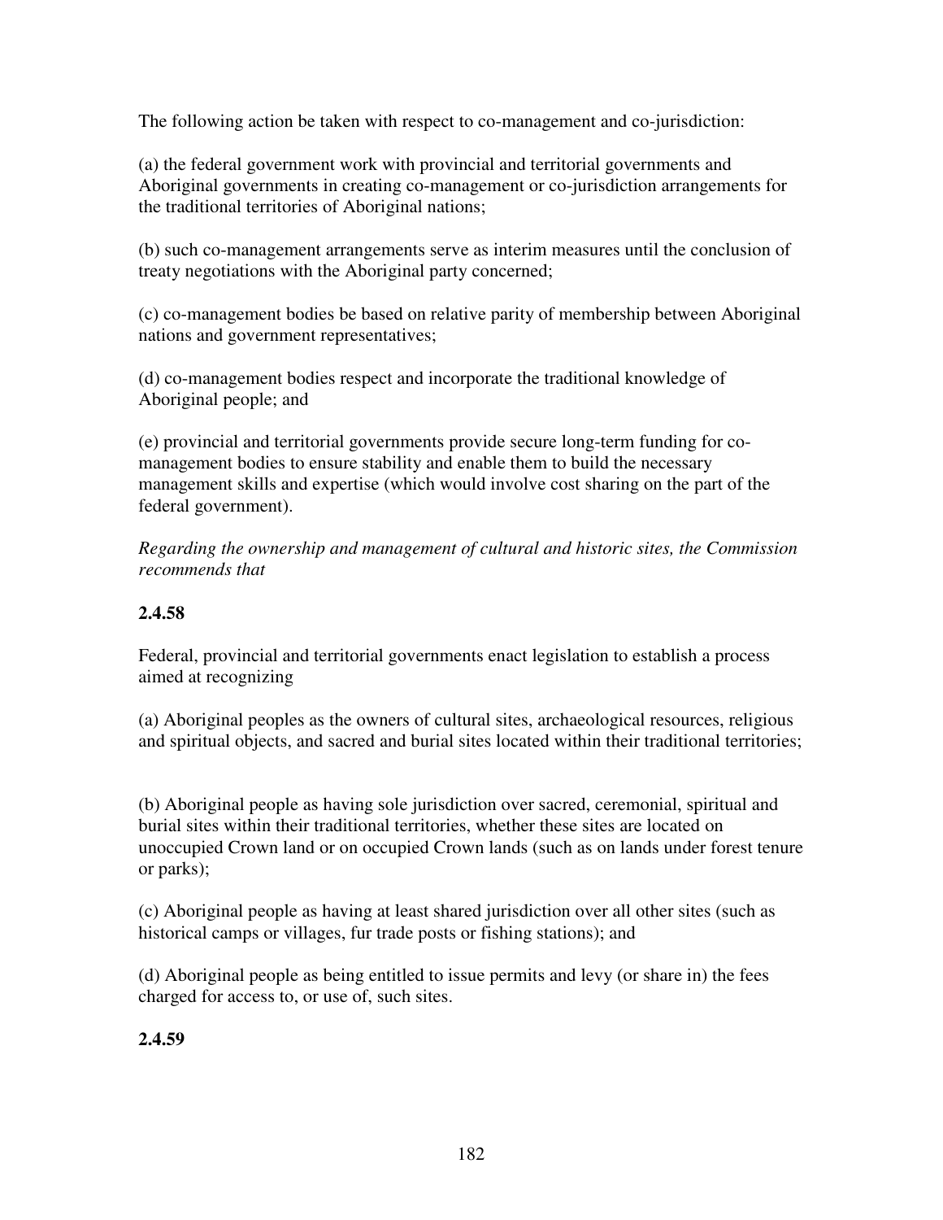The following action be taken with respect to co-management and co-jurisdiction:

(a) the federal government work with provincial and territorial governments and Aboriginal governments in creating co-management or co-jurisdiction arrangements for the traditional territories of Aboriginal nations;

(b) such co-management arrangements serve as interim measures until the conclusion of treaty negotiations with the Aboriginal party concerned;

(c) co-management bodies be based on relative parity of membership between Aboriginal nations and government representatives;

(d) co-management bodies respect and incorporate the traditional knowledge of Aboriginal people; and

(e) provincial and territorial governments provide secure long-term funding for co-management bodies to ensure stability and enable them to build the necessary management skills and expertise (which would involve cost sharing on the part of the federal government).

*Regarding the ownership and management of cultural and historic sites, the Commission recommends that*

**2.4.58**

Federal, provincial and territorial governments enact legislation to establish a process aimed at recognizing

(a) Aboriginal peoples as the owners of cultural sites, archaeological resources, religious and spiritual objects, and sacred and burial sites located within their traditional territories;

(b) Aboriginal people as having sole jurisdiction over sacred, ceremonial, spiritual and burial sites within their traditional territories, whether these sites are located on unoccupied Crown land or on occupied Crown lands (such as on lands under forest tenure or parks);

(c) Aboriginal people as having at least shared jurisdiction over all other sites (such as historical camps or villages, fur trade posts or fishing stations); and

(d) Aboriginal people as being entitled to issue permits and levy (or share in) the fees charged for access to, or use of, such sites.

**2.4.59**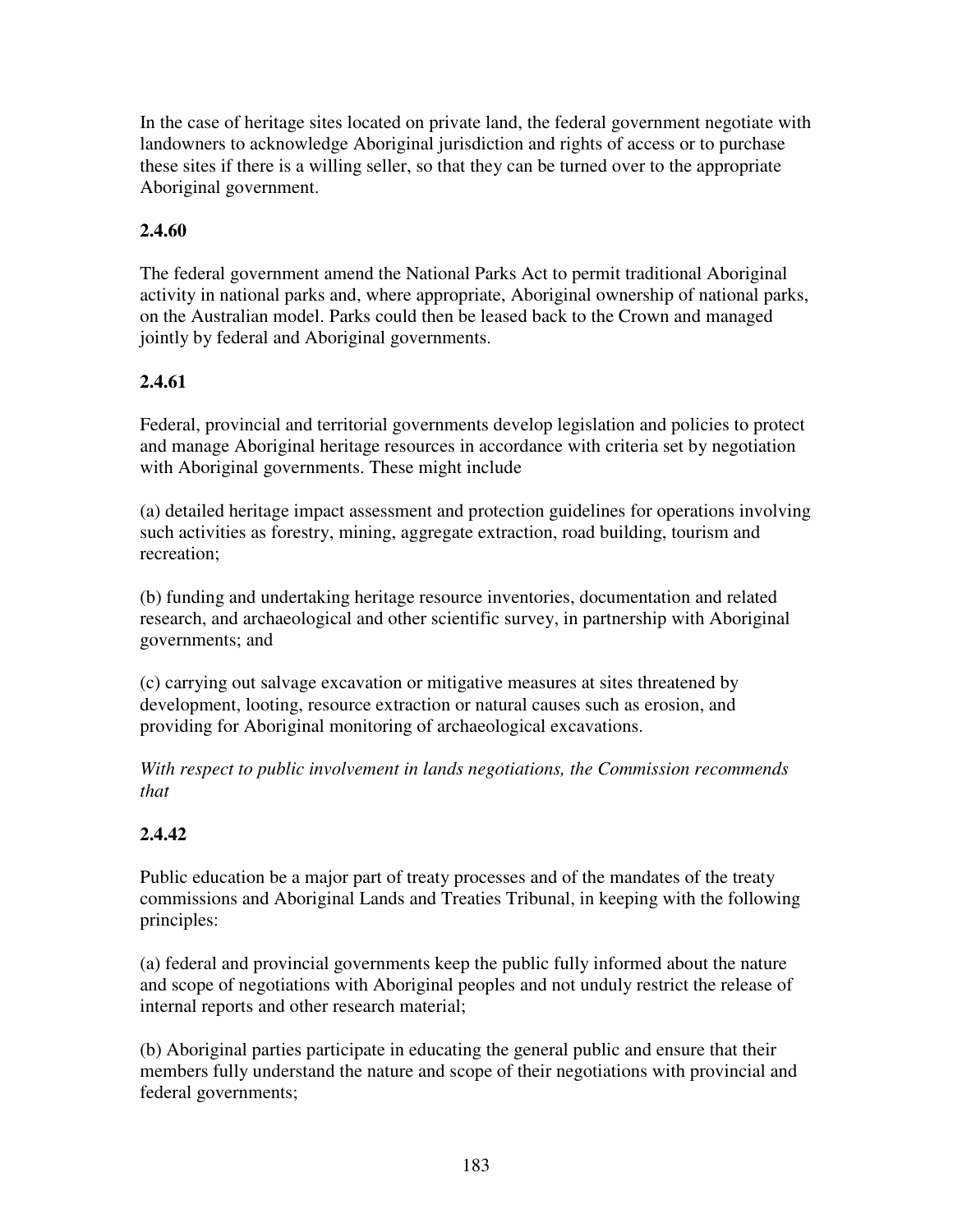In the case of heritage sites located on private land, the federal government negotiate with landowners to acknowledge Aboriginal jurisdiction and rights of access or to purchase these sites if there is a willing seller, so that they can be turned over to the appropriate Aboriginal government.

**2.4.60**

The federal government amend the National Parks Act to permit traditional Aboriginal activity in national parks and, where appropriate, Aboriginal ownership of national parks, on the Australian model. Parks could then be leased back to the Crown and managed jointly by federal and Aboriginal governments.

**2.4.61**

Federal, provincial and territorial governments develop legislation and policies to protect and manage Aboriginal heritage resources in accordance with criteria set by negotiation with Aboriginal governments. These might include

(a) detailed heritage impact assessment and protection guidelines for operations involving such activities as forestry, mining, aggregate extraction, road building, tourism and recreation;

(b) funding and undertaking heritage resource inventories, documentation and related research, and archaeological and other scientific survey, in partnership with Aboriginal governments; and

(c) carrying out salvage excavation or mitigative measures at sites threatened by development, looting, resource extraction or natural causes such as erosion, and providing for Aboriginal monitoring of archaeological excavations.

*With respect to public involvement in lands negotiations, the Commission recommends that*

**2.4.42**

Public education be a major part of treaty processes and of the mandates of the treaty commissions and Aboriginal Lands and Treaties Tribunal, in keeping with the following principles:

(a) federal and provincial governments keep the public fully informed about the nature and scope of negotiations with Aboriginal peoples and not unduly restrict the release of internal reports and other research material;

(b) Aboriginal parties participate in educating the general public and ensure that their members fully understand the nature and scope of their negotiations with provincial and federal governments;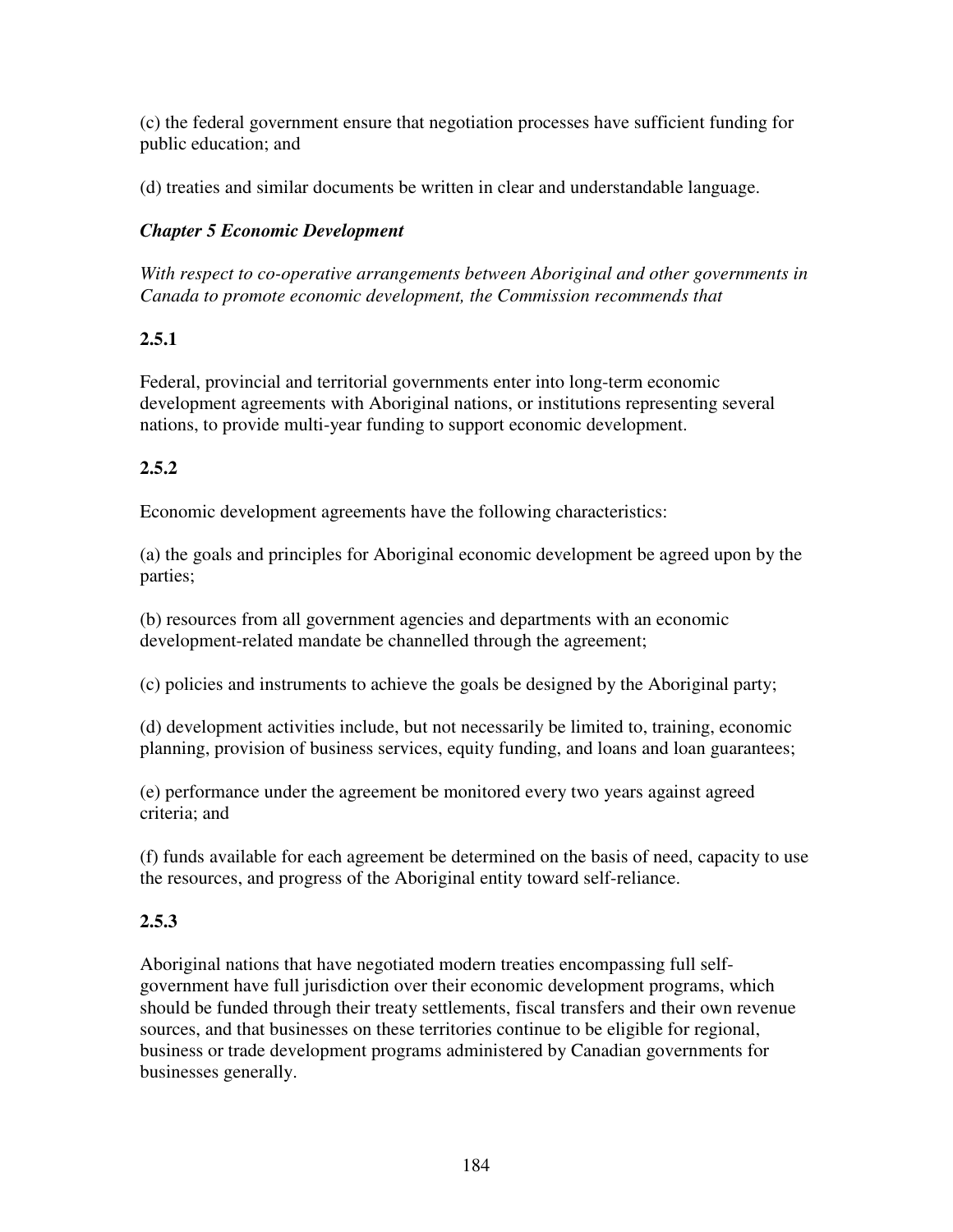(c) the federal government ensure that negotiation processes have sufficient funding for public education; and

(d) treaties and similar documents be written in clear and understandable language.

### *Chapter 5 Economic Development*

*With respect to co-operative arrangements between Aboriginal and other governments in Canada to promote economic development, the Commission recommends that*

**2.5.1**

Federal, provincial and territorial governments enter into long-term economic development agreements with Aboriginal nations, or institutions representing several nations, to provide multi-year funding to support economic development.

**2.5.2**

Economic development agreements have the following characteristics:

(a) the goals and principles for Aboriginal economic development be agreed upon by the parties;

(b) resources from all government agencies and departments with an economic development-related mandate be channelled through the agreement;

(c) policies and instruments to achieve the goals be designed by the Aboriginal party;

(d) development activities include, but not necessarily be limited to, training, economic planning, provision of business services, equity funding, and loans and loan guarantees;

(e) performance under the agreement be monitored every two years against agreed criteria; and

(f) funds available for each agreement be determined on the basis of need, capacity to use the resources, and progress of the Aboriginal entity toward self-reliance.

**2.5.3**

Aboriginal nations that have negotiated modern treaties encompassing full self-government have full jurisdiction over their economic development programs, which should be funded through their treaty settlements, fiscal transfers and their own revenue sources, and that businesses on these territories continue to be eligible for regional, business or trade development programs administered by Canadian governments for businesses generally.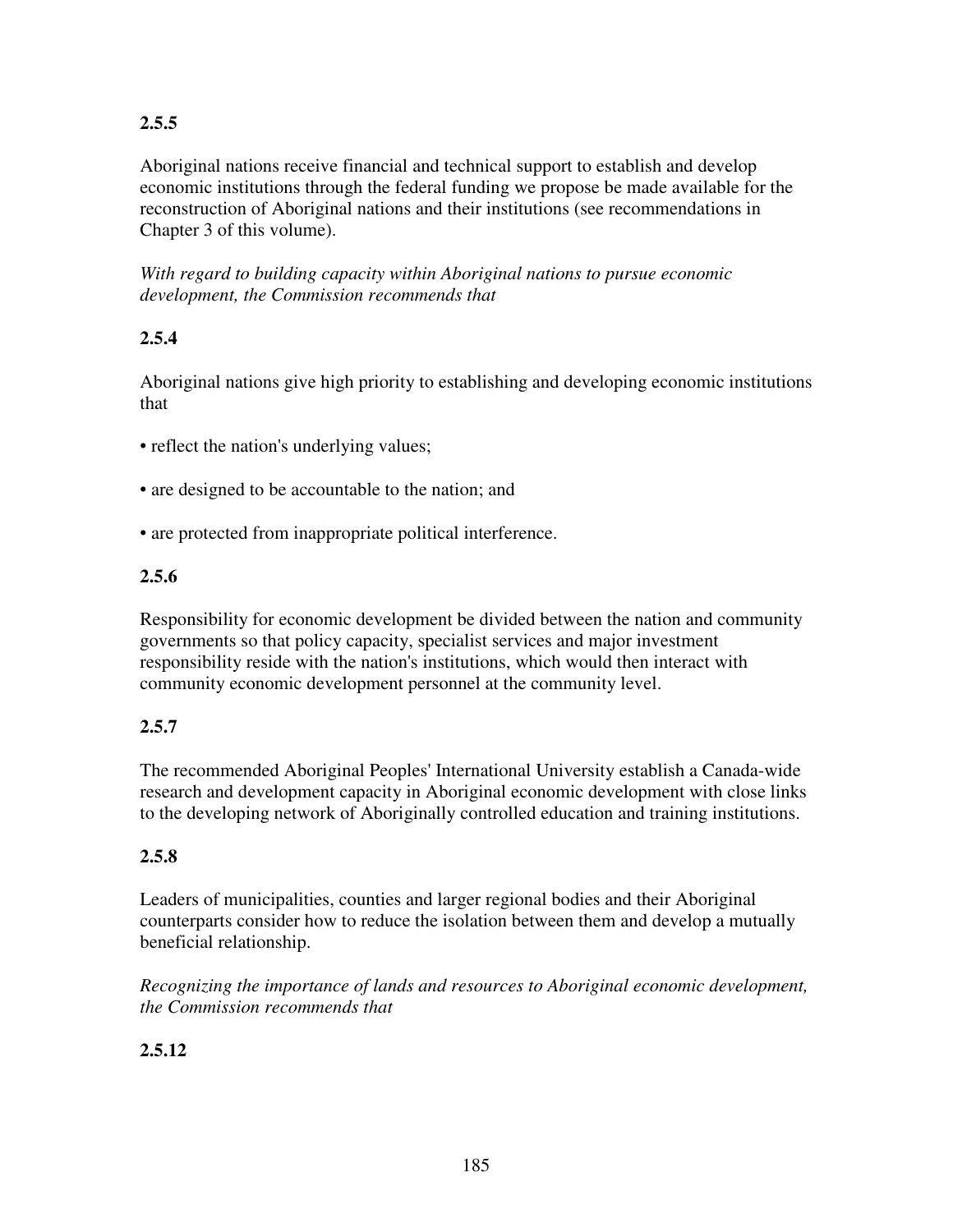**2.5.5**

Aboriginal nations receive financial and technical support to establish and develop economic institutions through the federal funding we propose be made available for the reconstruction of Aboriginal nations and their institutions (see recommendations in Chapter 3 of this volume).

*With regard to building capacity within Aboriginal nations to pursue economic development, the Commission recommends that*

**2.5.4**

Aboriginal nations give high priority to establishing and developing economic institutions that

- reflect the nation's underlying values;
- are designed to be accountable to the nation; and
- are protected from inappropriate political interference.

**2.5.6**

Responsibility for economic development be divided between the nation and community governments so that policy capacity, specialist services and major investment responsibility reside with the nation's institutions, which would then interact with community economic development personnel at the community level.

**2.5.7**

The recommended Aboriginal Peoples' International University establish a Canada-wide research and development capacity in Aboriginal economic development with close links to the developing network of Aboriginally controlled education and training institutions.

**2.5.8**

Leaders of municipalities, counties and larger regional bodies and their Aboriginal counterparts consider how to reduce the isolation between them and develop a mutually beneficial relationship.

*Recognizing the importance of lands and resources to Aboriginal economic development, the Commission recommends that*

**2.5.12**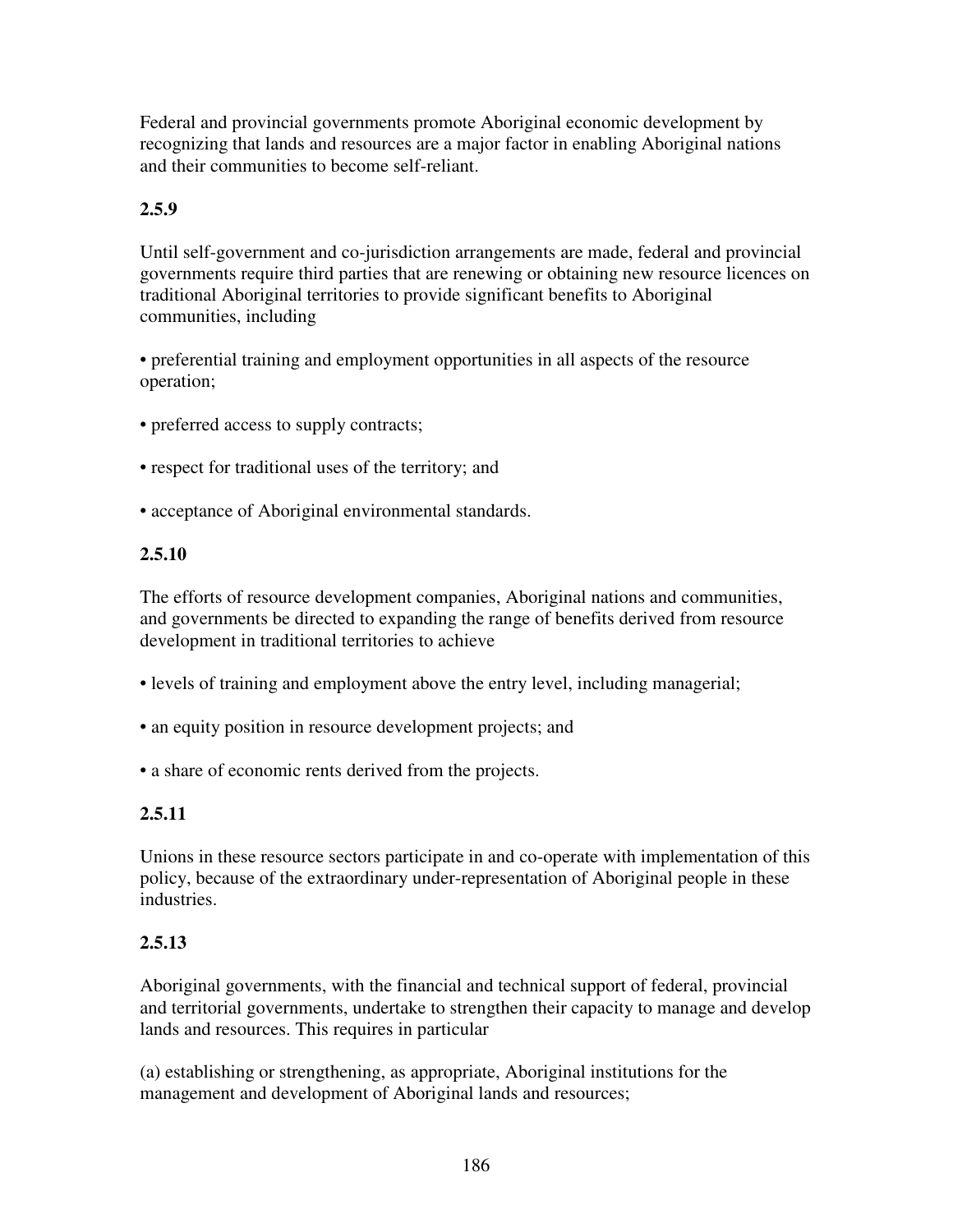Federal and provincial governments promote Aboriginal economic development by recognizing that lands and resources are a major factor in enabling Aboriginal nations and their communities to become self-reliant.

**2.5.9**

Until self-government and co-jurisdiction arrangements are made, federal and provincial governments require third parties that are renewing or obtaining new resource licences on traditional Aboriginal territories to provide significant benefits to Aboriginal communities, including

• preferential training and employment opportunities in all aspects of the resource operation;

• preferred access to supply contracts;

• respect for traditional uses of the territory; and

• acceptance of Aboriginal environmental standards.

**2.5.10**

The efforts of resource development companies, Aboriginal nations and communities, and governments be directed to expanding the range of benefits derived from resource development in traditional territories to achieve

• levels of training and employment above the entry level, including managerial;

• an equity position in resource development projects; and

• a share of economic rents derived from the projects.

**2.5.11**

Unions in these resource sectors participate in and co-operate with implementation of this policy, because of the extraordinary under-representation of Aboriginal people in these industries.

**2.5.13**

Aboriginal governments, with the financial and technical support of federal, provincial and territorial governments, undertake to strengthen their capacity to manage and develop lands and resources. This requires in particular

(a) establishing or strengthening, as appropriate, Aboriginal institutions for the management and development of Aboriginal lands and resources;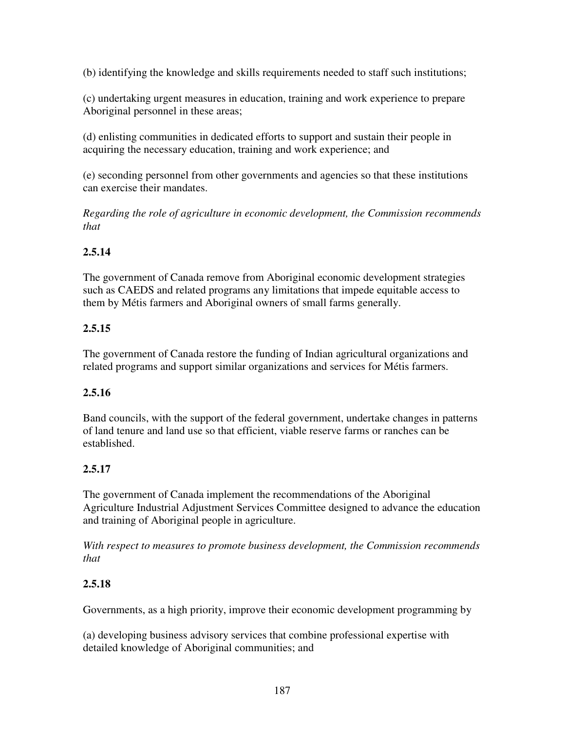(b) identifying the knowledge and skills requirements needed to staff such institutions;

(c) undertaking urgent measures in education, training and work experience to prepare Aboriginal personnel in these areas;

(d) enlisting communities in dedicated efforts to support and sustain their people in acquiring the necessary education, training and work experience; and

(e) seconding personnel from other governments and agencies so that these institutions can exercise their mandates.

*Regarding the role of agriculture in economic development, the Commission recommends that*

**2.5.14**

The government of Canada remove from Aboriginal economic development strategies such as CAEDS and related programs any limitations that impede equitable access to them by Métis farmers and Aboriginal owners of small farms generally.

**2.5.15**

The government of Canada restore the funding of Indian agricultural organizations and related programs and support similar organizations and services for Métis farmers.

**2.5.16**

Band councils, with the support of the federal government, undertake changes in patterns of land tenure and land use so that efficient, viable reserve farms or ranches can be established.

**2.5.17**

The government of Canada implement the recommendations of the Aboriginal Agriculture Industrial Adjustment Services Committee designed to advance the education and training of Aboriginal people in agriculture.

*With respect to measures to promote business development, the Commission recommends that*

**2.5.18**

Governments, as a high priority, improve their economic development programming by

(a) developing business advisory services that combine professional expertise with detailed knowledge of Aboriginal communities; and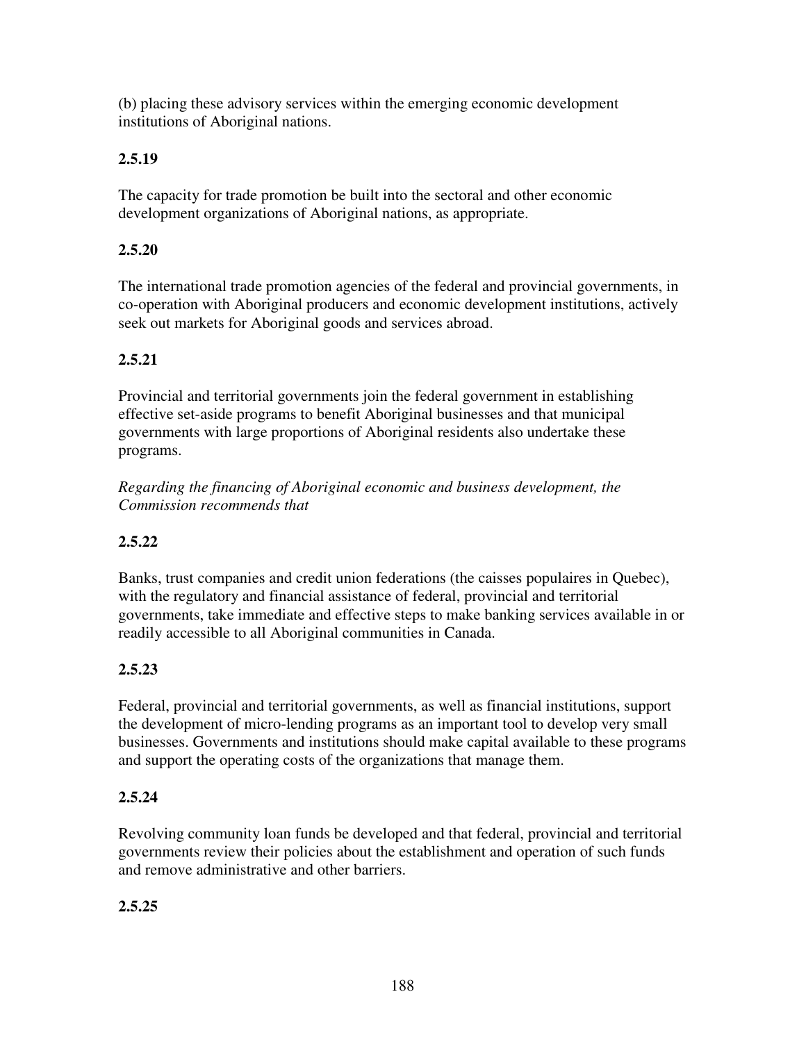(b) placing these advisory services within the emerging economic development institutions of Aboriginal nations.

**2.5.19**

The capacity for trade promotion be built into the sectoral and other economic development organizations of Aboriginal nations, as appropriate.

**2.5.20**

The international trade promotion agencies of the federal and provincial governments, in co-operation with Aboriginal producers and economic development institutions, actively seek out markets for Aboriginal goods and services abroad.

**2.5.21**

Provincial and territorial governments join the federal government in establishing effective set-aside programs to benefit Aboriginal businesses and that municipal governments with large proportions of Aboriginal residents also undertake these programs.

*Regarding the financing of Aboriginal economic and business development, the Commission recommends that*

**2.5.22**

Banks, trust companies and credit union federations (the caisses populaires in Quebec), with the regulatory and financial assistance of federal, provincial and territorial governments, take immediate and effective steps to make banking services available in or readily accessible to all Aboriginal communities in Canada.

**2.5.23**

Federal, provincial and territorial governments, as well as financial institutions, support the development of micro-lending programs as an important tool to develop very small businesses. Governments and institutions should make capital available to these programs and support the operating costs of the organizations that manage them.

**2.5.24**

Revolving community loan funds be developed and that federal, provincial and territorial governments review their policies about the establishment and operation of such funds and remove administrative and other barriers.

**2.5.25**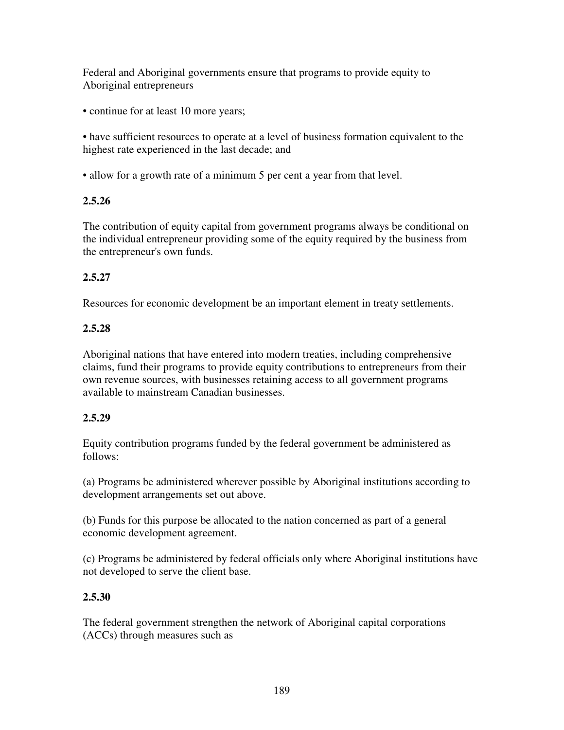Federal and Aboriginal governments ensure that programs to provide equity to Aboriginal entrepreneurs

- continue for at least 10 more years;

- have sufficient resources to operate at a level of business formation equivalent to the highest rate experienced in the last decade; and

- allow for a growth rate of a minimum 5 per cent a year from that level.

**2.5.26**

The contribution of equity capital from government programs always be conditional on the individual entrepreneur providing some of the equity required by the business from the entrepreneur's own funds.

**2.5.27**

Resources for economic development be an important element in treaty settlements.

**2.5.28**

Aboriginal nations that have entered into modern treaties, including comprehensive claims, fund their programs to provide equity contributions to entrepreneurs from their own revenue sources, with businesses retaining access to all government programs available to mainstream Canadian businesses.

**2.5.29**

Equity contribution programs funded by the federal government be administered as follows:

(a) Programs be administered wherever possible by Aboriginal institutions according to development arrangements set out above.

(b) Funds for this purpose be allocated to the nation concerned as part of a general economic development agreement.

(c) Programs be administered by federal officials only where Aboriginal institutions have not developed to serve the client base.

**2.5.30**

The federal government strengthen the network of Aboriginal capital corporations (ACCs) through measures such as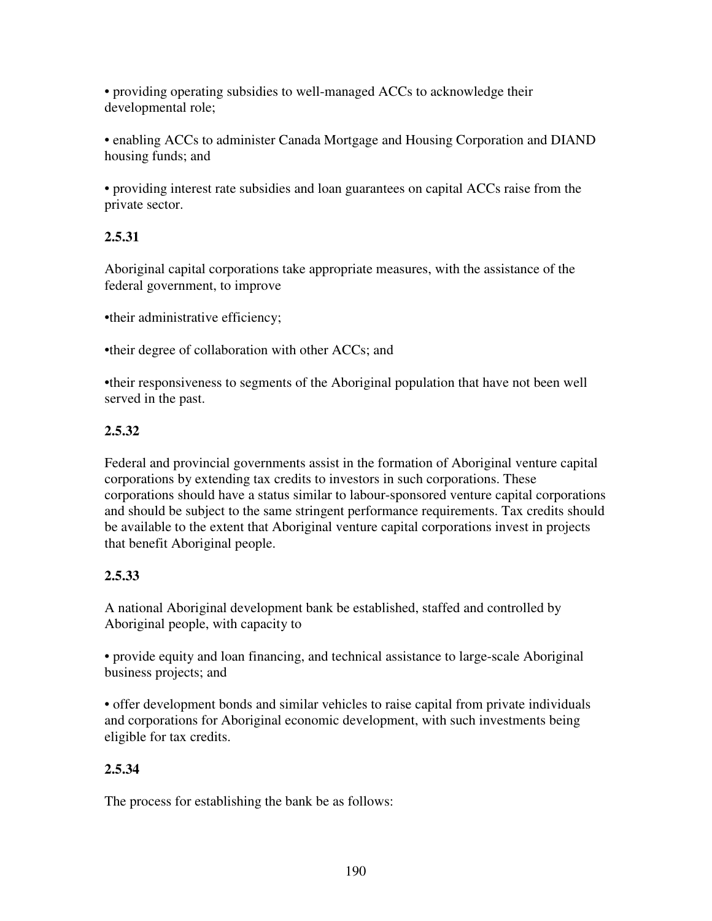- providing operating subsidies to well-managed ACCs to acknowledge their developmental role;

- enabling ACCs to administer Canada Mortgage and Housing Corporation and DIAND housing funds; and

- providing interest rate subsidies and loan guarantees on capital ACCs raise from the private sector.

**2.5.31**

Aboriginal capital corporations take appropriate measures, with the assistance of the federal government, to improve

- their administrative efficiency;

- their degree of collaboration with other ACCs; and

- their responsiveness to segments of the Aboriginal population that have not been well served in the past.

**2.5.32**

Federal and provincial governments assist in the formation of Aboriginal venture capital corporations by extending tax credits to investors in such corporations. These corporations should have a status similar to labour-sponsored venture capital corporations and should be subject to the same stringent performance requirements. Tax credits should be available to the extent that Aboriginal venture capital corporations invest in projects that benefit Aboriginal people.

**2.5.33**

A national Aboriginal development bank be established, staffed and controlled by Aboriginal people, with capacity to

- provide equity and loan financing, and technical assistance to large-scale Aboriginal business projects; and

- offer development bonds and similar vehicles to raise capital from private individuals and corporations for Aboriginal economic development, with such investments being eligible for tax credits.

**2.5.34**

The process for establishing the bank be as follows: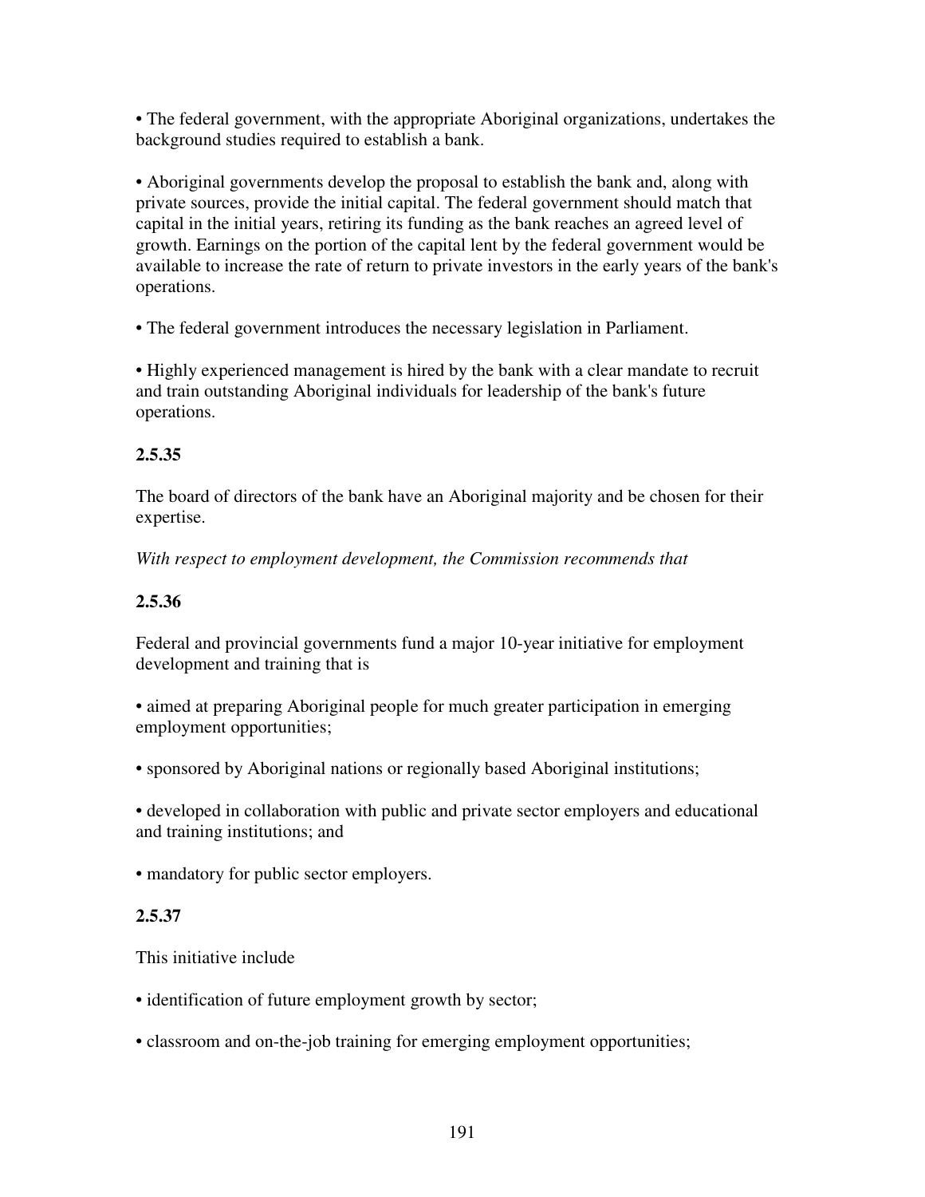• The federal government, with the appropriate Aboriginal organizations, undertakes the background studies required to establish a bank.

• Aboriginal governments develop the proposal to establish the bank and, along with private sources, provide the initial capital. The federal government should match that capital in the initial years, retiring its funding as the bank reaches an agreed level of growth. Earnings on the portion of the capital lent by the federal government would be available to increase the rate of return to private investors in the early years of the bank's operations.

• The federal government introduces the necessary legislation in Parliament.

• Highly experienced management is hired by the bank with a clear mandate to recruit and train outstanding Aboriginal individuals for leadership of the bank's future operations.

**2.5.35**

The board of directors of the bank have an Aboriginal majority and be chosen for their expertise.

*With respect to employment development, the Commission recommends that*

**2.5.36**

Federal and provincial governments fund a major 10-year initiative for employment development and training that is

• aimed at preparing Aboriginal people for much greater participation in emerging employment opportunities;

• sponsored by Aboriginal nations or regionally based Aboriginal institutions;

• developed in collaboration with public and private sector employers and educational and training institutions; and

• mandatory for public sector employers.

**2.5.37**

This initiative include

• identification of future employment growth by sector;

• classroom and on-the-job training for emerging employment opportunities;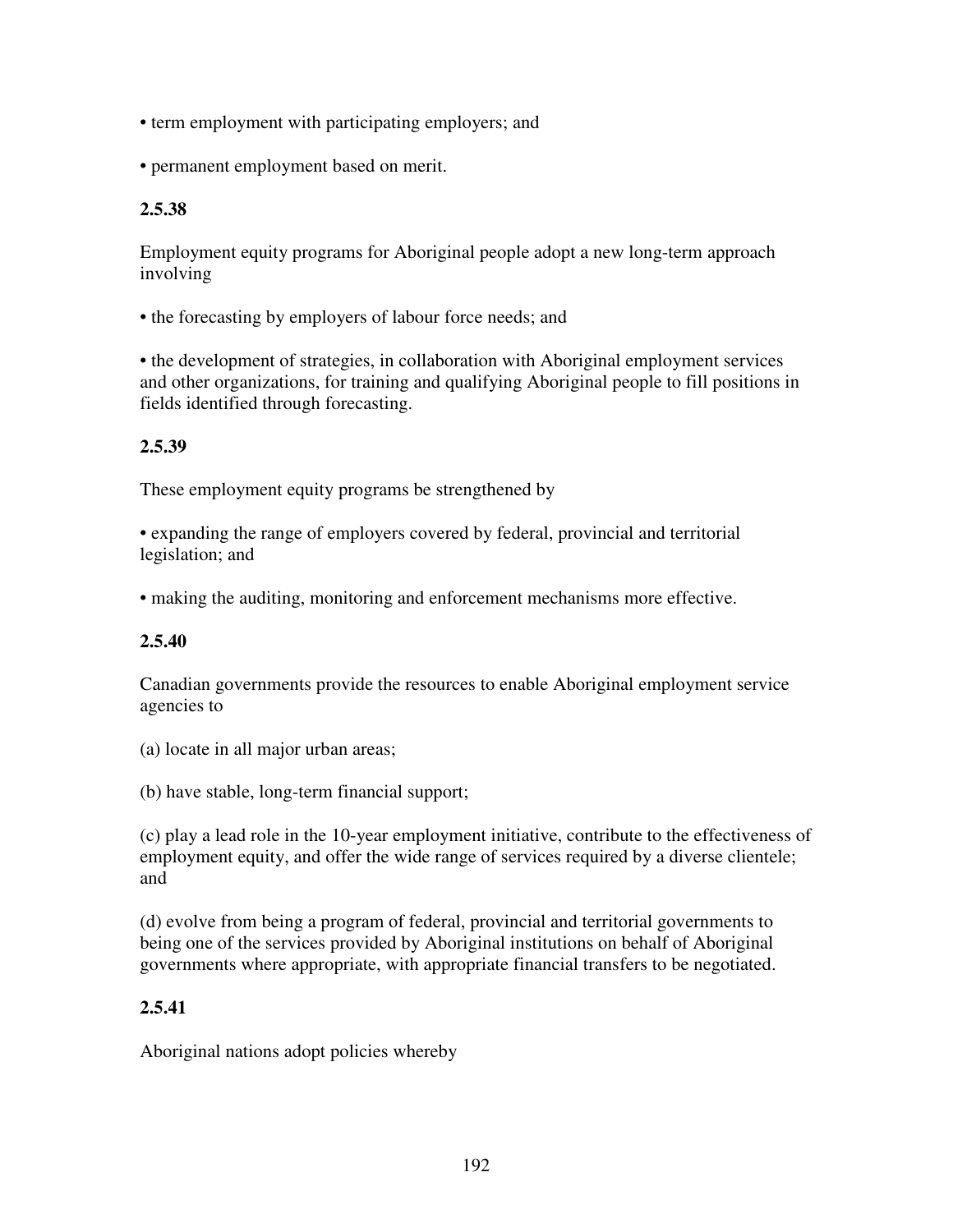- term employment with participating employers; and
- permanent employment based on merit.

**2.5.38**

Employment equity programs for Aboriginal people adopt a new long-term approach involving

- the forecasting by employers of labour force needs; and
- the development of strategies, in collaboration with Aboriginal employment services and other organizations, for training and qualifying Aboriginal people to fill positions in fields identified through forecasting.

**2.5.39**

These employment equity programs be strengthened by

- expanding the range of employers covered by federal, provincial and territorial legislation; and
- making the auditing, monitoring and enforcement mechanisms more effective.

**2.5.40**

Canadian governments provide the resources to enable Aboriginal employment service agencies to

(a) locate in all major urban areas;

(b) have stable, long-term financial support;

(c) play a lead role in the 10-year employment initiative, contribute to the effectiveness of employment equity, and offer the wide range of services required by a diverse clientele; and

(d) evolve from being a program of federal, provincial and territorial governments to being one of the services provided by Aboriginal institutions on behalf of Aboriginal governments where appropriate, with appropriate financial transfers to be negotiated.

**2.5.41**

Aboriginal nations adopt policies whereby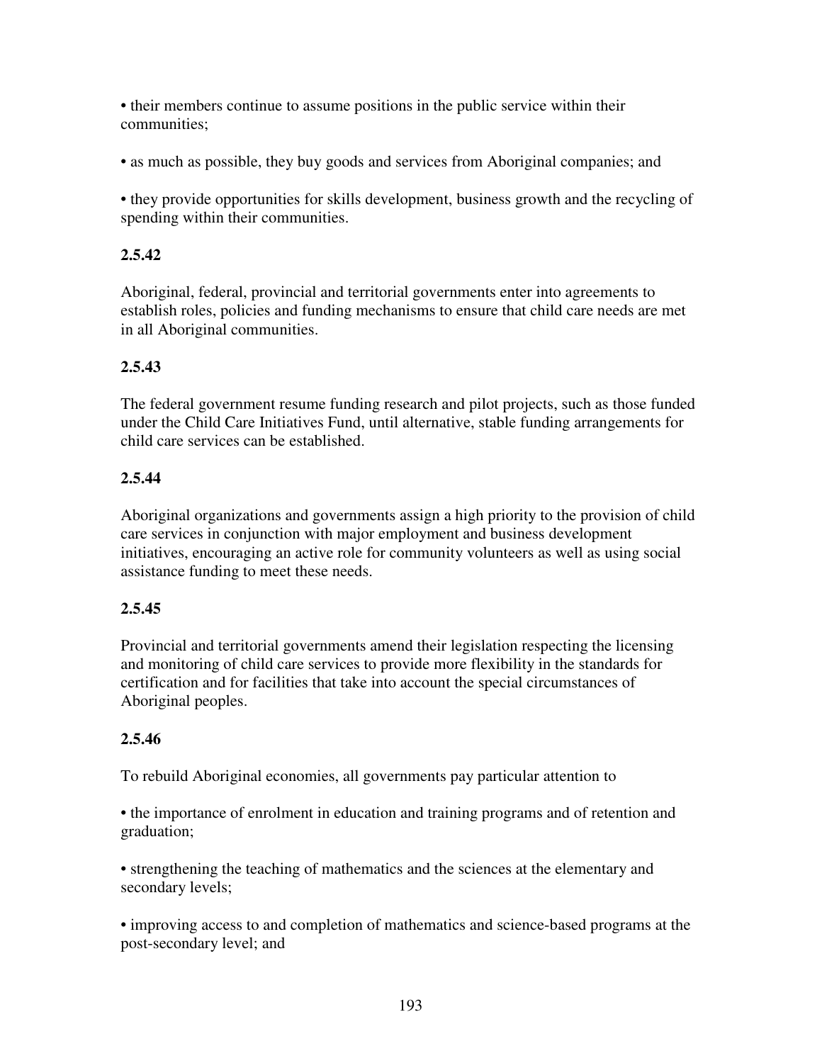- their members continue to assume positions in the public service within their communities;

- as much as possible, they buy goods and services from Aboriginal companies; and

- they provide opportunities for skills development, business growth and the recycling of spending within their communities.

**2.5.42**

Aboriginal, federal, provincial and territorial governments enter into agreements to establish roles, policies and funding mechanisms to ensure that child care needs are met in all Aboriginal communities.

**2.5.43**

The federal government resume funding research and pilot projects, such as those funded under the Child Care Initiatives Fund, until alternative, stable funding arrangements for child care services can be established.

**2.5.44**

Aboriginal organizations and governments assign a high priority to the provision of child care services in conjunction with major employment and business development initiatives, encouraging an active role for community volunteers as well as using social assistance funding to meet these needs.

**2.5.45**

Provincial and territorial governments amend their legislation respecting the licensing and monitoring of child care services to provide more flexibility in the standards for certification and for facilities that take into account the special circumstances of Aboriginal peoples.

**2.5.46**

To rebuild Aboriginal economies, all governments pay particular attention to

- the importance of enrolment in education and training programs and of retention and graduation;

- strengthening the teaching of mathematics and the sciences at the elementary and secondary levels;

- improving access to and completion of mathematics and science-based programs at the post-secondary level; and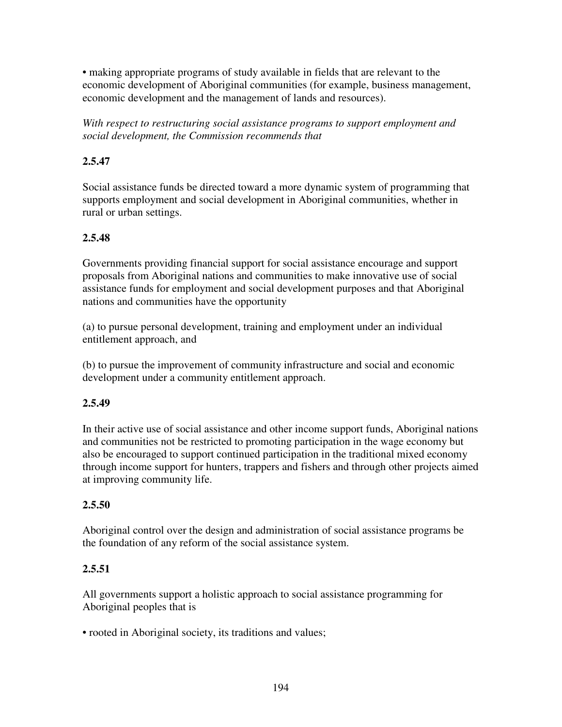• making appropriate programs of study available in fields that are relevant to the economic development of Aboriginal communities (for example, business management, economic development and the management of lands and resources).

*With respect to restructuring social assistance programs to support employment and social development, the Commission recommends that*

**2.5.47**

Social assistance funds be directed toward a more dynamic system of programming that supports employment and social development in Aboriginal communities, whether in rural or urban settings.

**2.5.48**

Governments providing financial support for social assistance encourage and support proposals from Aboriginal nations and communities to make innovative use of social assistance funds for employment and social development purposes and that Aboriginal nations and communities have the opportunity

(a) to pursue personal development, training and employment under an individual entitlement approach, and

(b) to pursue the improvement of community infrastructure and social and economic development under a community entitlement approach.

**2.5.49**

In their active use of social assistance and other income support funds, Aboriginal nations and communities not be restricted to promoting participation in the wage economy but also be encouraged to support continued participation in the traditional mixed economy through income support for hunters, trappers and fishers and through other projects aimed at improving community life.

**2.5.50**

Aboriginal control over the design and administration of social assistance programs be the foundation of any reform of the social assistance system.

**2.5.51**

All governments support a holistic approach to social assistance programming for Aboriginal peoples that is

• rooted in Aboriginal society, its traditions and values;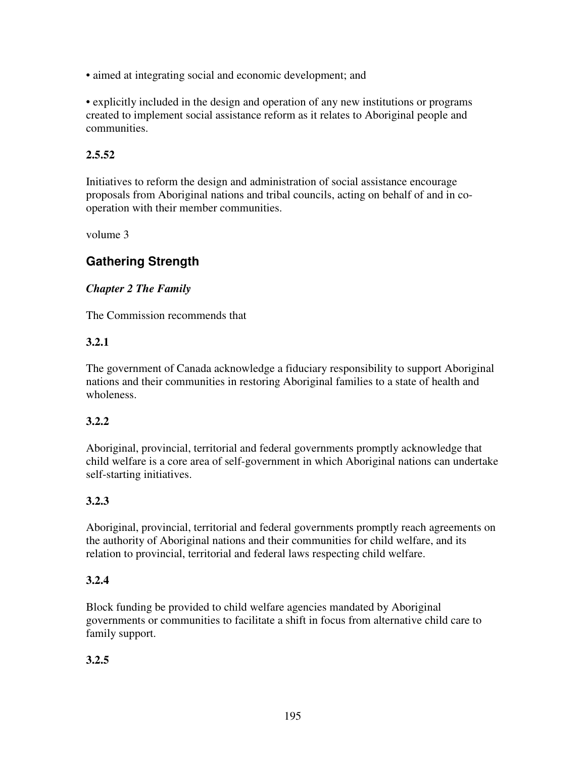• aimed at integrating social and economic development; and

• explicitly included in the design and operation of any new institutions or programs created to implement social assistance reform as it relates to Aboriginal people and communities.

**2.5.52**

Initiatives to reform the design and administration of social assistance encourage proposals from Aboriginal nations and tribal councils, acting on behalf of and in co-operation with their member communities.

volume 3

## Gathering Strength

***Chapter 2 The Family***

The Commission recommends that

**3.2.1**

The government of Canada acknowledge a fiduciary responsibility to support Aboriginal nations and their communities in restoring Aboriginal families to a state of health and wholeness.

**3.2.2**

Aboriginal, provincial, territorial and federal governments promptly acknowledge that child welfare is a core area of self-government in which Aboriginal nations can undertake self-starting initiatives.

**3.2.3**

Aboriginal, provincial, territorial and federal governments promptly reach agreements on the authority of Aboriginal nations and their communities for child welfare, and its relation to provincial, territorial and federal laws respecting child welfare.

**3.2.4**

Block funding be provided to child welfare agencies mandated by Aboriginal governments or communities to facilitate a shift in focus from alternative child care to family support.

**3.2.5**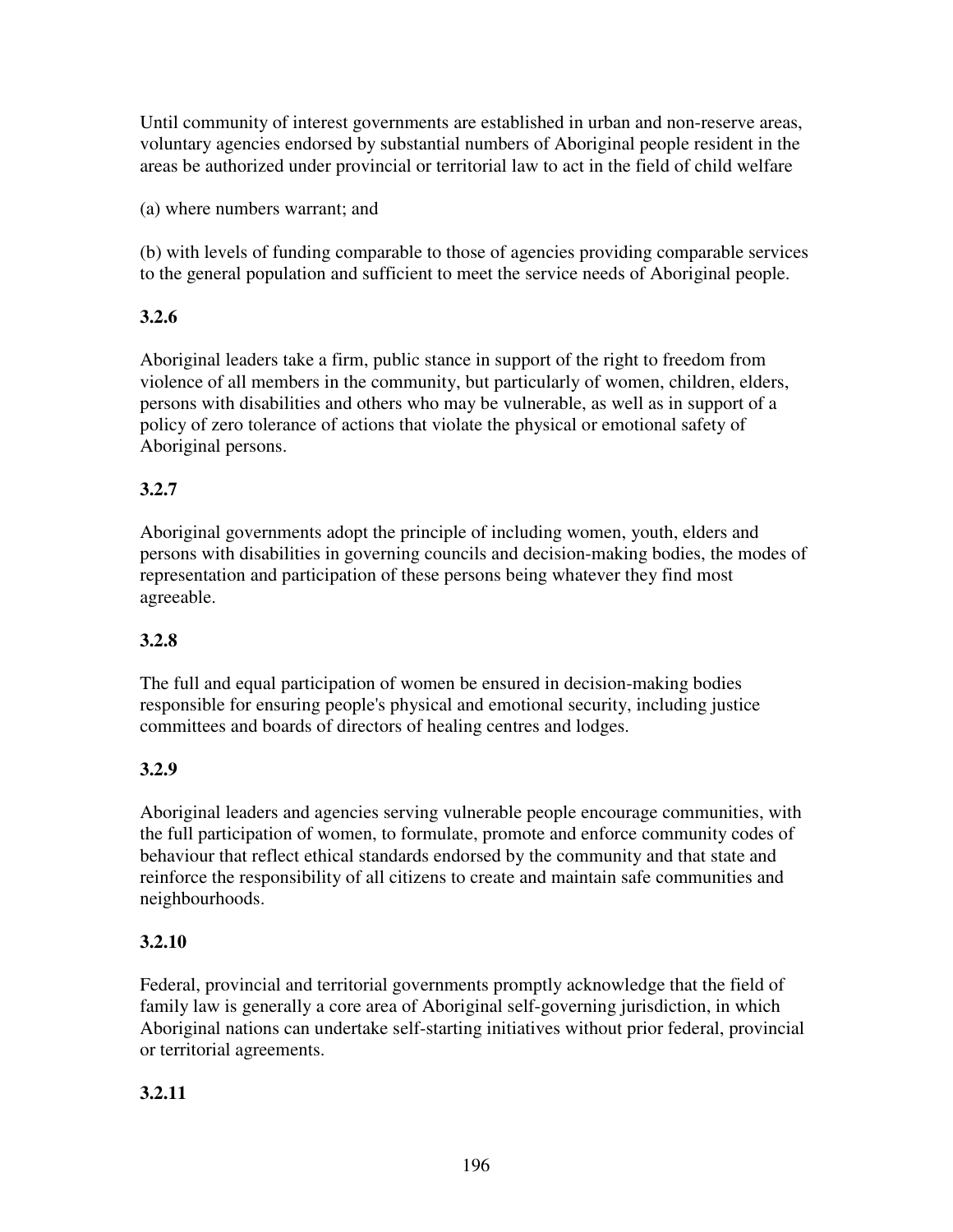Until community of interest governments are established in urban and non-reserve areas, voluntary agencies endorsed by substantial numbers of Aboriginal people resident in the areas be authorized under provincial or territorial law to act in the field of child welfare

(a) where numbers warrant; and

(b) with levels of funding comparable to those of agencies providing comparable services to the general population and sufficient to meet the service needs of Aboriginal people.

**3.2.6**

Aboriginal leaders take a firm, public stance in support of the right to freedom from violence of all members in the community, but particularly of women, children, elders, persons with disabilities and others who may be vulnerable, as well as in support of a policy of zero tolerance of actions that violate the physical or emotional safety of Aboriginal persons.

**3.2.7**

Aboriginal governments adopt the principle of including women, youth, elders and persons with disabilities in governing councils and decision-making bodies, the modes of representation and participation of these persons being whatever they find most agreeable.

**3.2.8**

The full and equal participation of women be ensured in decision-making bodies responsible for ensuring people's physical and emotional security, including justice committees and boards of directors of healing centres and lodges.

**3.2.9**

Aboriginal leaders and agencies serving vulnerable people encourage communities, with the full participation of women, to formulate, promote and enforce community codes of behaviour that reflect ethical standards endorsed by the community and that state and reinforce the responsibility of all citizens to create and maintain safe communities and neighbourhoods.

**3.2.10**

Federal, provincial and territorial governments promptly acknowledge that the field of family law is generally a core area of Aboriginal self-governing jurisdiction, in which Aboriginal nations can undertake self-starting initiatives without prior federal, provincial or territorial agreements.

**3.2.11**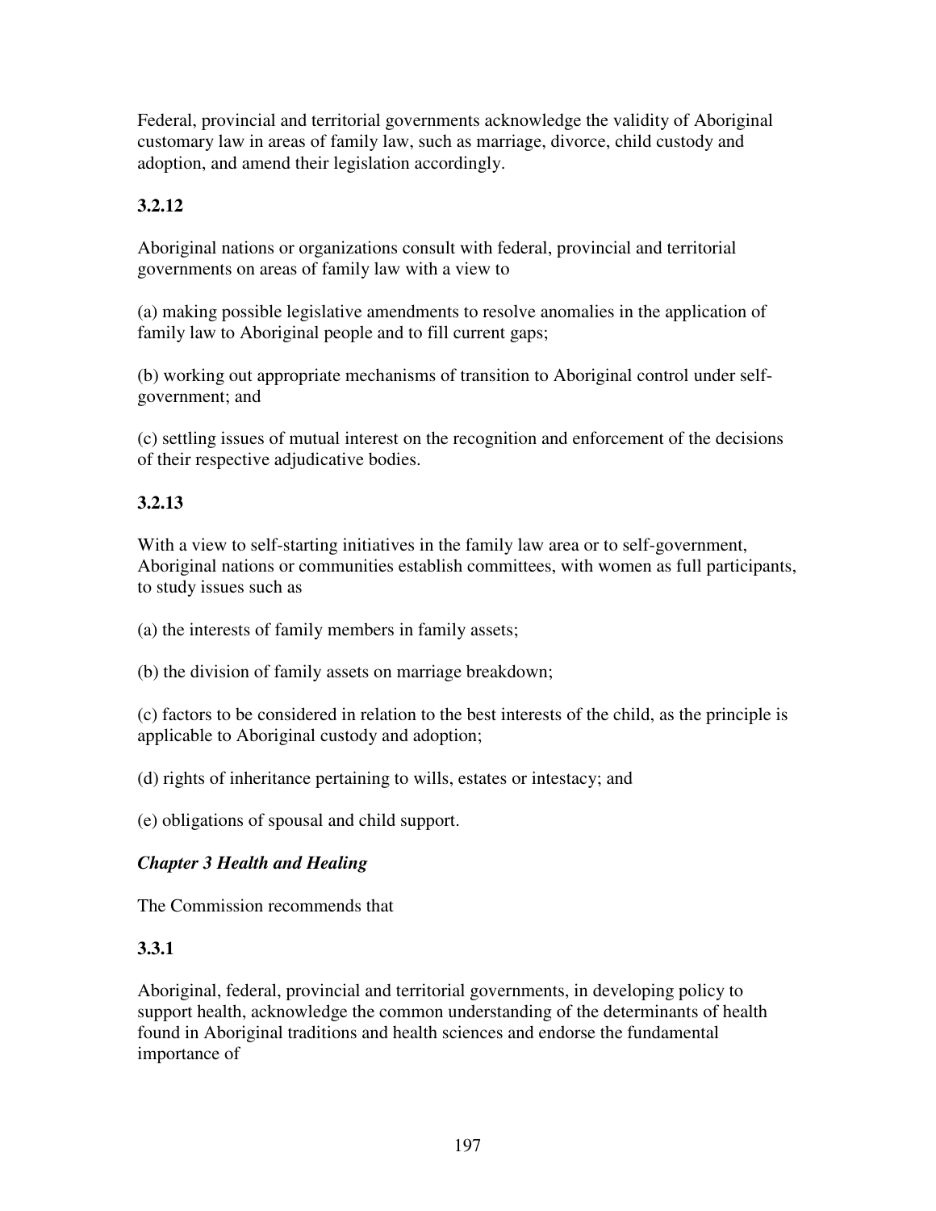Federal, provincial and territorial governments acknowledge the validity of Aboriginal customary law in areas of family law, such as marriage, divorce, child custody and adoption, and amend their legislation accordingly.

**3.2.12**

Aboriginal nations or organizations consult with federal, provincial and territorial governments on areas of family law with a view to

(a) making possible legislative amendments to resolve anomalies in the application of family law to Aboriginal people and to fill current gaps;

(b) working out appropriate mechanisms of transition to Aboriginal control under self-government; and

(c) settling issues of mutual interest on the recognition and enforcement of the decisions of their respective adjudicative bodies.

**3.2.13**

With a view to self-starting initiatives in the family law area or to self-government, Aboriginal nations or communities establish committees, with women as full participants, to study issues such as

(a) the interests of family members in family assets;

(b) the division of family assets on marriage breakdown;

(c) factors to be considered in relation to the best interests of the child, as the principle is applicable to Aboriginal custody and adoption;

(d) rights of inheritance pertaining to wills, estates or intestacy; and

(e) obligations of spousal and child support.

***Chapter 3 Health and Healing***

The Commission recommends that

**3.3.1**

Aboriginal, federal, provincial and territorial governments, in developing policy to support health, acknowledge the common understanding of the determinants of health found in Aboriginal traditions and health sciences and endorse the fundamental importance of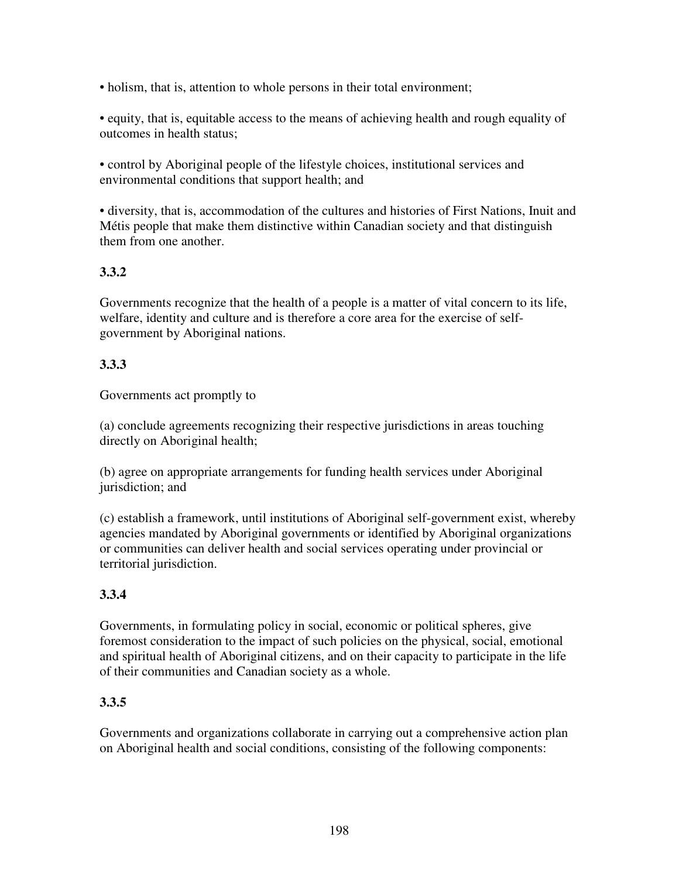• holism, that is, attention to whole persons in their total environment;

• equity, that is, equitable access to the means of achieving health and rough equality of outcomes in health status;

• control by Aboriginal people of the lifestyle choices, institutional services and environmental conditions that support health; and

• diversity, that is, accommodation of the cultures and histories of First Nations, Inuit and Métis people that make them distinctive within Canadian society and that distinguish them from one another.

**3.3.2**

Governments recognize that the health of a people is a matter of vital concern to its life, welfare, identity and culture and is therefore a core area for the exercise of self-government by Aboriginal nations.

**3.3.3**

Governments act promptly to

(a) conclude agreements recognizing their respective jurisdictions in areas touching directly on Aboriginal health;

(b) agree on appropriate arrangements for funding health services under Aboriginal jurisdiction; and

(c) establish a framework, until institutions of Aboriginal self-government exist, whereby agencies mandated by Aboriginal governments or identified by Aboriginal organizations or communities can deliver health and social services operating under provincial or territorial jurisdiction.

**3.3.4**

Governments, in formulating policy in social, economic or political spheres, give foremost consideration to the impact of such policies on the physical, social, emotional and spiritual health of Aboriginal citizens, and on their capacity to participate in the life of their communities and Canadian society as a whole.

**3.3.5**

Governments and organizations collaborate in carrying out a comprehensive action plan on Aboriginal health and social conditions, consisting of the following components: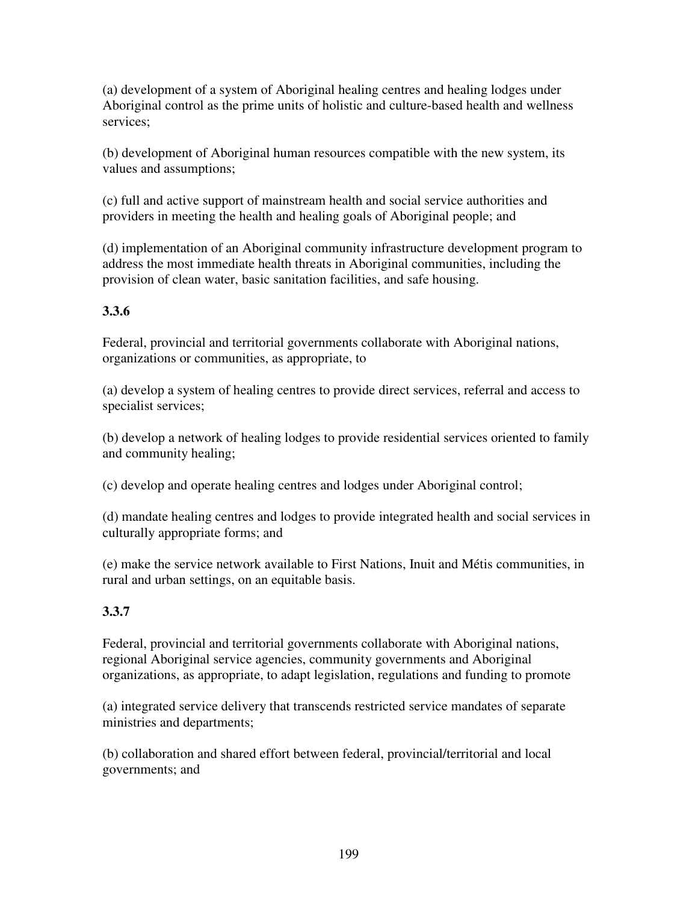(a) development of a system of Aboriginal healing centres and healing lodges under Aboriginal control as the prime units of holistic and culture-based health and wellness services;

(b) development of Aboriginal human resources compatible with the new system, its values and assumptions;

(c) full and active support of mainstream health and social service authorities and providers in meeting the health and healing goals of Aboriginal people; and

(d) implementation of an Aboriginal community infrastructure development program to address the most immediate health threats in Aboriginal communities, including the provision of clean water, basic sanitation facilities, and safe housing.

**3.3.6**

Federal, provincial and territorial governments collaborate with Aboriginal nations, organizations or communities, as appropriate, to

(a) develop a system of healing centres to provide direct services, referral and access to specialist services;

(b) develop a network of healing lodges to provide residential services oriented to family and community healing;

(c) develop and operate healing centres and lodges under Aboriginal control;

(d) mandate healing centres and lodges to provide integrated health and social services in culturally appropriate forms; and

(e) make the service network available to First Nations, Inuit and Métis communities, in rural and urban settings, on an equitable basis.

**3.3.7**

Federal, provincial and territorial governments collaborate with Aboriginal nations, regional Aboriginal service agencies, community governments and Aboriginal organizations, as appropriate, to adapt legislation, regulations and funding to promote

(a) integrated service delivery that transcends restricted service mandates of separate ministries and departments;

(b) collaboration and shared effort between federal, provincial/territorial and local governments; and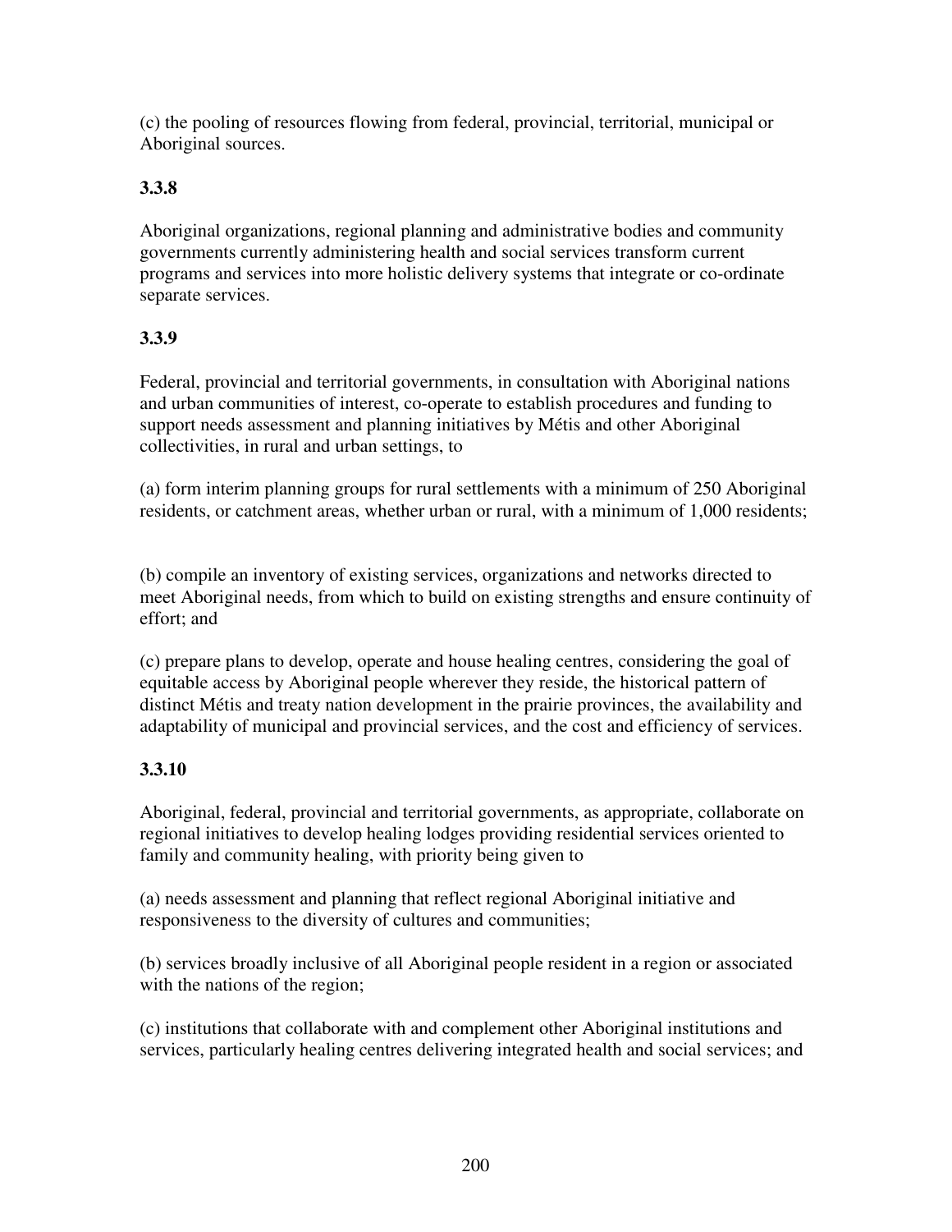(c) the pooling of resources flowing from federal, provincial, territorial, municipal or Aboriginal sources.

**3.3.8**

Aboriginal organizations, regional planning and administrative bodies and community governments currently administering health and social services transform current programs and services into more holistic delivery systems that integrate or co-ordinate separate services.

**3.3.9**

Federal, provincial and territorial governments, in consultation with Aboriginal nations and urban communities of interest, co-operate to establish procedures and funding to support needs assessment and planning initiatives by Métis and other Aboriginal collectivities, in rural and urban settings, to

(a) form interim planning groups for rural settlements with a minimum of 250 Aboriginal residents, or catchment areas, whether urban or rural, with a minimum of 1,000 residents;

(b) compile an inventory of existing services, organizations and networks directed to meet Aboriginal needs, from which to build on existing strengths and ensure continuity of effort; and

(c) prepare plans to develop, operate and house healing centres, considering the goal of equitable access by Aboriginal people wherever they reside, the historical pattern of distinct Métis and treaty nation development in the prairie provinces, the availability and adaptability of municipal and provincial services, and the cost and efficiency of services.

**3.3.10**

Aboriginal, federal, provincial and territorial governments, as appropriate, collaborate on regional initiatives to develop healing lodges providing residential services oriented to family and community healing, with priority being given to

(a) needs assessment and planning that reflect regional Aboriginal initiative and responsiveness to the diversity of cultures and communities;

(b) services broadly inclusive of all Aboriginal people resident in a region or associated with the nations of the region;

(c) institutions that collaborate with and complement other Aboriginal institutions and services, particularly healing centres delivering integrated health and social services; and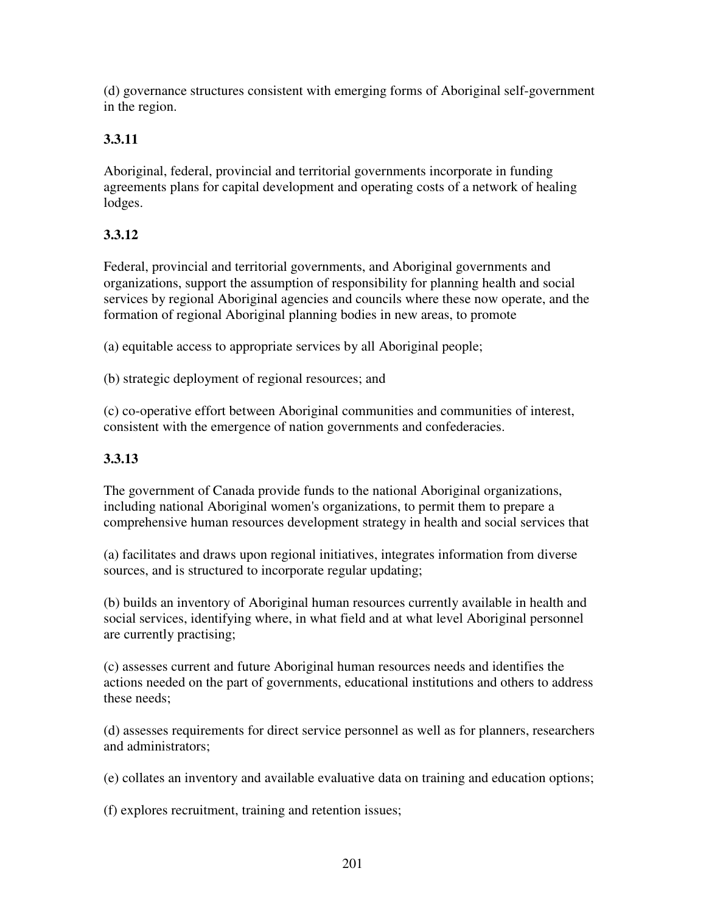(d) governance structures consistent with emerging forms of Aboriginal self-government in the region.

**3.3.11**

Aboriginal, federal, provincial and territorial governments incorporate in funding agreements plans for capital development and operating costs of a network of healing lodges.

**3.3.12**

Federal, provincial and territorial governments, and Aboriginal governments and organizations, support the assumption of responsibility for planning health and social services by regional Aboriginal agencies and councils where these now operate, and the formation of regional Aboriginal planning bodies in new areas, to promote

(a) equitable access to appropriate services by all Aboriginal people;

(b) strategic deployment of regional resources; and

(c) co-operative effort between Aboriginal communities and communities of interest, consistent with the emergence of nation governments and confederacies.

**3.3.13**

The government of Canada provide funds to the national Aboriginal organizations, including national Aboriginal women's organizations, to permit them to prepare a comprehensive human resources development strategy in health and social services that

(a) facilitates and draws upon regional initiatives, integrates information from diverse sources, and is structured to incorporate regular updating;

(b) builds an inventory of Aboriginal human resources currently available in health and social services, identifying where, in what field and at what level Aboriginal personnel are currently practising;

(c) assesses current and future Aboriginal human resources needs and identifies the actions needed on the part of governments, educational institutions and others to address these needs;

(d) assesses requirements for direct service personnel as well as for planners, researchers and administrators;

(e) collates an inventory and available evaluative data on training and education options;

(f) explores recruitment, training and retention issues;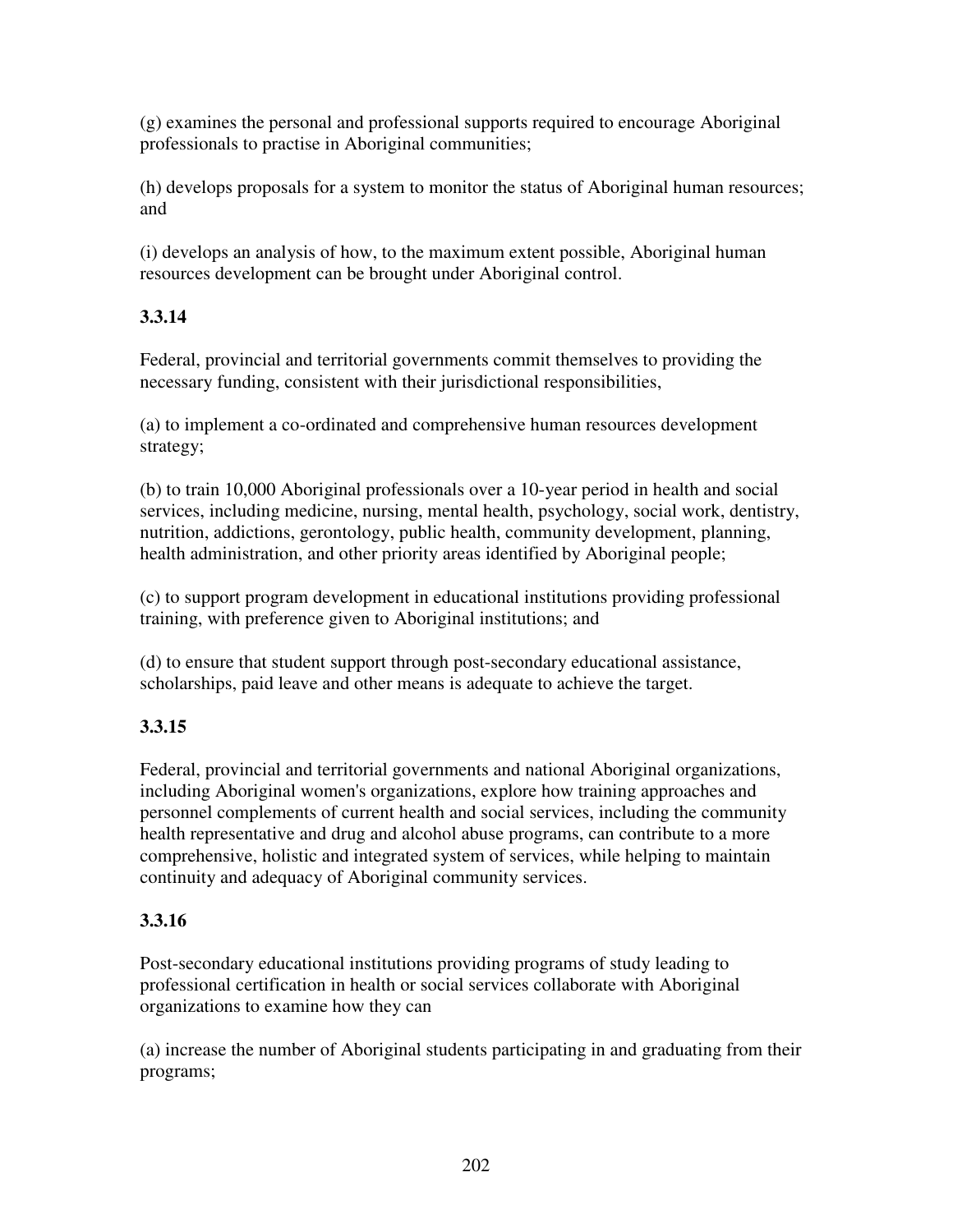(g) examines the personal and professional supports required to encourage Aboriginal professionals to practise in Aboriginal communities;

(h) develops proposals for a system to monitor the status of Aboriginal human resources; and

(i) develops an analysis of how, to the maximum extent possible, Aboriginal human resources development can be brought under Aboriginal control.

**3.3.14**

Federal, provincial and territorial governments commit themselves to providing the necessary funding, consistent with their jurisdictional responsibilities,

(a) to implement a co-ordinated and comprehensive human resources development strategy;

(b) to train 10,000 Aboriginal professionals over a 10-year period in health and social services, including medicine, nursing, mental health, psychology, social work, dentistry, nutrition, addictions, gerontology, public health, community development, planning, health administration, and other priority areas identified by Aboriginal people;

(c) to support program development in educational institutions providing professional training, with preference given to Aboriginal institutions; and

(d) to ensure that student support through post-secondary educational assistance, scholarships, paid leave and other means is adequate to achieve the target.

**3.3.15**

Federal, provincial and territorial governments and national Aboriginal organizations, including Aboriginal women's organizations, explore how training approaches and personnel complements of current health and social services, including the community health representative and drug and alcohol abuse programs, can contribute to a more comprehensive, holistic and integrated system of services, while helping to maintain continuity and adequacy of Aboriginal community services.

**3.3.16**

Post-secondary educational institutions providing programs of study leading to professional certification in health or social services collaborate with Aboriginal organizations to examine how they can

(a) increase the number of Aboriginal students participating in and graduating from their programs;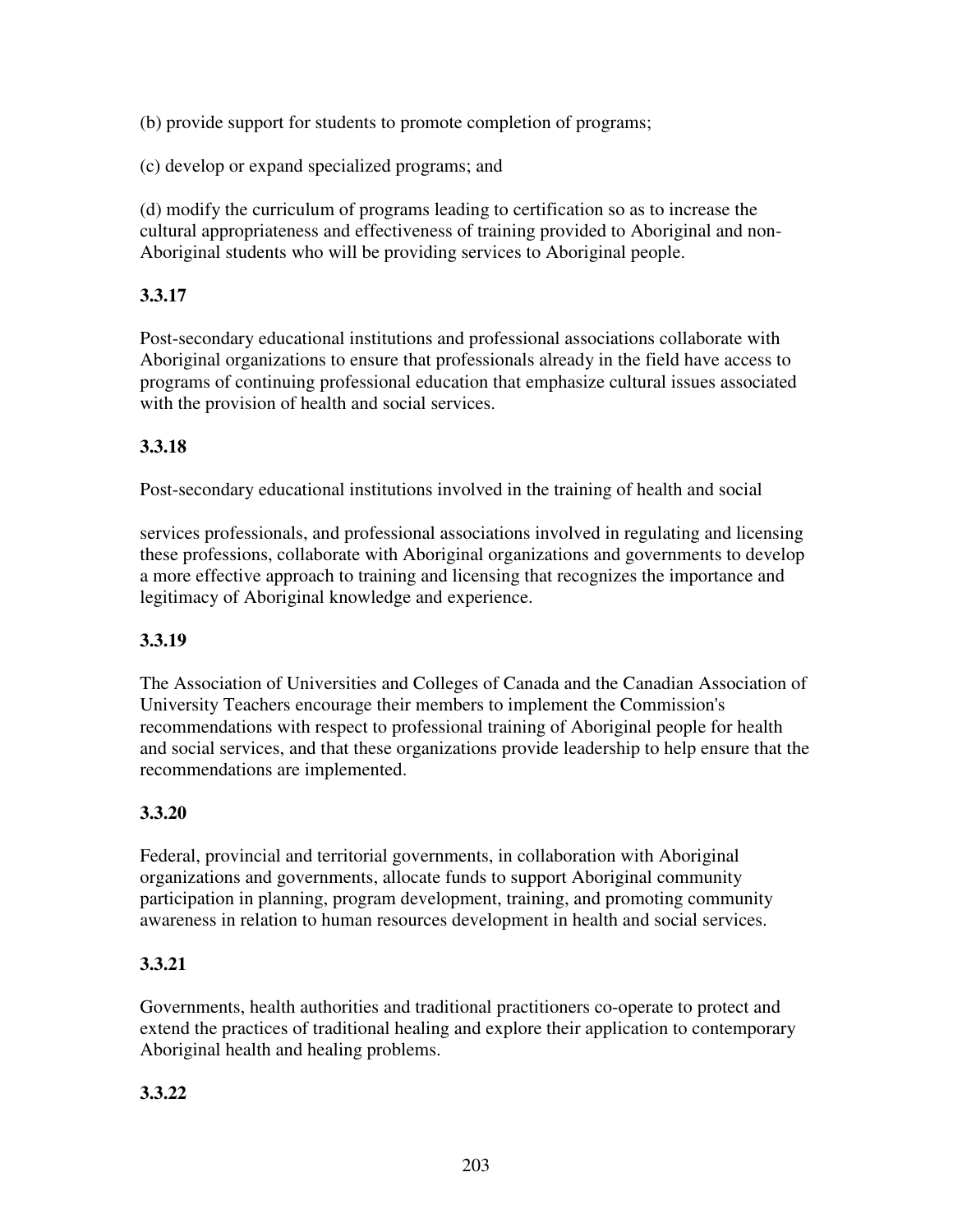(b) provide support for students to promote completion of programs;

(c) develop or expand specialized programs; and

(d) modify the curriculum of programs leading to certification so as to increase the cultural appropriateness and effectiveness of training provided to Aboriginal and non-Aboriginal students who will be providing services to Aboriginal people.

**3.3.17**

Post-secondary educational institutions and professional associations collaborate with Aboriginal organizations to ensure that professionals already in the field have access to programs of continuing professional education that emphasize cultural issues associated with the provision of health and social services.

**3.3.18**

Post-secondary educational institutions involved in the training of health and social services professionals, and professional associations involved in regulating and licensing these professions, collaborate with Aboriginal organizations and governments to develop a more effective approach to training and licensing that recognizes the importance and legitimacy of Aboriginal knowledge and experience.

**3.3.19**

The Association of Universities and Colleges of Canada and the Canadian Association of University Teachers encourage their members to implement the Commission's recommendations with respect to professional training of Aboriginal people for health and social services, and that these organizations provide leadership to help ensure that the recommendations are implemented.

**3.3.20**

Federal, provincial and territorial governments, in collaboration with Aboriginal organizations and governments, allocate funds to support Aboriginal community participation in planning, program development, training, and promoting community awareness in relation to human resources development in health and social services.

**3.3.21**

Governments, health authorities and traditional practitioners co-operate to protect and extend the practices of traditional healing and explore their application to contemporary Aboriginal health and healing problems.

**3.3.22**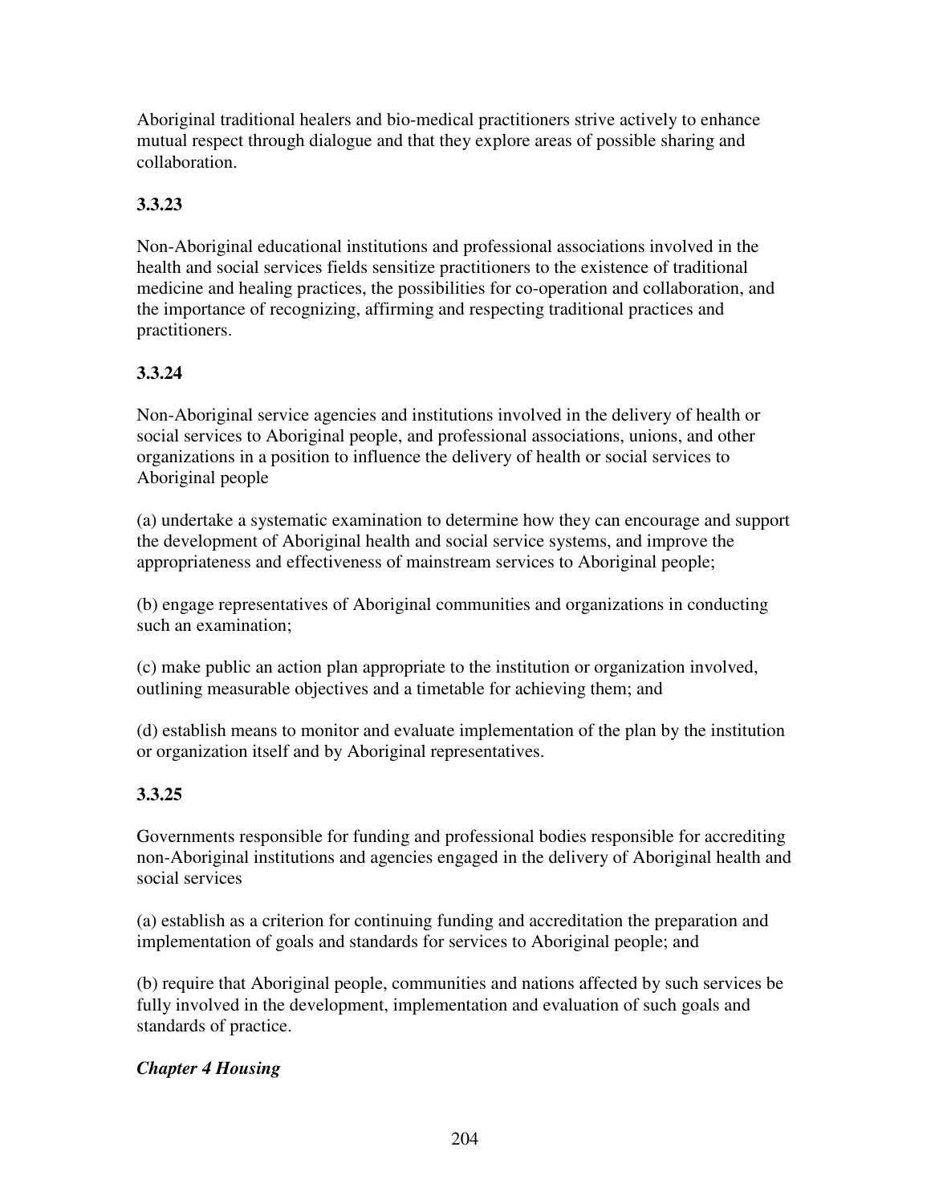Aboriginal traditional healers and bio-medical practitioners strive actively to enhance mutual respect through dialogue and that they explore areas of possible sharing and collaboration.

**3.3.23**

Non-Aboriginal educational institutions and professional associations involved in the health and social services fields sensitize practitioners to the existence of traditional medicine and healing practices, the possibilities for co-operation and collaboration, and the importance of recognizing, affirming and respecting traditional practices and practitioners.

**3.3.24**

Non-Aboriginal service agencies and institutions involved in the delivery of health or social services to Aboriginal people, and professional associations, unions, and other organizations in a position to influence the delivery of health or social services to Aboriginal people

(a) undertake a systematic examination to determine how they can encourage and support the development of Aboriginal health and social service systems, and improve the appropriateness and effectiveness of mainstream services to Aboriginal people;

(b) engage representatives of Aboriginal communities and organizations in conducting such an examination;

(c) make public an action plan appropriate to the institution or organization involved, outlining measurable objectives and a timetable for achieving them; and

(d) establish means to monitor and evaluate implementation of the plan by the institution or organization itself and by Aboriginal representatives.

**3.3.25**

Governments responsible for funding and professional bodies responsible for accrediting non-Aboriginal institutions and agencies engaged in the delivery of Aboriginal health and social services

(a) establish as a criterion for continuing funding and accreditation the preparation and implementation of goals and standards for services to Aboriginal people; and

(b) require that Aboriginal people, communities and nations affected by such services be fully involved in the development, implementation and evaluation of such goals and standards of practice.

***Chapter 4 Housing***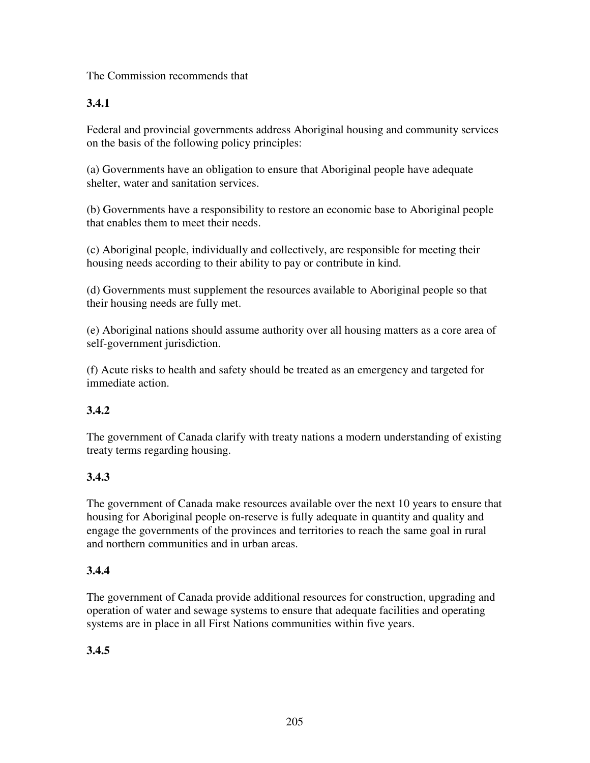The Commission recommends that

**3.4.1**

Federal and provincial governments address Aboriginal housing and community services on the basis of the following policy principles:

(a) Governments have an obligation to ensure that Aboriginal people have adequate shelter, water and sanitation services.

(b) Governments have a responsibility to restore an economic base to Aboriginal people that enables them to meet their needs.

(c) Aboriginal people, individually and collectively, are responsible for meeting their housing needs according to their ability to pay or contribute in kind.

(d) Governments must supplement the resources available to Aboriginal people so that their housing needs are fully met.

(e) Aboriginal nations should assume authority over all housing matters as a core area of self-government jurisdiction.

(f) Acute risks to health and safety should be treated as an emergency and targeted for immediate action.

**3.4.2**

The government of Canada clarify with treaty nations a modern understanding of existing treaty terms regarding housing.

**3.4.3**

The government of Canada make resources available over the next 10 years to ensure that housing for Aboriginal people on-reserve is fully adequate in quantity and quality and engage the governments of the provinces and territories to reach the same goal in rural and northern communities and in urban areas.

**3.4.4**

The government of Canada provide additional resources for construction, upgrading and operation of water and sewage systems to ensure that adequate facilities and operating systems are in place in all First Nations communities within five years.

**3.4.5**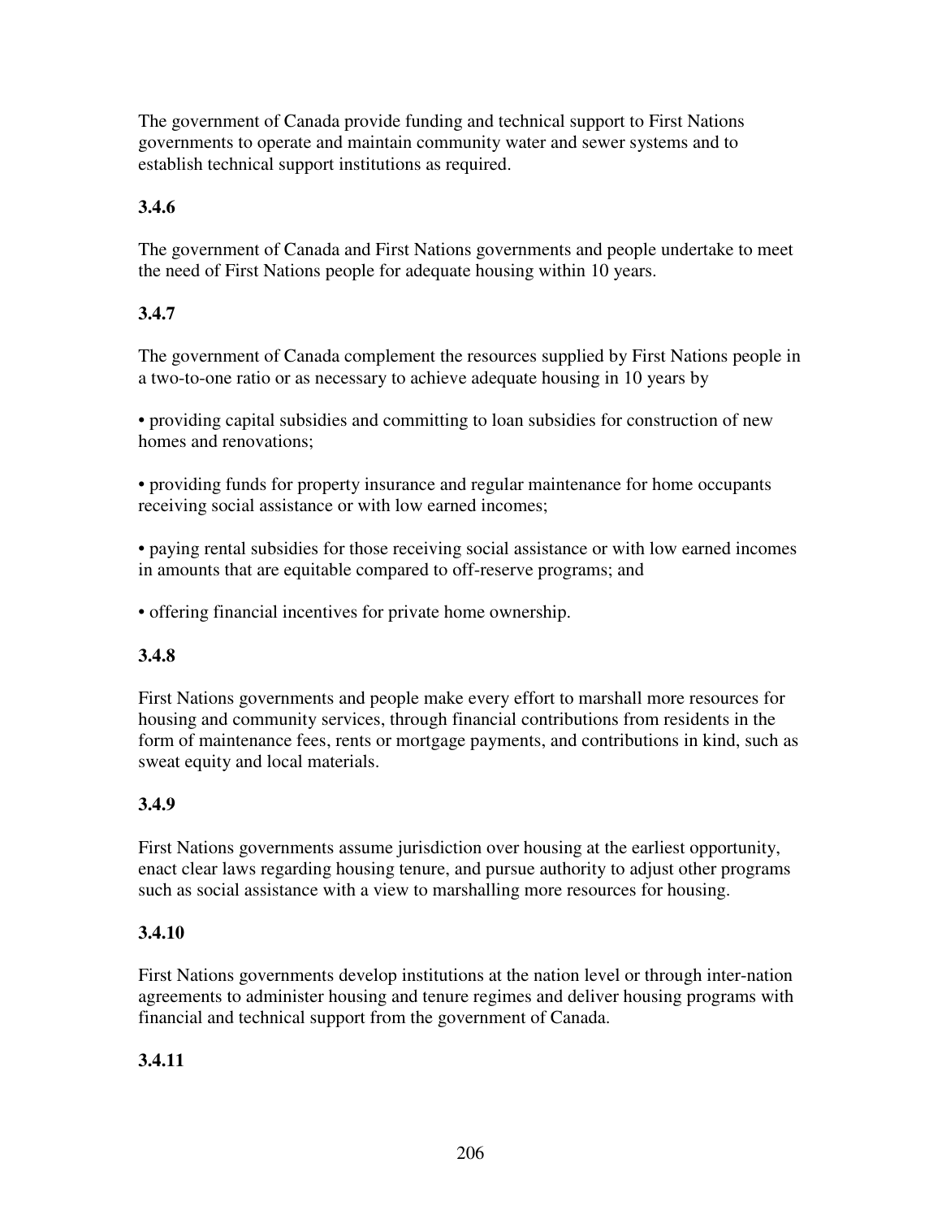The government of Canada provide funding and technical support to First Nations governments to operate and maintain community water and sewer systems and to establish technical support institutions as required.

**3.4.6**

The government of Canada and First Nations governments and people undertake to meet the need of First Nations people for adequate housing within 10 years.

**3.4.7**

The government of Canada complement the resources supplied by First Nations people in a two-to-one ratio or as necessary to achieve adequate housing in 10 years by

- providing capital subsidies and committing to loan subsidies for construction of new homes and renovations;

- providing funds for property insurance and regular maintenance for home occupants receiving social assistance or with low earned incomes;

- paying rental subsidies for those receiving social assistance or with low earned incomes in amounts that are equitable compared to off-reserve programs; and

- offering financial incentives for private home ownership.

**3.4.8**

First Nations governments and people make every effort to marshall more resources for housing and community services, through financial contributions from residents in the form of maintenance fees, rents or mortgage payments, and contributions in kind, such as sweat equity and local materials.

**3.4.9**

First Nations governments assume jurisdiction over housing at the earliest opportunity, enact clear laws regarding housing tenure, and pursue authority to adjust other programs such as social assistance with a view to marshalling more resources for housing.

**3.4.10**

First Nations governments develop institutions at the nation level or through inter-nation agreements to administer housing and tenure regimes and deliver housing programs with financial and technical support from the government of Canada.

**3.4.11**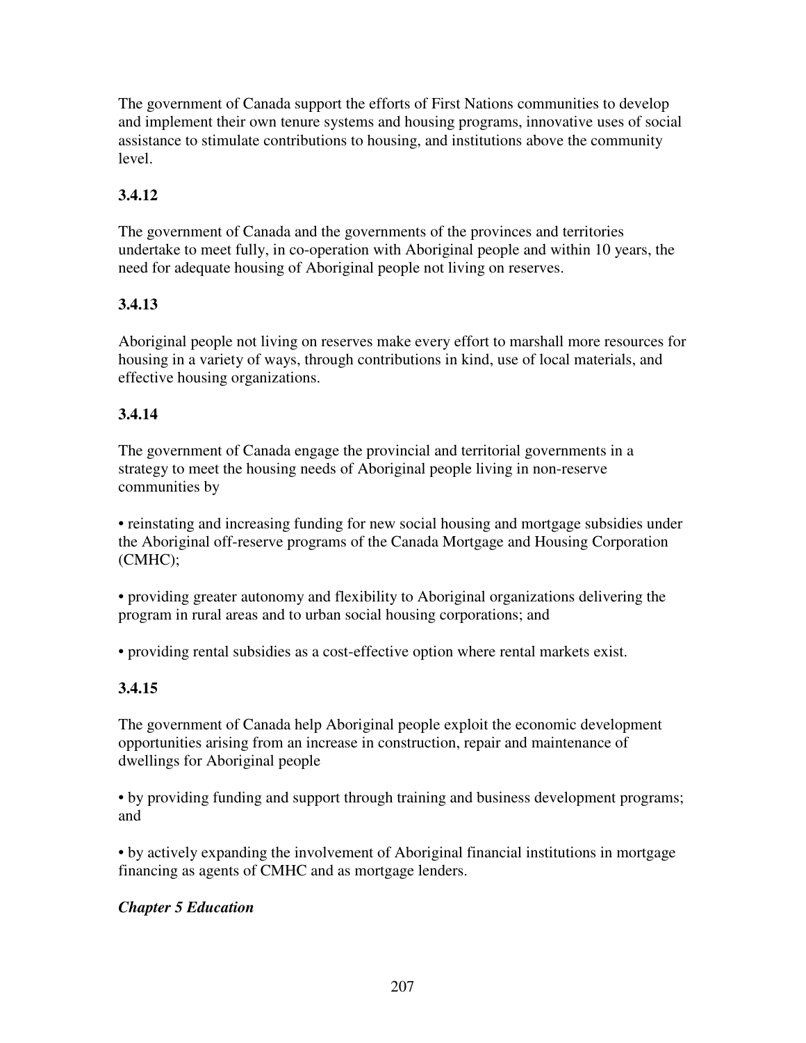The government of Canada support the efforts of First Nations communities to develop and implement their own tenure systems and housing programs, innovative uses of social assistance to stimulate contributions to housing, and institutions above the community level.

**3.4.12**

The government of Canada and the governments of the provinces and territories undertake to meet fully, in co-operation with Aboriginal people and within 10 years, the need for adequate housing of Aboriginal people not living on reserves.

**3.4.13**

Aboriginal people not living on reserves make every effort to marshall more resources for housing in a variety of ways, through contributions in kind, use of local materials, and effective housing organizations.

**3.4.14**

The government of Canada engage the provincial and territorial governments in a strategy to meet the housing needs of Aboriginal people living in non-reserve communities by

• reinstating and increasing funding for new social housing and mortgage subsidies under the Aboriginal off-reserve programs of the Canada Mortgage and Housing Corporation (CMHC);

• providing greater autonomy and flexibility to Aboriginal organizations delivering the program in rural areas and to urban social housing corporations; and

• providing rental subsidies as a cost-effective option where rental markets exist.

**3.4.15**

The government of Canada help Aboriginal people exploit the economic development opportunities arising from an increase in construction, repair and maintenance of dwellings for Aboriginal people

• by providing funding and support through training and business development programs; and

• by actively expanding the involvement of Aboriginal financial institutions in mortgage financing as agents of CMHC and as mortgage lenders.

***Chapter 5 Education***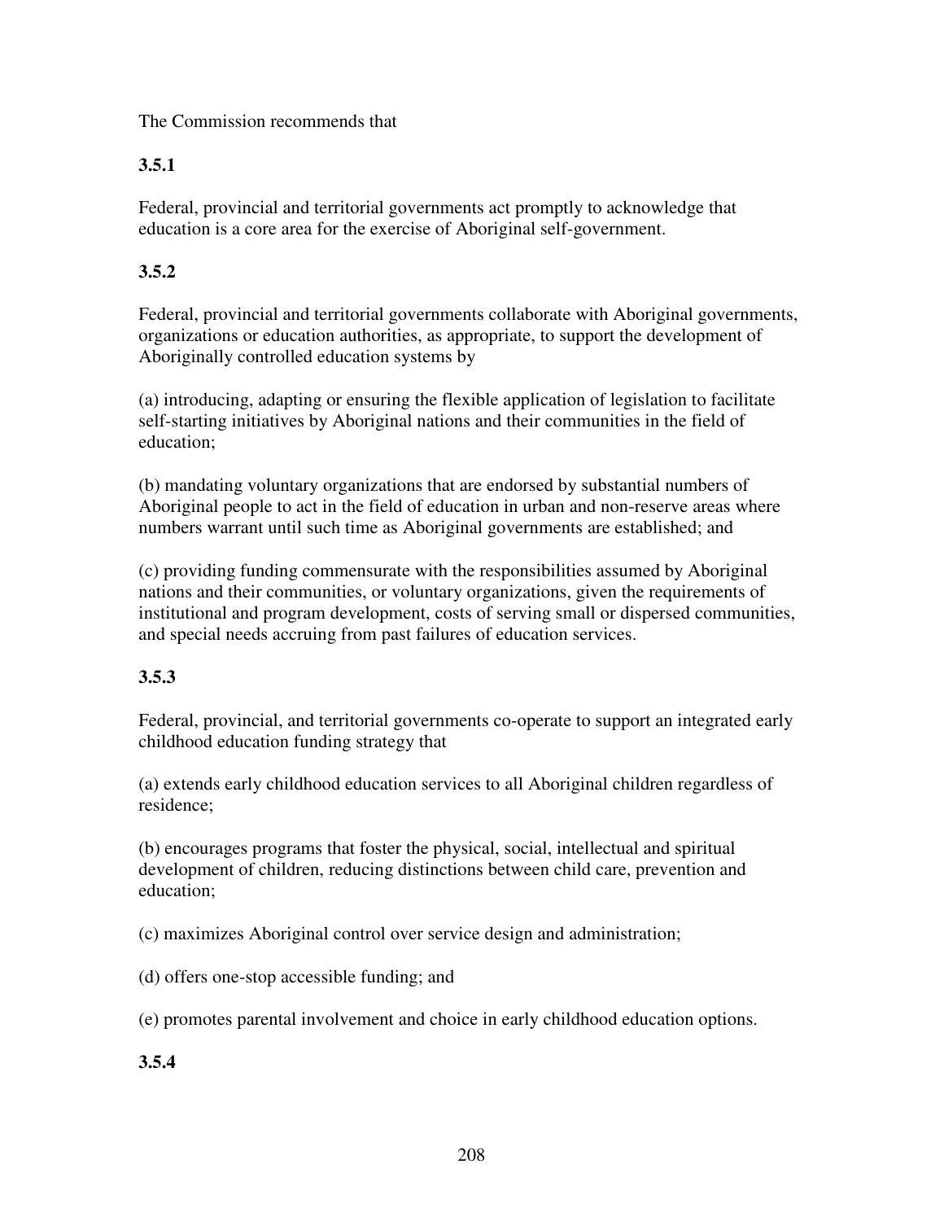The Commission recommends that

**3.5.1**

Federal, provincial and territorial governments act promptly to acknowledge that education is a core area for the exercise of Aboriginal self-government.

**3.5.2**

Federal, provincial and territorial governments collaborate with Aboriginal governments, organizations or education authorities, as appropriate, to support the development of Aboriginally controlled education systems by

(a) introducing, adapting or ensuring the flexible application of legislation to facilitate self-starting initiatives by Aboriginal nations and their communities in the field of education;

(b) mandating voluntary organizations that are endorsed by substantial numbers of Aboriginal people to act in the field of education in urban and non-reserve areas where numbers warrant until such time as Aboriginal governments are established; and

(c) providing funding commensurate with the responsibilities assumed by Aboriginal nations and their communities, or voluntary organizations, given the requirements of institutional and program development, costs of serving small or dispersed communities, and special needs accruing from past failures of education services.

**3.5.3**

Federal, provincial, and territorial governments co-operate to support an integrated early childhood education funding strategy that

(a) extends early childhood education services to all Aboriginal children regardless of residence;

(b) encourages programs that foster the physical, social, intellectual and spiritual development of children, reducing distinctions between child care, prevention and education;

(c) maximizes Aboriginal control over service design and administration;

(d) offers one-stop accessible funding; and

(e) promotes parental involvement and choice in early childhood education options.

**3.5.4**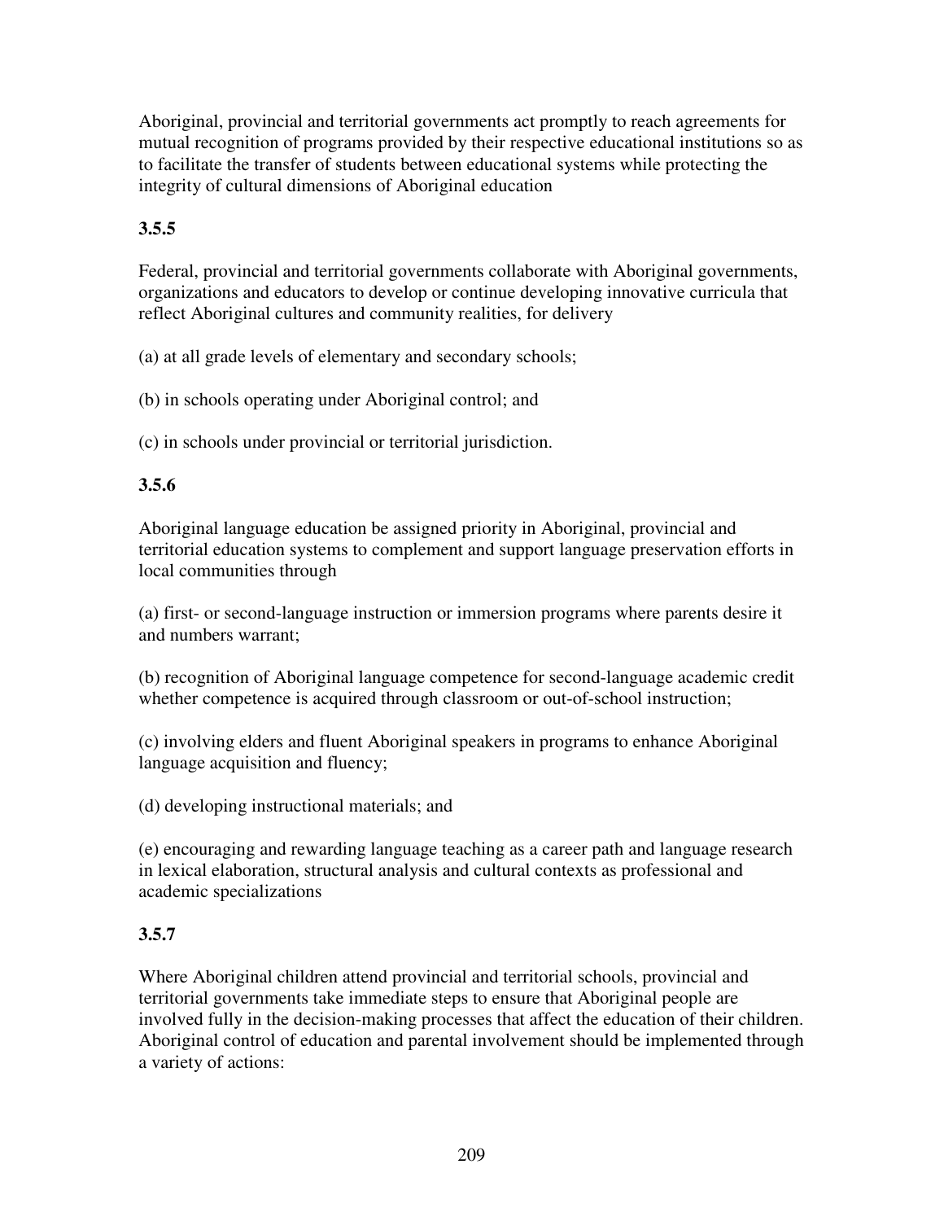Aboriginal, provincial and territorial governments act promptly to reach agreements for mutual recognition of programs provided by their respective educational institutions so as to facilitate the transfer of students between educational systems while protecting the integrity of cultural dimensions of Aboriginal education

**3.5.5**

Federal, provincial and territorial governments collaborate with Aboriginal governments, organizations and educators to develop or continue developing innovative curricula that reflect Aboriginal cultures and community realities, for delivery

(a) at all grade levels of elementary and secondary schools;

(b) in schools operating under Aboriginal control; and

(c) in schools under provincial or territorial jurisdiction.

**3.5.6**

Aboriginal language education be assigned priority in Aboriginal, provincial and territorial education systems to complement and support language preservation efforts in local communities through

(a) first- or second-language instruction or immersion programs where parents desire it and numbers warrant;

(b) recognition of Aboriginal language competence for second-language academic credit whether competence is acquired through classroom or out-of-school instruction;

(c) involving elders and fluent Aboriginal speakers in programs to enhance Aboriginal language acquisition and fluency;

(d) developing instructional materials; and

(e) encouraging and rewarding language teaching as a career path and language research in lexical elaboration, structural analysis and cultural contexts as professional and academic specializations

**3.5.7**

Where Aboriginal children attend provincial and territorial schools, provincial and territorial governments take immediate steps to ensure that Aboriginal people are involved fully in the decision-making processes that affect the education of their children. Aboriginal control of education and parental involvement should be implemented through a variety of actions: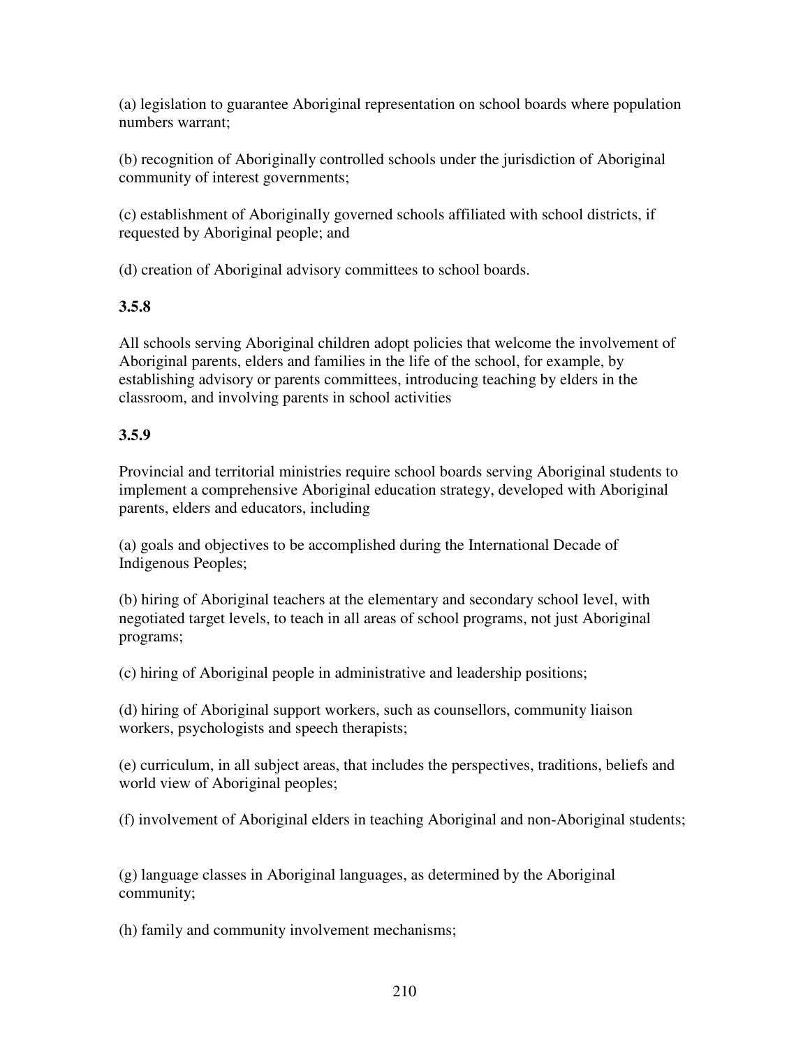(a) legislation to guarantee Aboriginal representation on school boards where population numbers warrant;

(b) recognition of Aboriginally controlled schools under the jurisdiction of Aboriginal community of interest governments;

(c) establishment of Aboriginally governed schools affiliated with school districts, if requested by Aboriginal people; and

(d) creation of Aboriginal advisory committees to school boards.

**3.5.8**

All schools serving Aboriginal children adopt policies that welcome the involvement of Aboriginal parents, elders and families in the life of the school, for example, by establishing advisory or parents committees, introducing teaching by elders in the classroom, and involving parents in school activities

**3.5.9**

Provincial and territorial ministries require school boards serving Aboriginal students to implement a comprehensive Aboriginal education strategy, developed with Aboriginal parents, elders and educators, including

(a) goals and objectives to be accomplished during the International Decade of Indigenous Peoples;

(b) hiring of Aboriginal teachers at the elementary and secondary school level, with negotiated target levels, to teach in all areas of school programs, not just Aboriginal programs;

(c) hiring of Aboriginal people in administrative and leadership positions;

(d) hiring of Aboriginal support workers, such as counsellors, community liaison workers, psychologists and speech therapists;

(e) curriculum, in all subject areas, that includes the perspectives, traditions, beliefs and world view of Aboriginal peoples;

(f) involvement of Aboriginal elders in teaching Aboriginal and non-Aboriginal students;

(g) language classes in Aboriginal languages, as determined by the Aboriginal community;

(h) family and community involvement mechanisms;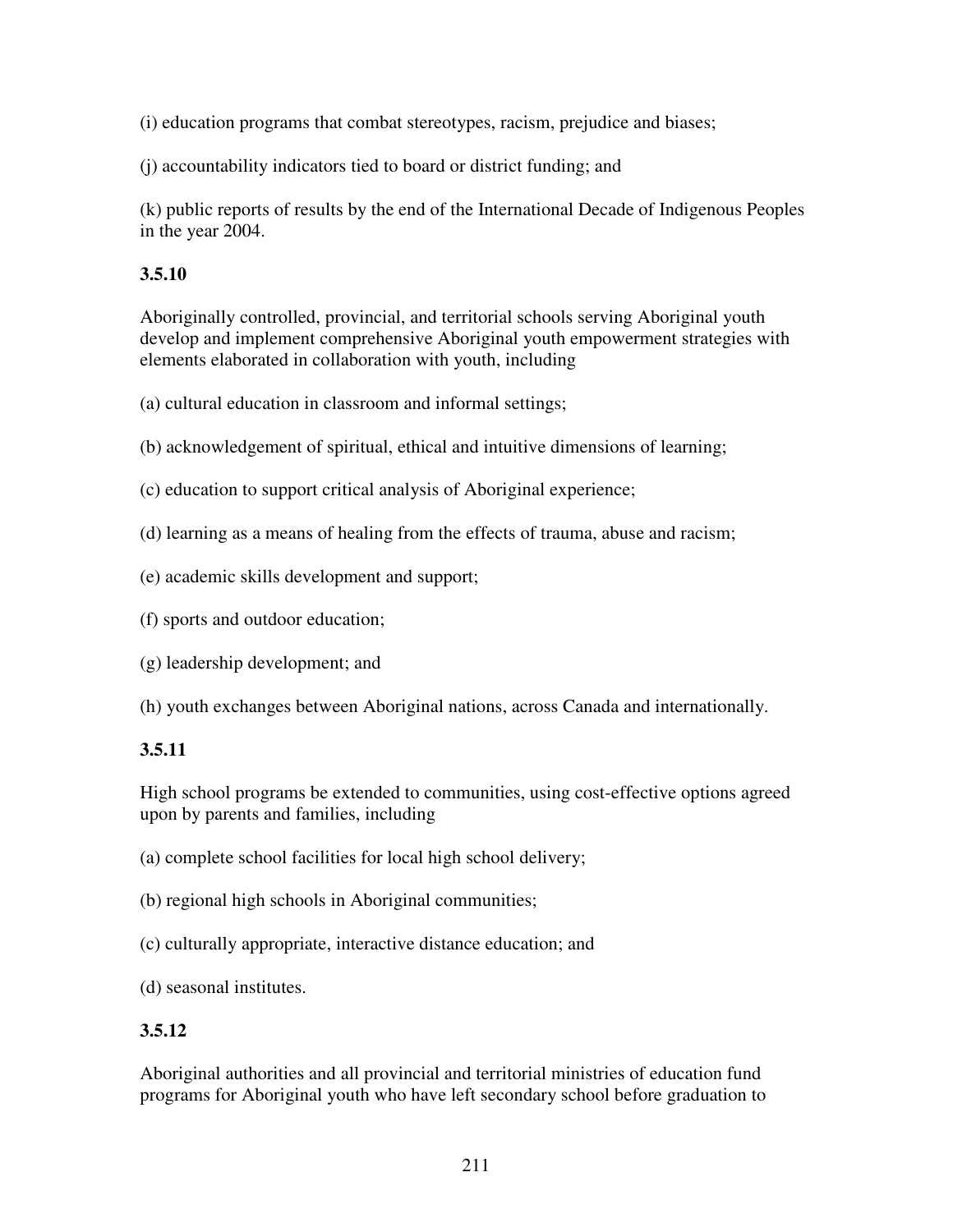(i) education programs that combat stereotypes, racism, prejudice and biases;

(j) accountability indicators tied to board or district funding; and

(k) public reports of results by the end of the International Decade of Indigenous Peoples in the year 2004.

**3.5.10**

Aboriginally controlled, provincial, and territorial schools serving Aboriginal youth develop and implement comprehensive Aboriginal youth empowerment strategies with elements elaborated in collaboration with youth, including

(a) cultural education in classroom and informal settings;

(b) acknowledgement of spiritual, ethical and intuitive dimensions of learning;

(c) education to support critical analysis of Aboriginal experience;

(d) learning as a means of healing from the effects of trauma, abuse and racism;

(e) academic skills development and support;

(f) sports and outdoor education;

(g) leadership development; and

(h) youth exchanges between Aboriginal nations, across Canada and internationally.

**3.5.11**

High school programs be extended to communities, using cost-effective options agreed upon by parents and families, including

(a) complete school facilities for local high school delivery;

(b) regional high schools in Aboriginal communities;

(c) culturally appropriate, interactive distance education; and

(d) seasonal institutes.

**3.5.12**

Aboriginal authorities and all provincial and territorial ministries of education fund programs for Aboriginal youth who have left secondary school before graduation to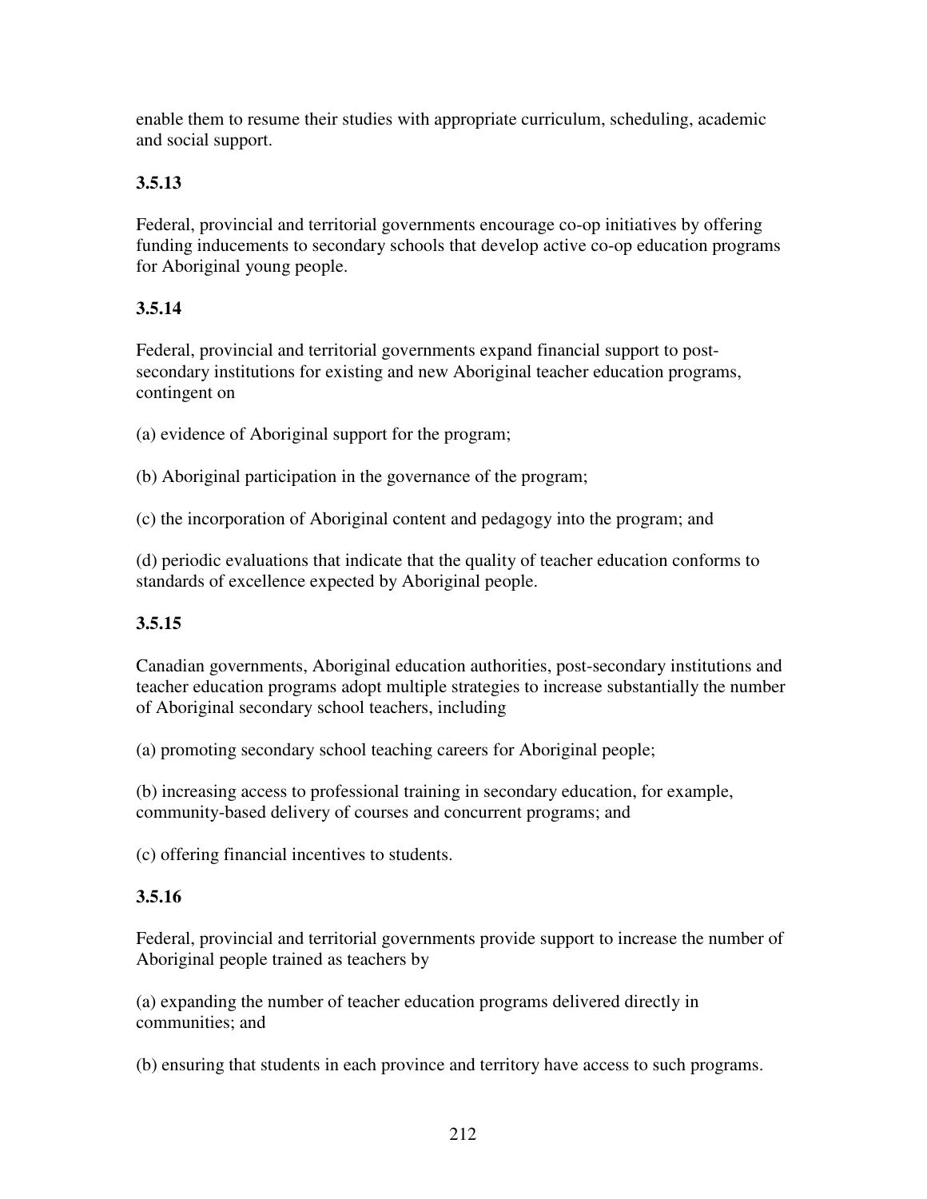enable them to resume their studies with appropriate curriculum, scheduling, academic and social support.

### 3.5.13

Federal, provincial and territorial governments encourage co-op initiatives by offering funding inducements to secondary schools that develop active co-op education programs for Aboriginal young people.

### 3.5.14

Federal, provincial and territorial governments expand financial support to post-secondary institutions for existing and new Aboriginal teacher education programs, contingent on

(a) evidence of Aboriginal support for the program;

(b) Aboriginal participation in the governance of the program;

(c) the incorporation of Aboriginal content and pedagogy into the program; and

(d) periodic evaluations that indicate that the quality of teacher education conforms to standards of excellence expected by Aboriginal people.

### 3.5.15

Canadian governments, Aboriginal education authorities, post-secondary institutions and teacher education programs adopt multiple strategies to increase substantially the number of Aboriginal secondary school teachers, including

(a) promoting secondary school teaching careers for Aboriginal people;

(b) increasing access to professional training in secondary education, for example, community-based delivery of courses and concurrent programs; and

(c) offering financial incentives to students.

### 3.5.16

Federal, provincial and territorial governments provide support to increase the number of Aboriginal people trained as teachers by

(a) expanding the number of teacher education programs delivered directly in communities; and

(b) ensuring that students in each province and territory have access to such programs.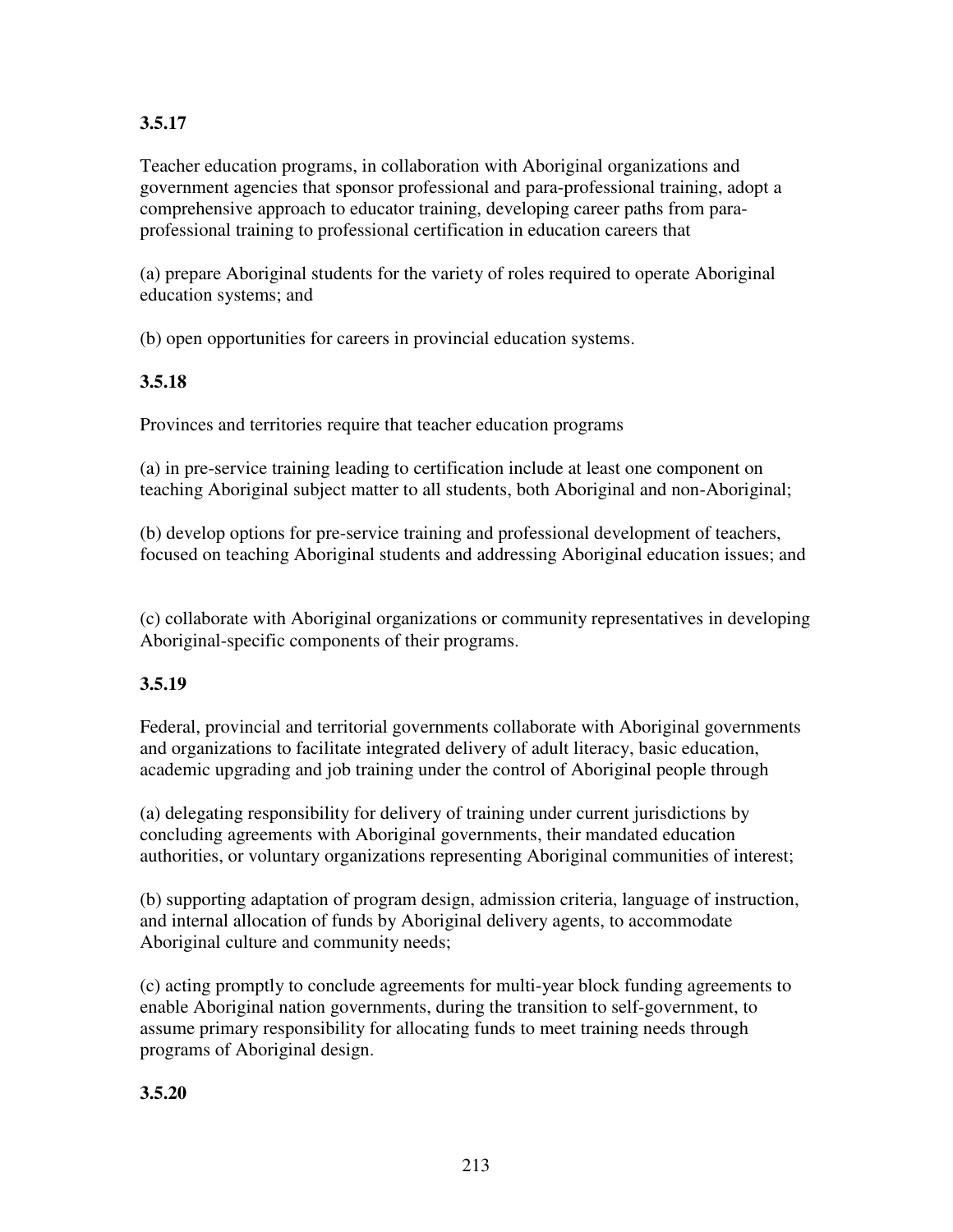**3.5.17**

Teacher education programs, in collaboration with Aboriginal organizations and government agencies that sponsor professional and para-professional training, adopt a comprehensive approach to educator training, developing career paths from para-professional training to professional certification in education careers that

(a) prepare Aboriginal students for the variety of roles required to operate Aboriginal education systems; and

(b) open opportunities for careers in provincial education systems.

**3.5.18**

Provinces and territories require that teacher education programs

(a) in pre-service training leading to certification include at least one component on teaching Aboriginal subject matter to all students, both Aboriginal and non-Aboriginal;

(b) develop options for pre-service training and professional development of teachers, focused on teaching Aboriginal students and addressing Aboriginal education issues; and

(c) collaborate with Aboriginal organizations or community representatives in developing Aboriginal-specific components of their programs.

**3.5.19**

Federal, provincial and territorial governments collaborate with Aboriginal governments and organizations to facilitate integrated delivery of adult literacy, basic education, academic upgrading and job training under the control of Aboriginal people through

(a) delegating responsibility for delivery of training under current jurisdictions by concluding agreements with Aboriginal governments, their mandated education authorities, or voluntary organizations representing Aboriginal communities of interest;

(b) supporting adaptation of program design, admission criteria, language of instruction, and internal allocation of funds by Aboriginal delivery agents, to accommodate Aboriginal culture and community needs;

(c) acting promptly to conclude agreements for multi-year block funding agreements to enable Aboriginal nation governments, during the transition to self-government, to assume primary responsibility for allocating funds to meet training needs through programs of Aboriginal design.

**3.5.20**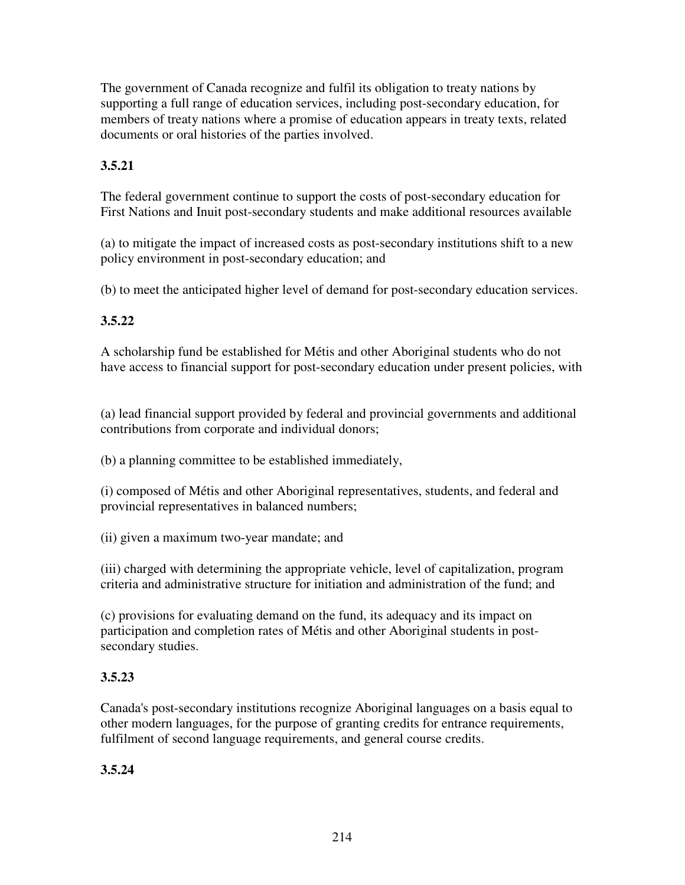The government of Canada recognize and fulfil its obligation to treaty nations by supporting a full range of education services, including post-secondary education, for members of treaty nations where a promise of education appears in treaty texts, related documents or oral histories of the parties involved.

**3.5.21**

The federal government continue to support the costs of post-secondary education for First Nations and Inuit post-secondary students and make additional resources available

(a) to mitigate the impact of increased costs as post-secondary institutions shift to a new policy environment in post-secondary education; and

(b) to meet the anticipated higher level of demand for post-secondary education services.

**3.5.22**

A scholarship fund be established for Métis and other Aboriginal students who do not have access to financial support for post-secondary education under present policies, with

(a) lead financial support provided by federal and provincial governments and additional contributions from corporate and individual donors;

(b) a planning committee to be established immediately,

(i) composed of Métis and other Aboriginal representatives, students, and federal and provincial representatives in balanced numbers;

(ii) given a maximum two-year mandate; and

(iii) charged with determining the appropriate vehicle, level of capitalization, program criteria and administrative structure for initiation and administration of the fund; and

(c) provisions for evaluating demand on the fund, its adequacy and its impact on participation and completion rates of Métis and other Aboriginal students in post-secondary studies.

**3.5.23**

Canada's post-secondary institutions recognize Aboriginal languages on a basis equal to other modern languages, for the purpose of granting credits for entrance requirements, fulfilment of second language requirements, and general course credits.

**3.5.24**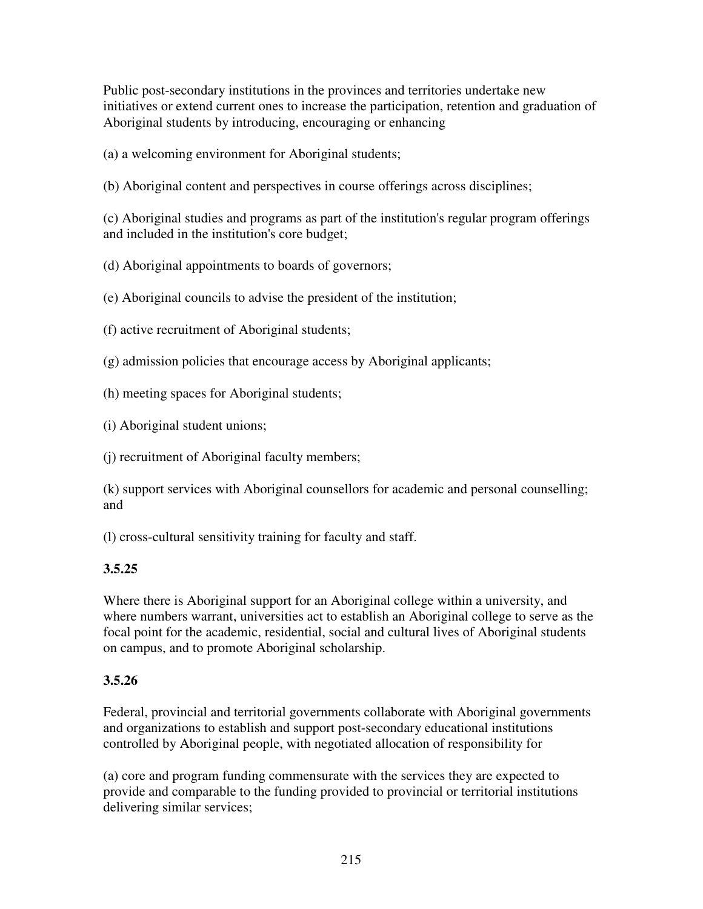Public post-secondary institutions in the provinces and territories undertake new initiatives or extend current ones to increase the participation, retention and graduation of Aboriginal students by introducing, encouraging or enhancing

(a) a welcoming environment for Aboriginal students;

(b) Aboriginal content and perspectives in course offerings across disciplines;

(c) Aboriginal studies and programs as part of the institution's regular program offerings and included in the institution's core budget;

(d) Aboriginal appointments to boards of governors;

(e) Aboriginal councils to advise the president of the institution;

(f) active recruitment of Aboriginal students;

(g) admission policies that encourage access by Aboriginal applicants;

(h) meeting spaces for Aboriginal students;

(i) Aboriginal student unions;

(j) recruitment of Aboriginal faculty members;

(k) support services with Aboriginal counsellors for academic and personal counselling; and

(l) cross-cultural sensitivity training for faculty and staff.

**3.5.25**

Where there is Aboriginal support for an Aboriginal college within a university, and where numbers warrant, universities act to establish an Aboriginal college to serve as the focal point for the academic, residential, social and cultural lives of Aboriginal students on campus, and to promote Aboriginal scholarship.

**3.5.26**

Federal, provincial and territorial governments collaborate with Aboriginal governments and organizations to establish and support post-secondary educational institutions controlled by Aboriginal people, with negotiated allocation of responsibility for

(a) core and program funding commensurate with the services they are expected to provide and comparable to the funding provided to provincial or territorial institutions delivering similar services;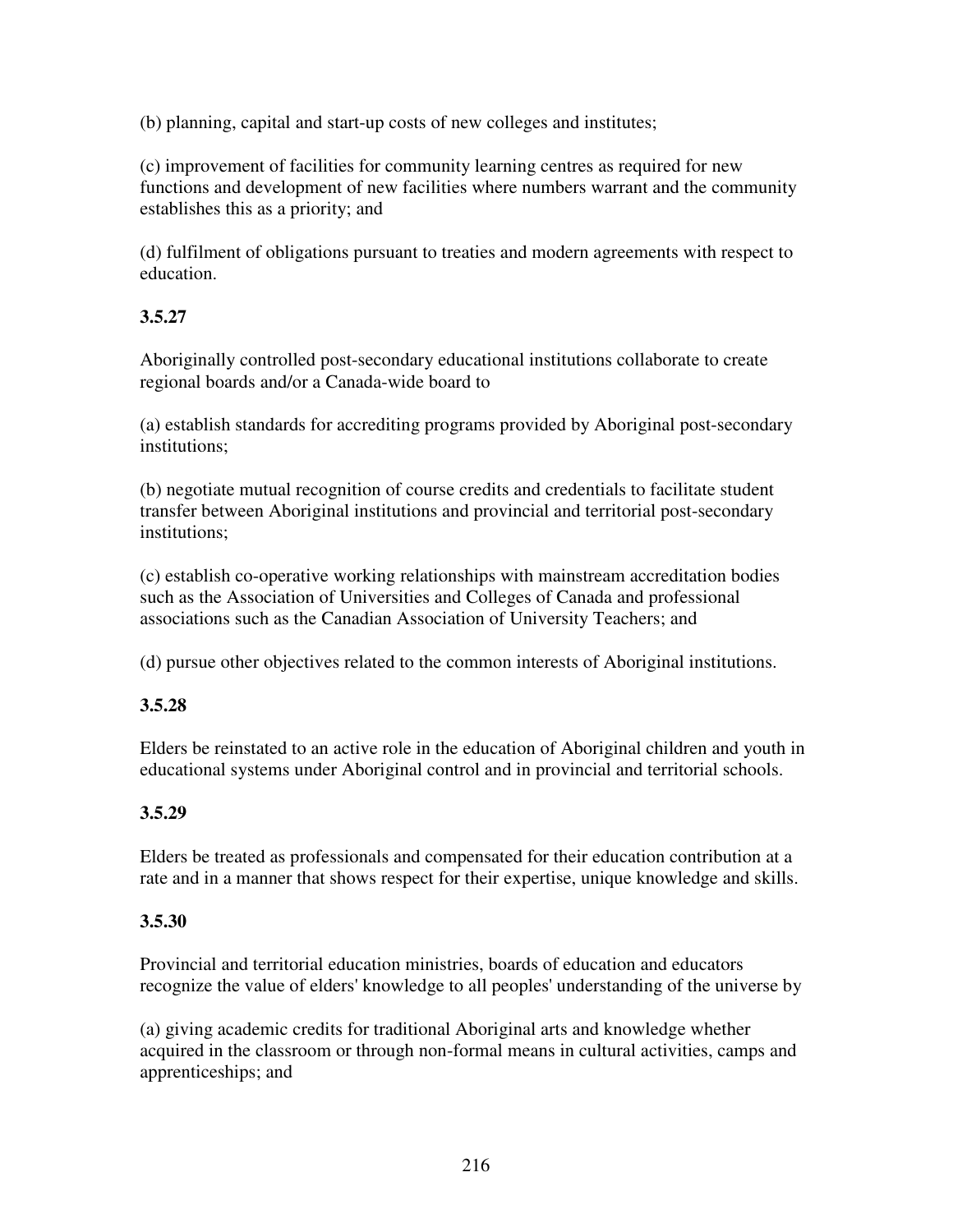(b) planning, capital and start-up costs of new colleges and institutes;

(c) improvement of facilities for community learning centres as required for new functions and development of new facilities where numbers warrant and the community establishes this as a priority; and

(d) fulfilment of obligations pursuant to treaties and modern agreements with respect to education.

**3.5.27**

Aboriginally controlled post-secondary educational institutions collaborate to create regional boards and/or a Canada-wide board to

(a) establish standards for accrediting programs provided by Aboriginal post-secondary institutions;

(b) negotiate mutual recognition of course credits and credentials to facilitate student transfer between Aboriginal institutions and provincial and territorial post-secondary institutions;

(c) establish co-operative working relationships with mainstream accreditation bodies such as the Association of Universities and Colleges of Canada and professional associations such as the Canadian Association of University Teachers; and

(d) pursue other objectives related to the common interests of Aboriginal institutions.

**3.5.28**

Elders be reinstated to an active role in the education of Aboriginal children and youth in educational systems under Aboriginal control and in provincial and territorial schools.

**3.5.29**

Elders be treated as professionals and compensated for their education contribution at a rate and in a manner that shows respect for their expertise, unique knowledge and skills.

**3.5.30**

Provincial and territorial education ministries, boards of education and educators recognize the value of elders' knowledge to all peoples' understanding of the universe by

(a) giving academic credits for traditional Aboriginal arts and knowledge whether acquired in the classroom or through non-formal means in cultural activities, camps and apprenticeships; and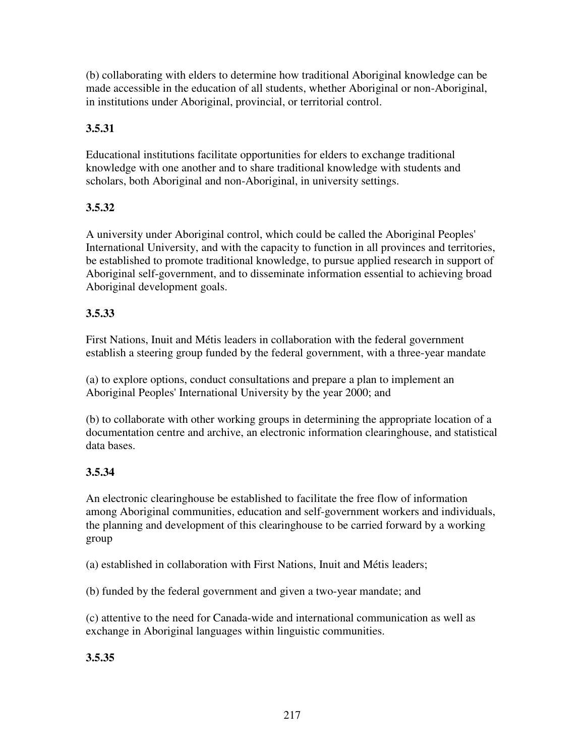(b) collaborating with elders to determine how traditional Aboriginal knowledge can be made accessible in the education of all students, whether Aboriginal or non-Aboriginal, in institutions under Aboriginal, provincial, or territorial control.

**3.5.31**

Educational institutions facilitate opportunities for elders to exchange traditional knowledge with one another and to share traditional knowledge with students and scholars, both Aboriginal and non-Aboriginal, in university settings.

**3.5.32**

A university under Aboriginal control, which could be called the Aboriginal Peoples' International University, and with the capacity to function in all provinces and territories, be established to promote traditional knowledge, to pursue applied research in support of Aboriginal self-government, and to disseminate information essential to achieving broad Aboriginal development goals.

**3.5.33**

First Nations, Inuit and Métis leaders in collaboration with the federal government establish a steering group funded by the federal government, with a three-year mandate

(a) to explore options, conduct consultations and prepare a plan to implement an Aboriginal Peoples' International University by the year 2000; and

(b) to collaborate with other working groups in determining the appropriate location of a documentation centre and archive, an electronic information clearinghouse, and statistical data bases.

**3.5.34**

An electronic clearinghouse be established to facilitate the free flow of information among Aboriginal communities, education and self-government workers and individuals, the planning and development of this clearinghouse to be carried forward by a working group

(a) established in collaboration with First Nations, Inuit and Métis leaders;

(b) funded by the federal government and given a two-year mandate; and

(c) attentive to the need for Canada-wide and international communication as well as exchange in Aboriginal languages within linguistic communities.

**3.5.35**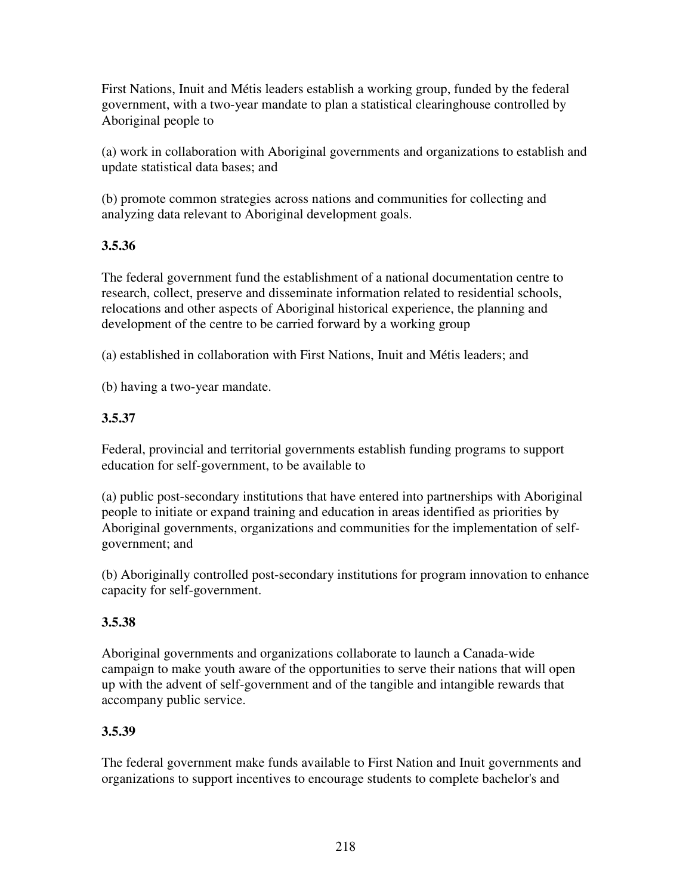First Nations, Inuit and Métis leaders establish a working group, funded by the federal government, with a two-year mandate to plan a statistical clearinghouse controlled by Aboriginal people to

(a) work in collaboration with Aboriginal governments and organizations to establish and update statistical data bases; and

(b) promote common strategies across nations and communities for collecting and analyzing data relevant to Aboriginal development goals.

**3.5.36**

The federal government fund the establishment of a national documentation centre to research, collect, preserve and disseminate information related to residential schools, relocations and other aspects of Aboriginal historical experience, the planning and development of the centre to be carried forward by a working group

(a) established in collaboration with First Nations, Inuit and Métis leaders; and

(b) having a two-year mandate.

**3.5.37**

Federal, provincial and territorial governments establish funding programs to support education for self-government, to be available to

(a) public post-secondary institutions that have entered into partnerships with Aboriginal people to initiate or expand training and education in areas identified as priorities by Aboriginal governments, organizations and communities for the implementation of self-government; and

(b) Aboriginally controlled post-secondary institutions for program innovation to enhance capacity for self-government.

**3.5.38**

Aboriginal governments and organizations collaborate to launch a Canada-wide campaign to make youth aware of the opportunities to serve their nations that will open up with the advent of self-government and of the tangible and intangible rewards that accompany public service.

**3.5.39**

The federal government make funds available to First Nation and Inuit governments and organizations to support incentives to encourage students to complete bachelor's and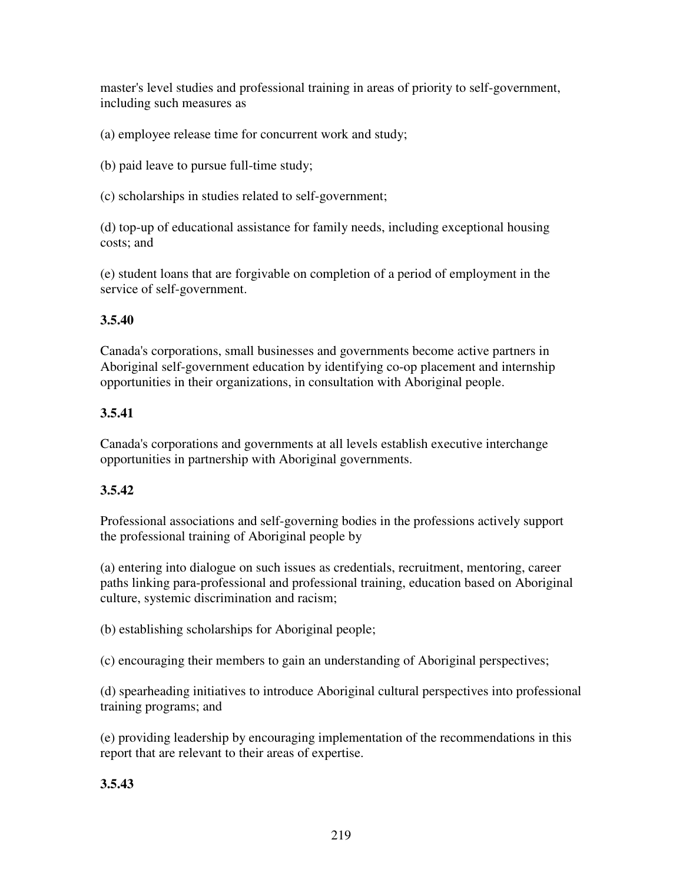master's level studies and professional training in areas of priority to self-government, including such measures as

(a) employee release time for concurrent work and study;

(b) paid leave to pursue full-time study;

(c) scholarships in studies related to self-government;

(d) top-up of educational assistance for family needs, including exceptional housing costs; and

(e) student loans that are forgivable on completion of a period of employment in the service of self-government.

**3.5.40**

Canada's corporations, small businesses and governments become active partners in Aboriginal self-government education by identifying co-op placement and internship opportunities in their organizations, in consultation with Aboriginal people.

**3.5.41**

Canada's corporations and governments at all levels establish executive interchange opportunities in partnership with Aboriginal governments.

**3.5.42**

Professional associations and self-governing bodies in the professions actively support the professional training of Aboriginal people by

(a) entering into dialogue on such issues as credentials, recruitment, mentoring, career paths linking para-professional and professional training, education based on Aboriginal culture, systemic discrimination and racism;

(b) establishing scholarships for Aboriginal people;

(c) encouraging their members to gain an understanding of Aboriginal perspectives;

(d) spearheading initiatives to introduce Aboriginal cultural perspectives into professional training programs; and

(e) providing leadership by encouraging implementation of the recommendations in this report that are relevant to their areas of expertise.

**3.5.43**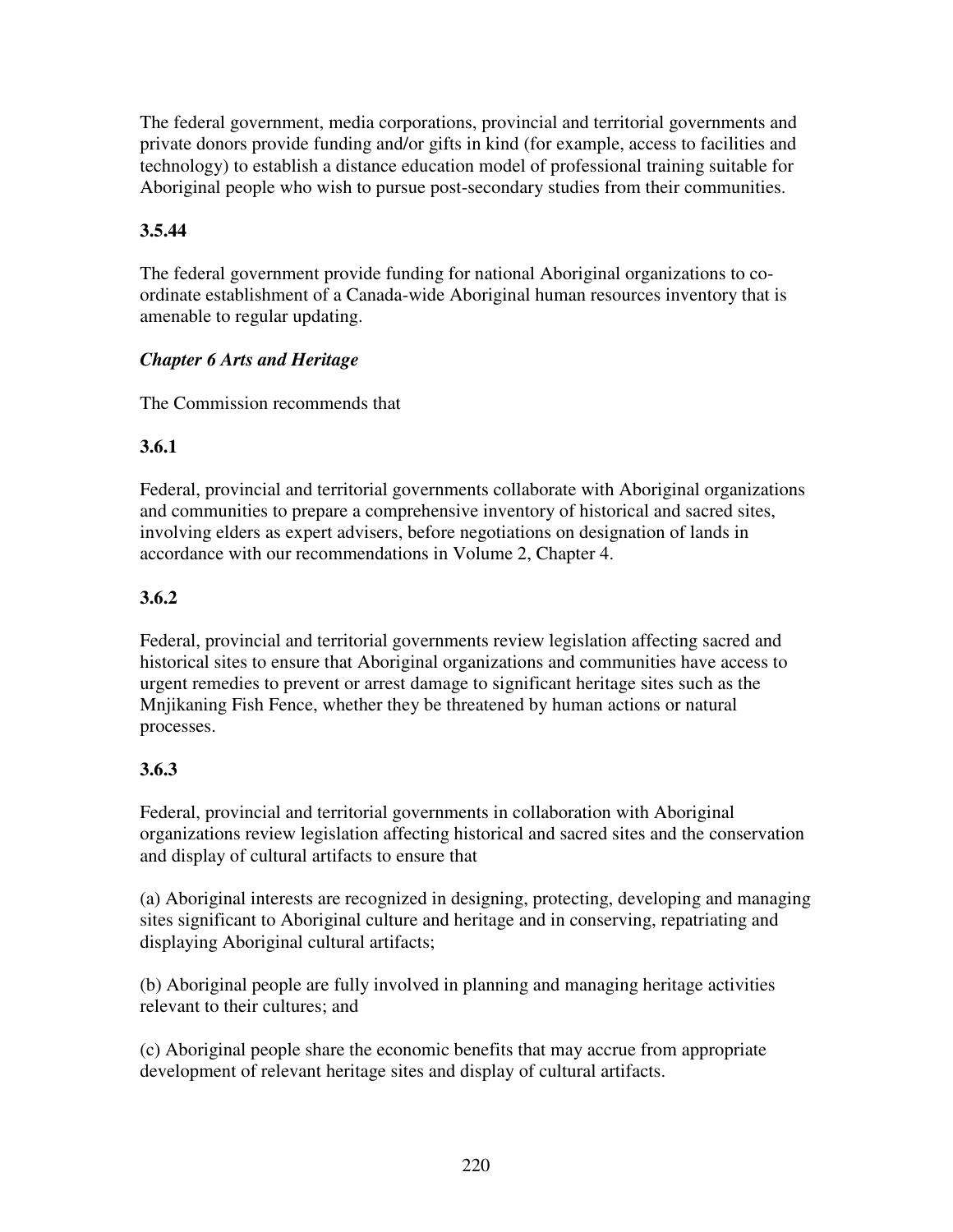The federal government, media corporations, provincial and territorial governments and private donors provide funding and/or gifts in kind (for example, access to facilities and technology) to establish a distance education model of professional training suitable for Aboriginal people who wish to pursue post-secondary studies from their communities.

**3.5.44**

The federal government provide funding for national Aboriginal organizations to co-ordinate establishment of a Canada-wide Aboriginal human resources inventory that is amenable to regular updating.

***Chapter 6 Arts and Heritage***

The Commission recommends that

**3.6.1**

Federal, provincial and territorial governments collaborate with Aboriginal organizations and communities to prepare a comprehensive inventory of historical and sacred sites, involving elders as expert advisers, before negotiations on designation of lands in accordance with our recommendations in Volume 2, Chapter 4.

**3.6.2**

Federal, provincial and territorial governments review legislation affecting sacred and historical sites to ensure that Aboriginal organizations and communities have access to urgent remedies to prevent or arrest damage to significant heritage sites such as the Mnjikaning Fish Fence, whether they be threatened by human actions or natural processes.

**3.6.3**

Federal, provincial and territorial governments in collaboration with Aboriginal organizations review legislation affecting historical and sacred sites and the conservation and display of cultural artifacts to ensure that

(a) Aboriginal interests are recognized in designing, protecting, developing and managing sites significant to Aboriginal culture and heritage and in conserving, repatriating and displaying Aboriginal cultural artifacts;

(b) Aboriginal people are fully involved in planning and managing heritage activities relevant to their cultures; and

(c) Aboriginal people share the economic benefits that may accrue from appropriate development of relevant heritage sites and display of cultural artifacts.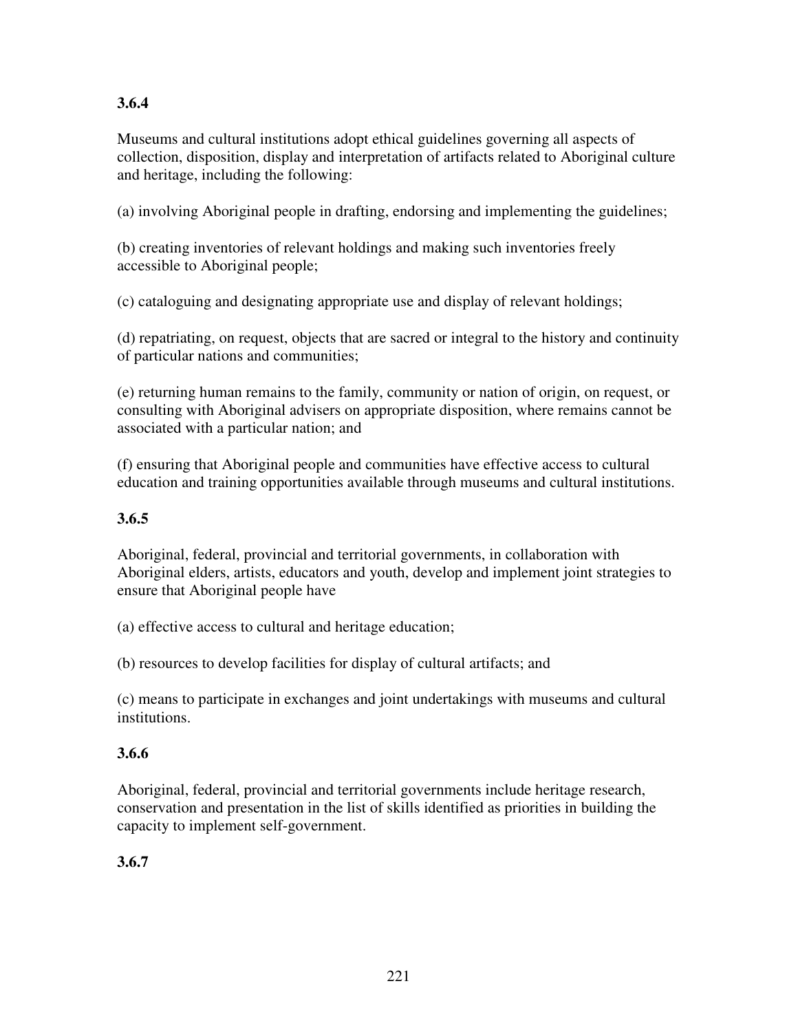**3.6.4**

Museums and cultural institutions adopt ethical guidelines governing all aspects of collection, disposition, display and interpretation of artifacts related to Aboriginal culture and heritage, including the following:

(a) involving Aboriginal people in drafting, endorsing and implementing the guidelines;

(b) creating inventories of relevant holdings and making such inventories freely accessible to Aboriginal people;

(c) cataloguing and designating appropriate use and display of relevant holdings;

(d) repatriating, on request, objects that are sacred or integral to the history and continuity of particular nations and communities;

(e) returning human remains to the family, community or nation of origin, on request, or consulting with Aboriginal advisers on appropriate disposition, where remains cannot be associated with a particular nation; and

(f) ensuring that Aboriginal people and communities have effective access to cultural education and training opportunities available through museums and cultural institutions.

**3.6.5**

Aboriginal, federal, provincial and territorial governments, in collaboration with Aboriginal elders, artists, educators and youth, develop and implement joint strategies to ensure that Aboriginal people have

(a) effective access to cultural and heritage education;

(b) resources to develop facilities for display of cultural artifacts; and

(c) means to participate in exchanges and joint undertakings with museums and cultural institutions.

**3.6.6**

Aboriginal, federal, provincial and territorial governments include heritage research, conservation and presentation in the list of skills identified as priorities in building the capacity to implement self-government.

**3.6.7**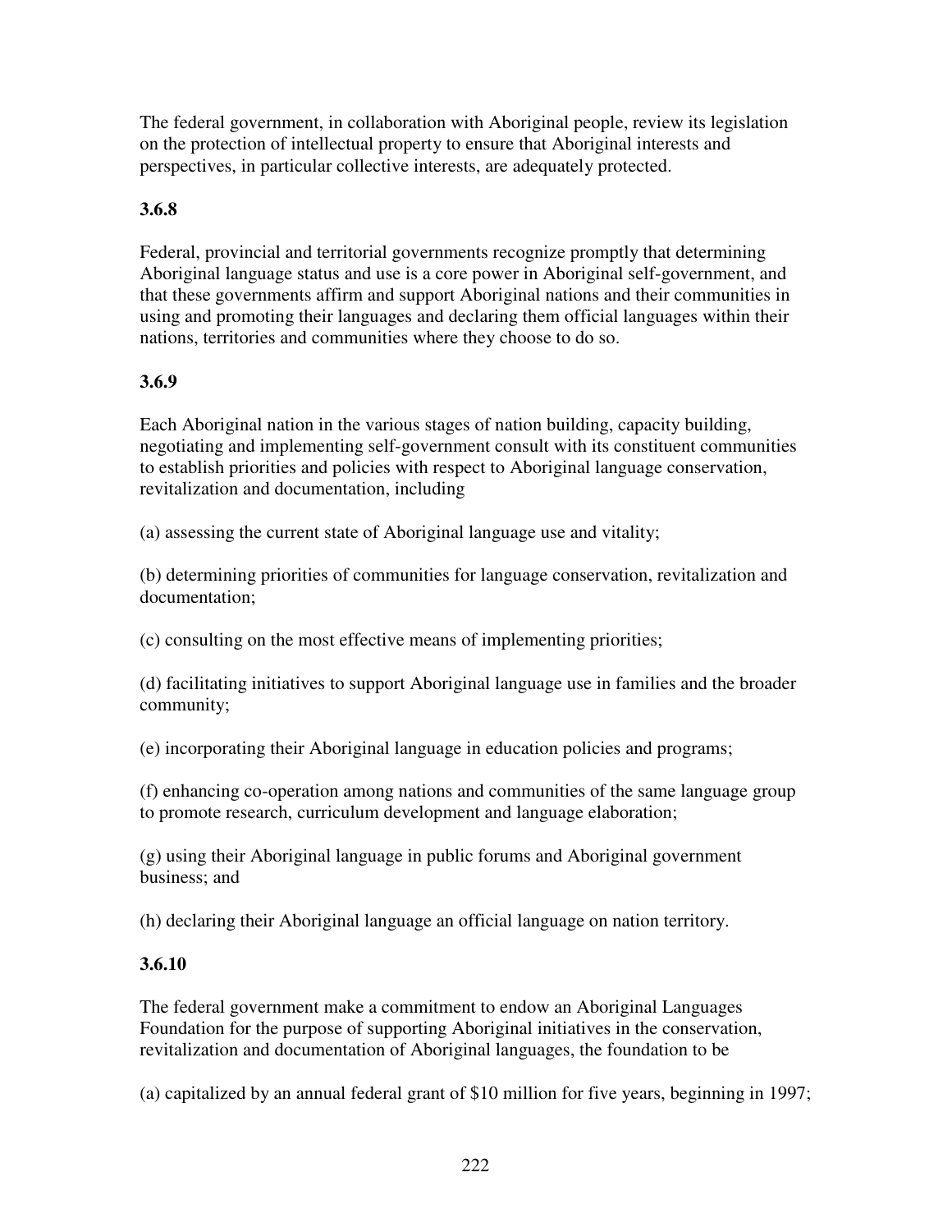The federal government, in collaboration with Aboriginal people, review its legislation on the protection of intellectual property to ensure that Aboriginal interests and perspectives, in particular collective interests, are adequately protected.

**3.6.8**

Federal, provincial and territorial governments recognize promptly that determining Aboriginal language status and use is a core power in Aboriginal self-government, and that these governments affirm and support Aboriginal nations and their communities in using and promoting their languages and declaring them official languages within their nations, territories and communities where they choose to do so.

**3.6.9**

Each Aboriginal nation in the various stages of nation building, capacity building, negotiating and implementing self-government consult with its constituent communities to establish priorities and policies with respect to Aboriginal language conservation, revitalization and documentation, including

(a) assessing the current state of Aboriginal language use and vitality;

(b) determining priorities of communities for language conservation, revitalization and documentation;

(c) consulting on the most effective means of implementing priorities;

(d) facilitating initiatives to support Aboriginal language use in families and the broader community;

(e) incorporating their Aboriginal language in education policies and programs;

(f) enhancing co-operation among nations and communities of the same language group to promote research, curriculum development and language elaboration;

(g) using their Aboriginal language in public forums and Aboriginal government business; and

(h) declaring their Aboriginal language an official language on nation territory.

**3.6.10**

The federal government make a commitment to endow an Aboriginal Languages Foundation for the purpose of supporting Aboriginal initiatives in the conservation, revitalization and documentation of Aboriginal languages, the foundation to be

(a) capitalized by an annual federal grant of $10 million for five years, beginning in 1997;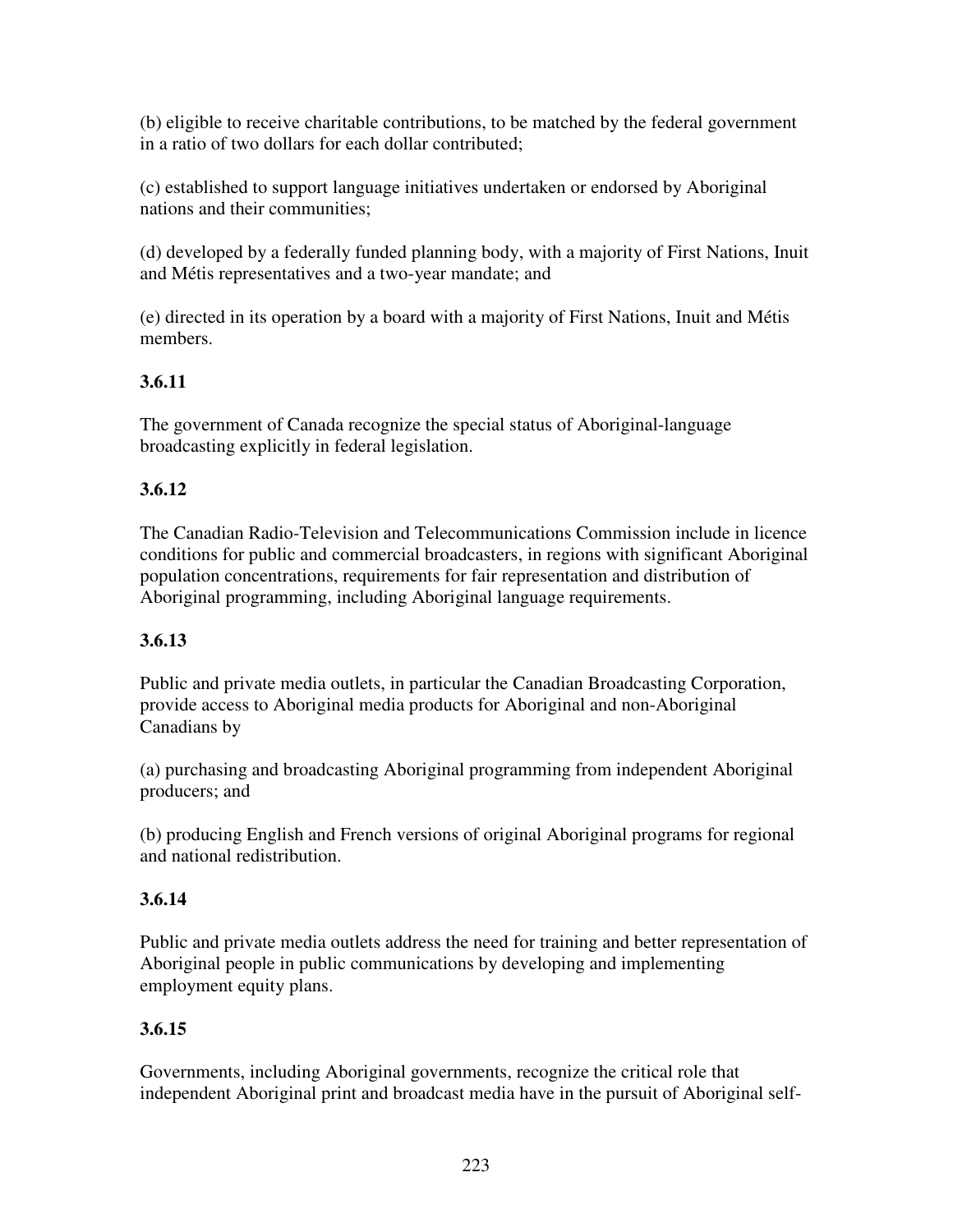(b) eligible to receive charitable contributions, to be matched by the federal government in a ratio of two dollars for each dollar contributed;

(c) established to support language initiatives undertaken or endorsed by Aboriginal nations and their communities;

(d) developed by a federally funded planning body, with a majority of First Nations, Inuit and Métis representatives and a two-year mandate; and

(e) directed in its operation by a board with a majority of First Nations, Inuit and Métis members.

**3.6.11**

The government of Canada recognize the special status of Aboriginal-language broadcasting explicitly in federal legislation.

**3.6.12**

The Canadian Radio-Television and Telecommunications Commission include in licence conditions for public and commercial broadcasters, in regions with significant Aboriginal population concentrations, requirements for fair representation and distribution of Aboriginal programming, including Aboriginal language requirements.

**3.6.13**

Public and private media outlets, in particular the Canadian Broadcasting Corporation, provide access to Aboriginal media products for Aboriginal and non-Aboriginal Canadians by

(a) purchasing and broadcasting Aboriginal programming from independent Aboriginal producers; and

(b) producing English and French versions of original Aboriginal programs for regional and national redistribution.

**3.6.14**

Public and private media outlets address the need for training and better representation of Aboriginal people in public communications by developing and implementing employment equity plans.

**3.6.15**

Governments, including Aboriginal governments, recognize the critical role that independent Aboriginal print and broadcast media have in the pursuit of Aboriginal self-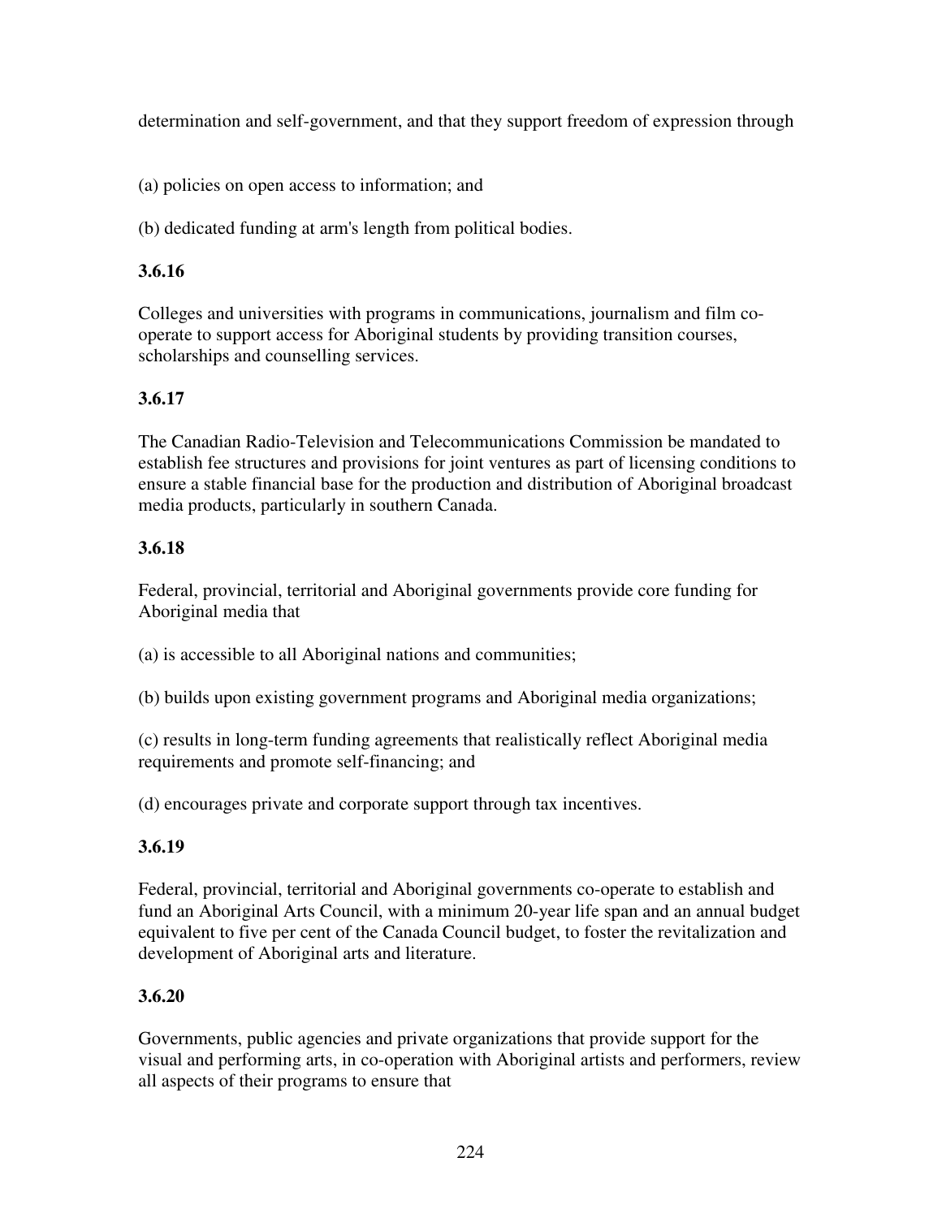determination and self-government, and that they support freedom of expression through

(a) policies on open access to information; and

(b) dedicated funding at arm's length from political bodies.

**3.6.16**

Colleges and universities with programs in communications, journalism and film co-operate to support access for Aboriginal students by providing transition courses, scholarships and counselling services.

**3.6.17**

The Canadian Radio-Television and Telecommunications Commission be mandated to establish fee structures and provisions for joint ventures as part of licensing conditions to ensure a stable financial base for the production and distribution of Aboriginal broadcast media products, particularly in southern Canada.

**3.6.18**

Federal, provincial, territorial and Aboriginal governments provide core funding for Aboriginal media that

(a) is accessible to all Aboriginal nations and communities;

(b) builds upon existing government programs and Aboriginal media organizations;

(c) results in long-term funding agreements that realistically reflect Aboriginal media requirements and promote self-financing; and

(d) encourages private and corporate support through tax incentives.

**3.6.19**

Federal, provincial, territorial and Aboriginal governments co-operate to establish and fund an Aboriginal Arts Council, with a minimum 20-year life span and an annual budget equivalent to five per cent of the Canada Council budget, to foster the revitalization and development of Aboriginal arts and literature.

**3.6.20**

Governments, public agencies and private organizations that provide support for the visual and performing arts, in co-operation with Aboriginal artists and performers, review all aspects of their programs to ensure that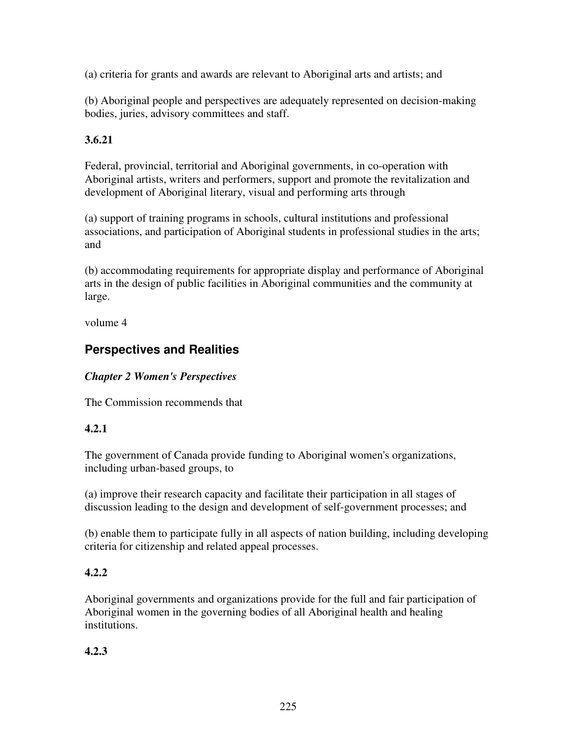(a) criteria for grants and awards are relevant to Aboriginal arts and artists; and

(b) Aboriginal people and perspectives are adequately represented on decision-making bodies, juries, advisory committees and staff.

**3.6.21**

Federal, provincial, territorial and Aboriginal governments, in co-operation with Aboriginal artists, writers and performers, support and promote the revitalization and development of Aboriginal literary, visual and performing arts through

(a) support of training programs in schools, cultural institutions and professional associations, and participation of Aboriginal students in professional studies in the arts; and

(b) accommodating requirements for appropriate display and performance of Aboriginal arts in the design of public facilities in Aboriginal communities and the community at large.

volume 4

## Perspectives and Realities

***Chapter 2 Women's Perspectives***

The Commission recommends that

**4.2.1**

The government of Canada provide funding to Aboriginal women's organizations, including urban-based groups, to

(a) improve their research capacity and facilitate their participation in all stages of discussion leading to the design and development of self-government processes; and

(b) enable them to participate fully in all aspects of nation building, including developing criteria for citizenship and related appeal processes.

**4.2.2**

Aboriginal governments and organizations provide for the full and fair participation of Aboriginal women in the governing bodies of all Aboriginal health and healing institutions.

**4.2.3**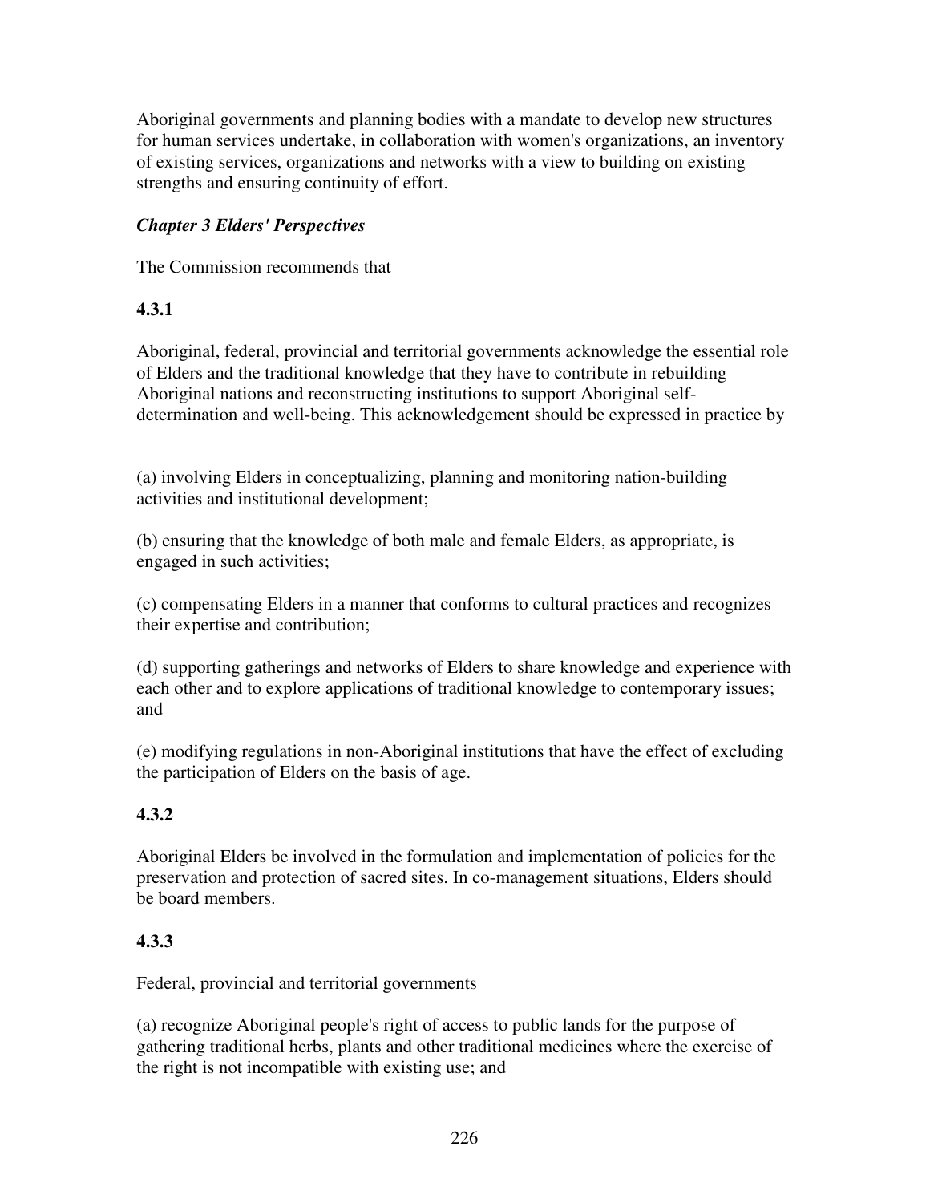Aboriginal governments and planning bodies with a mandate to develop new structures for human services undertake, in collaboration with women's organizations, an inventory of existing services, organizations and networks with a view to building on existing strengths and ensuring continuity of effort.

***Chapter 3 Elders' Perspectives***

The Commission recommends that

**4.3.1**

Aboriginal, federal, provincial and territorial governments acknowledge the essential role of Elders and the traditional knowledge that they have to contribute in rebuilding Aboriginal nations and reconstructing institutions to support Aboriginal self-determination and well-being. This acknowledgement should be expressed in practice by

(a) involving Elders in conceptualizing, planning and monitoring nation-building activities and institutional development;

(b) ensuring that the knowledge of both male and female Elders, as appropriate, is engaged in such activities;

(c) compensating Elders in a manner that conforms to cultural practices and recognizes their expertise and contribution;

(d) supporting gatherings and networks of Elders to share knowledge and experience with each other and to explore applications of traditional knowledge to contemporary issues; and

(e) modifying regulations in non-Aboriginal institutions that have the effect of excluding the participation of Elders on the basis of age.

**4.3.2**

Aboriginal Elders be involved in the formulation and implementation of policies for the preservation and protection of sacred sites. In co-management situations, Elders should be board members.

**4.3.3**

Federal, provincial and territorial governments

(a) recognize Aboriginal people's right of access to public lands for the purpose of gathering traditional herbs, plants and other traditional medicines where the exercise of the right is not incompatible with existing use; and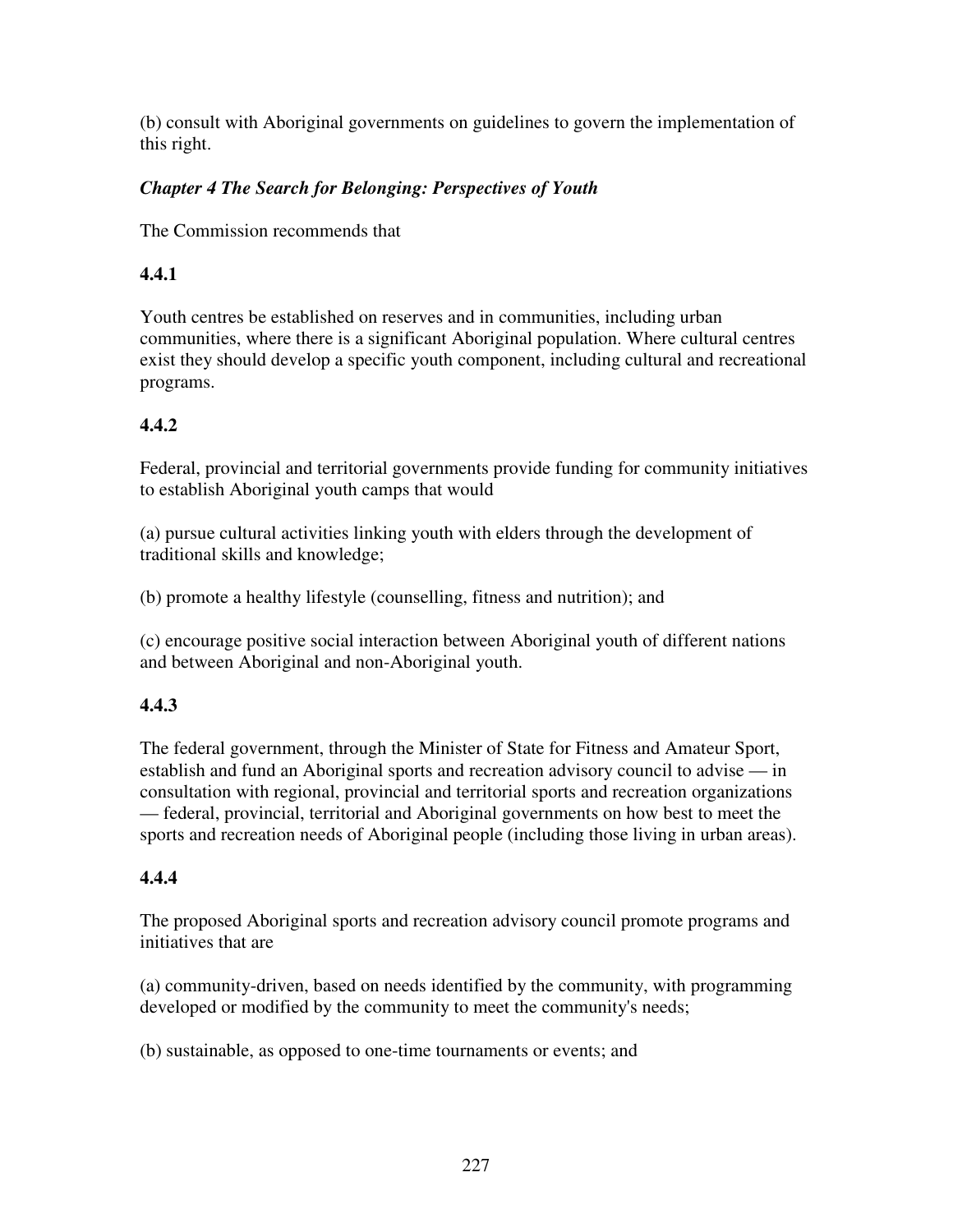(b) consult with Aboriginal governments on guidelines to govern the implementation of this right.

***Chapter 4 The Search for Belonging: Perspectives of Youth***

The Commission recommends that

**4.4.1**

Youth centres be established on reserves and in communities, including urban communities, where there is a significant Aboriginal population. Where cultural centres exist they should develop a specific youth component, including cultural and recreational programs.

**4.4.2**

Federal, provincial and territorial governments provide funding for community initiatives to establish Aboriginal youth camps that would

(a) pursue cultural activities linking youth with elders through the development of traditional skills and knowledge;

(b) promote a healthy lifestyle (counselling, fitness and nutrition); and

(c) encourage positive social interaction between Aboriginal youth of different nations and between Aboriginal and non-Aboriginal youth.

**4.4.3**

The federal government, through the Minister of State for Fitness and Amateur Sport, establish and fund an Aboriginal sports and recreation advisory council to advise — in consultation with regional, provincial and territorial sports and recreation organizations — federal, provincial, territorial and Aboriginal governments on how best to meet the sports and recreation needs of Aboriginal people (including those living in urban areas).

**4.4.4**

The proposed Aboriginal sports and recreation advisory council promote programs and initiatives that are

(a) community-driven, based on needs identified by the community, with programming developed or modified by the community to meet the community's needs;

(b) sustainable, as opposed to one-time tournaments or events; and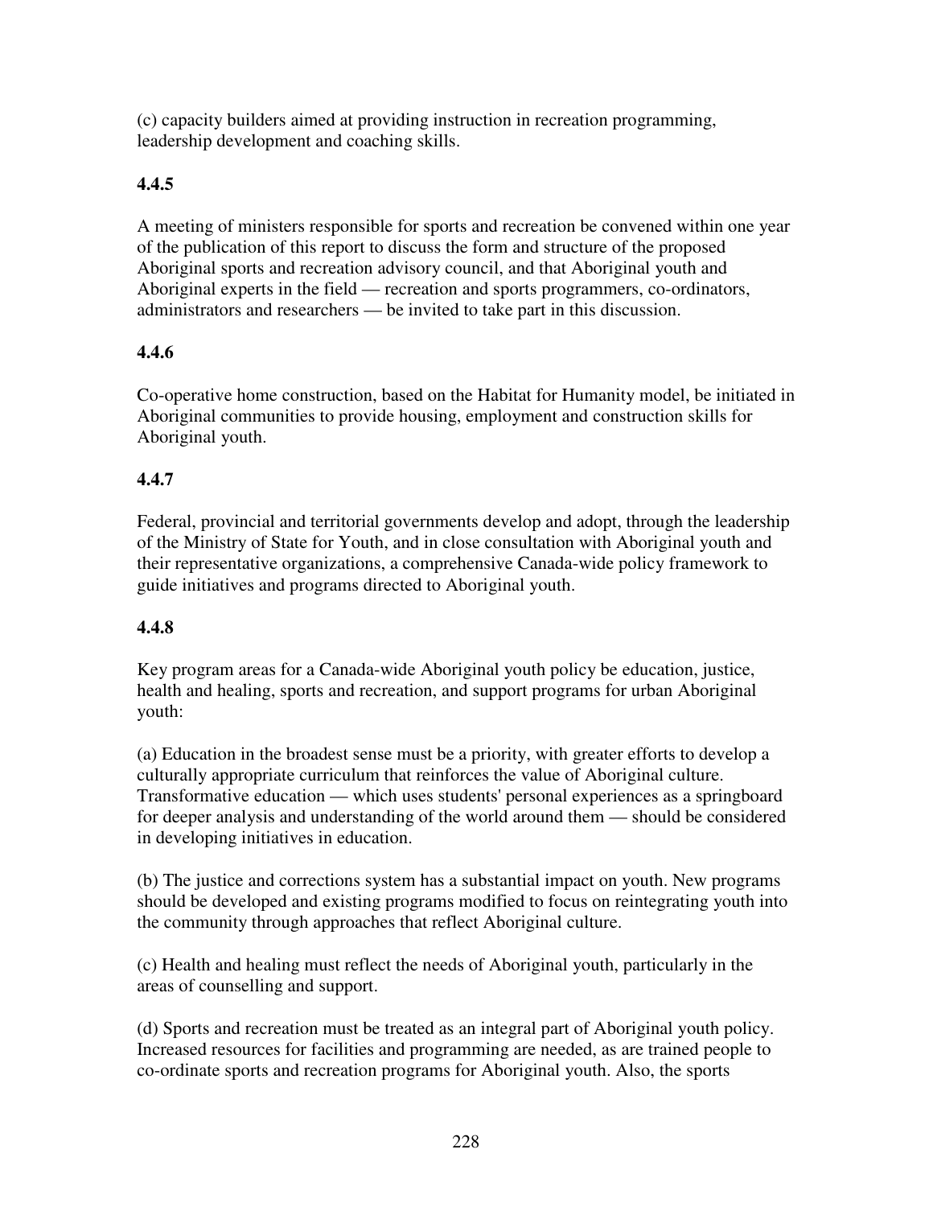(c) capacity builders aimed at providing instruction in recreation programming, leadership development and coaching skills.

**4.4.5**

A meeting of ministers responsible for sports and recreation be convened within one year of the publication of this report to discuss the form and structure of the proposed Aboriginal sports and recreation advisory council, and that Aboriginal youth and Aboriginal experts in the field — recreation and sports programmers, co-ordinators, administrators and researchers — be invited to take part in this discussion.

**4.4.6**

Co-operative home construction, based on the Habitat for Humanity model, be initiated in Aboriginal communities to provide housing, employment and construction skills for Aboriginal youth.

**4.4.7**

Federal, provincial and territorial governments develop and adopt, through the leadership of the Ministry of State for Youth, and in close consultation with Aboriginal youth and their representative organizations, a comprehensive Canada-wide policy framework to guide initiatives and programs directed to Aboriginal youth.

**4.4.8**

Key program areas for a Canada-wide Aboriginal youth policy be education, justice, health and healing, sports and recreation, and support programs for urban Aboriginal youth:

(a) Education in the broadest sense must be a priority, with greater efforts to develop a culturally appropriate curriculum that reinforces the value of Aboriginal culture. Transformative education — which uses students' personal experiences as a springboard for deeper analysis and understanding of the world around them — should be considered in developing initiatives in education.

(b) The justice and corrections system has a substantial impact on youth. New programs should be developed and existing programs modified to focus on reintegrating youth into the community through approaches that reflect Aboriginal culture.

(c) Health and healing must reflect the needs of Aboriginal youth, particularly in the areas of counselling and support.

(d) Sports and recreation must be treated as an integral part of Aboriginal youth policy. Increased resources for facilities and programming are needed, as are trained people to co-ordinate sports and recreation programs for Aboriginal youth. Also, the sports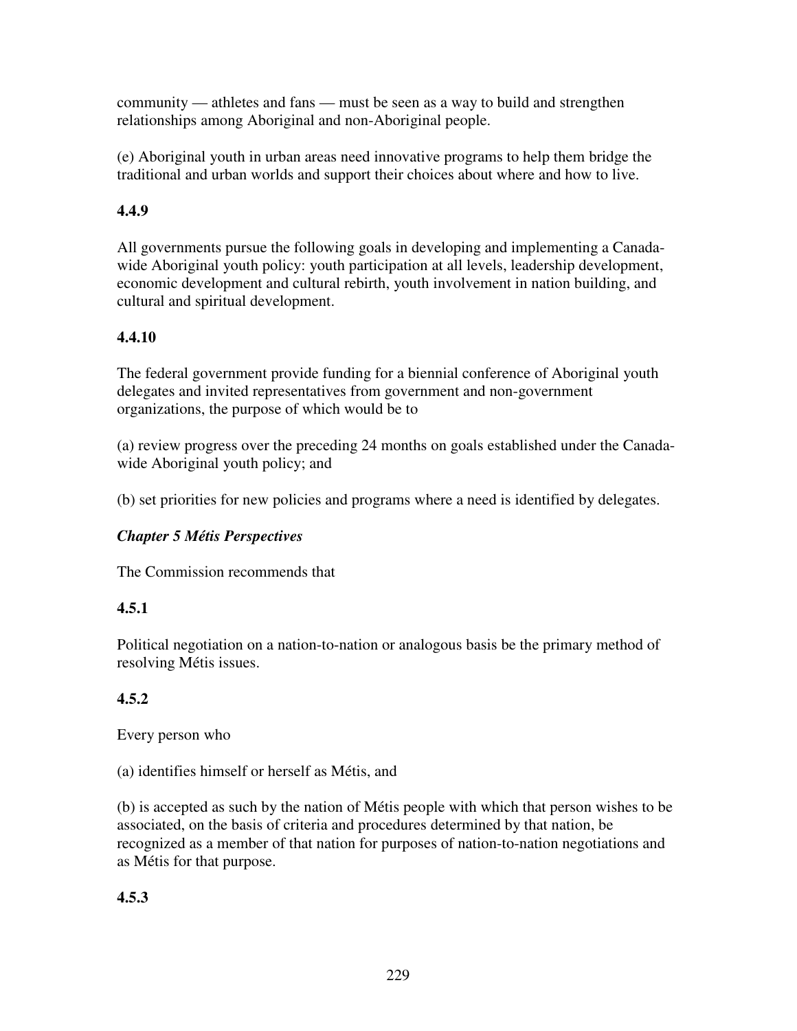community — athletes and fans — must be seen as a way to build and strengthen relationships among Aboriginal and non-Aboriginal people.

(e) Aboriginal youth in urban areas need innovative programs to help them bridge the traditional and urban worlds and support their choices about where and how to live.

**4.4.9**

All governments pursue the following goals in developing and implementing a Canada-wide Aboriginal youth policy: youth participation at all levels, leadership development, economic development and cultural rebirth, youth involvement in nation building, and cultural and spiritual development.

**4.4.10**

The federal government provide funding for a biennial conference of Aboriginal youth delegates and invited representatives from government and non-government organizations, the purpose of which would be to

(a) review progress over the preceding 24 months on goals established under the Canada-wide Aboriginal youth policy; and

(b) set priorities for new policies and programs where a need is identified by delegates.

***Chapter 5 Métis Perspectives***

The Commission recommends that

**4.5.1**

Political negotiation on a nation-to-nation or analogous basis be the primary method of resolving Métis issues.

**4.5.2**

Every person who

(a) identifies himself or herself as Métis, and

(b) is accepted as such by the nation of Métis people with which that person wishes to be associated, on the basis of criteria and procedures determined by that nation, be recognized as a member of that nation for purposes of nation-to-nation negotiations and as Métis for that purpose.

**4.5.3**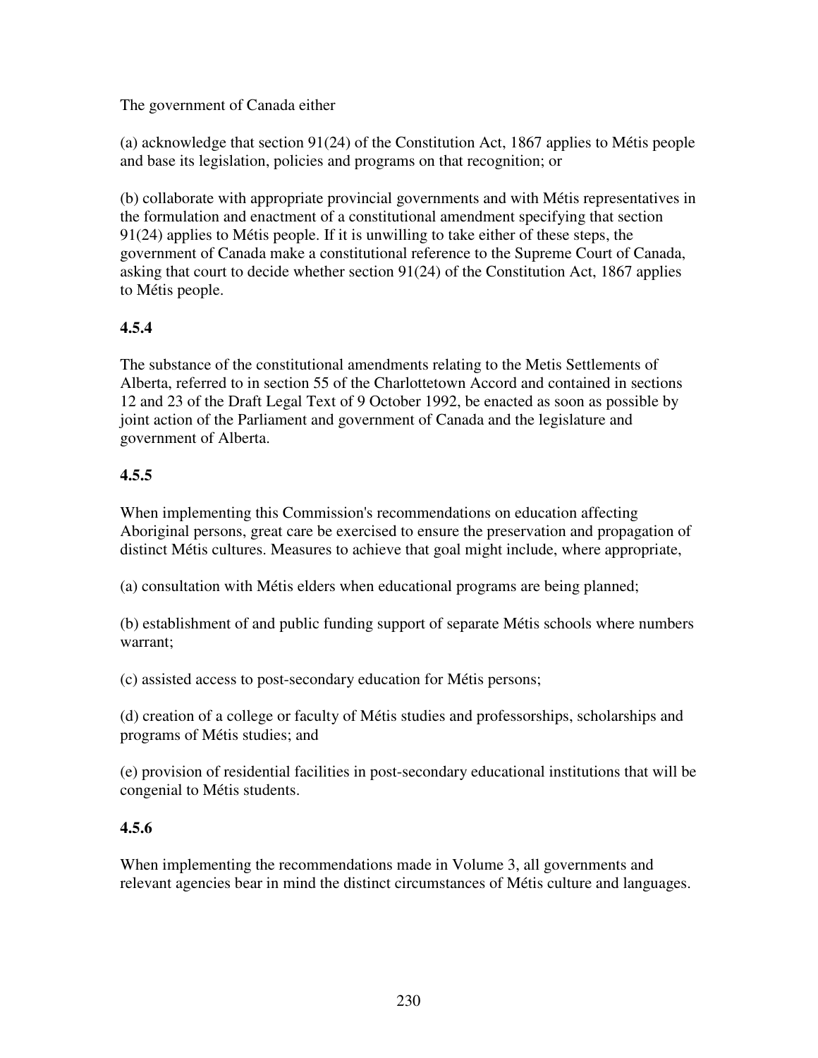The government of Canada either

(a) acknowledge that section 91(24) of the Constitution Act, 1867 applies to Métis people and base its legislation, policies and programs on that recognition; or

(b) collaborate with appropriate provincial governments and with Métis representatives in the formulation and enactment of a constitutional amendment specifying that section 91(24) applies to Métis people. If it is unwilling to take either of these steps, the government of Canada make a constitutional reference to the Supreme Court of Canada, asking that court to decide whether section 91(24) of the Constitution Act, 1867 applies to Métis people.

**4.5.4**

The substance of the constitutional amendments relating to the Metis Settlements of Alberta, referred to in section 55 of the Charlottetown Accord and contained in sections 12 and 23 of the Draft Legal Text of 9 October 1992, be enacted as soon as possible by joint action of the Parliament and government of Canada and the legislature and government of Alberta.

**4.5.5**

When implementing this Commission's recommendations on education affecting Aboriginal persons, great care be exercised to ensure the preservation and propagation of distinct Métis cultures. Measures to achieve that goal might include, where appropriate,

(a) consultation with Métis elders when educational programs are being planned;

(b) establishment of and public funding support of separate Métis schools where numbers warrant;

(c) assisted access to post-secondary education for Métis persons;

(d) creation of a college or faculty of Métis studies and professorships, scholarships and programs of Métis studies; and

(e) provision of residential facilities in post-secondary educational institutions that will be congenial to Métis students.

**4.5.6**

When implementing the recommendations made in Volume 3, all governments and relevant agencies bear in mind the distinct circumstances of Métis culture and languages.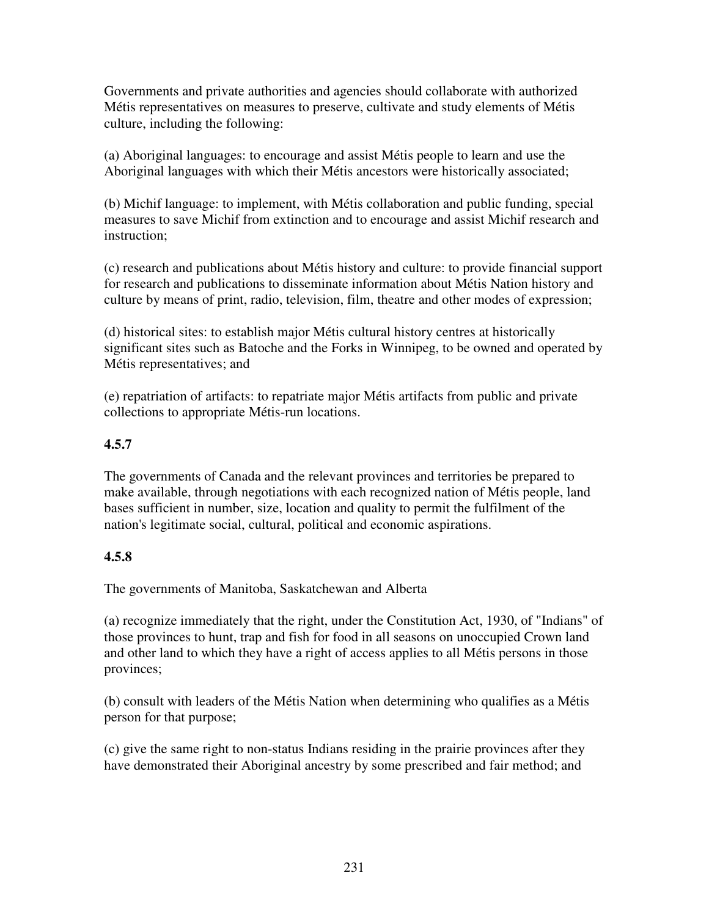Governments and private authorities and agencies should collaborate with authorized Métis representatives on measures to preserve, cultivate and study elements of Métis culture, including the following:

(a) Aboriginal languages: to encourage and assist Métis people to learn and use the Aboriginal languages with which their Métis ancestors were historically associated;

(b) Michif language: to implement, with Métis collaboration and public funding, special measures to save Michif from extinction and to encourage and assist Michif research and instruction;

(c) research and publications about Métis history and culture: to provide financial support for research and publications to disseminate information about Métis Nation history and culture by means of print, radio, television, film, theatre and other modes of expression;

(d) historical sites: to establish major Métis cultural history centres at historically significant sites such as Batoche and the Forks in Winnipeg, to be owned and operated by Métis representatives; and

(e) repatriation of artifacts: to repatriate major Métis artifacts from public and private collections to appropriate Métis-run locations.

**4.5.7**

The governments of Canada and the relevant provinces and territories be prepared to make available, through negotiations with each recognized nation of Métis people, land bases sufficient in number, size, location and quality to permit the fulfilment of the nation's legitimate social, cultural, political and economic aspirations.

**4.5.8**

The governments of Manitoba, Saskatchewan and Alberta

(a) recognize immediately that the right, under the Constitution Act, 1930, of "Indians" of those provinces to hunt, trap and fish for food in all seasons on unoccupied Crown land and other land to which they have a right of access applies to all Métis persons in those provinces;

(b) consult with leaders of the Métis Nation when determining who qualifies as a Métis person for that purpose;

(c) give the same right to non-status Indians residing in the prairie provinces after they have demonstrated their Aboriginal ancestry by some prescribed and fair method; and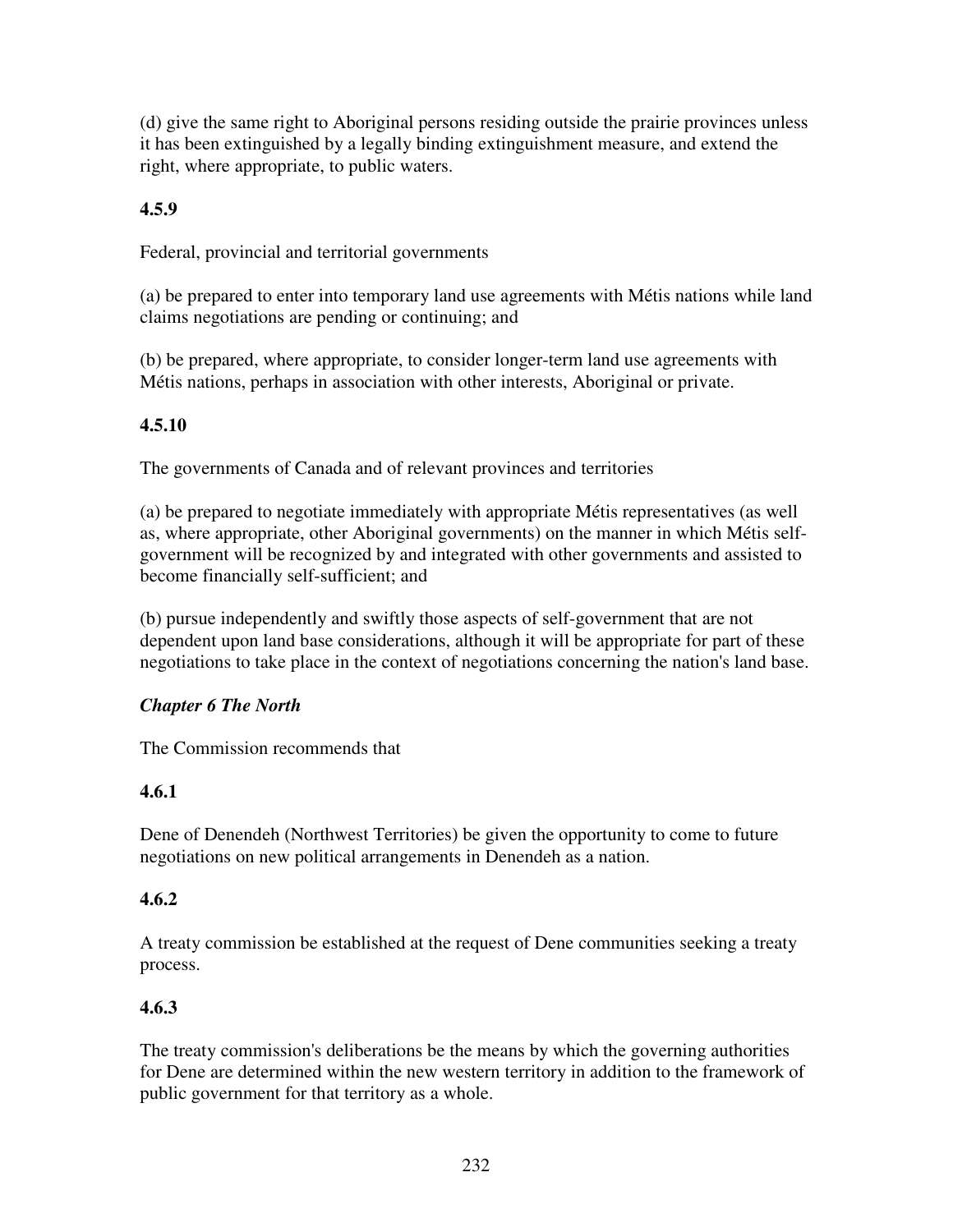(d) give the same right to Aboriginal persons residing outside the prairie provinces unless it has been extinguished by a legally binding extinguishment measure, and extend the right, where appropriate, to public waters.

**4.5.9**

Federal, provincial and territorial governments

(a) be prepared to enter into temporary land use agreements with Métis nations while land claims negotiations are pending or continuing; and

(b) be prepared, where appropriate, to consider longer-term land use agreements with Métis nations, perhaps in association with other interests, Aboriginal or private.

**4.5.10**

The governments of Canada and of relevant provinces and territories

(a) be prepared to negotiate immediately with appropriate Métis representatives (as well as, where appropriate, other Aboriginal governments) on the manner in which Métis self-government will be recognized by and integrated with other governments and assisted to become financially self-sufficient; and

(b) pursue independently and swiftly those aspects of self-government that are not dependent upon land base considerations, although it will be appropriate for part of these negotiations to take place in the context of negotiations concerning the nation's land base.

***Chapter 6 The North***

The Commission recommends that

**4.6.1**

Dene of Denendeh (Northwest Territories) be given the opportunity to come to future negotiations on new political arrangements in Denendeh as a nation.

**4.6.2**

A treaty commission be established at the request of Dene communities seeking a treaty process.

**4.6.3**

The treaty commission's deliberations be the means by which the governing authorities for Dene are determined within the new western territory in addition to the framework of public government for that territory as a whole.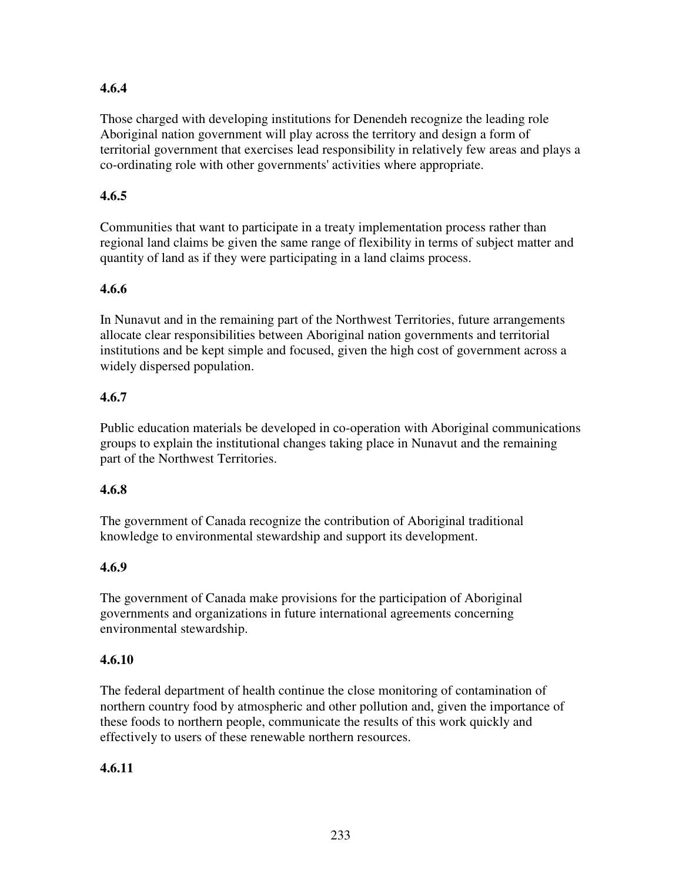**4.6.4**

Those charged with developing institutions for Denendeh recognize the leading role Aboriginal nation government will play across the territory and design a form of territorial government that exercises lead responsibility in relatively few areas and plays a co-ordinating role with other governments' activities where appropriate.

**4.6.5**

Communities that want to participate in a treaty implementation process rather than regional land claims be given the same range of flexibility in terms of subject matter and quantity of land as if they were participating in a land claims process.

**4.6.6**

In Nunavut and in the remaining part of the Northwest Territories, future arrangements allocate clear responsibilities between Aboriginal nation governments and territorial institutions and be kept simple and focused, given the high cost of government across a widely dispersed population.

**4.6.7**

Public education materials be developed in co-operation with Aboriginal communications groups to explain the institutional changes taking place in Nunavut and the remaining part of the Northwest Territories.

**4.6.8**

The government of Canada recognize the contribution of Aboriginal traditional knowledge to environmental stewardship and support its development.

**4.6.9**

The government of Canada make provisions for the participation of Aboriginal governments and organizations in future international agreements concerning environmental stewardship.

**4.6.10**

The federal department of health continue the close monitoring of contamination of northern country food by atmospheric and other pollution and, given the importance of these foods to northern people, communicate the results of this work quickly and effectively to users of these renewable northern resources.

**4.6.11**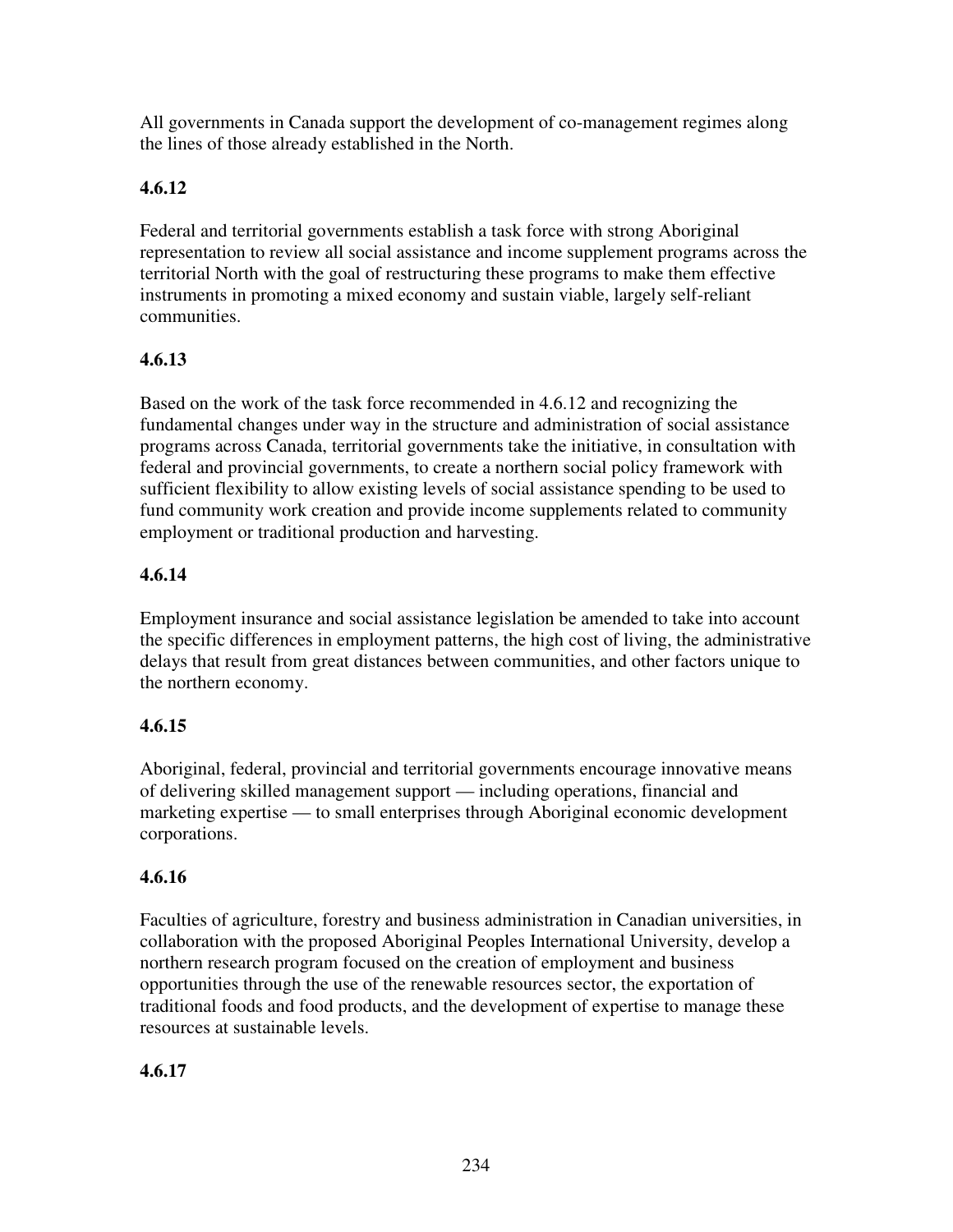All governments in Canada support the development of co-management regimes along the lines of those already established in the North.

**4.6.12**

Federal and territorial governments establish a task force with strong Aboriginal representation to review all social assistance and income supplement programs across the territorial North with the goal of restructuring these programs to make them effective instruments in promoting a mixed economy and sustain viable, largely self-reliant communities.

**4.6.13**

Based on the work of the task force recommended in 4.6.12 and recognizing the fundamental changes under way in the structure and administration of social assistance programs across Canada, territorial governments take the initiative, in consultation with federal and provincial governments, to create a northern social policy framework with sufficient flexibility to allow existing levels of social assistance spending to be used to fund community work creation and provide income supplements related to community employment or traditional production and harvesting.

**4.6.14**

Employment insurance and social assistance legislation be amended to take into account the specific differences in employment patterns, the high cost of living, the administrative delays that result from great distances between communities, and other factors unique to the northern economy.

**4.6.15**

Aboriginal, federal, provincial and territorial governments encourage innovative means of delivering skilled management support — including operations, financial and marketing expertise — to small enterprises through Aboriginal economic development corporations.

**4.6.16**

Faculties of agriculture, forestry and business administration in Canadian universities, in collaboration with the proposed Aboriginal Peoples International University, develop a northern research program focused on the creation of employment and business opportunities through the use of the renewable resources sector, the exportation of traditional foods and food products, and the development of expertise to manage these resources at sustainable levels.

**4.6.17**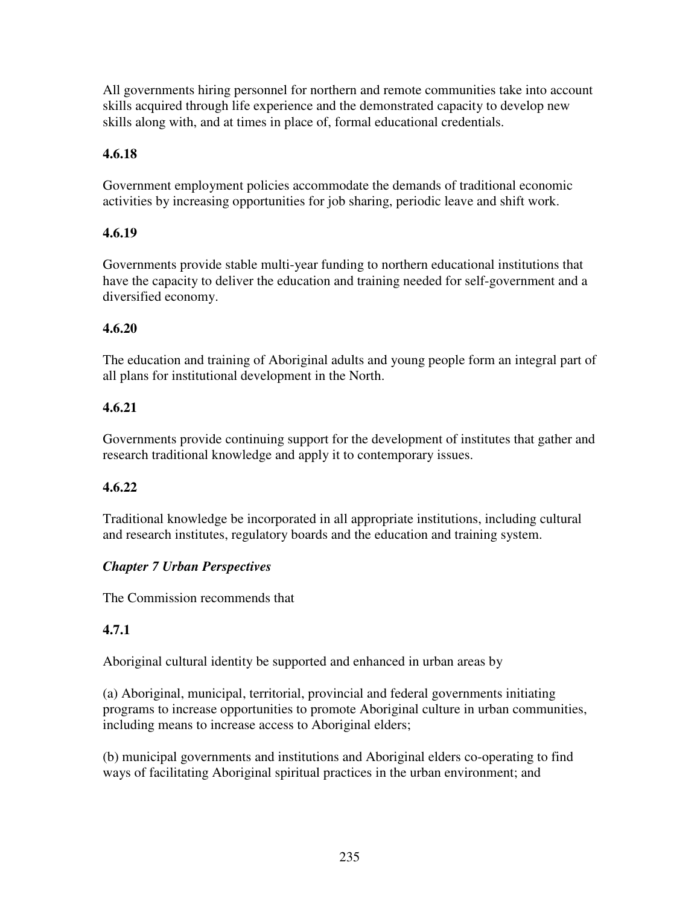All governments hiring personnel for northern and remote communities take into account skills acquired through life experience and the demonstrated capacity to develop new skills along with, and at times in place of, formal educational credentials.

**4.6.18**

Government employment policies accommodate the demands of traditional economic activities by increasing opportunities for job sharing, periodic leave and shift work.

**4.6.19**

Governments provide stable multi-year funding to northern educational institutions that have the capacity to deliver the education and training needed for self-government and a diversified economy.

**4.6.20**

The education and training of Aboriginal adults and young people form an integral part of all plans for institutional development in the North.

**4.6.21**

Governments provide continuing support for the development of institutes that gather and research traditional knowledge and apply it to contemporary issues.

**4.6.22**

Traditional knowledge be incorporated in all appropriate institutions, including cultural and research institutes, regulatory boards and the education and training system.

***Chapter 7 Urban Perspectives***

The Commission recommends that

**4.7.1**

Aboriginal cultural identity be supported and enhanced in urban areas by

(a) Aboriginal, municipal, territorial, provincial and federal governments initiating programs to increase opportunities to promote Aboriginal culture in urban communities, including means to increase access to Aboriginal elders;

(b) municipal governments and institutions and Aboriginal elders co-operating to find ways of facilitating Aboriginal spiritual practices in the urban environment; and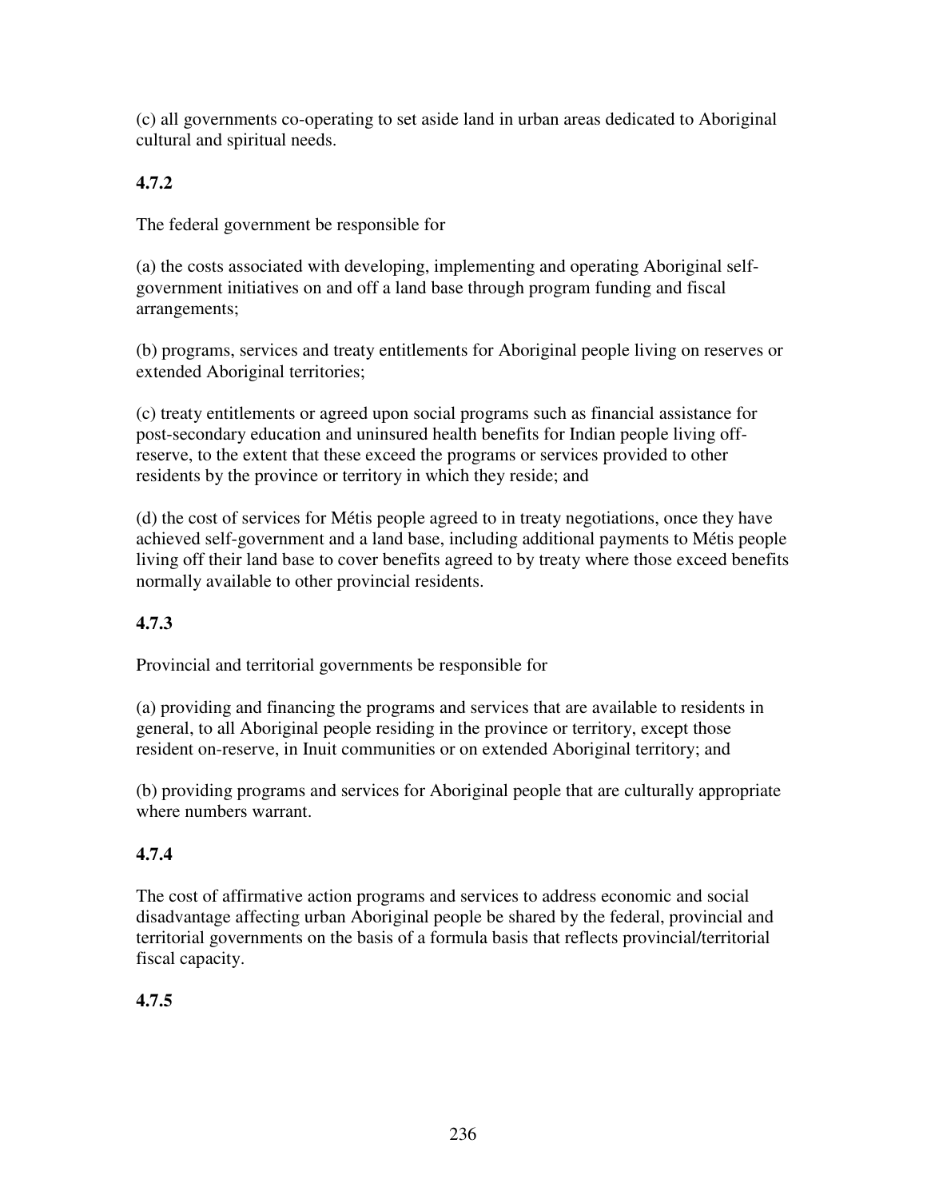(c) all governments co-operating to set aside land in urban areas dedicated to Aboriginal cultural and spiritual needs.

**4.7.2**

The federal government be responsible for

(a) the costs associated with developing, implementing and operating Aboriginal self-government initiatives on and off a land base through program funding and fiscal arrangements;

(b) programs, services and treaty entitlements for Aboriginal people living on reserves or extended Aboriginal territories;

(c) treaty entitlements or agreed upon social programs such as financial assistance for post-secondary education and uninsured health benefits for Indian people living off-reserve, to the extent that these exceed the programs or services provided to other residents by the province or territory in which they reside; and

(d) the cost of services for Métis people agreed to in treaty negotiations, once they have achieved self-government and a land base, including additional payments to Métis people living off their land base to cover benefits agreed to by treaty where those exceed benefits normally available to other provincial residents.

**4.7.3**

Provincial and territorial governments be responsible for

(a) providing and financing the programs and services that are available to residents in general, to all Aboriginal people residing in the province or territory, except those resident on-reserve, in Inuit communities or on extended Aboriginal territory; and

(b) providing programs and services for Aboriginal people that are culturally appropriate where numbers warrant.

**4.7.4**

The cost of affirmative action programs and services to address economic and social disadvantage affecting urban Aboriginal people be shared by the federal, provincial and territorial governments on the basis of a formula basis that reflects provincial/territorial fiscal capacity.

**4.7.5**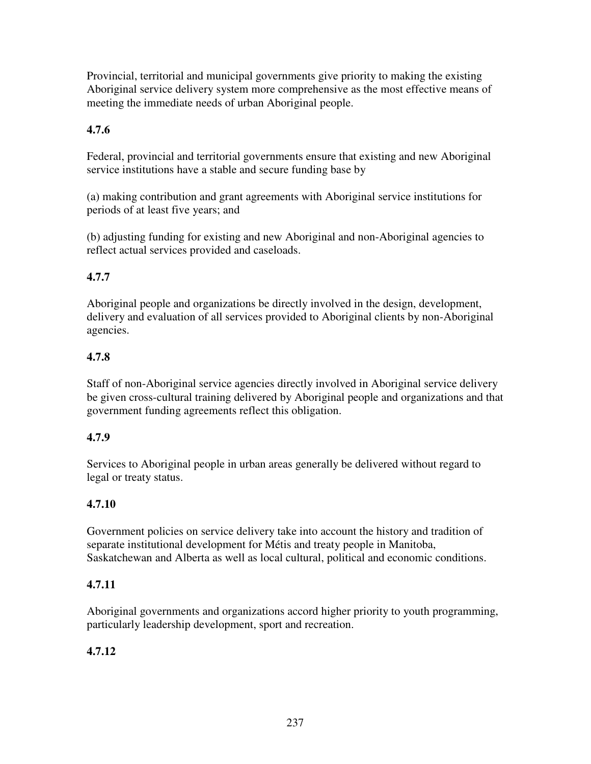Provincial, territorial and municipal governments give priority to making the existing Aboriginal service delivery system more comprehensive as the most effective means of meeting the immediate needs of urban Aboriginal people.

**4.7.6**

Federal, provincial and territorial governments ensure that existing and new Aboriginal service institutions have a stable and secure funding base by

(a) making contribution and grant agreements with Aboriginal service institutions for periods of at least five years; and

(b) adjusting funding for existing and new Aboriginal and non-Aboriginal agencies to reflect actual services provided and caseloads.

**4.7.7**

Aboriginal people and organizations be directly involved in the design, development, delivery and evaluation of all services provided to Aboriginal clients by non-Aboriginal agencies.

**4.7.8**

Staff of non-Aboriginal service agencies directly involved in Aboriginal service delivery be given cross-cultural training delivered by Aboriginal people and organizations and that government funding agreements reflect this obligation.

**4.7.9**

Services to Aboriginal people in urban areas generally be delivered without regard to legal or treaty status.

**4.7.10**

Government policies on service delivery take into account the history and tradition of separate institutional development for Métis and treaty people in Manitoba, Saskatchewan and Alberta as well as local cultural, political and economic conditions.

**4.7.11**

Aboriginal governments and organizations accord higher priority to youth programming, particularly leadership development, sport and recreation.

**4.7.12**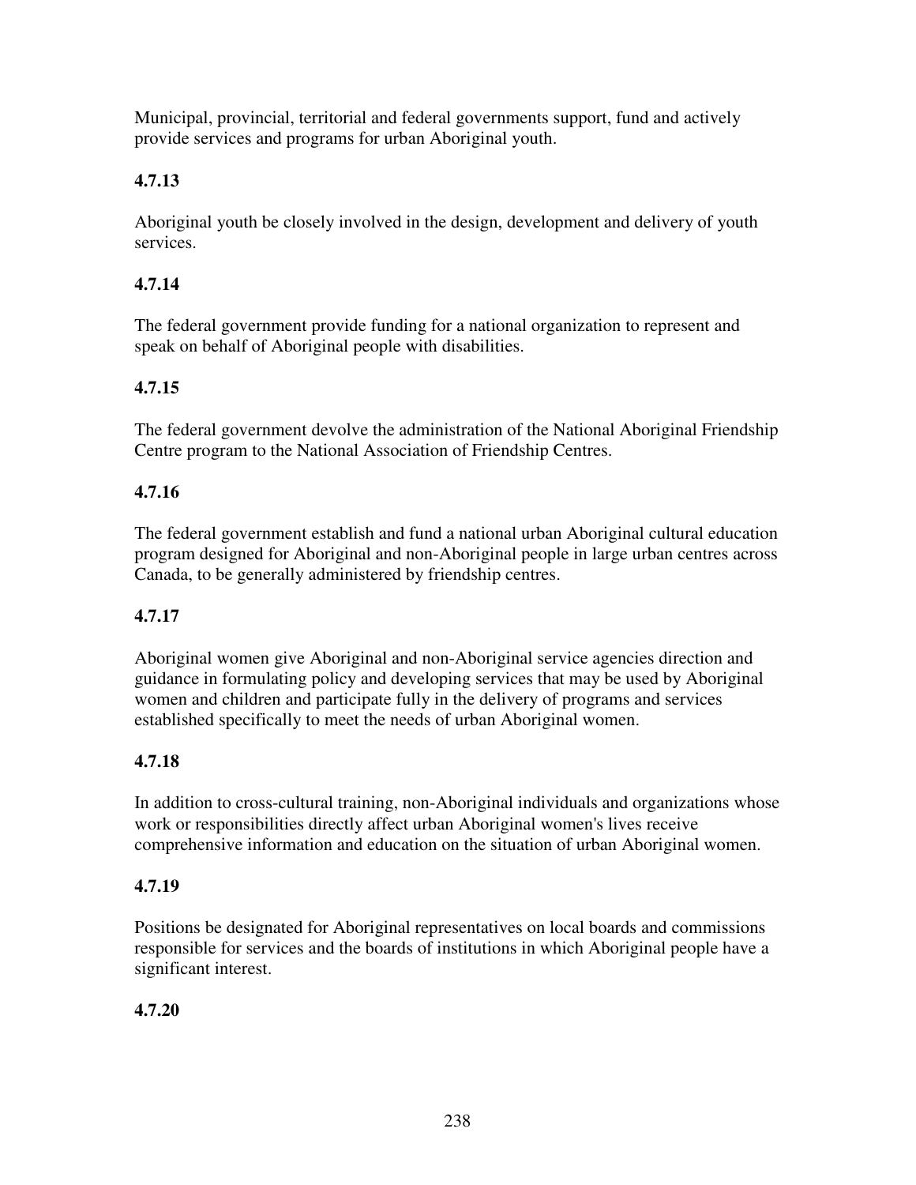Municipal, provincial, territorial and federal governments support, fund and actively provide services and programs for urban Aboriginal youth.

**4.7.13**

Aboriginal youth be closely involved in the design, development and delivery of youth services.

**4.7.14**

The federal government provide funding for a national organization to represent and speak on behalf of Aboriginal people with disabilities.

**4.7.15**

The federal government devolve the administration of the National Aboriginal Friendship Centre program to the National Association of Friendship Centres.

**4.7.16**

The federal government establish and fund a national urban Aboriginal cultural education program designed for Aboriginal and non-Aboriginal people in large urban centres across Canada, to be generally administered by friendship centres.

**4.7.17**

Aboriginal women give Aboriginal and non-Aboriginal service agencies direction and guidance in formulating policy and developing services that may be used by Aboriginal women and children and participate fully in the delivery of programs and services established specifically to meet the needs of urban Aboriginal women.

**4.7.18**

In addition to cross-cultural training, non-Aboriginal individuals and organizations whose work or responsibilities directly affect urban Aboriginal women's lives receive comprehensive information and education on the situation of urban Aboriginal women.

**4.7.19**

Positions be designated for Aboriginal representatives on local boards and commissions responsible for services and the boards of institutions in which Aboriginal people have a significant interest.

**4.7.20**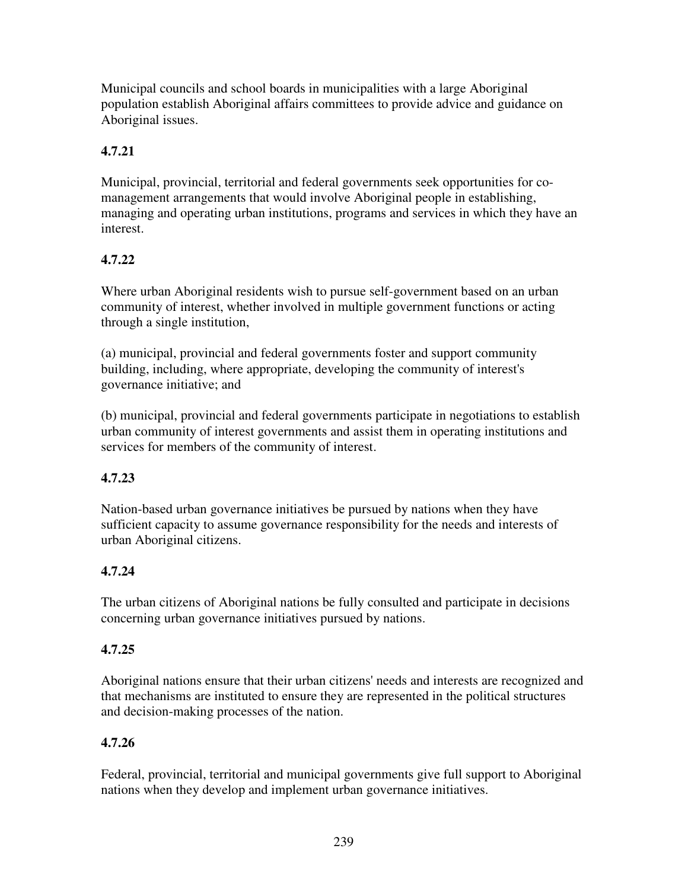Municipal councils and school boards in municipalities with a large Aboriginal population establish Aboriginal affairs committees to provide advice and guidance on Aboriginal issues.

**4.7.21**

Municipal, provincial, territorial and federal governments seek opportunities for co-management arrangements that would involve Aboriginal people in establishing, managing and operating urban institutions, programs and services in which they have an interest.

**4.7.22**

Where urban Aboriginal residents wish to pursue self-government based on an urban community of interest, whether involved in multiple government functions or acting through a single institution,

(a) municipal, provincial and federal governments foster and support community building, including, where appropriate, developing the community of interest's governance initiative; and

(b) municipal, provincial and federal governments participate in negotiations to establish urban community of interest governments and assist them in operating institutions and services for members of the community of interest.

**4.7.23**

Nation-based urban governance initiatives be pursued by nations when they have sufficient capacity to assume governance responsibility for the needs and interests of urban Aboriginal citizens.

**4.7.24**

The urban citizens of Aboriginal nations be fully consulted and participate in decisions concerning urban governance initiatives pursued by nations.

**4.7.25**

Aboriginal nations ensure that their urban citizens' needs and interests are recognized and that mechanisms are instituted to ensure they are represented in the political structures and decision-making processes of the nation.

**4.7.26**

Federal, provincial, territorial and municipal governments give full support to Aboriginal nations when they develop and implement urban governance initiatives.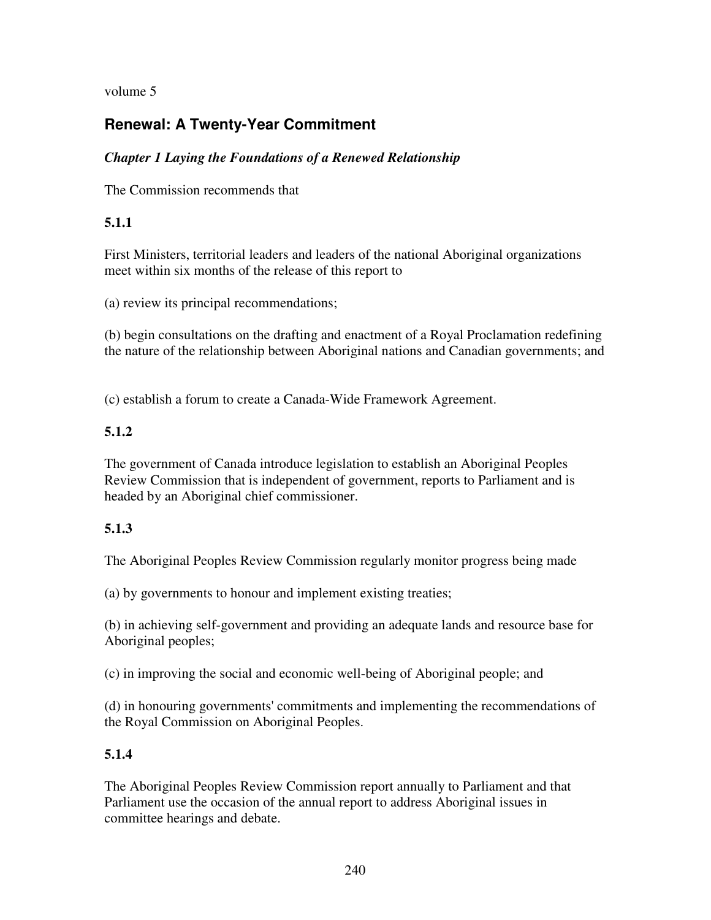volume 5

## Renewal: A Twenty-Year Commitment

### *Chapter 1 Laying the Foundations of a Renewed Relationship*

The Commission recommends that

**5.1.1**

First Ministers, territorial leaders and leaders of the national Aboriginal organizations meet within six months of the release of this report to

(a) review its principal recommendations;

(b) begin consultations on the drafting and enactment of a Royal Proclamation redefining the nature of the relationship between Aboriginal nations and Canadian governments; and

(c) establish a forum to create a Canada-Wide Framework Agreement.

**5.1.2**

The government of Canada introduce legislation to establish an Aboriginal Peoples Review Commission that is independent of government, reports to Parliament and is headed by an Aboriginal chief commissioner.

**5.1.3**

The Aboriginal Peoples Review Commission regularly monitor progress being made

(a) by governments to honour and implement existing treaties;

(b) in achieving self-government and providing an adequate lands and resource base for Aboriginal peoples;

(c) in improving the social and economic well-being of Aboriginal people; and

(d) in honouring governments' commitments and implementing the recommendations of the Royal Commission on Aboriginal Peoples.

**5.1.4**

The Aboriginal Peoples Review Commission report annually to Parliament and that Parliament use the occasion of the annual report to address Aboriginal issues in committee hearings and debate.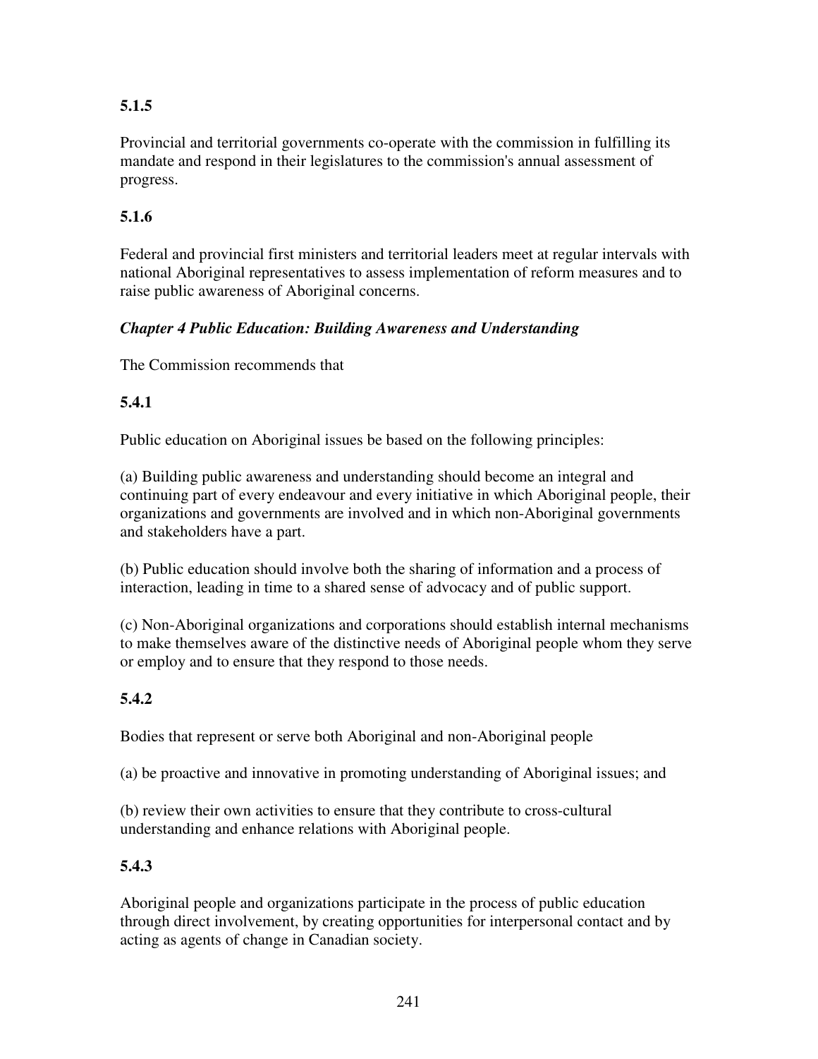**5.1.5**

Provincial and territorial governments co-operate with the commission in fulfilling its mandate and respond in their legislatures to the commission's annual assessment of progress.

**5.1.6**

Federal and provincial first ministers and territorial leaders meet at regular intervals with national Aboriginal representatives to assess implementation of reform measures and to raise public awareness of Aboriginal concerns.

***Chapter 4 Public Education: Building Awareness and Understanding***

The Commission recommends that

**5.4.1**

Public education on Aboriginal issues be based on the following principles:

(a) Building public awareness and understanding should become an integral and continuing part of every endeavour and every initiative in which Aboriginal people, their organizations and governments are involved and in which non-Aboriginal governments and stakeholders have a part.

(b) Public education should involve both the sharing of information and a process of interaction, leading in time to a shared sense of advocacy and of public support.

(c) Non-Aboriginal organizations and corporations should establish internal mechanisms to make themselves aware of the distinctive needs of Aboriginal people whom they serve or employ and to ensure that they respond to those needs.

**5.4.2**

Bodies that represent or serve both Aboriginal and non-Aboriginal people

(a) be proactive and innovative in promoting understanding of Aboriginal issues; and

(b) review their own activities to ensure that they contribute to cross-cultural understanding and enhance relations with Aboriginal people.

**5.4.3**

Aboriginal people and organizations participate in the process of public education through direct involvement, by creating opportunities for interpersonal contact and by acting as agents of change in Canadian society.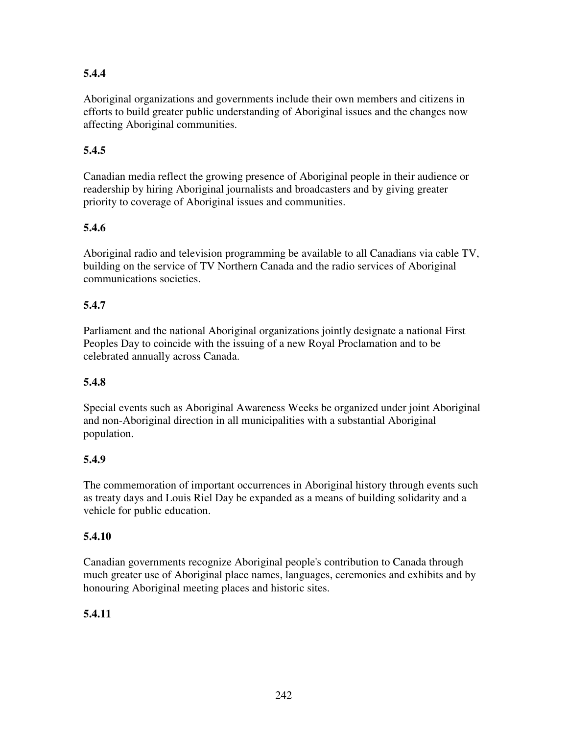**5.4.4**

Aboriginal organizations and governments include their own members and citizens in efforts to build greater public understanding of Aboriginal issues and the changes now affecting Aboriginal communities.

**5.4.5**

Canadian media reflect the growing presence of Aboriginal people in their audience or readership by hiring Aboriginal journalists and broadcasters and by giving greater priority to coverage of Aboriginal issues and communities.

**5.4.6**

Aboriginal radio and television programming be available to all Canadians via cable TV, building on the service of TV Northern Canada and the radio services of Aboriginal communications societies.

**5.4.7**

Parliament and the national Aboriginal organizations jointly designate a national First Peoples Day to coincide with the issuing of a new Royal Proclamation and to be celebrated annually across Canada.

**5.4.8**

Special events such as Aboriginal Awareness Weeks be organized under joint Aboriginal and non-Aboriginal direction in all municipalities with a substantial Aboriginal population.

**5.4.9**

The commemoration of important occurrences in Aboriginal history through events such as treaty days and Louis Riel Day be expanded as a means of building solidarity and a vehicle for public education.

**5.4.10**

Canadian governments recognize Aboriginal people's contribution to Canada through much greater use of Aboriginal place names, languages, ceremonies and exhibits and by honouring Aboriginal meeting places and historic sites.

**5.4.11**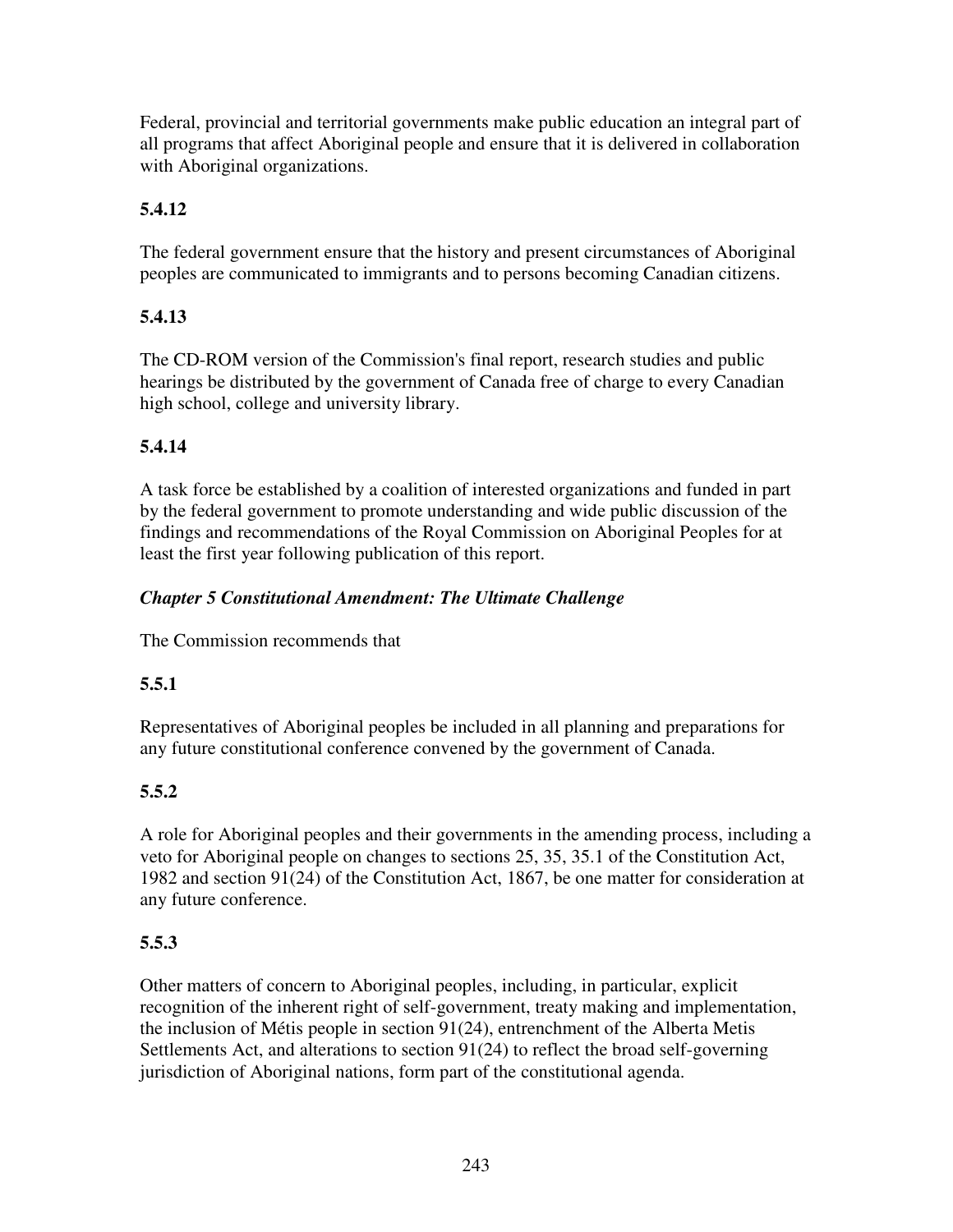Federal, provincial and territorial governments make public education an integral part of all programs that affect Aboriginal people and ensure that it is delivered in collaboration with Aboriginal organizations.

**5.4.12**

The federal government ensure that the history and present circumstances of Aboriginal peoples are communicated to immigrants and to persons becoming Canadian citizens.

**5.4.13**

The CD-ROM version of the Commission's final report, research studies and public hearings be distributed by the government of Canada free of charge to every Canadian high school, college and university library.

**5.4.14**

A task force be established by a coalition of interested organizations and funded in part by the federal government to promote understanding and wide public discussion of the findings and recommendations of the Royal Commission on Aboriginal Peoples for at least the first year following publication of this report.

***Chapter 5 Constitutional Amendment: The Ultimate Challenge***

The Commission recommends that

**5.5.1**

Representatives of Aboriginal peoples be included in all planning and preparations for any future constitutional conference convened by the government of Canada.

**5.5.2**

A role for Aboriginal peoples and their governments in the amending process, including a veto for Aboriginal people on changes to sections 25, 35, 35.1 of the Constitution Act, 1982 and section 91(24) of the Constitution Act, 1867, be one matter for consideration at any future conference.

**5.5.3**

Other matters of concern to Aboriginal peoples, including, in particular, explicit recognition of the inherent right of self-government, treaty making and implementation, the inclusion of Métis people in section 91(24), entrenchment of the Alberta Metis Settlements Act, and alterations to section 91(24) to reflect the broad self-governing jurisdiction of Aboriginal nations, form part of the constitutional agenda.